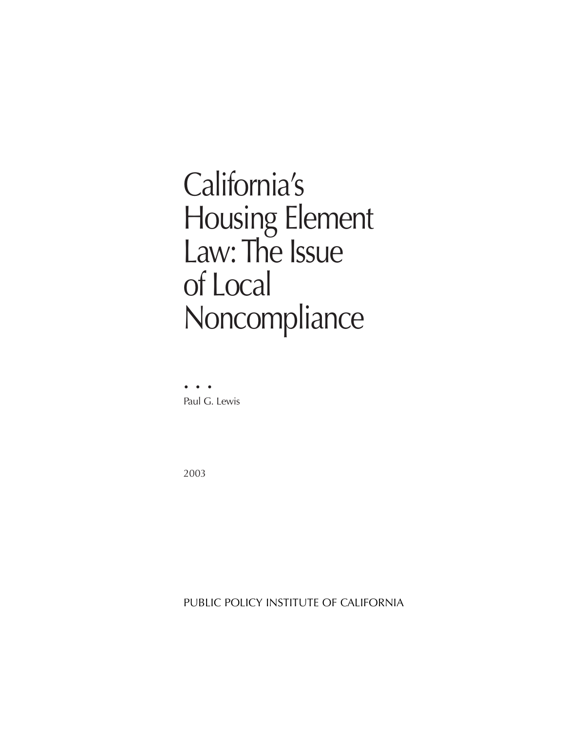# California's Housing Element Law: The Issue of Local Noncompliance

• • •

Paul G. Lewis

2003

PUBLIC POLICY INSTITUTE OF CALIFORNIA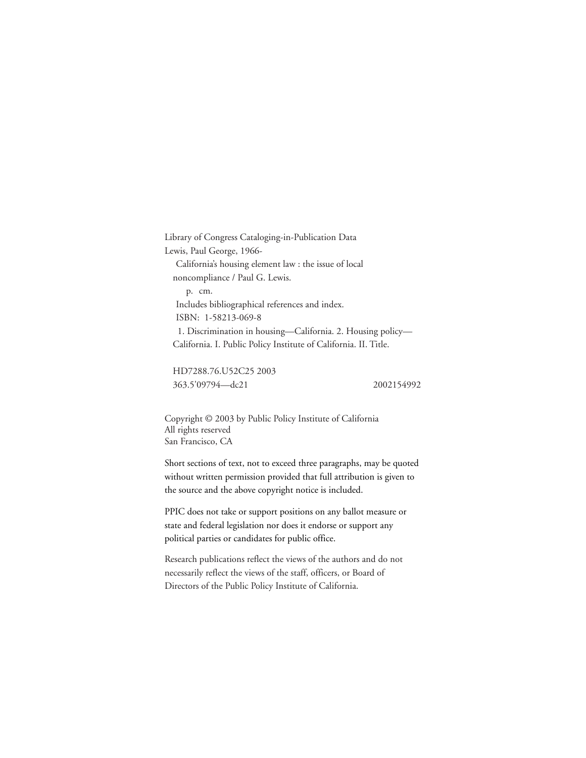Library of Congress Cataloging-in-Publication Data
Lewis, Paul George, 1966-
California's housing element law : the issue of local noncompliance / Paul G. Lewis.
p. cm.
Includes bibliographical references and index.
ISBN: 1-58213-069-8
1. Discrimination in housing—California. 2. Housing policy—California. I. Public Policy Institute of California. II. Title.

HD7288.76.U52C25 2003
363.5'09794—dc21 2002154992

Copyright © 2003 by Public Policy Institute of California
All rights reserved
San Francisco, CA

Short sections of text, not to exceed three paragraphs, may be quoted without written permission provided that full attribution is given to the source and the above copyright notice is included.

PPIC does not take or support positions on any ballot measure or state and federal legislation nor does it endorse or support any political parties or candidates for public office.

Research publications reflect the views of the authors and do not necessarily reflect the views of the staff, officers, or Board of Directors of the Public Policy Institute of California.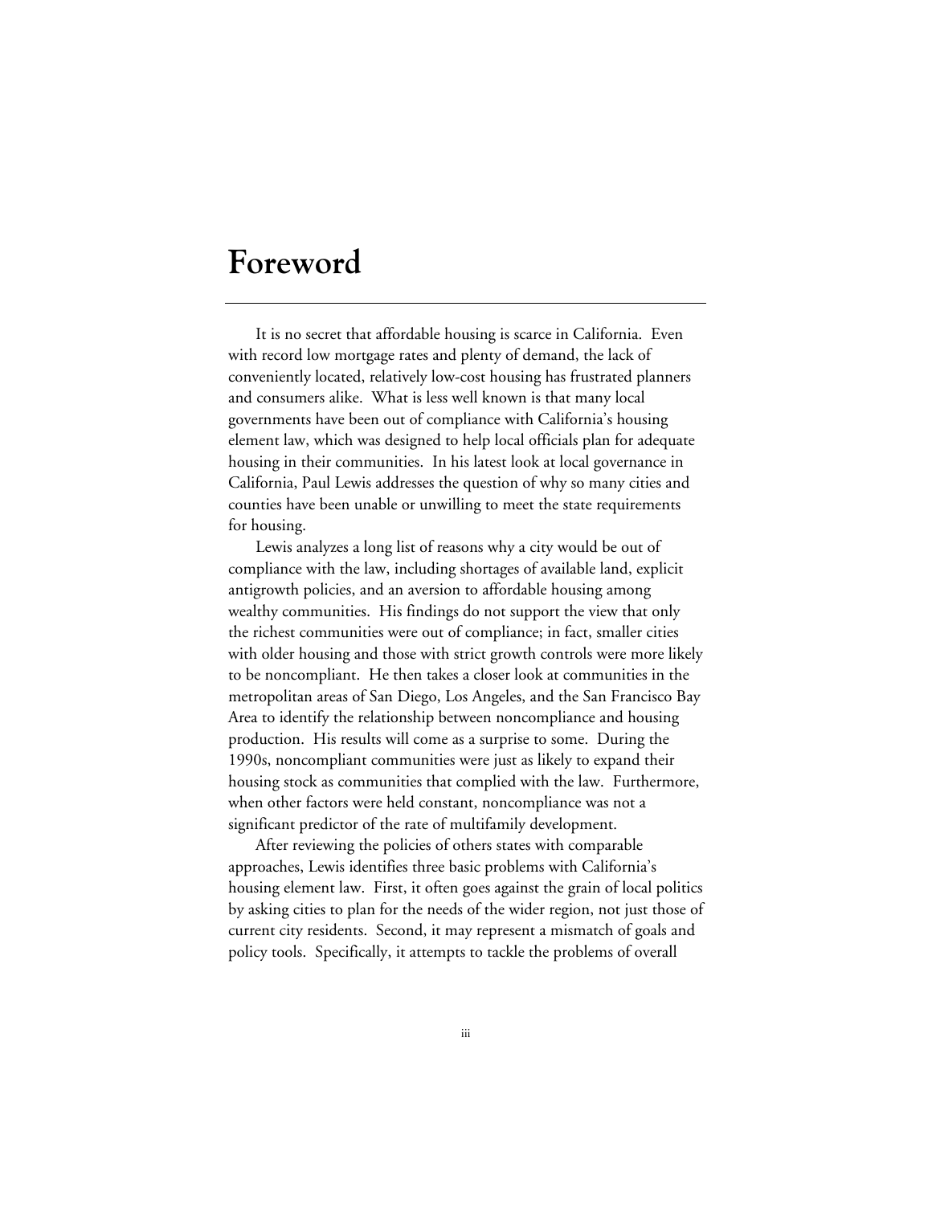# Foreword

It is no secret that affordable housing is scarce in California. Even with record low mortgage rates and plenty of demand, the lack of conveniently located, relatively low-cost housing has frustrated planners and consumers alike. What is less well known is that many local governments have been out of compliance with California's housing element law, which was designed to help local officials plan for adequate housing in their communities. In his latest look at local governance in California, Paul Lewis addresses the question of why so many cities and counties have been unable or unwilling to meet the state requirements for housing.

Lewis analyzes a long list of reasons why a city would be out of compliance with the law, including shortages of available land, explicit antigrowth policies, and an aversion to affordable housing among wealthy communities. His findings do not support the view that only the richest communities were out of compliance; in fact, smaller cities with older housing and those with strict growth controls were more likely to be noncompliant. He then takes a closer look at communities in the metropolitan areas of San Diego, Los Angeles, and the San Francisco Bay Area to identify the relationship between noncompliance and housing production. His results will come as a surprise to some. During the 1990s, noncompliant communities were just as likely to expand their housing stock as communities that complied with the law. Furthermore, when other factors were held constant, noncompliance was not a significant predictor of the rate of multifamily development.

After reviewing the policies of others states with comparable approaches, Lewis identifies three basic problems with California's housing element law. First, it often goes against the grain of local politics by asking cities to plan for the needs of the wider region, not just those of current city residents. Second, it may represent a mismatch of goals and policy tools. Specifically, it attempts to tackle the problems of overall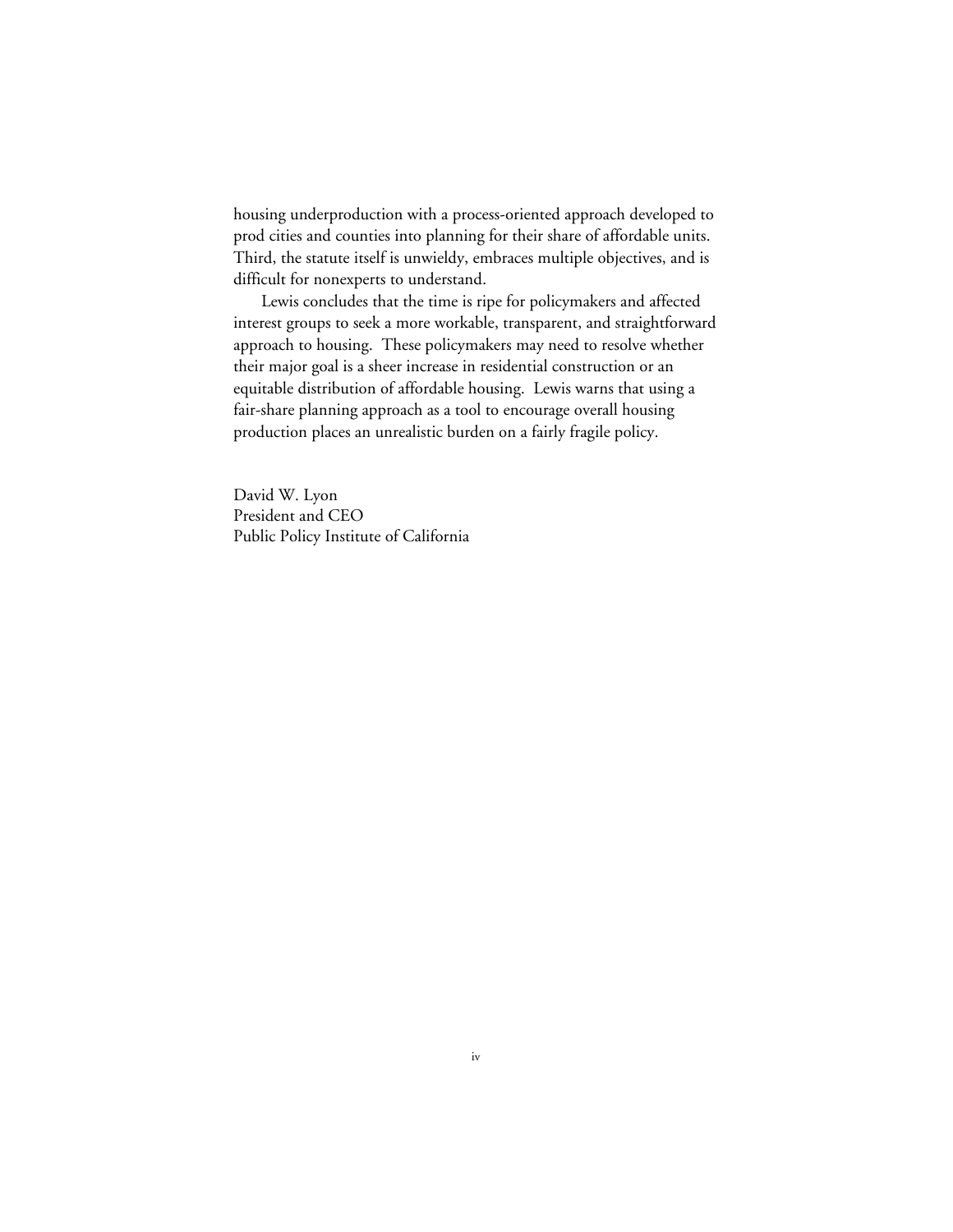housing underproduction with a process-oriented approach developed to prod cities and counties into planning for their share of affordable units. Third, the statute itself is unwieldy, embraces multiple objectives, and is difficult for nonexperts to understand.

Lewis concludes that the time is ripe for policymakers and affected interest groups to seek a more workable, transparent, and straightforward approach to housing. These policymakers may need to resolve whether their major goal is a sheer increase in residential construction or an equitable distribution of affordable housing. Lewis warns that using a fair-share planning approach as a tool to encourage overall housing production places an unrealistic burden on a fairly fragile policy.

David W. Lyon
President and CEO
Public Policy Institute of California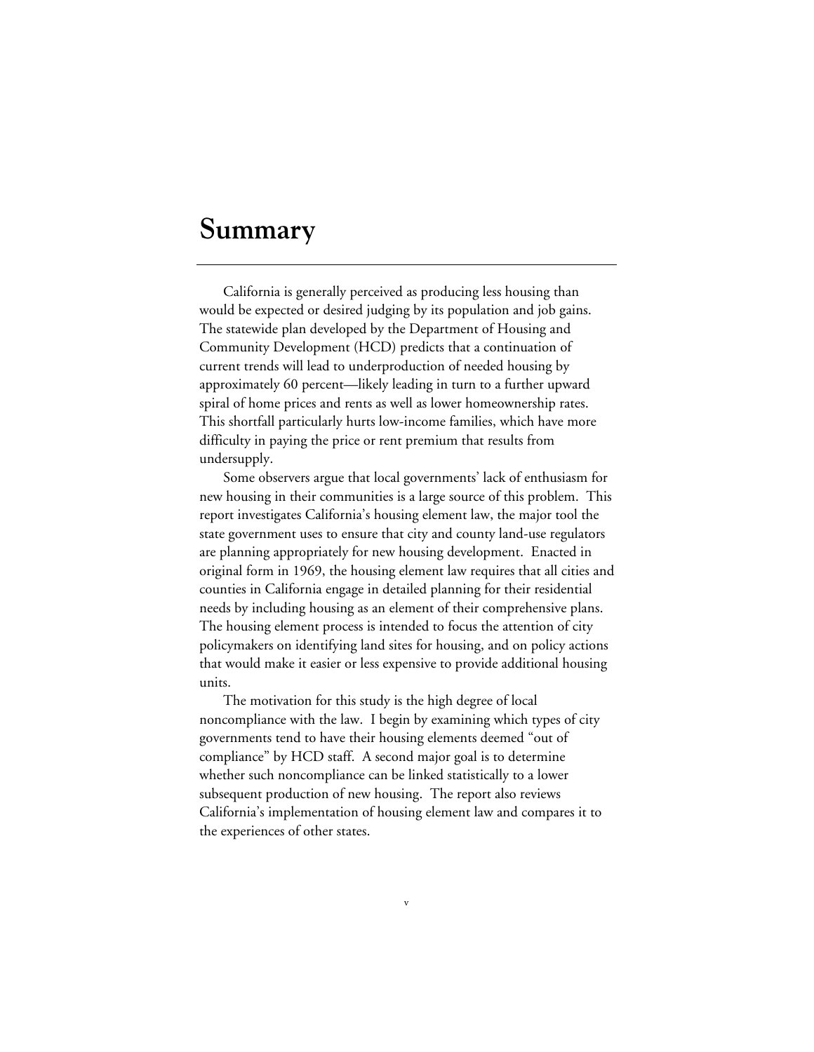# Summary

California is generally perceived as producing less housing than would be expected or desired judging by its population and job gains. The statewide plan developed by the Department of Housing and Community Development (HCD) predicts that a continuation of current trends will lead to underproduction of needed housing by approximately 60 percent—likely leading in turn to a further upward spiral of home prices and rents as well as lower homeownership rates. This shortfall particularly hurts low-income families, which have more difficulty in paying the price or rent premium that results from undersupply.

Some observers argue that local governments' lack of enthusiasm for new housing in their communities is a large source of this problem. This report investigates California's housing element law, the major tool the state government uses to ensure that city and county land-use regulators are planning appropriately for new housing development. Enacted in original form in 1969, the housing element law requires that all cities and counties in California engage in detailed planning for their residential needs by including housing as an element of their comprehensive plans. The housing element process is intended to focus the attention of city policymakers on identifying land sites for housing, and on policy actions that would make it easier or less expensive to provide additional housing units.

The motivation for this study is the high degree of local noncompliance with the law. I begin by examining which types of city governments tend to have their housing elements deemed "out of compliance" by HCD staff. A second major goal is to determine whether such noncompliance can be linked statistically to a lower subsequent production of new housing. The report also reviews California's implementation of housing element law and compares it to the experiences of other states.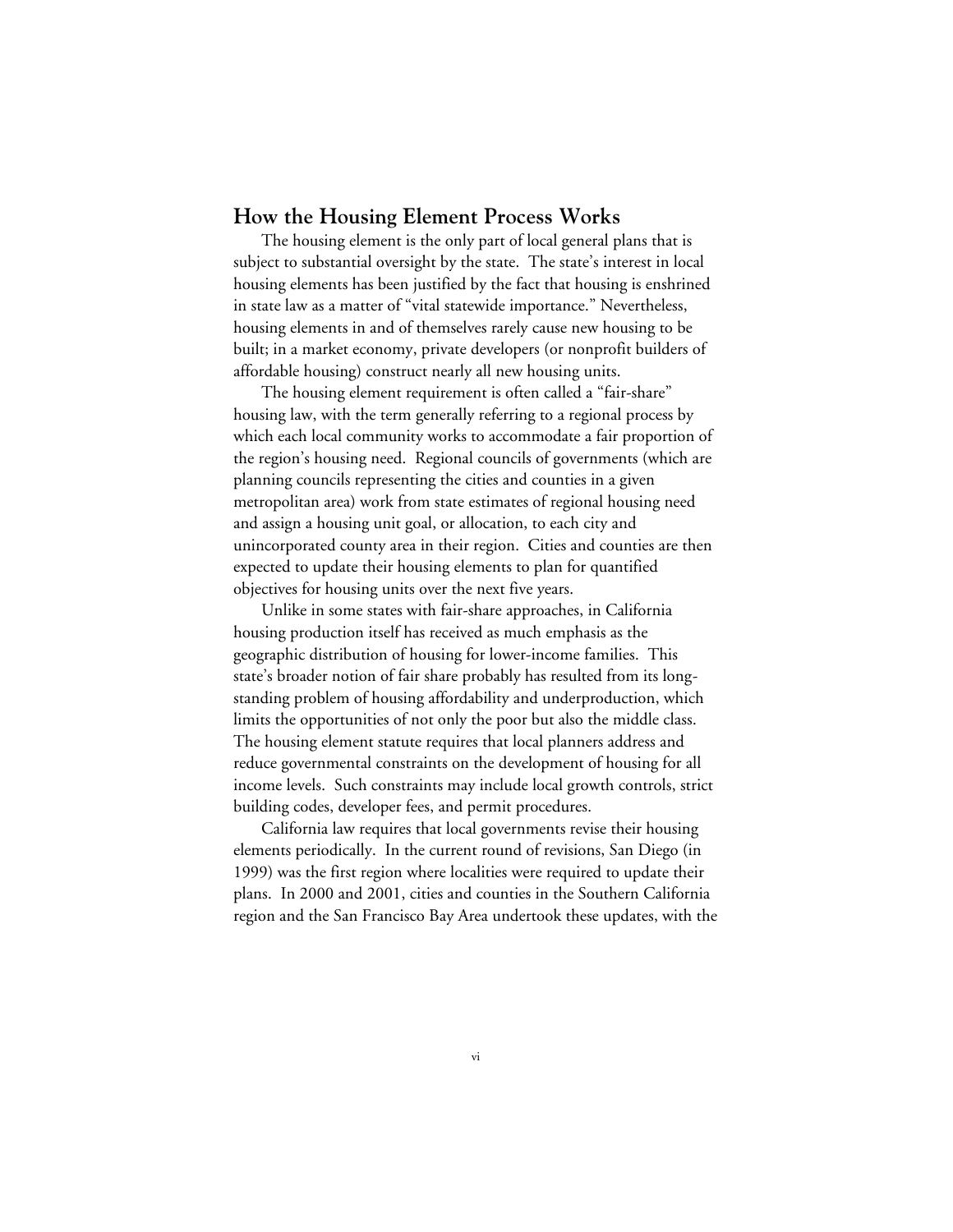## How the Housing Element Process Works

The housing element is the only part of local general plans that is subject to substantial oversight by the state. The state's interest in local housing elements has been justified by the fact that housing is enshrined in state law as a matter of "vital statewide importance." Nevertheless, housing elements in and of themselves rarely cause new housing to be built; in a market economy, private developers (or nonprofit builders of affordable housing) construct nearly all new housing units.

The housing element requirement is often called a "fair-share" housing law, with the term generally referring to a regional process by which each local community works to accommodate a fair proportion of the region's housing need. Regional councils of governments (which are planning councils representing the cities and counties in a given metropolitan area) work from state estimates of regional housing need and assign a housing unit goal, or allocation, to each city and unincorporated county area in their region. Cities and counties are then expected to update their housing elements to plan for quantified objectives for housing units over the next five years.

Unlike in some states with fair-share approaches, in California housing production itself has received as much emphasis as the geographic distribution of housing for lower-income families. This state's broader notion of fair share probably has resulted from its long-standing problem of housing affordability and underproduction, which limits the opportunities of not only the poor but also the middle class. The housing element statute requires that local planners address and reduce governmental constraints on the development of housing for all income levels. Such constraints may include local growth controls, strict building codes, developer fees, and permit procedures.

California law requires that local governments revise their housing elements periodically. In the current round of revisions, San Diego (in 1999) was the first region where localities were required to update their plans. In 2000 and 2001, cities and counties in the Southern California region and the San Francisco Bay Area undertook these updates, with the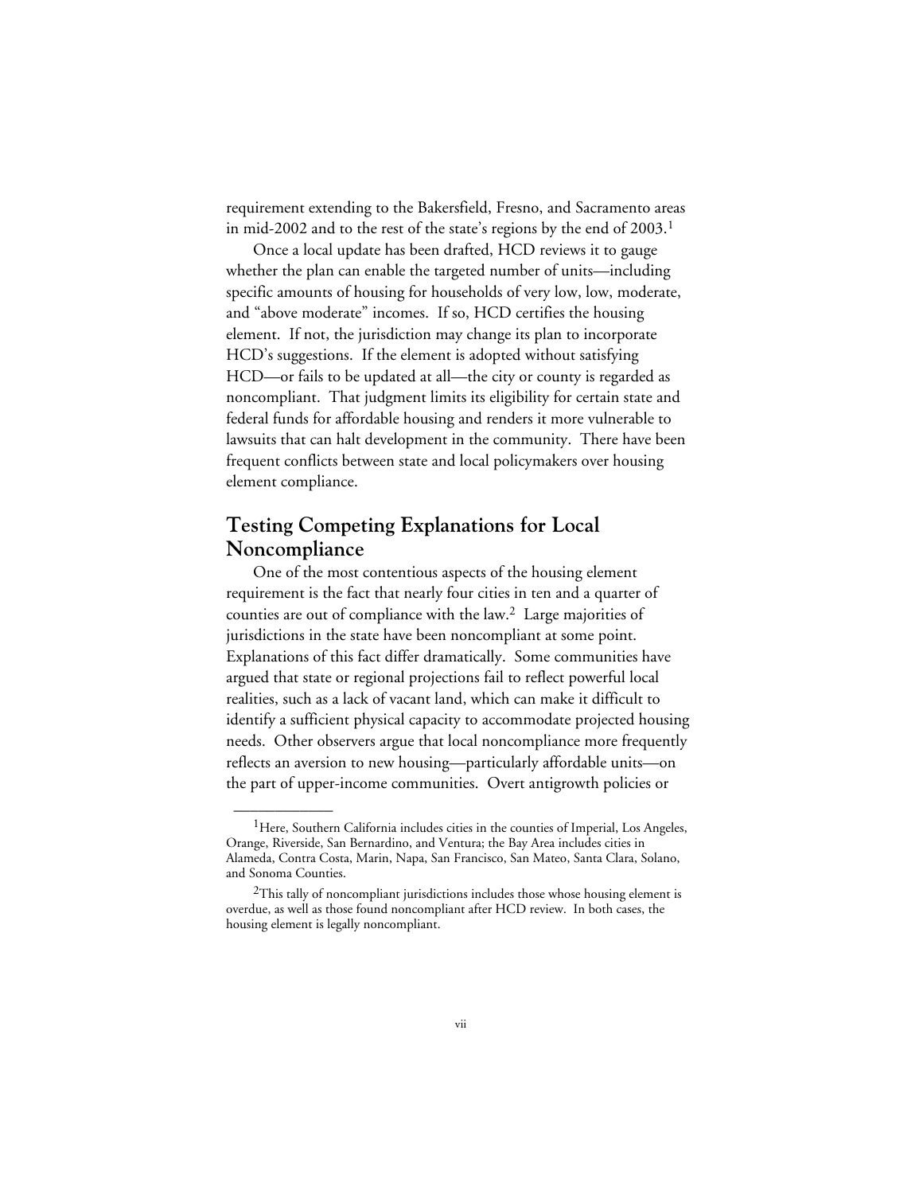requirement extending to the Bakersfield, Fresno, and Sacramento areas in mid-2002 and to the rest of the state's regions by the end of 2003.[1]

Once a local update has been drafted, HCD reviews it to gauge whether the plan can enable the targeted number of units—including specific amounts of housing for households of very low, low, moderate, and "above moderate" incomes. If so, HCD certifies the housing element. If not, the jurisdiction may change its plan to incorporate HCD's suggestions. If the element is adopted without satisfying HCD—or fails to be updated at all—the city or county is regarded as noncompliant. That judgment limits its eligibility for certain state and federal funds for affordable housing and renders it more vulnerable to lawsuits that can halt development in the community. There have been frequent conflicts between state and local policymakers over housing element compliance.

## Testing Competing Explanations for Local Noncompliance

One of the most contentious aspects of the housing element requirement is the fact that nearly four cities in ten and a quarter of counties are out of compliance with the law.[2] Large majorities of jurisdictions in the state have been noncompliant at some point. Explanations of this fact differ dramatically. Some communities have argued that state or regional projections fail to reflect powerful local realities, such as a lack of vacant land, which can make it difficult to identify a sufficient physical capacity to accommodate projected housing needs. Other observers argue that local noncompliance more frequently reflects an aversion to new housing—particularly affordable units—on the part of upper-income communities. Overt antigrowth policies or

---

[1]Here, Southern California includes cities in the counties of Imperial, Los Angeles, Orange, Riverside, San Bernardino, and Ventura; the Bay Area includes cities in Alameda, Contra Costa, Marin, Napa, San Francisco, San Mateo, Santa Clara, Solano, and Sonoma Counties.

[2]This tally of noncompliant jurisdictions includes those whose housing element is overdue, as well as those found noncompliant after HCD review. In both cases, the housing element is legally noncompliant.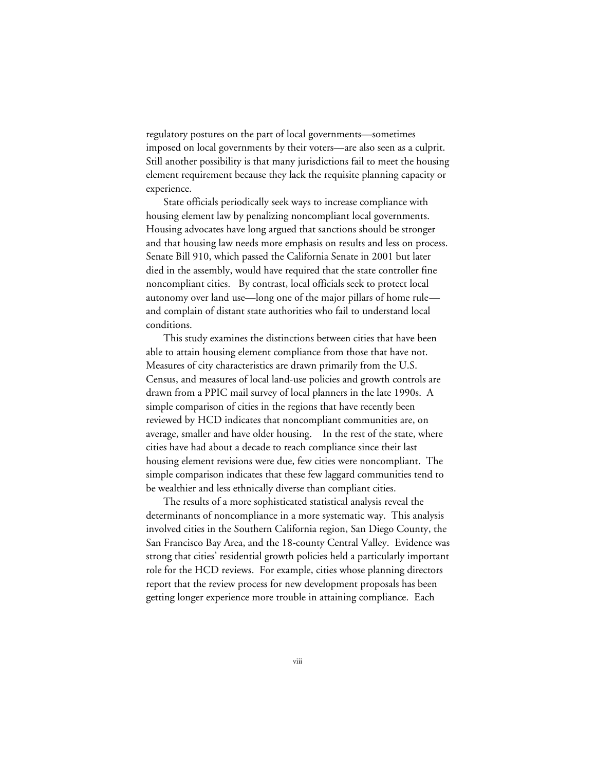regulatory postures on the part of local governments—sometimes imposed on local governments by their voters—are also seen as a culprit. Still another possibility is that many jurisdictions fail to meet the housing element requirement because they lack the requisite planning capacity or experience.

State officials periodically seek ways to increase compliance with housing element law by penalizing noncompliant local governments. Housing advocates have long argued that sanctions should be stronger and that housing law needs more emphasis on results and less on process. Senate Bill 910, which passed the California Senate in 2001 but later died in the assembly, would have required that the state controller fine noncompliant cities. By contrast, local officials seek to protect local autonomy over land use—long one of the major pillars of home rule—and complain of distant state authorities who fail to understand local conditions.

This study examines the distinctions between cities that have been able to attain housing element compliance from those that have not. Measures of city characteristics are drawn primarily from the U.S. Census, and measures of local land-use policies and growth controls are drawn from a PPIC mail survey of local planners in the late 1990s. A simple comparison of cities in the regions that have recently been reviewed by HCD indicates that noncompliant communities are, on average, smaller and have older housing. In the rest of the state, where cities have had about a decade to reach compliance since their last housing element revisions were due, few cities were noncompliant. The simple comparison indicates that these few laggard communities tend to be wealthier and less ethnically diverse than compliant cities.

The results of a more sophisticated statistical analysis reveal the determinants of noncompliance in a more systematic way. This analysis involved cities in the Southern California region, San Diego County, the San Francisco Bay Area, and the 18-county Central Valley. Evidence was strong that cities' residential growth policies held a particularly important role for the HCD reviews. For example, cities whose planning directors report that the review process for new development proposals has been getting longer experience more trouble in attaining compliance. Each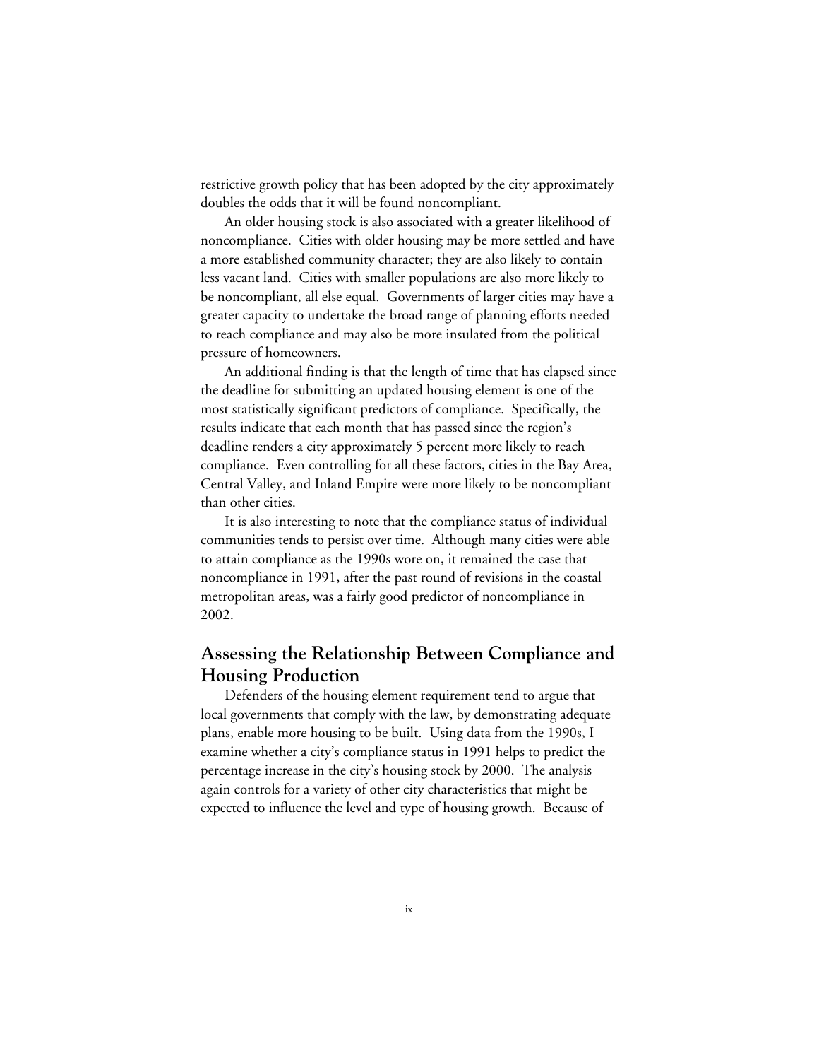restrictive growth policy that has been adopted by the city approximately doubles the odds that it will be found noncompliant.

An older housing stock is also associated with a greater likelihood of noncompliance. Cities with older housing may be more settled and have a more established community character; they are also likely to contain less vacant land. Cities with smaller populations are also more likely to be noncompliant, all else equal. Governments of larger cities may have a greater capacity to undertake the broad range of planning efforts needed to reach compliance and may also be more insulated from the political pressure of homeowners.

An additional finding is that the length of time that has elapsed since the deadline for submitting an updated housing element is one of the most statistically significant predictors of compliance. Specifically, the results indicate that each month that has passed since the region's deadline renders a city approximately 5 percent more likely to reach compliance. Even controlling for all these factors, cities in the Bay Area, Central Valley, and Inland Empire were more likely to be noncompliant than other cities.

It is also interesting to note that the compliance status of individual communities tends to persist over time. Although many cities were able to attain compliance as the 1990s wore on, it remained the case that noncompliance in 1991, after the past round of revisions in the coastal metropolitan areas, was a fairly good predictor of noncompliance in 2002.

## Assessing the Relationship Between Compliance and Housing Production

Defenders of the housing element requirement tend to argue that local governments that comply with the law, by demonstrating adequate plans, enable more housing to be built. Using data from the 1990s, I examine whether a city's compliance status in 1991 helps to predict the percentage increase in the city's housing stock by 2000. The analysis again controls for a variety of other city characteristics that might be expected to influence the level and type of housing growth. Because of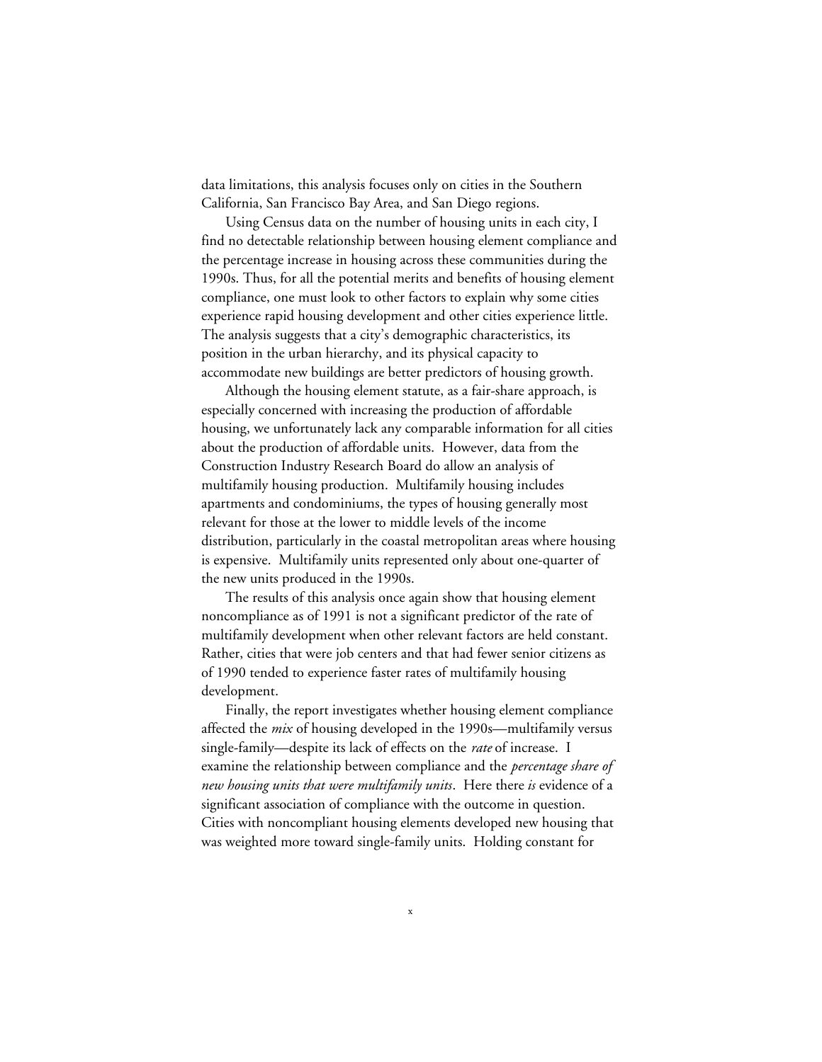data limitations, this analysis focuses only on cities in the Southern California, San Francisco Bay Area, and San Diego regions.

Using Census data on the number of housing units in each city, I find no detectable relationship between housing element compliance and the percentage increase in housing across these communities during the 1990s. Thus, for all the potential merits and benefits of housing element compliance, one must look to other factors to explain why some cities experience rapid housing development and other cities experience little. The analysis suggests that a city's demographic characteristics, its position in the urban hierarchy, and its physical capacity to accommodate new buildings are better predictors of housing growth.

Although the housing element statute, as a fair-share approach, is especially concerned with increasing the production of affordable housing, we unfortunately lack any comparable information for all cities about the production of affordable units. However, data from the Construction Industry Research Board do allow an analysis of multifamily housing production. Multifamily housing includes apartments and condominiums, the types of housing generally most relevant for those at the lower to middle levels of the income distribution, particularly in the coastal metropolitan areas where housing is expensive. Multifamily units represented only about one-quarter of the new units produced in the 1990s.

The results of this analysis once again show that housing element noncompliance as of 1991 is not a significant predictor of the rate of multifamily development when other relevant factors are held constant. Rather, cities that were job centers and that had fewer senior citizens as of 1990 tended to experience faster rates of multifamily housing development.

Finally, the report investigates whether housing element compliance affected the *mix* of housing developed in the 1990s—multifamily versus single-family—despite its lack of effects on the *rate* of increase. I examine the relationship between compliance and the *percentage share of new housing units that were multifamily units*. Here there *is* evidence of a significant association of compliance with the outcome in question. Cities with noncompliant housing elements developed new housing that was weighted more toward single-family units. Holding constant for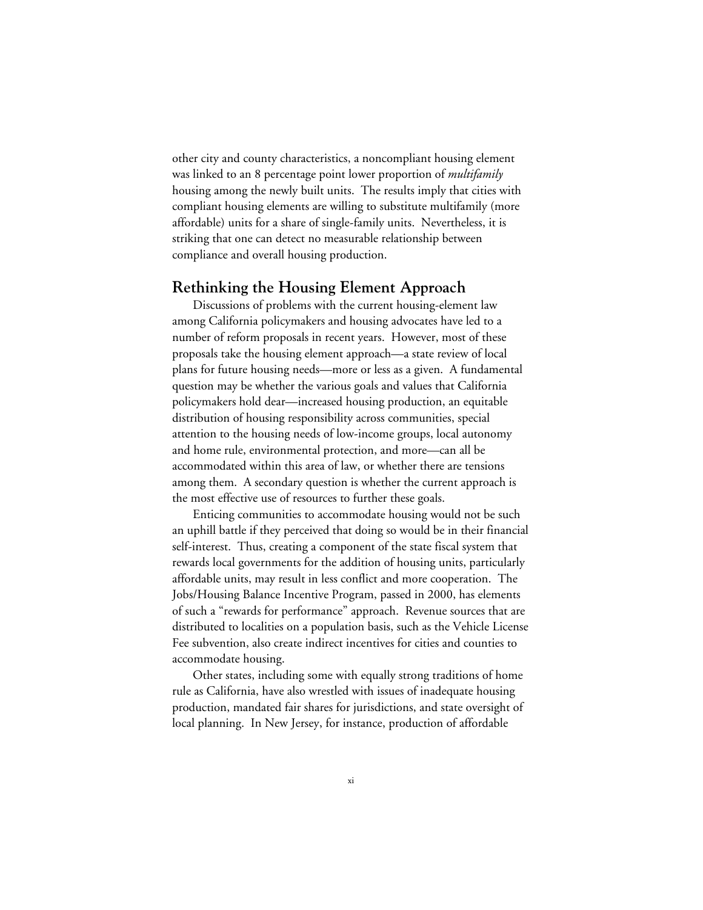other city and county characteristics, a noncompliant housing element was linked to an 8 percentage point lower proportion of *multifamily* housing among the newly built units. The results imply that cities with compliant housing elements are willing to substitute multifamily (more affordable) units for a share of single-family units. Nevertheless, it is striking that one can detect no measurable relationship between compliance and overall housing production.

## Rethinking the Housing Element Approach

Discussions of problems with the current housing-element law among California policymakers and housing advocates have led to a number of reform proposals in recent years. However, most of these proposals take the housing element approach—a state review of local plans for future housing needs—more or less as a given. A fundamental question may be whether the various goals and values that California policymakers hold dear—increased housing production, an equitable distribution of housing responsibility across communities, special attention to the housing needs of low-income groups, local autonomy and home rule, environmental protection, and more—can all be accommodated within this area of law, or whether there are tensions among them. A secondary question is whether the current approach is the most effective use of resources to further these goals.

Enticing communities to accommodate housing would not be such an uphill battle if they perceived that doing so would be in their financial self-interest. Thus, creating a component of the state fiscal system that rewards local governments for the addition of housing units, particularly affordable units, may result in less conflict and more cooperation. The Jobs/Housing Balance Incentive Program, passed in 2000, has elements of such a "rewards for performance" approach. Revenue sources that are distributed to localities on a population basis, such as the Vehicle License Fee subvention, also create indirect incentives for cities and counties to accommodate housing.

Other states, including some with equally strong traditions of home rule as California, have also wrestled with issues of inadequate housing production, mandated fair shares for jurisdictions, and state oversight of local planning. In New Jersey, for instance, production of affordable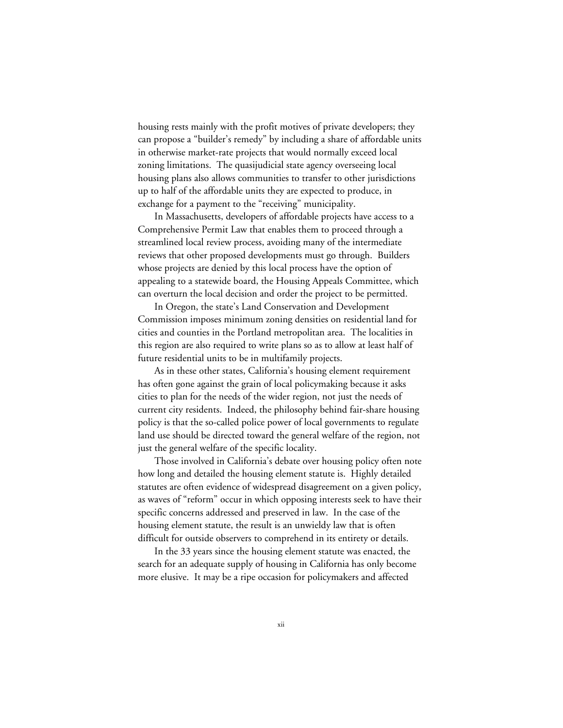housing rests mainly with the profit motives of private developers; they can propose a "builder's remedy" by including a share of affordable units in otherwise market-rate projects that would normally exceed local zoning limitations. The quasijudicial state agency overseeing local housing plans also allows communities to transfer to other jurisdictions up to half of the affordable units they are expected to produce, in exchange for a payment to the "receiving" municipality.

In Massachusetts, developers of affordable projects have access to a Comprehensive Permit Law that enables them to proceed through a streamlined local review process, avoiding many of the intermediate reviews that other proposed developments must go through. Builders whose projects are denied by this local process have the option of appealing to a statewide board, the Housing Appeals Committee, which can overturn the local decision and order the project to be permitted.

In Oregon, the state's Land Conservation and Development Commission imposes minimum zoning densities on residential land for cities and counties in the Portland metropolitan area. The localities in this region are also required to write plans so as to allow at least half of future residential units to be in multifamily projects.

As in these other states, California's housing element requirement has often gone against the grain of local policymaking because it asks cities to plan for the needs of the wider region, not just the needs of current city residents. Indeed, the philosophy behind fair-share housing policy is that the so-called police power of local governments to regulate land use should be directed toward the general welfare of the region, not just the general welfare of the specific locality.

Those involved in California's debate over housing policy often note how long and detailed the housing element statute is. Highly detailed statutes are often evidence of widespread disagreement on a given policy, as waves of "reform" occur in which opposing interests seek to have their specific concerns addressed and preserved in law. In the case of the housing element statute, the result is an unwieldy law that is often difficult for outside observers to comprehend in its entirety or details.

In the 33 years since the housing element statute was enacted, the search for an adequate supply of housing in California has only become more elusive. It may be a ripe occasion for policymakers and affected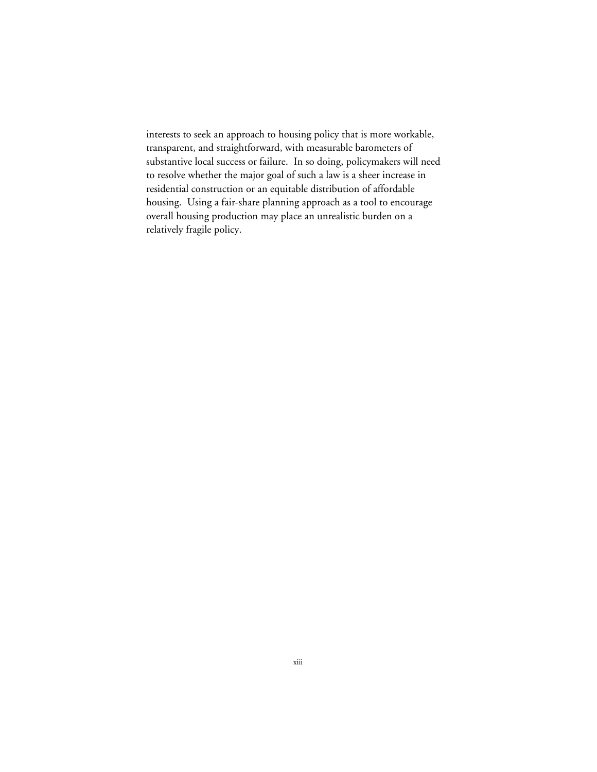interests to seek an approach to housing policy that is more workable, transparent, and straightforward, with measurable barometers of substantive local success or failure. In so doing, policymakers will need to resolve whether the major goal of such a law is a sheer increase in residential construction or an equitable distribution of affordable housing. Using a fair-share planning approach as a tool to encourage overall housing production may place an unrealistic burden on a relatively fragile policy.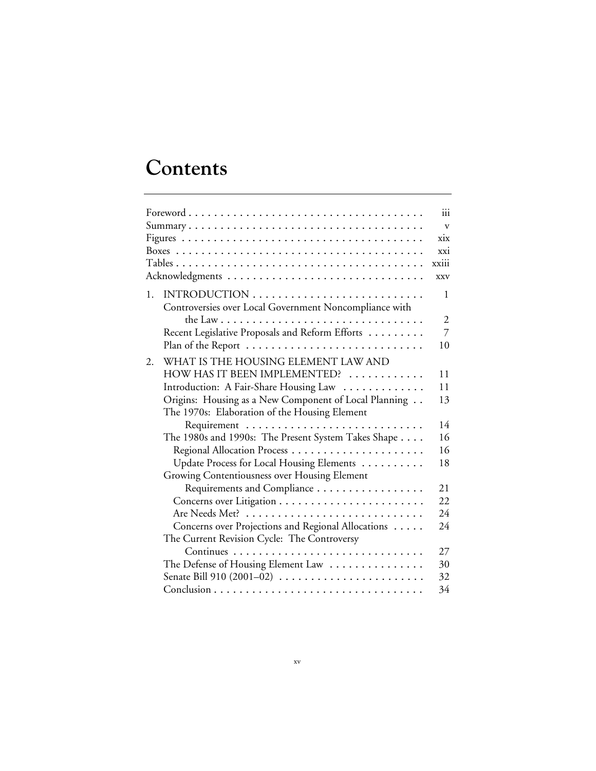# Contents

| | |
|---|---|
| Foreword | iii |
| Summary | v |
| Figures | xix |
| Boxes | xxi |
| Tables | xxiii |
| Acknowledgments | xxv |
| 1. INTRODUCTION | 1 |
| Controversies over Local Government Noncompliance with the Law | 2 |
| Recent Legislative Proposals and Reform Efforts | 7 |
| Plan of the Report | 10 |
| 2. WHAT IS THE HOUSING ELEMENT LAW AND HOW HAS IT BEEN IMPLEMENTED? | 11 |
| Introduction: A Fair-Share Housing Law | 11 |
| Origins: Housing as a New Component of Local Planning | 13 |
| The 1970s: Elaboration of the Housing Element Requirement | 14 |
| The 1980s and 1990s: The Present System Takes Shape | 16 |
| Regional Allocation Process | 16 |
| Update Process for Local Housing Elements | 18 |
| Growing Contentiousness over Housing Element Requirements and Compliance | 21 |
| Concerns over Litigation | 22 |
| Are Needs Met? | 24 |
| Concerns over Projections and Regional Allocations | 24 |
| The Current Revision Cycle: The Controversy Continues | 27 |
| The Defense of Housing Element Law | 30 |
| Senate Bill 910 (2001–02) | 32 |
| Conclusion | 34 |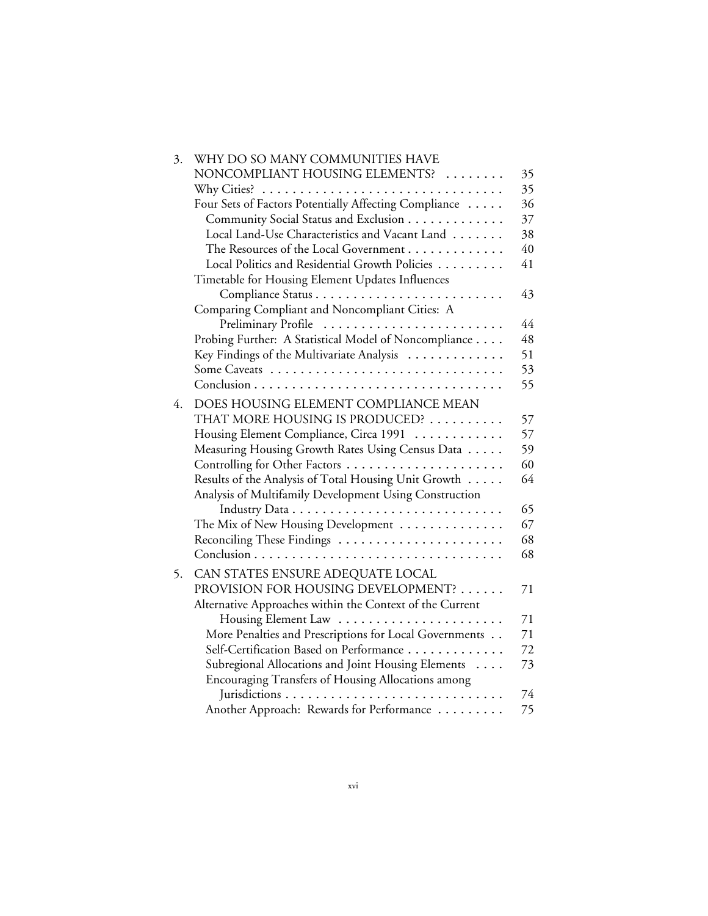3. WHY DO SO MANY COMMUNITIES HAVE NONCOMPLIANT HOUSING ELEMENTS? . . . . . . . . 35
   - Why Cities? . . . . . . . . . . . . . . . . . . . . . . . . . . . . . . . . 35
   - Four Sets of Factors Potentially Affecting Compliance . . . . . 36
     - Community Social Status and Exclusion . . . . . . . . . . . . . 37
     - Local Land-Use Characteristics and Vacant Land . . . . . . . 38
     - The Resources of the Local Government . . . . . . . . . . . . 40
     - Local Politics and Residential Growth Policies . . . . . . . . . 41
   - Timetable for Housing Element Updates Influences Compliance Status . . . . . . . . . . . . . . . . . . . . . . . . . 43
   - Comparing Compliant and Noncompliant Cities: A Preliminary Profile . . . . . . . . . . . . . . . . . . . . . . . . 44
   - Probing Further: A Statistical Model of Noncompliance . . . . 48
   - Key Findings of the Multivariate Analysis . . . . . . . . . . . . 51
   - Some Caveats . . . . . . . . . . . . . . . . . . . . . . . . . . . . . . 53
   - Conclusion . . . . . . . . . . . . . . . . . . . . . . . . . . . . . . . . 55

4. DOES HOUSING ELEMENT COMPLIANCE MEAN THAT MORE HOUSING IS PRODUCED? . . . . . . . . . . 57
   - Housing Element Compliance, Circa 1991 . . . . . . . . . . . 57
   - Measuring Housing Growth Rates Using Census Data . . . . . 59
   - Controlling for Other Factors . . . . . . . . . . . . . . . . . . . . 60
   - Results of the Analysis of Total Housing Unit Growth . . . . . 64
   - Analysis of Multifamily Development Using Construction Industry Data . . . . . . . . . . . . . . . . . . . . . . . . . . . 65
   - The Mix of New Housing Development . . . . . . . . . . . . . 67
   - Reconciling These Findings . . . . . . . . . . . . . . . . . . . . . 68
   - Conclusion . . . . . . . . . . . . . . . . . . . . . . . . . . . . . . . . 68

5. CAN STATES ENSURE ADEQUATE LOCAL PROVISION FOR HOUSING DEVELOPMENT? . . . . . . 71
   - Alternative Approaches within the Context of the Current Housing Element Law . . . . . . . . . . . . . . . . . . . . . . 71
     - More Penalties and Prescriptions for Local Governments . . 71
     - Self-Certification Based on Performance . . . . . . . . . . . . 72
     - Subregional Allocations and Joint Housing Elements . . . . 73
     - Encouraging Transfers of Housing Allocations among Jurisdictions . . . . . . . . . . . . . . . . . . . . . . . . . . . . 74
     - Another Approach: Rewards for Performance . . . . . . . . . 75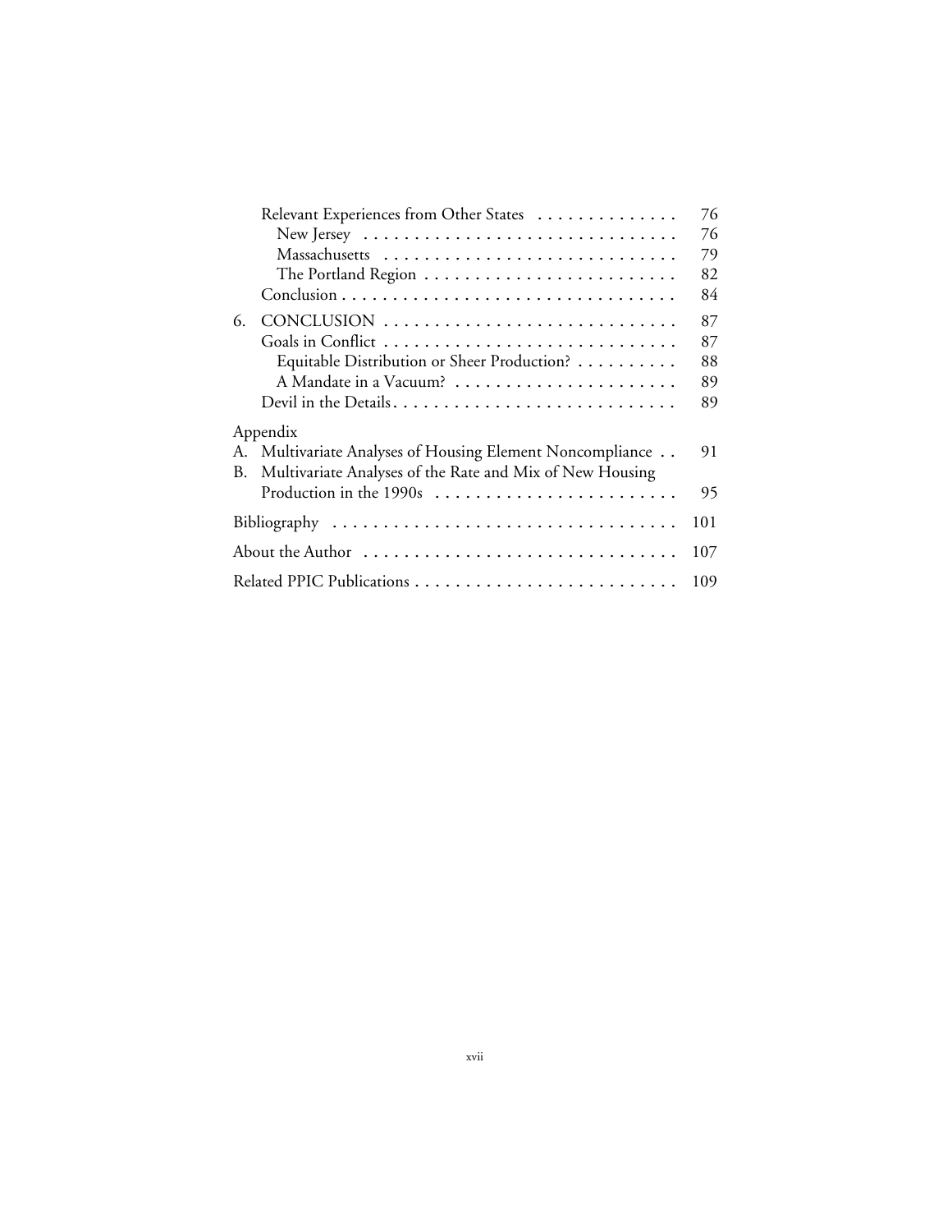Relevant Experiences from Other States . . . . . . . . . . . . . . 76
- New Jersey . . . . . . . . . . . . . . . . . . . . . . . . . . . . . . . 76
- Massachusetts . . . . . . . . . . . . . . . . . . . . . . . . . . . . . 79
- The Portland Region . . . . . . . . . . . . . . . . . . . . . . . . . 82

Conclusion . . . . . . . . . . . . . . . . . . . . . . . . . . . . . . . . . 84

6. CONCLUSION . . . . . . . . . . . . . . . . . . . . . . . . . . . . . 87
   - Goals in Conflict . . . . . . . . . . . . . . . . . . . . . . . . . . . . 87
     - Equitable Distribution or Sheer Production? . . . . . . . . . . 88
     - A Mandate in a Vacuum? . . . . . . . . . . . . . . . . . . . . . 89
   - Devil in the Details . . . . . . . . . . . . . . . . . . . . . . . . . . . 89

Appendix

A. Multivariate Analyses of Housing Element Noncompliance . . 91

B. Multivariate Analyses of the Rate and Mix of New Housing Production in the 1990s . . . . . . . . . . . . . . . . . . . . . . . . 95

Bibliography . . . . . . . . . . . . . . . . . . . . . . . . . . . . . . . . . . 101

About the Author . . . . . . . . . . . . . . . . . . . . . . . . . . . . . . . 107

Related PPIC Publications . . . . . . . . . . . . . . . . . . . . . . . . . . 109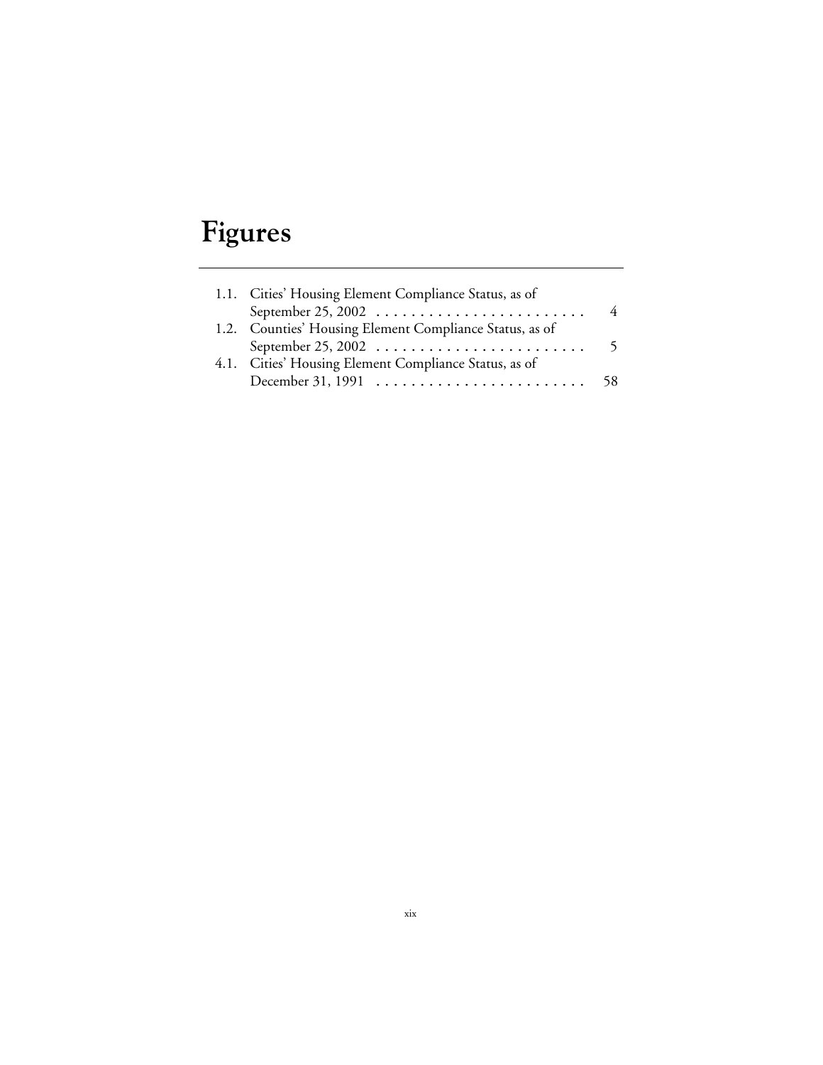# Figures

1.1. Cities' Housing Element Compliance Status, as of September 25, 2002 . . . . . . . . . . . . . . . . . . . . . . . . 4

1.2. Counties' Housing Element Compliance Status, as of September 25, 2002 . . . . . . . . . . . . . . . . . . . . . . . . 5

4.1. Cities' Housing Element Compliance Status, as of December 31, 1991 . . . . . . . . . . . . . . . . . . . . . . . . 58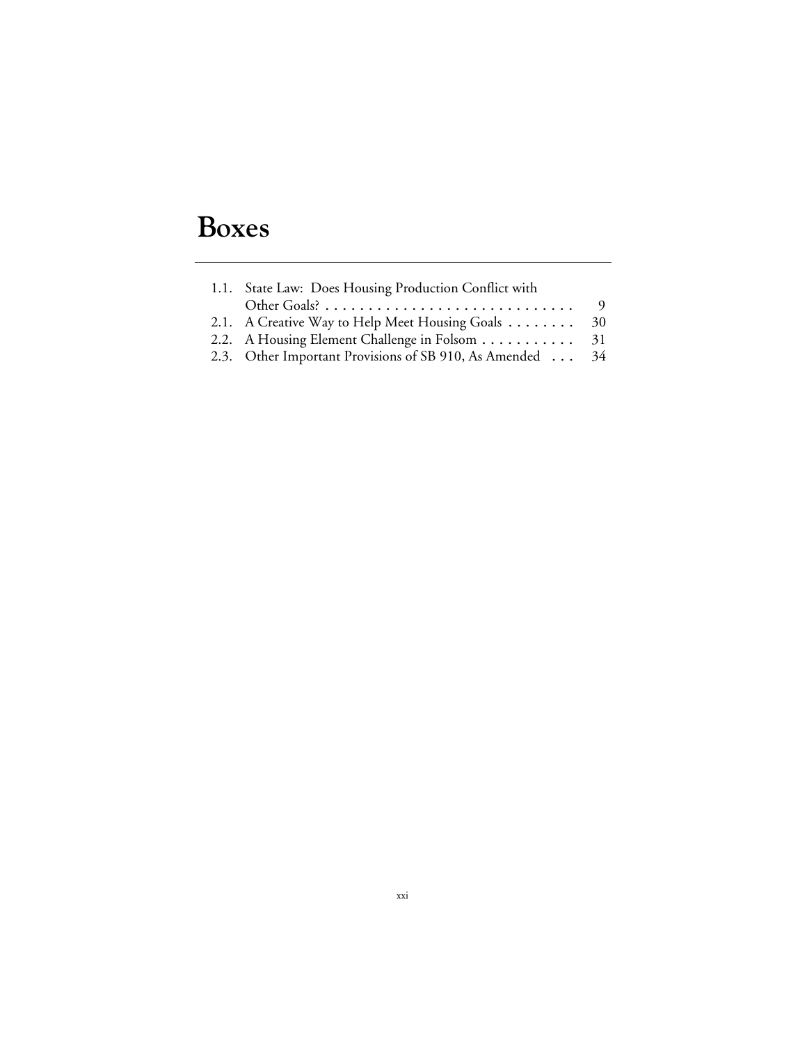# Boxes

1.1. State Law: Does Housing Production Conflict with Other Goals? . . . . . . . . . . . . . . . . . . . . . . . . . . . . 9
2.1. A Creative Way to Help Meet Housing Goals . . . . . . . . 30
2.2. A Housing Element Challenge in Folsom . . . . . . . . . . . 31
2.3. Other Important Provisions of SB 910, As Amended . . . 34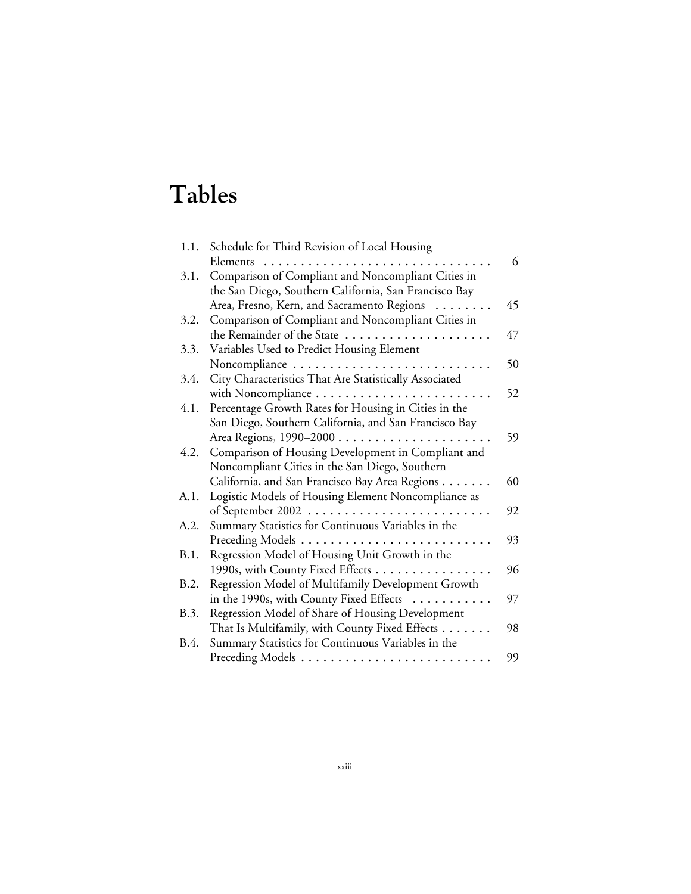# Tables

| | | |
|---|---|---|
| 1.1. | Schedule for Third Revision of Local Housing Elements | 6 |
| 3.1. | Comparison of Compliant and Noncompliant Cities in the San Diego, Southern California, San Francisco Bay Area, Fresno, Kern, and Sacramento Regions | 45 |
| 3.2. | Comparison of Compliant and Noncompliant Cities in the Remainder of the State | 47 |
| 3.3. | Variables Used to Predict Housing Element Noncompliance | 50 |
| 3.4. | City Characteristics That Are Statistically Associated with Noncompliance | 52 |
| 4.1. | Percentage Growth Rates for Housing in Cities in the San Diego, Southern California, and San Francisco Bay Area Regions, 1990–2000 | 59 |
| 4.2. | Comparison of Housing Development in Compliant and Noncompliant Cities in the San Diego, Southern California, and San Francisco Bay Area Regions | 60 |
| A.1. | Logistic Models of Housing Element Noncompliance as of September 2002 | 92 |
| A.2. | Summary Statistics for Continuous Variables in the Preceding Models | 93 |
| B.1. | Regression Model of Housing Unit Growth in the 1990s, with County Fixed Effects | 96 |
| B.2. | Regression Model of Multifamily Development Growth in the 1990s, with County Fixed Effects | 97 |
| B.3. | Regression Model of Share of Housing Development That Is Multifamily, with County Fixed Effects | 98 |
| B.4. | Summary Statistics for Continuous Variables in the Preceding Models | 99 |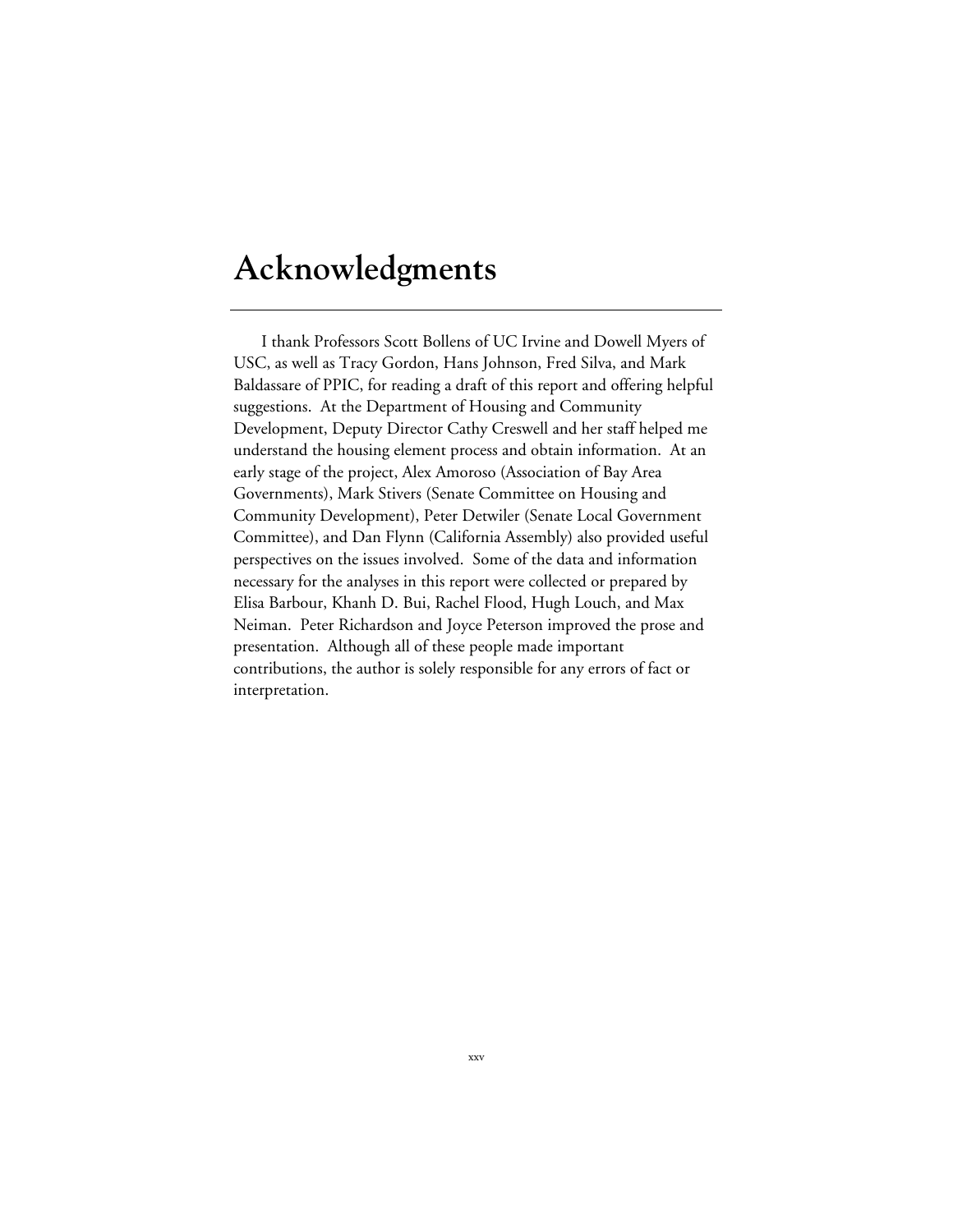# Acknowledgments

I thank Professors Scott Bollens of UC Irvine and Dowell Myers of USC, as well as Tracy Gordon, Hans Johnson, Fred Silva, and Mark Baldassare of PPIC, for reading a draft of this report and offering helpful suggestions. At the Department of Housing and Community Development, Deputy Director Cathy Creswell and her staff helped me understand the housing element process and obtain information. At an early stage of the project, Alex Amoroso (Association of Bay Area Governments), Mark Stivers (Senate Committee on Housing and Community Development), Peter Detwiler (Senate Local Government Committee), and Dan Flynn (California Assembly) also provided useful perspectives on the issues involved. Some of the data and information necessary for the analyses in this report were collected or prepared by Elisa Barbour, Khanh D. Bui, Rachel Flood, Hugh Louch, and Max Neiman. Peter Richardson and Joyce Peterson improved the prose and presentation. Although all of these people made important contributions, the author is solely responsible for any errors of fact or interpretation.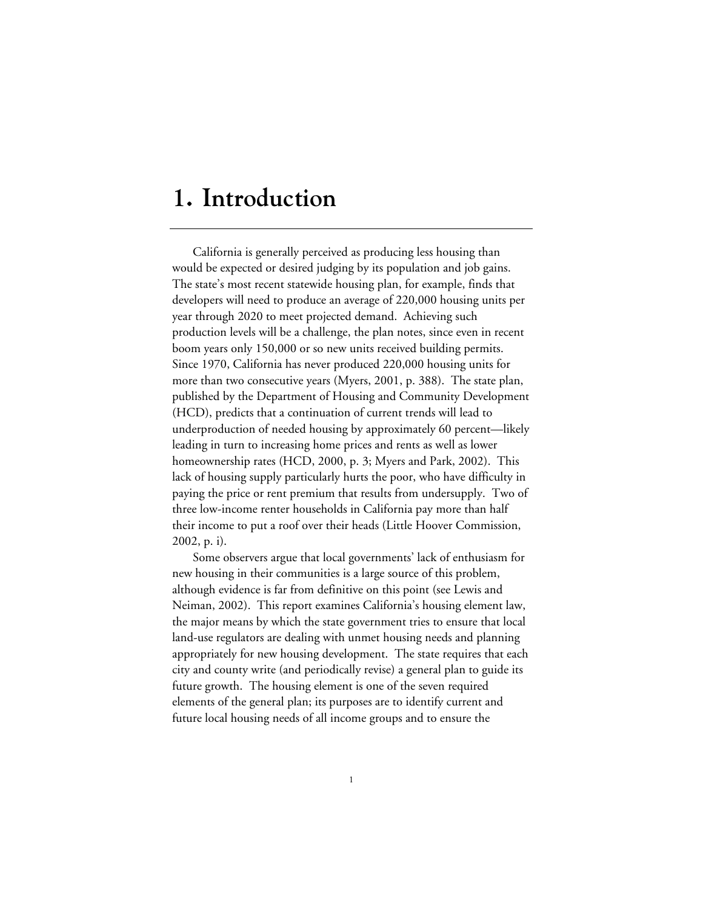# 1. Introduction

California is generally perceived as producing less housing than would be expected or desired judging by its population and job gains. The state's most recent statewide housing plan, for example, finds that developers will need to produce an average of 220,000 housing units per year through 2020 to meet projected demand. Achieving such production levels will be a challenge, the plan notes, since even in recent boom years only 150,000 or so new units received building permits. Since 1970, California has never produced 220,000 housing units for more than two consecutive years (Myers, 2001, p. 388). The state plan, published by the Department of Housing and Community Development (HCD), predicts that a continuation of current trends will lead to underproduction of needed housing by approximately 60 percent—likely leading in turn to increasing home prices and rents as well as lower homeownership rates (HCD, 2000, p. 3; Myers and Park, 2002). This lack of housing supply particularly hurts the poor, who have difficulty in paying the price or rent premium that results from undersupply. Two of three low-income renter households in California pay more than half their income to put a roof over their heads (Little Hoover Commission, 2002, p. i).

Some observers argue that local governments' lack of enthusiasm for new housing in their communities is a large source of this problem, although evidence is far from definitive on this point (see Lewis and Neiman, 2002). This report examines California's housing element law, the major means by which the state government tries to ensure that local land-use regulators are dealing with unmet housing needs and planning appropriately for new housing development. The state requires that each city and county write (and periodically revise) a general plan to guide its future growth. The housing element is one of the seven required elements of the general plan; its purposes are to identify current and future local housing needs of all income groups and to ensure the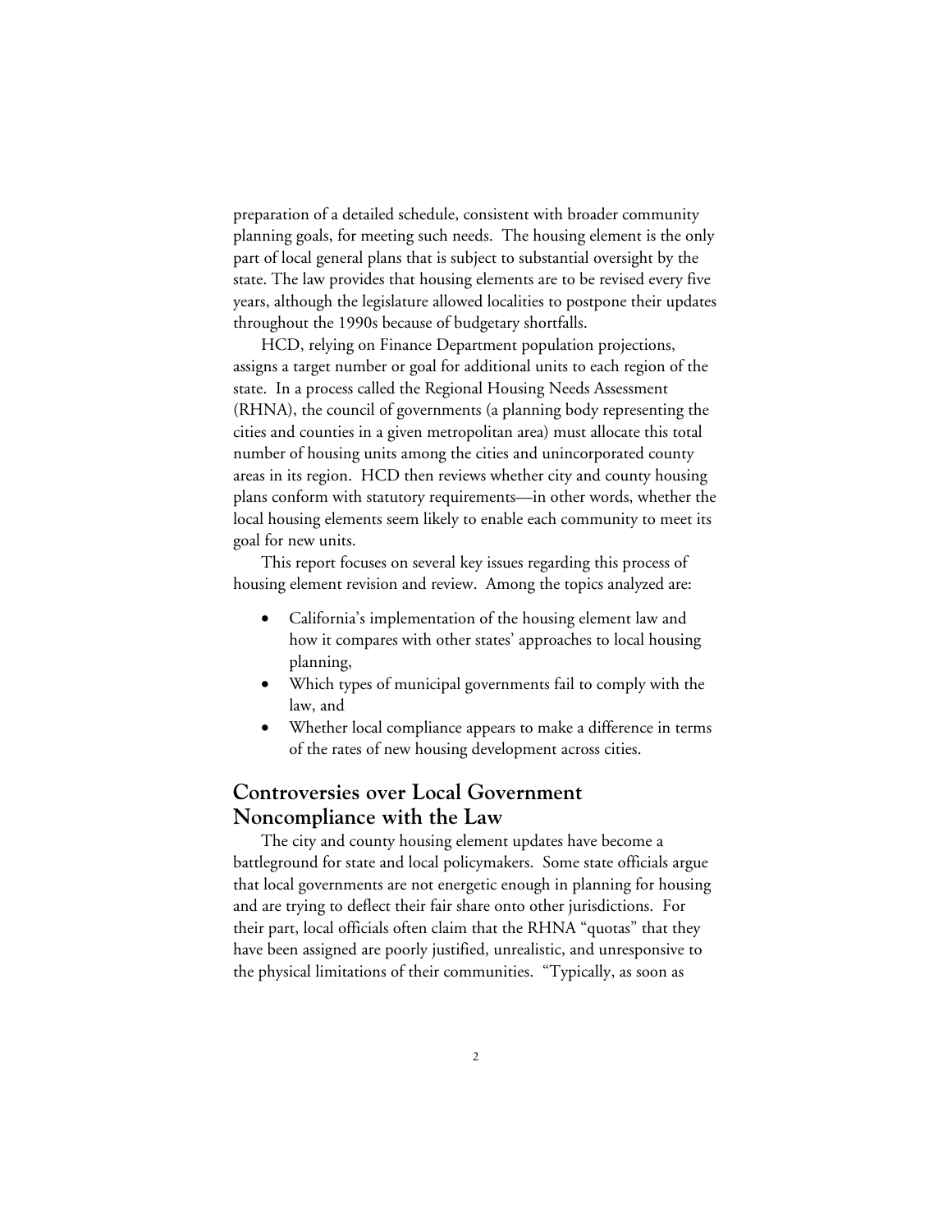preparation of a detailed schedule, consistent with broader community planning goals, for meeting such needs. The housing element is the only part of local general plans that is subject to substantial oversight by the state. The law provides that housing elements are to be revised every five years, although the legislature allowed localities to postpone their updates throughout the 1990s because of budgetary shortfalls.

HCD, relying on Finance Department population projections, assigns a target number or goal for additional units to each region of the state. In a process called the Regional Housing Needs Assessment (RHNA), the council of governments (a planning body representing the cities and counties in a given metropolitan area) must allocate this total number of housing units among the cities and unincorporated county areas in its region. HCD then reviews whether city and county housing plans conform with statutory requirements—in other words, whether the local housing elements seem likely to enable each community to meet its goal for new units.

This report focuses on several key issues regarding this process of housing element revision and review. Among the topics analyzed are:

- California's implementation of the housing element law and how it compares with other states' approaches to local housing planning,
- Which types of municipal governments fail to comply with the law, and
- Whether local compliance appears to make a difference in terms of the rates of new housing development across cities.

## Controversies over Local Government Noncompliance with the Law

The city and county housing element updates have become a battleground for state and local policymakers. Some state officials argue that local governments are not energetic enough in planning for housing and are trying to deflect their fair share onto other jurisdictions. For their part, local officials often claim that the RHNA "quotas" that they have been assigned are poorly justified, unrealistic, and unresponsive to the physical limitations of their communities. "Typically, as soon as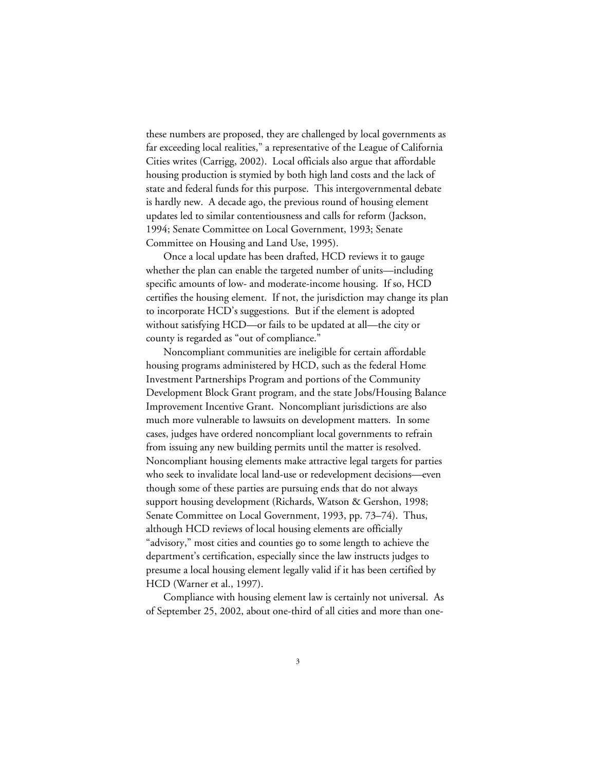these numbers are proposed, they are challenged by local governments as far exceeding local realities," a representative of the League of California Cities writes (Carrigg, 2002). Local officials also argue that affordable housing production is stymied by both high land costs and the lack of state and federal funds for this purpose. This intergovernmental debate is hardly new. A decade ago, the previous round of housing element updates led to similar contentiousness and calls for reform (Jackson, 1994; Senate Committee on Local Government, 1993; Senate Committee on Housing and Land Use, 1995).

Once a local update has been drafted, HCD reviews it to gauge whether the plan can enable the targeted number of units—including specific amounts of low- and moderate-income housing. If so, HCD certifies the housing element. If not, the jurisdiction may change its plan to incorporate HCD's suggestions. But if the element is adopted without satisfying HCD—or fails to be updated at all—the city or county is regarded as "out of compliance."

Noncompliant communities are ineligible for certain affordable housing programs administered by HCD, such as the federal Home Investment Partnerships Program and portions of the Community Development Block Grant program, and the state Jobs/Housing Balance Improvement Incentive Grant. Noncompliant jurisdictions are also much more vulnerable to lawsuits on development matters. In some cases, judges have ordered noncompliant local governments to refrain from issuing any new building permits until the matter is resolved. Noncompliant housing elements make attractive legal targets for parties who seek to invalidate local land-use or redevelopment decisions—even though some of these parties are pursuing ends that do not always support housing development (Richards, Watson & Gershon, 1998; Senate Committee on Local Government, 1993, pp. 73–74). Thus, although HCD reviews of local housing elements are officially "advisory," most cities and counties go to some length to achieve the department's certification, especially since the law instructs judges to presume a local housing element legally valid if it has been certified by HCD (Warner et al., 1997).

Compliance with housing element law is certainly not universal. As of September 25, 2002, about one-third of all cities and more than one-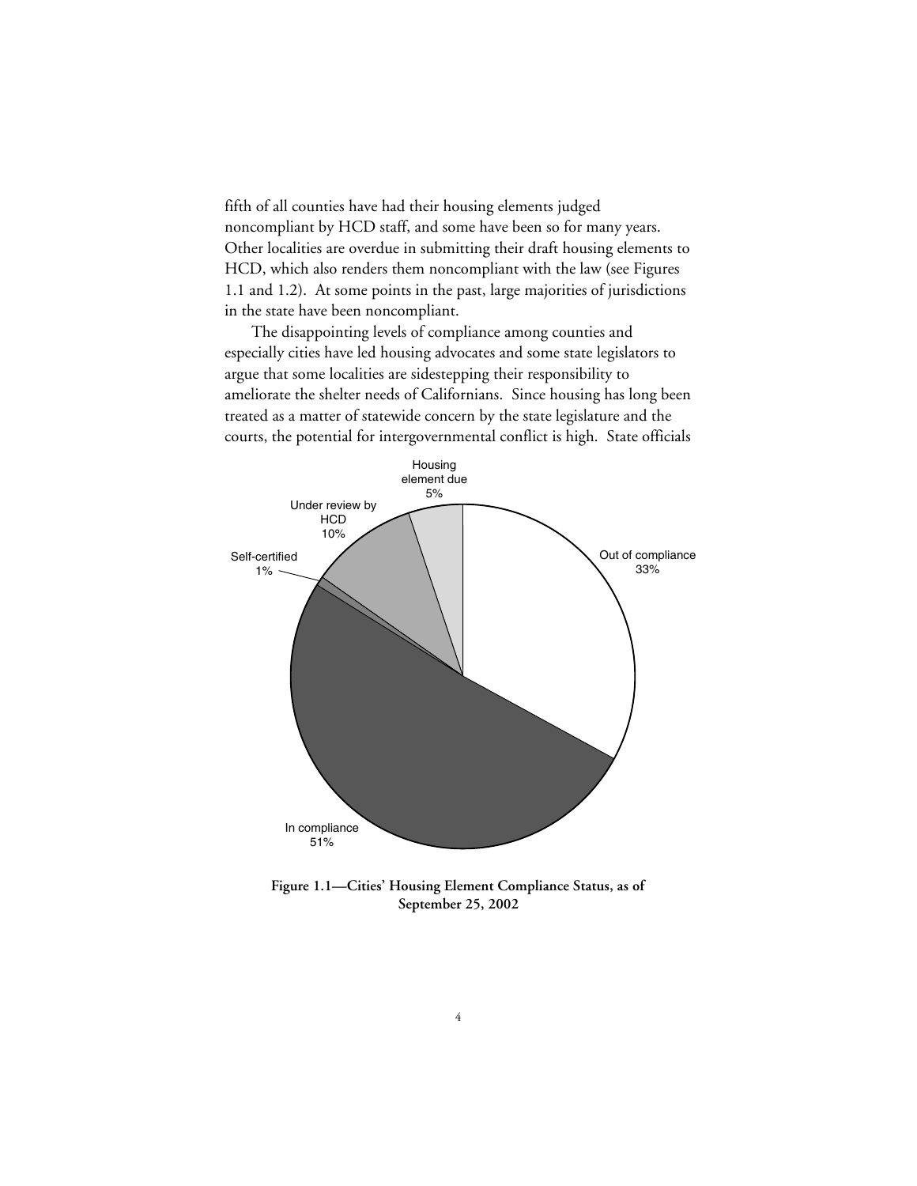fifth of all counties have had their housing elements judged noncompliant by HCD staff, and some have been so for many years. Other localities are overdue in submitting their draft housing elements to HCD, which also renders them noncompliant with the law (see Figures 1.1 and 1.2). At some points in the past, large majorities of jurisdictions in the state have been noncompliant.

The disappointing levels of compliance among counties and especially cities have led housing advocates and some state legislators to argue that some localities are sidestepping their responsibility to ameliorate the shelter needs of Californians. Since housing has long been treated as a matter of statewide concern by the state legislature and the courts, the potential for intergovernmental conflict is high. State officials

**Figure 1.1—Cities' Housing Element Compliance Status, as of September 25, 2002**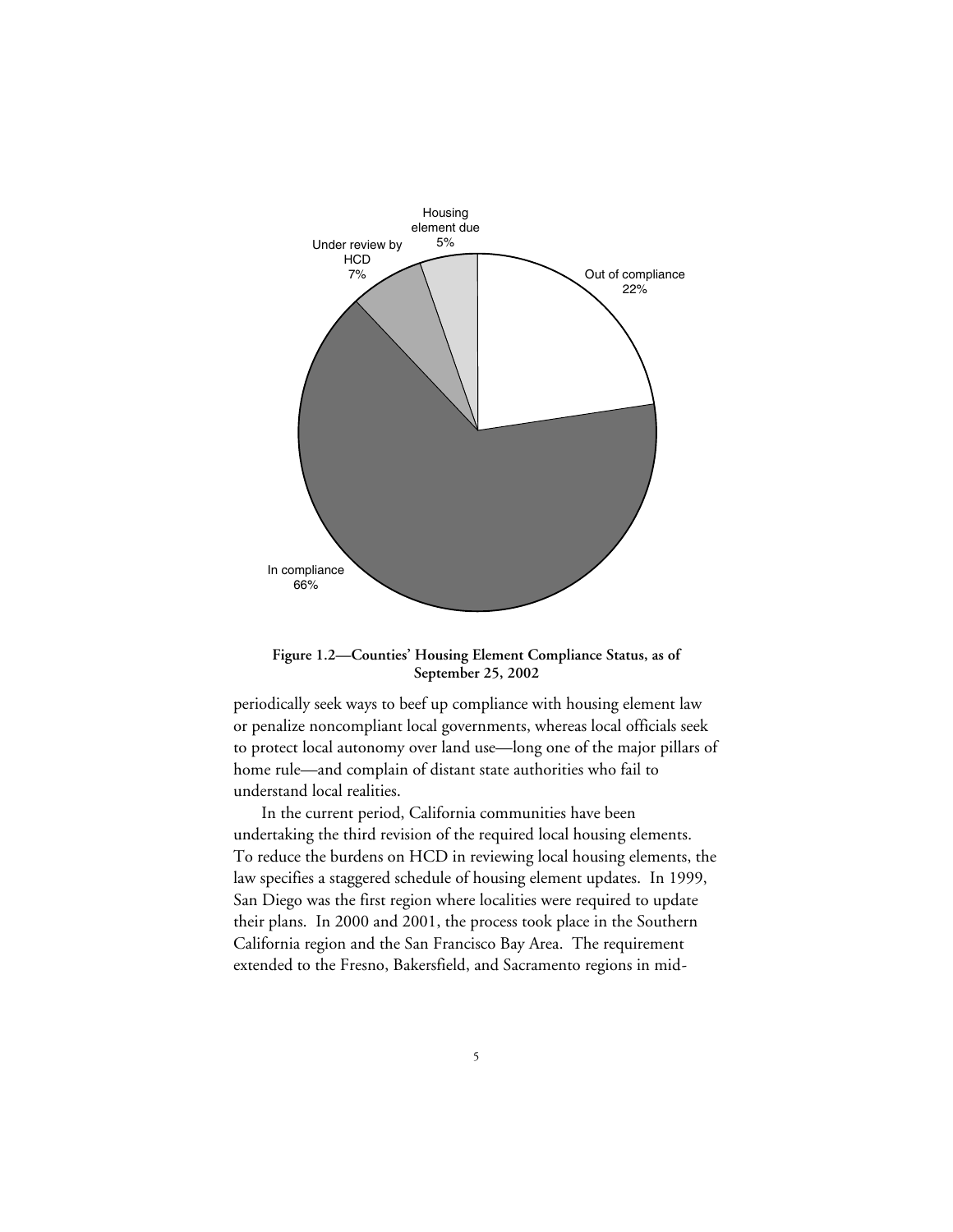Housing element due 5%

Under review by HCD 7%

Out of compliance 22%

In compliance 66%

**Figure 1.2—Counties' Housing Element Compliance Status, as of September 25, 2002**

periodically seek ways to beef up compliance with housing element law or penalize noncompliant local governments, whereas local officials seek to protect local autonomy over land use—long one of the major pillars of home rule—and complain of distant state authorities who fail to understand local realities.

In the current period, California communities have been undertaking the third revision of the required local housing elements. To reduce the burdens on HCD in reviewing local housing elements, the law specifies a staggered schedule of housing element updates. In 1999, San Diego was the first region where localities were required to update their plans. In 2000 and 2001, the process took place in the Southern California region and the San Francisco Bay Area. The requirement extended to the Fresno, Bakersfield, and Sacramento regions in mid-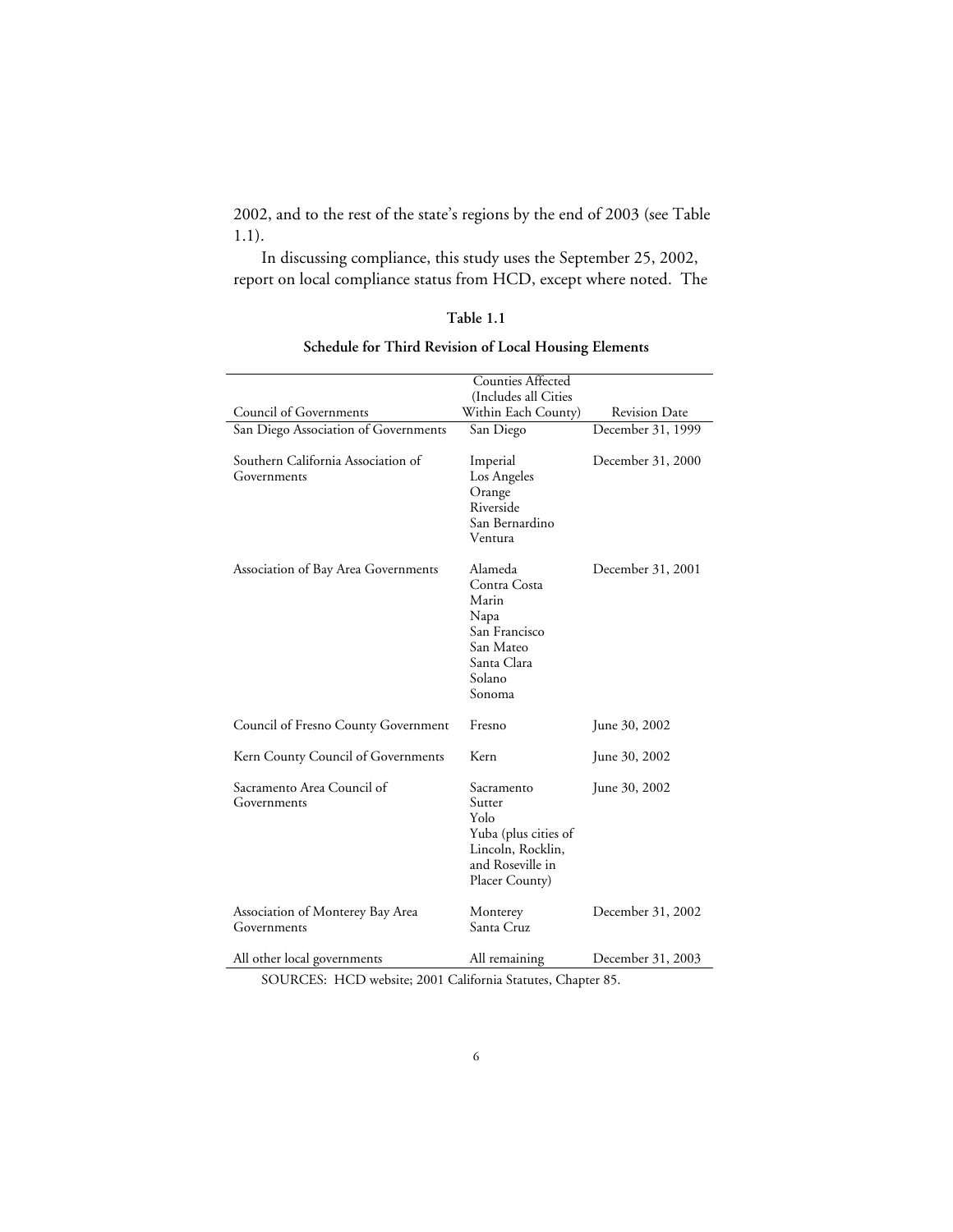2002, and to the rest of the state's regions by the end of 2003 (see Table 1.1).

In discussing compliance, this study uses the September 25, 2002, report on local compliance status from HCD, except where noted. The

**Table 1.1**

**Schedule for Third Revision of Local Housing Elements**

| Council of Governments | Counties Affected (Includes all Cities Within Each County) | Revision Date |
|---|---|---|
| San Diego Association of Governments | San Diego | December 31, 1999 |
| Southern California Association of Governments | Imperial<br>Los Angeles<br>Orange<br>Riverside<br>San Bernardino<br>Ventura | December 31, 2000 |
| Association of Bay Area Governments | Alameda<br>Contra Costa<br>Marin<br>Napa<br>San Francisco<br>San Mateo<br>Santa Clara<br>Solano<br>Sonoma | December 31, 2001 |
| Council of Fresno County Government | Fresno | June 30, 2002 |
| Kern County Council of Governments | Kern | June 30, 2002 |
| Sacramento Area Council of Governments | Sacramento<br>Sutter<br>Yolo<br>Yuba (plus cities of Lincoln, Rocklin, and Roseville in Placer County) | June 30, 2002 |
| Association of Monterey Bay Area Governments | Monterey<br>Santa Cruz | December 31, 2002 |
| All other local governments | All remaining | December 31, 2003 |

SOURCES: HCD website; 2001 California Statutes, Chapter 85.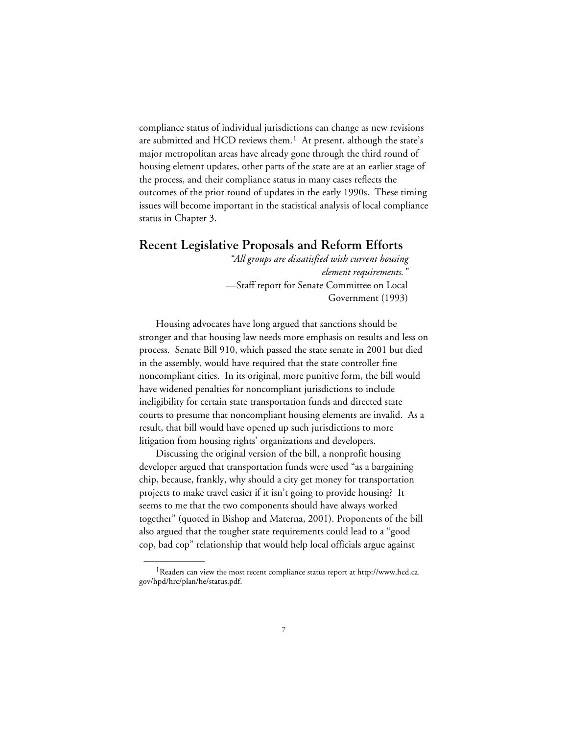compliance status of individual jurisdictions can change as new revisions are submitted and HCD reviews them.[1] At present, although the state's major metropolitan areas have already gone through the third round of housing element updates, other parts of the state are at an earlier stage of the process, and their compliance status in many cases reflects the outcomes of the prior round of updates in the early 1990s. These timing issues will become important in the statistical analysis of local compliance status in Chapter 3.

## Recent Legislative Proposals and Reform Efforts

*"All groups are dissatisfied with current housing element requirements."*
—Staff report for Senate Committee on Local Government (1993)

Housing advocates have long argued that sanctions should be stronger and that housing law needs more emphasis on results and less on process. Senate Bill 910, which passed the state senate in 2001 but died in the assembly, would have required that the state controller fine noncompliant cities. In its original, more punitive form, the bill would have widened penalties for noncompliant jurisdictions to include ineligibility for certain state transportation funds and directed state courts to presume that noncompliant housing elements are invalid. As a result, that bill would have opened up such jurisdictions to more litigation from housing rights' organizations and developers.

Discussing the original version of the bill, a nonprofit housing developer argued that transportation funds were used "as a bargaining chip, because, frankly, why should a city get money for transportation projects to make travel easier if it isn't going to provide housing? It seems to me that the two components should have always worked together" (quoted in Bishop and Materna, 2001). Proponents of the bill also argued that the tougher state requirements could lead to a "good cop, bad cop" relationship that would help local officials argue against

[1] Readers can view the most recent compliance status report at http://www.hcd.ca.gov/hpd/hrc/plan/he/status.pdf.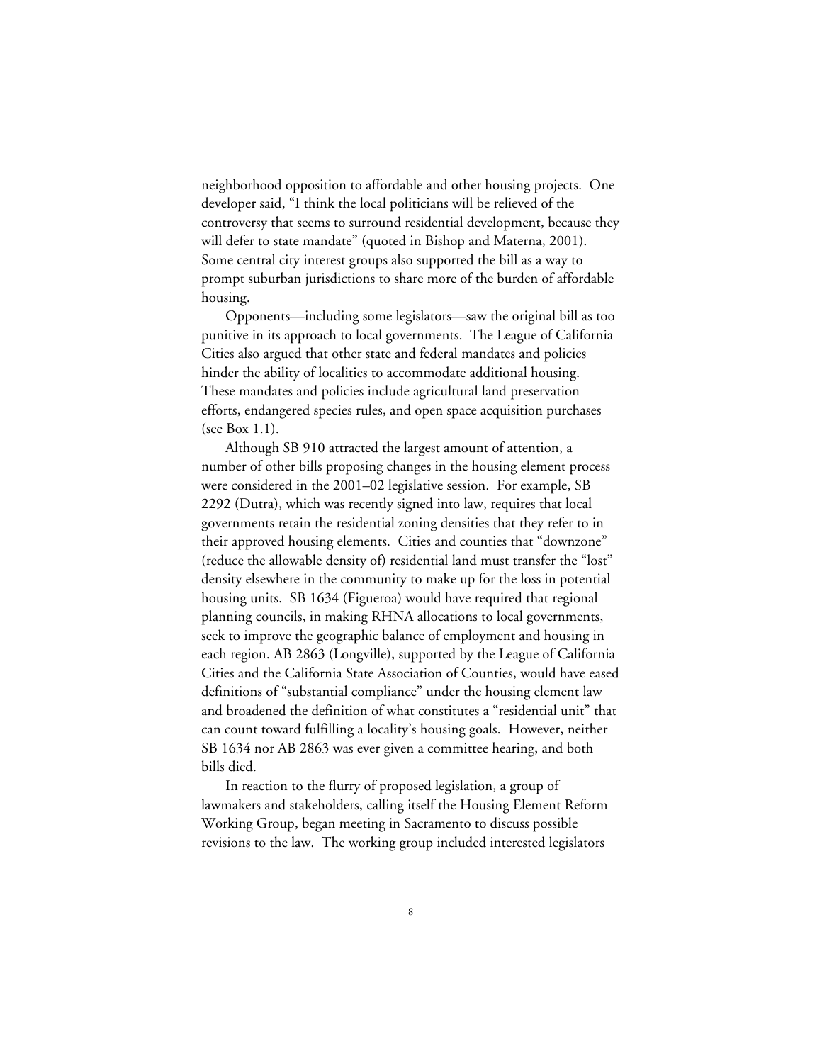neighborhood opposition to affordable and other housing projects. One developer said, "I think the local politicians will be relieved of the controversy that seems to surround residential development, because they will defer to state mandate" (quoted in Bishop and Materna, 2001). Some central city interest groups also supported the bill as a way to prompt suburban jurisdictions to share more of the burden of affordable housing.

Opponents—including some legislators—saw the original bill as too punitive in its approach to local governments. The League of California Cities also argued that other state and federal mandates and policies hinder the ability of localities to accommodate additional housing. These mandates and policies include agricultural land preservation efforts, endangered species rules, and open space acquisition purchases (see Box 1.1).

Although SB 910 attracted the largest amount of attention, a number of other bills proposing changes in the housing element process were considered in the 2001–02 legislative session. For example, SB 2292 (Dutra), which was recently signed into law, requires that local governments retain the residential zoning densities that they refer to in their approved housing elements. Cities and counties that "downzone" (reduce the allowable density of) residential land must transfer the "lost" density elsewhere in the community to make up for the loss in potential housing units. SB 1634 (Figueroa) would have required that regional planning councils, in making RHNA allocations to local governments, seek to improve the geographic balance of employment and housing in each region. AB 2863 (Longville), supported by the League of California Cities and the California State Association of Counties, would have eased definitions of "substantial compliance" under the housing element law and broadened the definition of what constitutes a "residential unit" that can count toward fulfilling a locality's housing goals. However, neither SB 1634 nor AB 2863 was ever given a committee hearing, and both bills died.

In reaction to the flurry of proposed legislation, a group of lawmakers and stakeholders, calling itself the Housing Element Reform Working Group, began meeting in Sacramento to discuss possible revisions to the law. The working group included interested legislators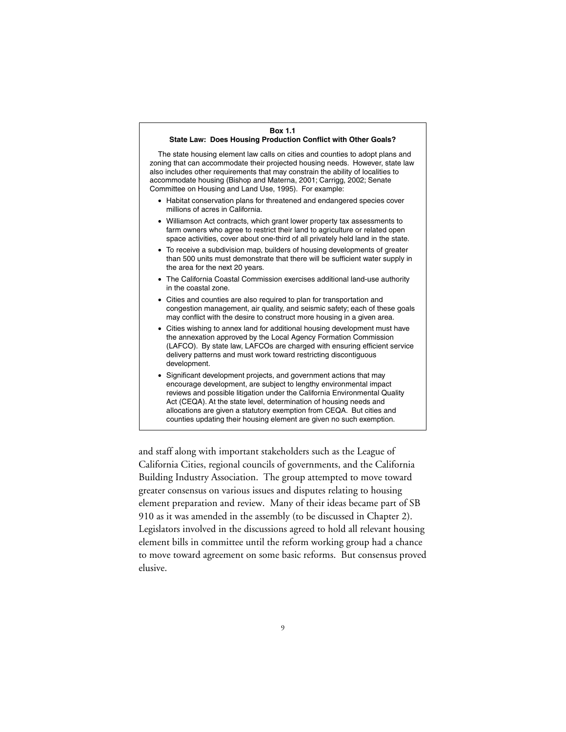**Box 1.1**
**State Law: Does Housing Production Conflict with Other Goals?**

The state housing element law calls on cities and counties to adopt plans and zoning that can accommodate their projected housing needs. However, state law also includes other requirements that may constrain the ability of localities to accommodate housing (Bishop and Materna, 2001; Carrigg, 2002; Senate Committee on Housing and Land Use, 1995). For example:

- Habitat conservation plans for threatened and endangered species cover millions of acres in California.
- Williamson Act contracts, which grant lower property tax assessments to farm owners who agree to restrict their land to agriculture or related open space activities, cover about one-third of all privately held land in the state.
- To receive a subdivision map, builders of housing developments of greater than 500 units must demonstrate that there will be sufficient water supply in the area for the next 20 years.
- The California Coastal Commission exercises additional land-use authority in the coastal zone.
- Cities and counties are also required to plan for transportation and congestion management, air quality, and seismic safety; each of these goals may conflict with the desire to construct more housing in a given area.
- Cities wishing to annex land for additional housing development must have the annexation approved by the Local Agency Formation Commission (LAFCO). By state law, LAFCOs are charged with ensuring efficient service delivery patterns and must work toward restricting discontiguous development.
- Significant development projects, and government actions that may encourage development, are subject to lengthy environmental impact reviews and possible litigation under the California Environmental Quality Act (CEQA). At the state level, determination of housing needs and allocations are given a statutory exemption from CEQA. But cities and counties updating their housing element are given no such exemption.

and staff along with important stakeholders such as the League of California Cities, regional councils of governments, and the California Building Industry Association. The group attempted to move toward greater consensus on various issues and disputes relating to housing element preparation and review. Many of their ideas became part of SB 910 as it was amended in the assembly (to be discussed in Chapter 2). Legislators involved in the discussions agreed to hold all relevant housing element bills in committee until the reform working group had a chance to move toward agreement on some basic reforms. But consensus proved elusive.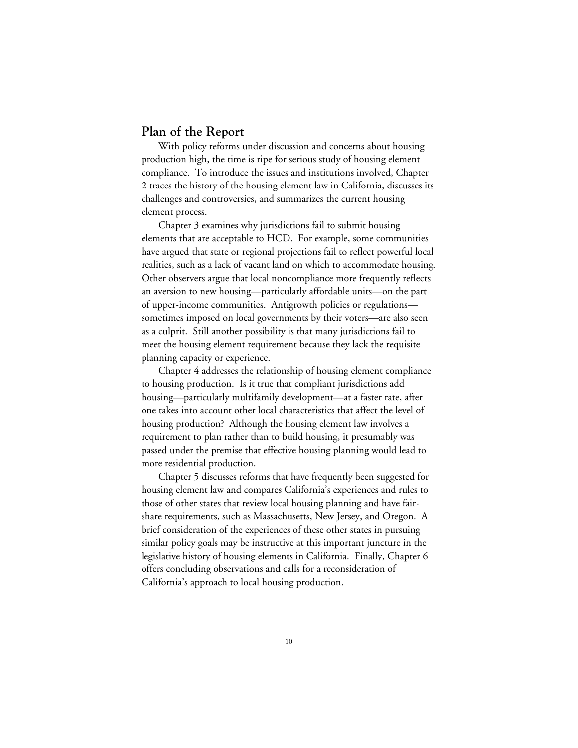## Plan of the Report

With policy reforms under discussion and concerns about housing production high, the time is ripe for serious study of housing element compliance. To introduce the issues and institutions involved, Chapter 2 traces the history of the housing element law in California, discusses its challenges and controversies, and summarizes the current housing element process.

Chapter 3 examines why jurisdictions fail to submit housing elements that are acceptable to HCD. For example, some communities have argued that state or regional projections fail to reflect powerful local realities, such as a lack of vacant land on which to accommodate housing. Other observers argue that local noncompliance more frequently reflects an aversion to new housing—particularly affordable units—on the part of upper-income communities. Antigrowth policies or regulations—sometimes imposed on local governments by their voters—are also seen as a culprit. Still another possibility is that many jurisdictions fail to meet the housing element requirement because they lack the requisite planning capacity or experience.

Chapter 4 addresses the relationship of housing element compliance to housing production. Is it true that compliant jurisdictions add housing—particularly multifamily development—at a faster rate, after one takes into account other local characteristics that affect the level of housing production? Although the housing element law involves a requirement to plan rather than to build housing, it presumably was passed under the premise that effective housing planning would lead to more residential production.

Chapter 5 discusses reforms that have frequently been suggested for housing element law and compares California's experiences and rules to those of other states that review local housing planning and have fair-share requirements, such as Massachusetts, New Jersey, and Oregon. A brief consideration of the experiences of these other states in pursuing similar policy goals may be instructive at this important juncture in the legislative history of housing elements in California. Finally, Chapter 6 offers concluding observations and calls for a reconsideration of California's approach to local housing production.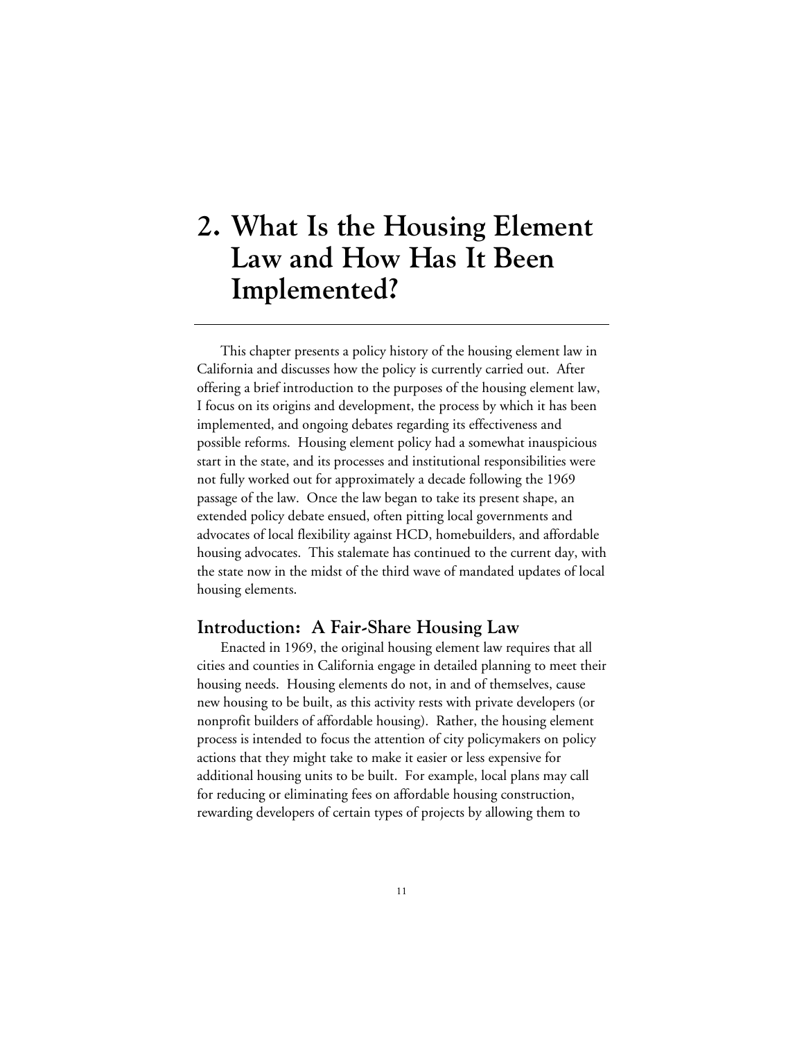# 2. What Is the Housing Element Law and How Has It Been Implemented?

This chapter presents a policy history of the housing element law in California and discusses how the policy is currently carried out. After offering a brief introduction to the purposes of the housing element law, I focus on its origins and development, the process by which it has been implemented, and ongoing debates regarding its effectiveness and possible reforms. Housing element policy had a somewhat inauspicious start in the state, and its processes and institutional responsibilities were not fully worked out for approximately a decade following the 1969 passage of the law. Once the law began to take its present shape, an extended policy debate ensued, often pitting local governments and advocates of local flexibility against HCD, homebuilders, and affordable housing advocates. This stalemate has continued to the current day, with the state now in the midst of the third wave of mandated updates of local housing elements.

## Introduction: A Fair-Share Housing Law

Enacted in 1969, the original housing element law requires that all cities and counties in California engage in detailed planning to meet their housing needs. Housing elements do not, in and of themselves, cause new housing to be built, as this activity rests with private developers (or nonprofit builders of affordable housing). Rather, the housing element process is intended to focus the attention of city policymakers on policy actions that they might take to make it easier or less expensive for additional housing units to be built. For example, local plans may call for reducing or eliminating fees on affordable housing construction, rewarding developers of certain types of projects by allowing them to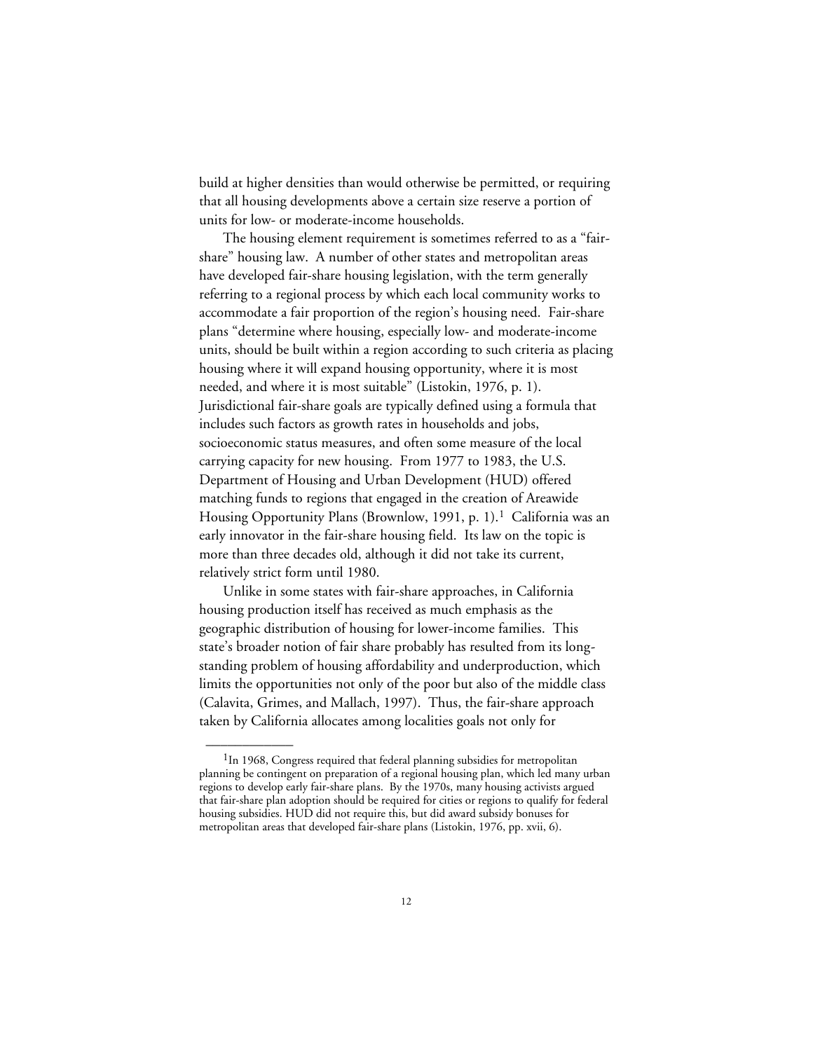build at higher densities than would otherwise be permitted, or requiring that all housing developments above a certain size reserve a portion of units for low- or moderate-income households.

The housing element requirement is sometimes referred to as a "fair-share" housing law. A number of other states and metropolitan areas have developed fair-share housing legislation, with the term generally referring to a regional process by which each local community works to accommodate a fair proportion of the region's housing need. Fair-share plans "determine where housing, especially low- and moderate-income units, should be built within a region according to such criteria as placing housing where it will expand housing opportunity, where it is most needed, and where it is most suitable" (Listokin, 1976, p. 1). Jurisdictional fair-share goals are typically defined using a formula that includes such factors as growth rates in households and jobs, socioeconomic status measures, and often some measure of the local carrying capacity for new housing. From 1977 to 1983, the U.S. Department of Housing and Urban Development (HUD) offered matching funds to regions that engaged in the creation of Areawide Housing Opportunity Plans (Brownlow, 1991, p. 1).[1] California was an early innovator in the fair-share housing field. Its law on the topic is more than three decades old, although it did not take its current, relatively strict form until 1980.

Unlike in some states with fair-share approaches, in California housing production itself has received as much emphasis as the geographic distribution of housing for lower-income families. This state's broader notion of fair share probably has resulted from its long-standing problem of housing affordability and underproduction, which limits the opportunities not only of the poor but also of the middle class (Calavita, Grimes, and Mallach, 1997). Thus, the fair-share approach taken by California allocates among localities goals not only for

---

[1]In 1968, Congress required that federal planning subsidies for metropolitan planning be contingent on preparation of a regional housing plan, which led many urban regions to develop early fair-share plans. By the 1970s, many housing activists argued that fair-share plan adoption should be required for cities or regions to qualify for federal housing subsidies. HUD did not require this, but did award subsidy bonuses for metropolitan areas that developed fair-share plans (Listokin, 1976, pp. xvii, 6).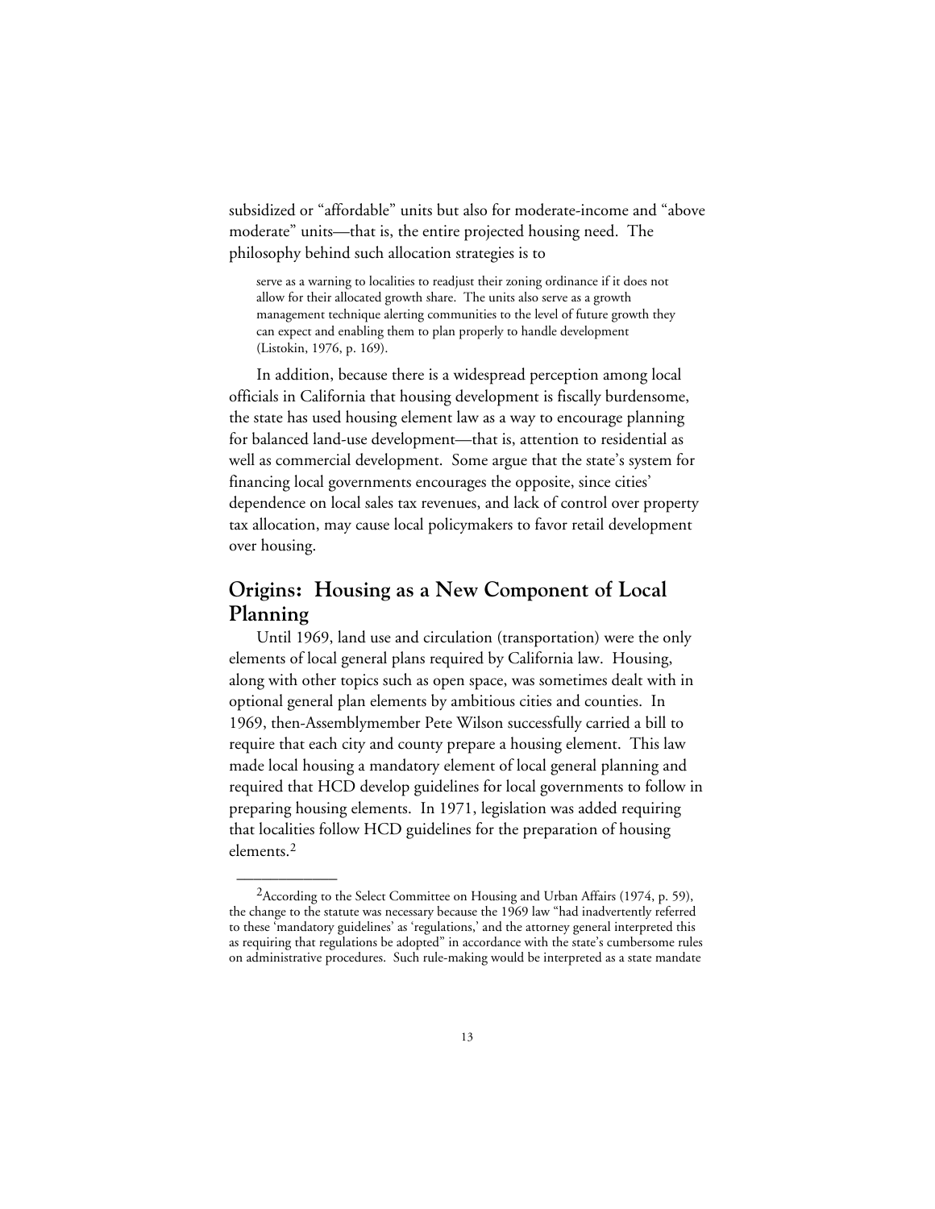subsidized or "affordable" units but also for moderate-income and "above moderate" units—that is, the entire projected housing need. The philosophy behind such allocation strategies is to

> serve as a warning to localities to readjust their zoning ordinance if it does not allow for their allocated growth share. The units also serve as a growth management technique alerting communities to the level of future growth they can expect and enabling them to plan properly to handle development (Listokin, 1976, p. 169).

In addition, because there is a widespread perception among local officials in California that housing development is fiscally burdensome, the state has used housing element law as a way to encourage planning for balanced land-use development—that is, attention to residential as well as commercial development. Some argue that the state's system for financing local governments encourages the opposite, since cities' dependence on local sales tax revenues, and lack of control over property tax allocation, may cause local policymakers to favor retail development over housing.

## Origins: Housing as a New Component of Local Planning

Until 1969, land use and circulation (transportation) were the only elements of local general plans required by California law. Housing, along with other topics such as open space, was sometimes dealt with in optional general plan elements by ambitious cities and counties. In 1969, then-Assemblymember Pete Wilson successfully carried a bill to require that each city and county prepare a housing element. This law made local housing a mandatory element of local general planning and required that HCD develop guidelines for local governments to follow in preparing housing elements. In 1971, legislation was added requiring that localities follow HCD guidelines for the preparation of housing elements.[2]

---

[2]According to the Select Committee on Housing and Urban Affairs (1974, p. 59), the change to the statute was necessary because the 1969 law "had inadvertently referred to these 'mandatory guidelines' as 'regulations,' and the attorney general interpreted this as requiring that regulations be adopted" in accordance with the state's cumbersome rules on administrative procedures. Such rule-making would be interpreted as a state mandate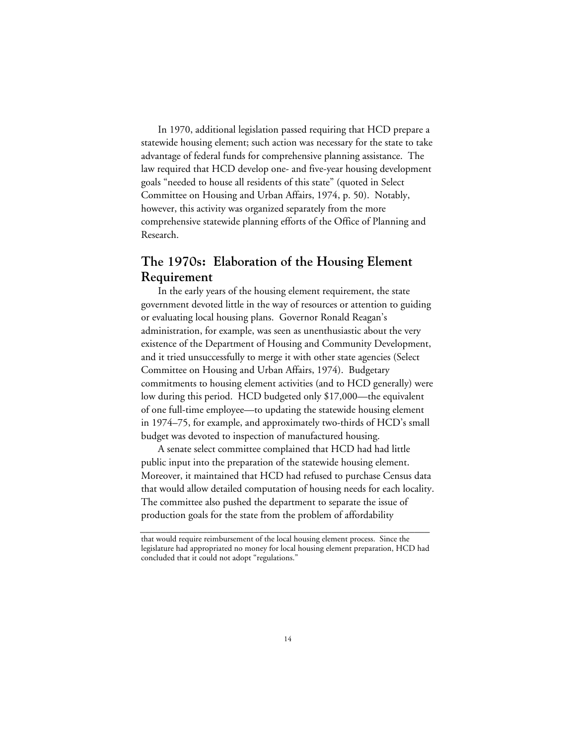In 1970, additional legislation passed requiring that HCD prepare a statewide housing element; such action was necessary for the state to take advantage of federal funds for comprehensive planning assistance. The law required that HCD develop one- and five-year housing development goals "needed to house all residents of this state" (quoted in Select Committee on Housing and Urban Affairs, 1974, p. 50). Notably, however, this activity was organized separately from the more comprehensive statewide planning efforts of the Office of Planning and Research.

## The 1970s: Elaboration of the Housing Element Requirement

In the early years of the housing element requirement, the state government devoted little in the way of resources or attention to guiding or evaluating local housing plans. Governor Ronald Reagan's administration, for example, was seen as unenthusiastic about the very existence of the Department of Housing and Community Development, and it tried unsuccessfully to merge it with other state agencies (Select Committee on Housing and Urban Affairs, 1974). Budgetary commitments to housing element activities (and to HCD generally) were low during this period. HCD budgeted only $17,000—the equivalent of one full-time employee—to updating the statewide housing element in 1974–75, for example, and approximately two-thirds of HCD's small budget was devoted to inspection of manufactured housing.

A senate select committee complained that HCD had had little public input into the preparation of the statewide housing element. Moreover, it maintained that HCD had refused to purchase Census data that would allow detailed computation of housing needs for each locality. The committee also pushed the department to separate the issue of production goals for the state from the problem of affordability

---

that would require reimbursement of the local housing element process. Since the legislature had appropriated no money for local housing element preparation, HCD had concluded that it could not adopt "regulations."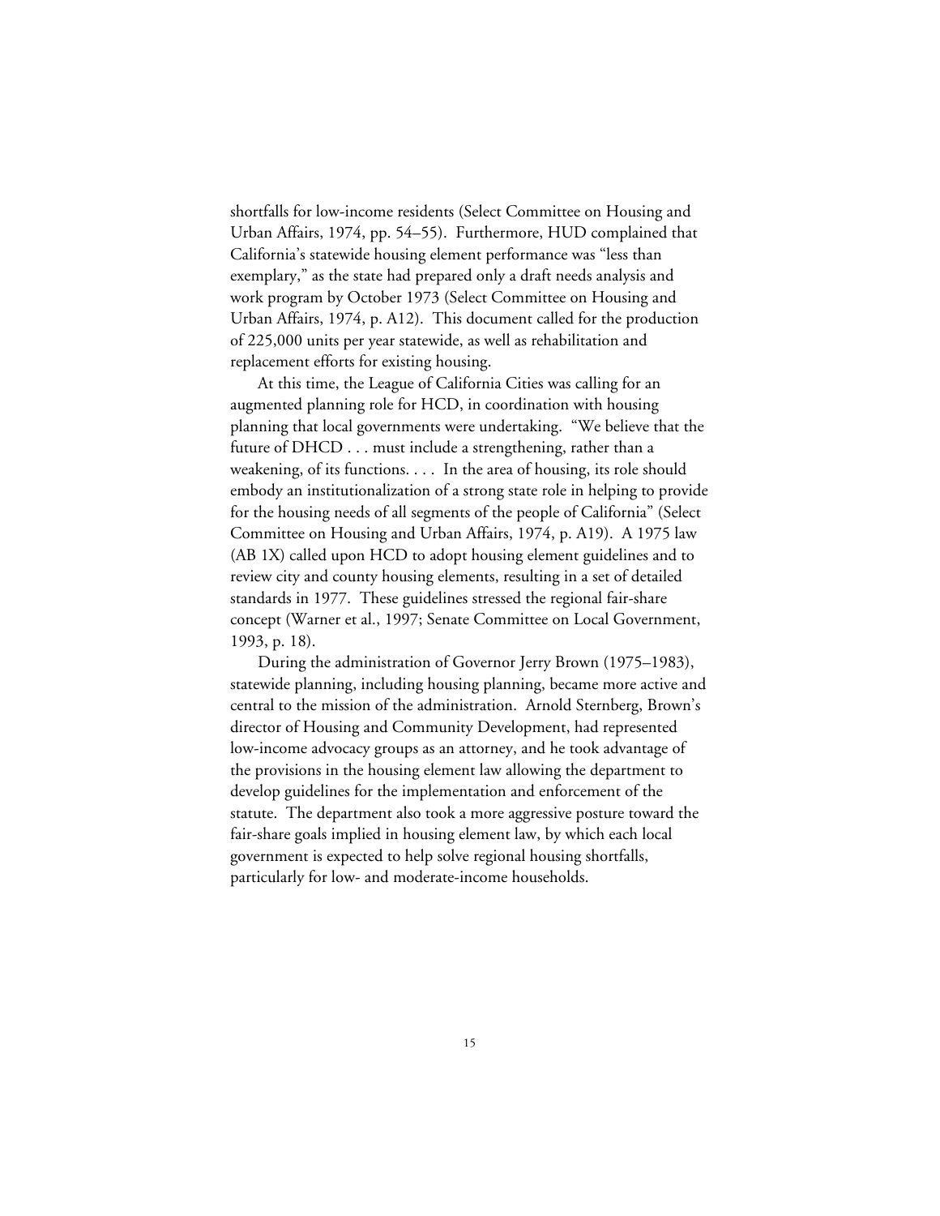shortfalls for low-income residents (Select Committee on Housing and Urban Affairs, 1974, pp. 54–55). Furthermore, HUD complained that California's statewide housing element performance was "less than exemplary," as the state had prepared only a draft needs analysis and work program by October 1973 (Select Committee on Housing and Urban Affairs, 1974, p. A12). This document called for the production of 225,000 units per year statewide, as well as rehabilitation and replacement efforts for existing housing.

At this time, the League of California Cities was calling for an augmented planning role for HCD, in coordination with housing planning that local governments were undertaking. "We believe that the future of DHCD . . . must include a strengthening, rather than a weakening, of its functions. . . . In the area of housing, its role should embody an institutionalization of a strong state role in helping to provide for the housing needs of all segments of the people of California" (Select Committee on Housing and Urban Affairs, 1974, p. A19). A 1975 law (AB 1X) called upon HCD to adopt housing element guidelines and to review city and county housing elements, resulting in a set of detailed standards in 1977. These guidelines stressed the regional fair-share concept (Warner et al., 1997; Senate Committee on Local Government, 1993, p. 18).

During the administration of Governor Jerry Brown (1975–1983), statewide planning, including housing planning, became more active and central to the mission of the administration. Arnold Sternberg, Brown's director of Housing and Community Development, had represented low-income advocacy groups as an attorney, and he took advantage of the provisions in the housing element law allowing the department to develop guidelines for the implementation and enforcement of the statute. The department also took a more aggressive posture toward the fair-share goals implied in housing element law, by which each local government is expected to help solve regional housing shortfalls, particularly for low- and moderate-income households.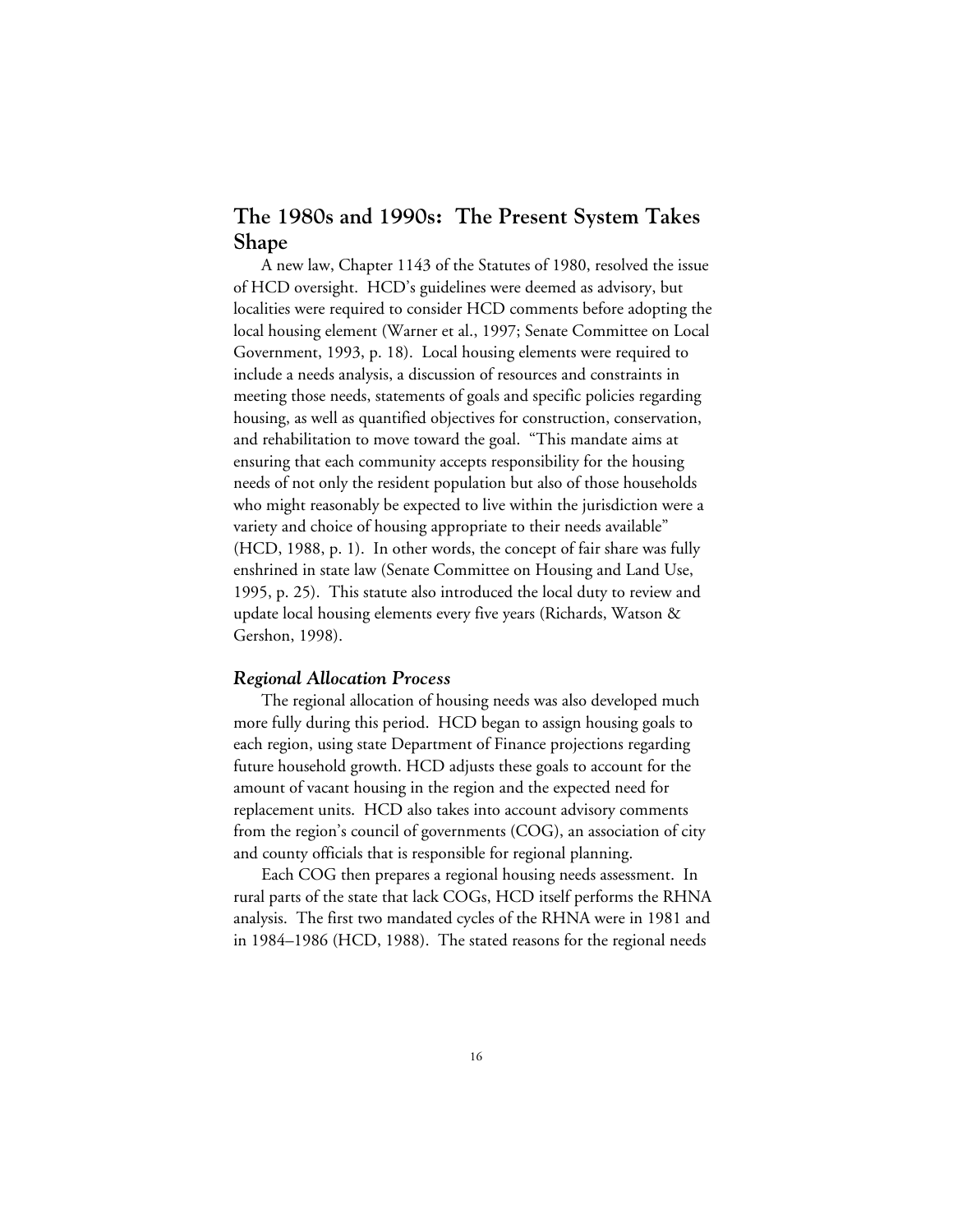## The 1980s and 1990s: The Present System Takes Shape

A new law, Chapter 1143 of the Statutes of 1980, resolved the issue of HCD oversight. HCD's guidelines were deemed as advisory, but localities were required to consider HCD comments before adopting the local housing element (Warner et al., 1997; Senate Committee on Local Government, 1993, p. 18). Local housing elements were required to include a needs analysis, a discussion of resources and constraints in meeting those needs, statements of goals and specific policies regarding housing, as well as quantified objectives for construction, conservation, and rehabilitation to move toward the goal. "This mandate aims at ensuring that each community accepts responsibility for the housing needs of not only the resident population but also of those households who might reasonably be expected to live within the jurisdiction were a variety and choice of housing appropriate to their needs available" (HCD, 1988, p. 1). In other words, the concept of fair share was fully enshrined in state law (Senate Committee on Housing and Land Use, 1995, p. 25). This statute also introduced the local duty to review and update local housing elements every five years (Richards, Watson & Gershon, 1998).

### *Regional Allocation Process*

The regional allocation of housing needs was also developed much more fully during this period. HCD began to assign housing goals to each region, using state Department of Finance projections regarding future household growth. HCD adjusts these goals to account for the amount of vacant housing in the region and the expected need for replacement units. HCD also takes into account advisory comments from the region's council of governments (COG), an association of city and county officials that is responsible for regional planning.

Each COG then prepares a regional housing needs assessment. In rural parts of the state that lack COGs, HCD itself performs the RHNA analysis. The first two mandated cycles of the RHNA were in 1981 and in 1984–1986 (HCD, 1988). The stated reasons for the regional needs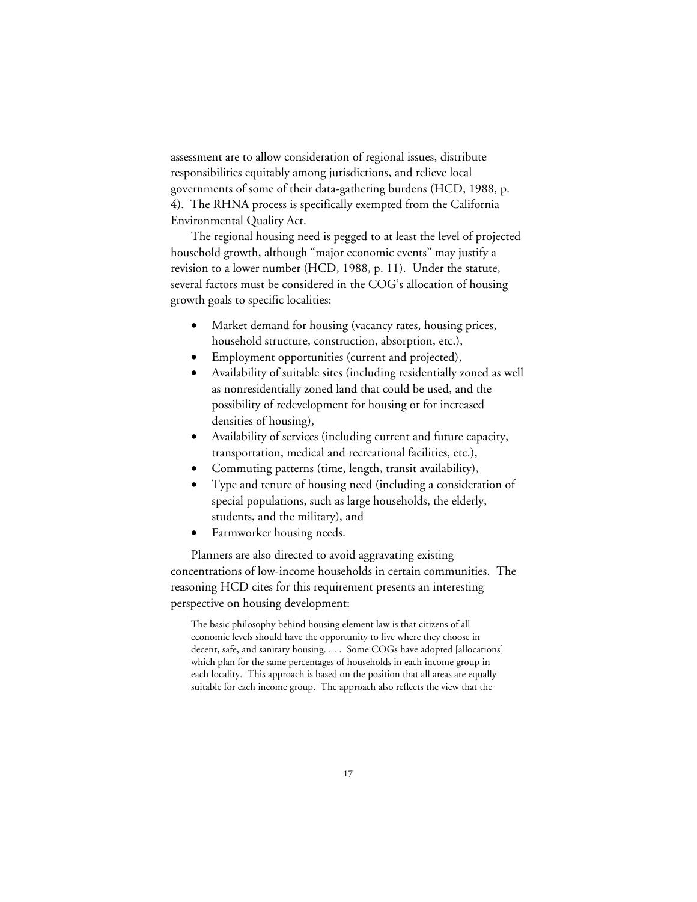assessment are to allow consideration of regional issues, distribute responsibilities equitably among jurisdictions, and relieve local governments of some of their data-gathering burdens (HCD, 1988, p. 4). The RHNA process is specifically exempted from the California Environmental Quality Act.

The regional housing need is pegged to at least the level of projected household growth, although "major economic events" may justify a revision to a lower number (HCD, 1988, p. 11). Under the statute, several factors must be considered in the COG's allocation of housing growth goals to specific localities:

- Market demand for housing (vacancy rates, housing prices, household structure, construction, absorption, etc.),
- Employment opportunities (current and projected),
- Availability of suitable sites (including residentially zoned as well as nonresidentially zoned land that could be used, and the possibility of redevelopment for housing or for increased densities of housing),
- Availability of services (including current and future capacity, transportation, medical and recreational facilities, etc.),
- Commuting patterns (time, length, transit availability),
- Type and tenure of housing need (including a consideration of special populations, such as large households, the elderly, students, and the military), and
- Farmworker housing needs.

Planners are also directed to avoid aggravating existing concentrations of low-income households in certain communities. The reasoning HCD cites for this requirement presents an interesting perspective on housing development:

> The basic philosophy behind housing element law is that citizens of all economic levels should have the opportunity to live where they choose in decent, safe, and sanitary housing. . . . Some COGs have adopted [allocations] which plan for the same percentages of households in each income group in each locality. This approach is based on the position that all areas are equally suitable for each income group. The approach also reflects the view that the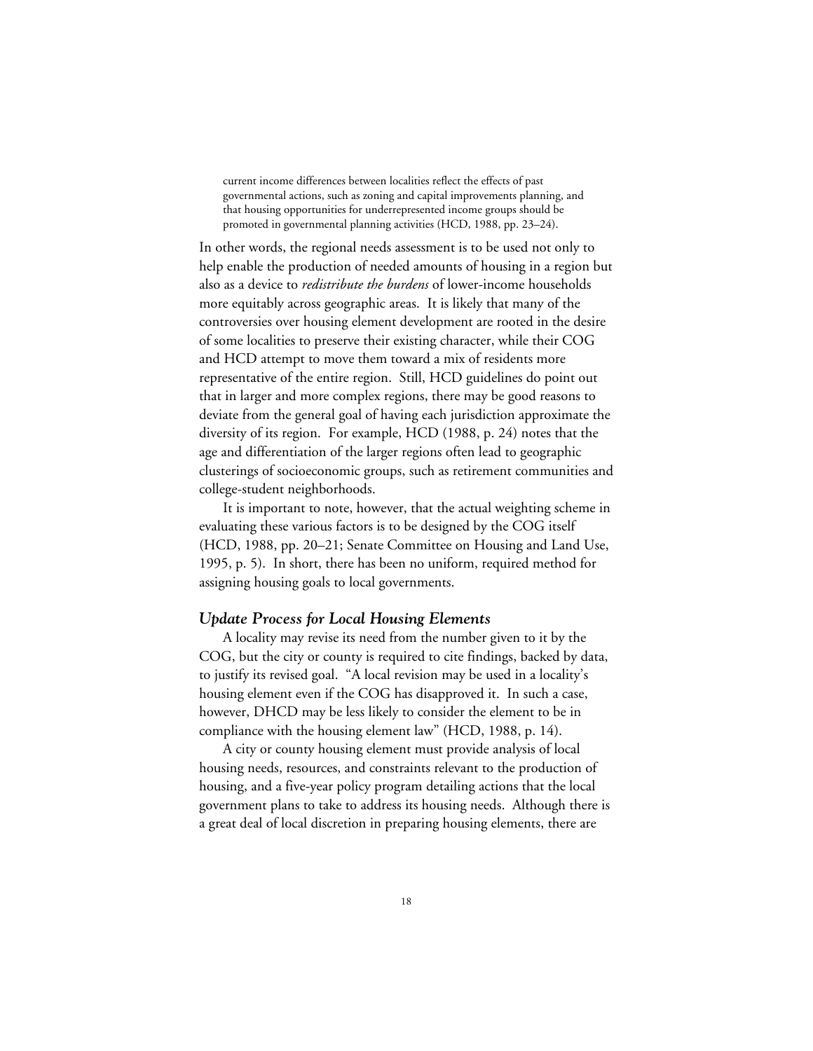> current income differences between localities reflect the effects of past governmental actions, such as zoning and capital improvements planning, and that housing opportunities for underrepresented income groups should be promoted in governmental planning activities (HCD, 1988, pp. 23–24).

In other words, the regional needs assessment is to be used not only to help enable the production of needed amounts of housing in a region but also as a device to *redistribute the burdens* of lower-income households more equitably across geographic areas. It is likely that many of the controversies over housing element development are rooted in the desire of some localities to preserve their existing character, while their COG and HCD attempt to move them toward a mix of residents more representative of the entire region. Still, HCD guidelines do point out that in larger and more complex regions, there may be good reasons to deviate from the general goal of having each jurisdiction approximate the diversity of its region. For example, HCD (1988, p. 24) notes that the age and differentiation of the larger regions often lead to geographic clusterings of socioeconomic groups, such as retirement communities and college-student neighborhoods.

It is important to note, however, that the actual weighting scheme in evaluating these various factors is to be designed by the COG itself (HCD, 1988, pp. 20–21; Senate Committee on Housing and Land Use, 1995, p. 5). In short, there has been no uniform, required method for assigning housing goals to local governments.

### *Update Process for Local Housing Elements*

A locality may revise its need from the number given to it by the COG, but the city or county is required to cite findings, backed by data, to justify its revised goal. "A local revision may be used in a locality's housing element even if the COG has disapproved it. In such a case, however, DHCD may be less likely to consider the element to be in compliance with the housing element law" (HCD, 1988, p. 14).

A city or county housing element must provide analysis of local housing needs, resources, and constraints relevant to the production of housing, and a five-year policy program detailing actions that the local government plans to take to address its housing needs. Although there is a great deal of local discretion in preparing housing elements, there are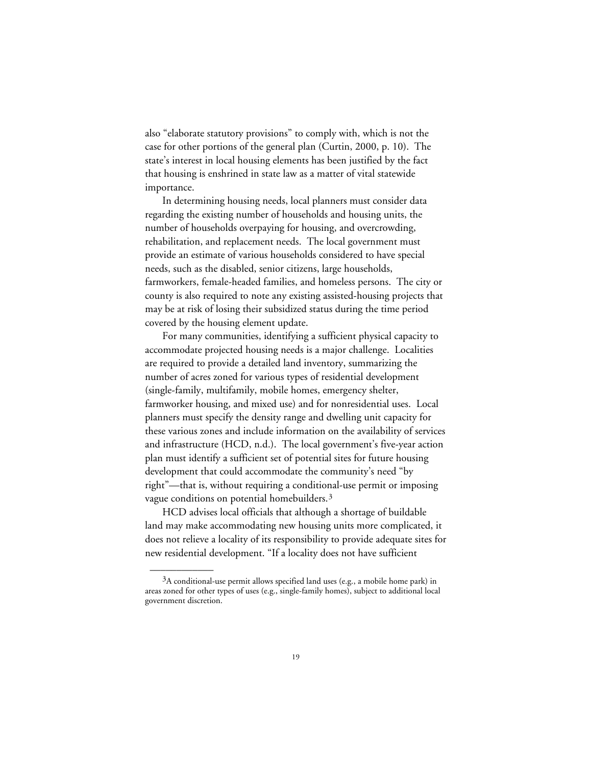also "elaborate statutory provisions" to comply with, which is not the case for other portions of the general plan (Curtin, 2000, p. 10). The state's interest in local housing elements has been justified by the fact that housing is enshrined in state law as a matter of vital statewide importance.

In determining housing needs, local planners must consider data regarding the existing number of households and housing units, the number of households overpaying for housing, and overcrowding, rehabilitation, and replacement needs. The local government must provide an estimate of various households considered to have special needs, such as the disabled, senior citizens, large households, farmworkers, female-headed families, and homeless persons. The city or county is also required to note any existing assisted-housing projects that may be at risk of losing their subsidized status during the time period covered by the housing element update.

For many communities, identifying a sufficient physical capacity to accommodate projected housing needs is a major challenge. Localities are required to provide a detailed land inventory, summarizing the number of acres zoned for various types of residential development (single-family, multifamily, mobile homes, emergency shelter, farmworker housing, and mixed use) and for nonresidential uses. Local planners must specify the density range and dwelling unit capacity for these various zones and include information on the availability of services and infrastructure (HCD, n.d.). The local government's five-year action plan must identify a sufficient set of potential sites for future housing development that could accommodate the community's need "by right"—that is, without requiring a conditional-use permit or imposing vague conditions on potential homebuilders.[3]

HCD advises local officials that although a shortage of buildable land may make accommodating new housing units more complicated, it does not relieve a locality of its responsibility to provide adequate sites for new residential development. "If a locality does not have sufficient

---

[3]A conditional-use permit allows specified land uses (e.g., a mobile home park) in areas zoned for other types of uses (e.g., single-family homes), subject to additional local government discretion.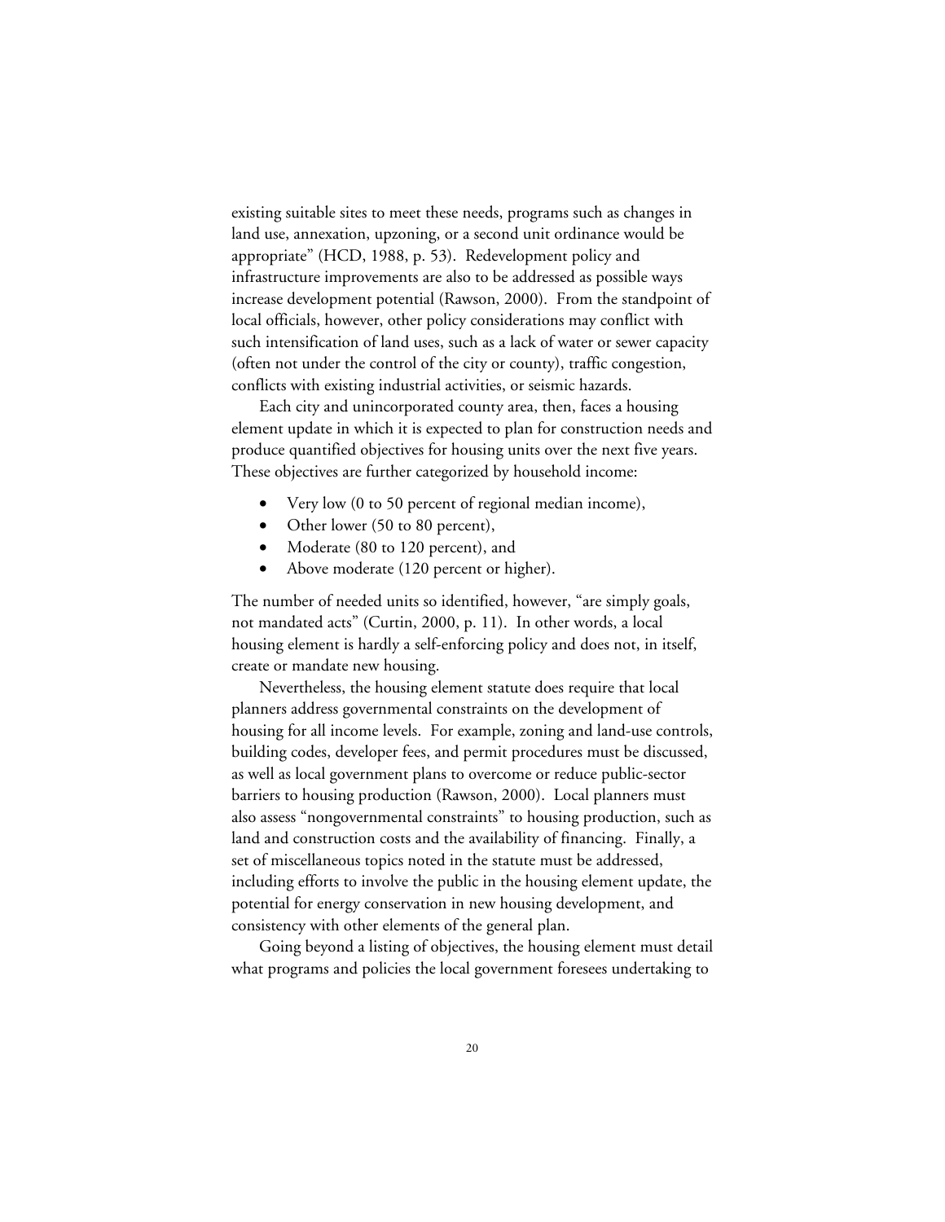existing suitable sites to meet these needs, programs such as changes in land use, annexation, upzoning, or a second unit ordinance would be appropriate" (HCD, 1988, p. 53). Redevelopment policy and infrastructure improvements are also to be addressed as possible ways increase development potential (Rawson, 2000). From the standpoint of local officials, however, other policy considerations may conflict with such intensification of land uses, such as a lack of water or sewer capacity (often not under the control of the city or county), traffic congestion, conflicts with existing industrial activities, or seismic hazards.

Each city and unincorporated county area, then, faces a housing element update in which it is expected to plan for construction needs and produce quantified objectives for housing units over the next five years. These objectives are further categorized by household income:

- Very low (0 to 50 percent of regional median income),
- Other lower (50 to 80 percent),
- Moderate (80 to 120 percent), and
- Above moderate (120 percent or higher).

The number of needed units so identified, however, "are simply goals, not mandated acts" (Curtin, 2000, p. 11). In other words, a local housing element is hardly a self-enforcing policy and does not, in itself, create or mandate new housing.

Nevertheless, the housing element statute does require that local planners address governmental constraints on the development of housing for all income levels. For example, zoning and land-use controls, building codes, developer fees, and permit procedures must be discussed, as well as local government plans to overcome or reduce public-sector barriers to housing production (Rawson, 2000). Local planners must also assess "nongovernmental constraints" to housing production, such as land and construction costs and the availability of financing. Finally, a set of miscellaneous topics noted in the statute must be addressed, including efforts to involve the public in the housing element update, the potential for energy conservation in new housing development, and consistency with other elements of the general plan.

Going beyond a listing of objectives, the housing element must detail what programs and policies the local government foresees undertaking to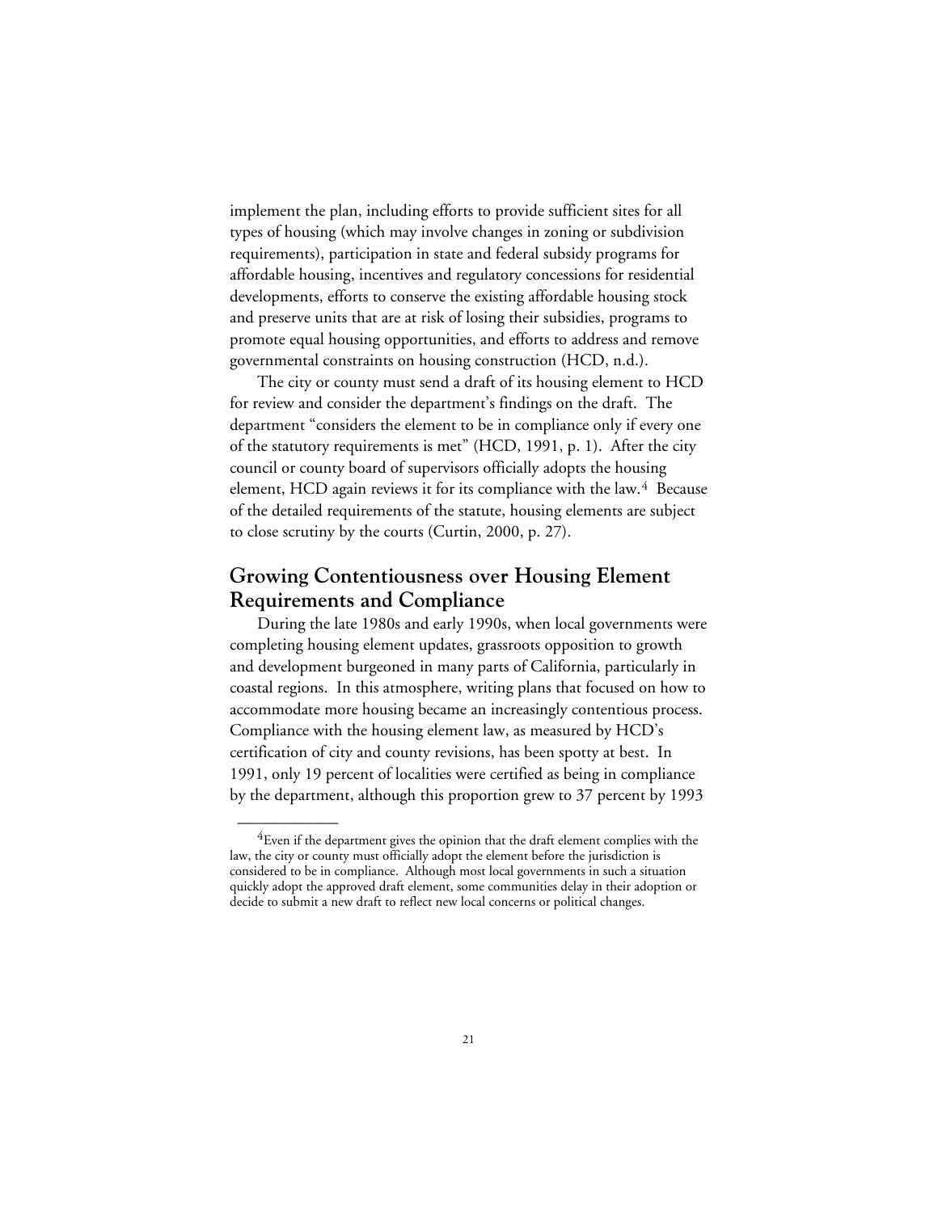implement the plan, including efforts to provide sufficient sites for all types of housing (which may involve changes in zoning or subdivision requirements), participation in state and federal subsidy programs for affordable housing, incentives and regulatory concessions for residential developments, efforts to conserve the existing affordable housing stock and preserve units that are at risk of losing their subsidies, programs to promote equal housing opportunities, and efforts to address and remove governmental constraints on housing construction (HCD, n.d.).

The city or county must send a draft of its housing element to HCD for review and consider the department's findings on the draft. The department "considers the element to be in compliance only if every one of the statutory requirements is met" (HCD, 1991, p. 1). After the city council or county board of supervisors officially adopts the housing element, HCD again reviews it for its compliance with the law.[4] Because of the detailed requirements of the statute, housing elements are subject to close scrutiny by the courts (Curtin, 2000, p. 27).

## Growing Contentiousness over Housing Element Requirements and Compliance

During the late 1980s and early 1990s, when local governments were completing housing element updates, grassroots opposition to growth and development burgeoned in many parts of California, particularly in coastal regions. In this atmosphere, writing plans that focused on how to accommodate more housing became an increasingly contentious process. Compliance with the housing element law, as measured by HCD's certification of city and county revisions, has been spotty at best. In 1991, only 19 percent of localities were certified as being in compliance by the department, although this proportion grew to 37 percent by 1993

---

[4]Even if the department gives the opinion that the draft element complies with the law, the city or county must officially adopt the element before the jurisdiction is considered to be in compliance. Although most local governments in such a situation quickly adopt the approved draft element, some communities delay in their adoption or decide to submit a new draft to reflect new local concerns or political changes.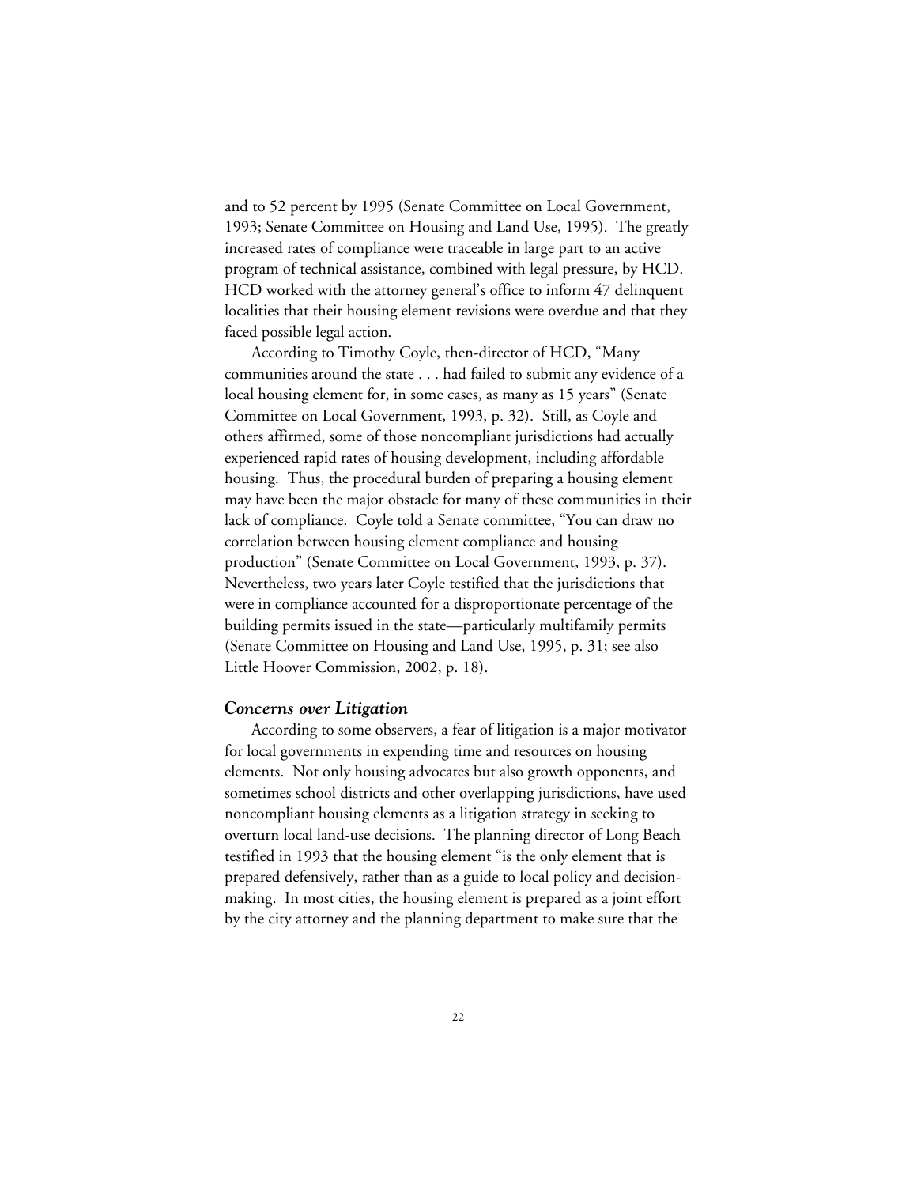and to 52 percent by 1995 (Senate Committee on Local Government, 1993; Senate Committee on Housing and Land Use, 1995). The greatly increased rates of compliance were traceable in large part to an active program of technical assistance, combined with legal pressure, by HCD. HCD worked with the attorney general's office to inform 47 delinquent localities that their housing element revisions were overdue and that they faced possible legal action.

According to Timothy Coyle, then-director of HCD, "Many communities around the state . . . had failed to submit any evidence of a local housing element for, in some cases, as many as 15 years" (Senate Committee on Local Government, 1993, p. 32). Still, as Coyle and others affirmed, some of those noncompliant jurisdictions had actually experienced rapid rates of housing development, including affordable housing. Thus, the procedural burden of preparing a housing element may have been the major obstacle for many of these communities in their lack of compliance. Coyle told a Senate committee, "You can draw no correlation between housing element compliance and housing production" (Senate Committee on Local Government, 1993, p. 37). Nevertheless, two years later Coyle testified that the jurisdictions that were in compliance accounted for a disproportionate percentage of the building permits issued in the state—particularly multifamily permits (Senate Committee on Housing and Land Use, 1995, p. 31; see also Little Hoover Commission, 2002, p. 18).

### *Concerns over Litigation*

According to some observers, a fear of litigation is a major motivator for local governments in expending time and resources on housing elements. Not only housing advocates but also growth opponents, and sometimes school districts and other overlapping jurisdictions, have used noncompliant housing elements as a litigation strategy in seeking to overturn local land-use decisions. The planning director of Long Beach testified in 1993 that the housing element "is the only element that is prepared defensively, rather than as a guide to local policy and decision-making. In most cities, the housing element is prepared as a joint effort by the city attorney and the planning department to make sure that the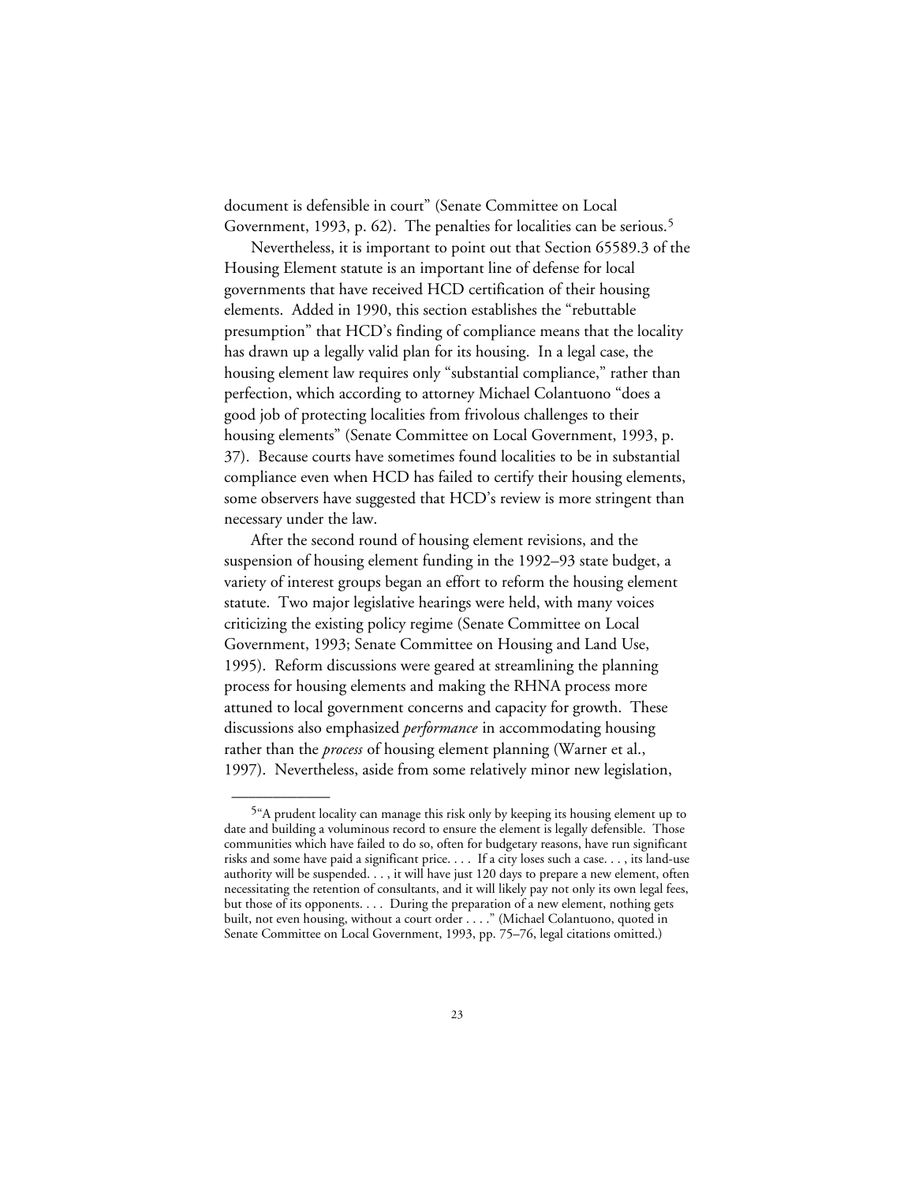document is defensible in court" (Senate Committee on Local Government, 1993, p. 62). The penalties for localities can be serious.[5]

Nevertheless, it is important to point out that Section 65589.3 of the Housing Element statute is an important line of defense for local governments that have received HCD certification of their housing elements. Added in 1990, this section establishes the "rebuttable presumption" that HCD's finding of compliance means that the locality has drawn up a legally valid plan for its housing. In a legal case, the housing element law requires only "substantial compliance," rather than perfection, which according to attorney Michael Colantuono "does a good job of protecting localities from frivolous challenges to their housing elements" (Senate Committee on Local Government, 1993, p. 37). Because courts have sometimes found localities to be in substantial compliance even when HCD has failed to certify their housing elements, some observers have suggested that HCD's review is more stringent than necessary under the law.

After the second round of housing element revisions, and the suspension of housing element funding in the 1992–93 state budget, a variety of interest groups began an effort to reform the housing element statute. Two major legislative hearings were held, with many voices criticizing the existing policy regime (Senate Committee on Local Government, 1993; Senate Committee on Housing and Land Use, 1995). Reform discussions were geared at streamlining the planning process for housing elements and making the RHNA process more attuned to local government concerns and capacity for growth. These discussions also emphasized *performance* in accommodating housing rather than the *process* of housing element planning (Warner et al., 1997). Nevertheless, aside from some relatively minor new legislation,

---

[5]"A prudent locality can manage this risk only by keeping its housing element up to date and building a voluminous record to ensure the element is legally defensible. Those communities which have failed to do so, often for budgetary reasons, have run significant risks and some have paid a significant price. . . . If a city loses such a case. . . , its land-use authority will be suspended. . . , it will have just 120 days to prepare a new element, often necessitating the retention of consultants, and it will likely pay not only its own legal fees, but those of its opponents. . . . During the preparation of a new element, nothing gets built, not even housing, without a court order . . . ." (Michael Colantuono, quoted in Senate Committee on Local Government, 1993, pp. 75–76, legal citations omitted.)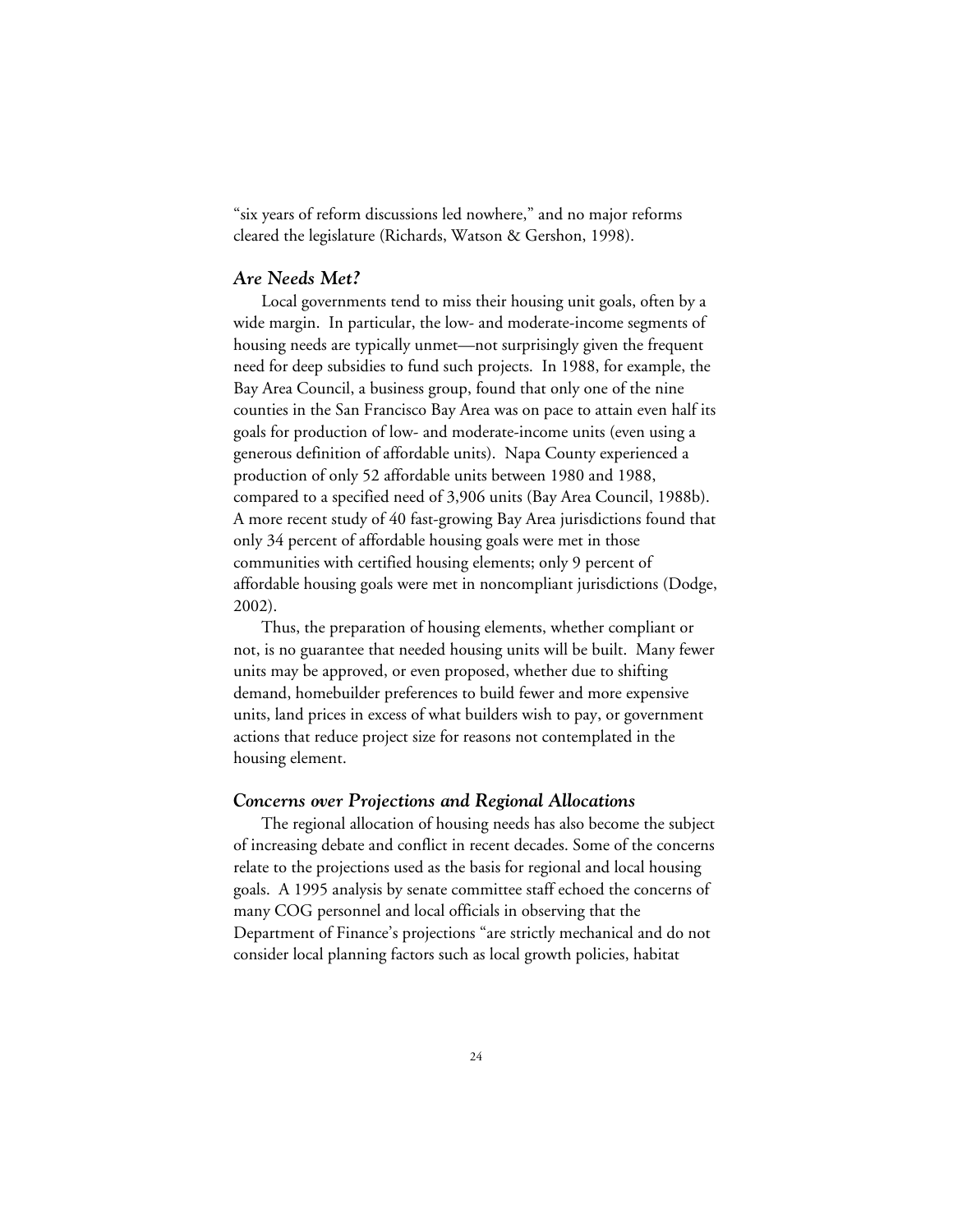"six years of reform discussions led nowhere," and no major reforms cleared the legislature (Richards, Watson & Gershon, 1998).

### *Are Needs Met?*

Local governments tend to miss their housing unit goals, often by a wide margin. In particular, the low- and moderate-income segments of housing needs are typically unmet—not surprisingly given the frequent need for deep subsidies to fund such projects. In 1988, for example, the Bay Area Council, a business group, found that only one of the nine counties in the San Francisco Bay Area was on pace to attain even half its goals for production of low- and moderate-income units (even using a generous definition of affordable units). Napa County experienced a production of only 52 affordable units between 1980 and 1988, compared to a specified need of 3,906 units (Bay Area Council, 1988b). A more recent study of 40 fast-growing Bay Area jurisdictions found that only 34 percent of affordable housing goals were met in those communities with certified housing elements; only 9 percent of affordable housing goals were met in noncompliant jurisdictions (Dodge, 2002).

Thus, the preparation of housing elements, whether compliant or not, is no guarantee that needed housing units will be built. Many fewer units may be approved, or even proposed, whether due to shifting demand, homebuilder preferences to build fewer and more expensive units, land prices in excess of what builders wish to pay, or government actions that reduce project size for reasons not contemplated in the housing element.

### *Concerns over Projections and Regional Allocations*

The regional allocation of housing needs has also become the subject of increasing debate and conflict in recent decades. Some of the concerns relate to the projections used as the basis for regional and local housing goals. A 1995 analysis by senate committee staff echoed the concerns of many COG personnel and local officials in observing that the Department of Finance's projections "are strictly mechanical and do not consider local planning factors such as local growth policies, habitat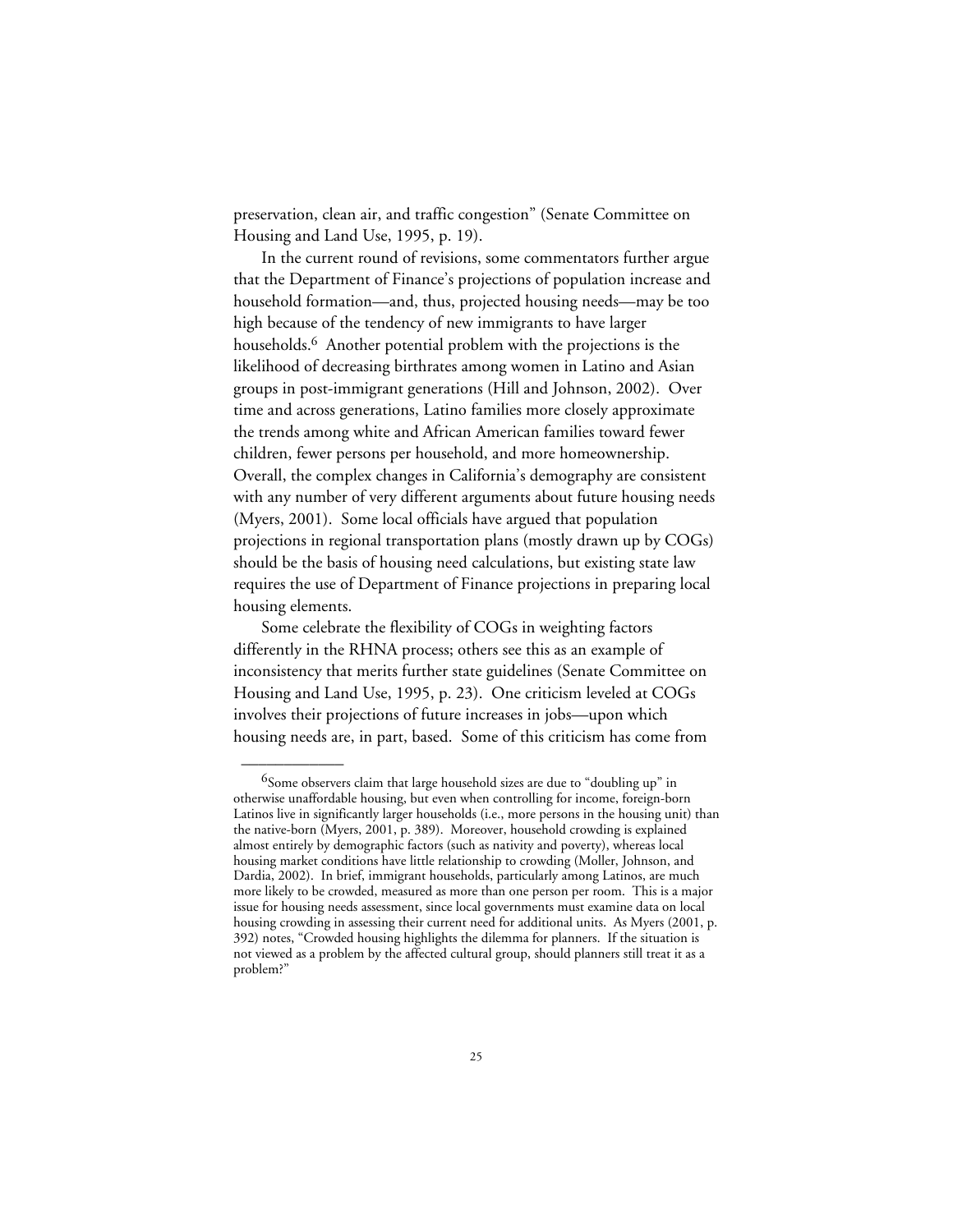preservation, clean air, and traffic congestion" (Senate Committee on Housing and Land Use, 1995, p. 19).

In the current round of revisions, some commentators further argue that the Department of Finance's projections of population increase and household formation—and, thus, projected housing needs—may be too high because of the tendency of new immigrants to have larger households.[6] Another potential problem with the projections is the likelihood of decreasing birthrates among women in Latino and Asian groups in post-immigrant generations (Hill and Johnson, 2002). Over time and across generations, Latino families more closely approximate the trends among white and African American families toward fewer children, fewer persons per household, and more homeownership. Overall, the complex changes in California's demography are consistent with any number of very different arguments about future housing needs (Myers, 2001). Some local officials have argued that population projections in regional transportation plans (mostly drawn up by COGs) should be the basis of housing need calculations, but existing state law requires the use of Department of Finance projections in preparing local housing elements.

Some celebrate the flexibility of COGs in weighting factors differently in the RHNA process; others see this as an example of inconsistency that merits further state guidelines (Senate Committee on Housing and Land Use, 1995, p. 23). One criticism leveled at COGs involves their projections of future increases in jobs—upon which housing needs are, in part, based. Some of this criticism has come from

---

[6]Some observers claim that large household sizes are due to "doubling up" in otherwise unaffordable housing, but even when controlling for income, foreign-born Latinos live in significantly larger households (i.e., more persons in the housing unit) than the native-born (Myers, 2001, p. 389). Moreover, household crowding is explained almost entirely by demographic factors (such as nativity and poverty), whereas local housing market conditions have little relationship to crowding (Moller, Johnson, and Dardia, 2002). In brief, immigrant households, particularly among Latinos, are much more likely to be crowded, measured as more than one person per room. This is a major issue for housing needs assessment, since local governments must examine data on local housing crowding in assessing their current need for additional units. As Myers (2001, p. 392) notes, "Crowded housing highlights the dilemma for planners. If the situation is not viewed as a problem by the affected cultural group, should planners still treat it as a problem?"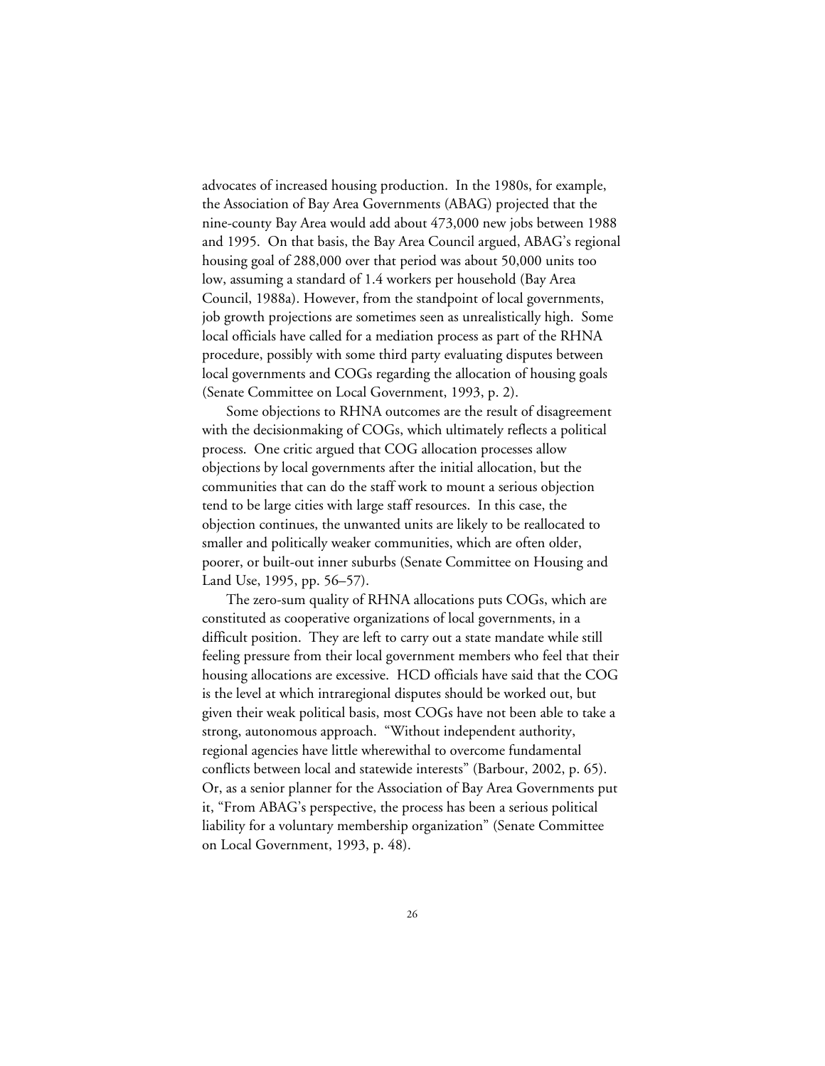advocates of increased housing production. In the 1980s, for example, the Association of Bay Area Governments (ABAG) projected that the nine-county Bay Area would add about 473,000 new jobs between 1988 and 1995. On that basis, the Bay Area Council argued, ABAG's regional housing goal of 288,000 over that period was about 50,000 units too low, assuming a standard of 1.4 workers per household (Bay Area Council, 1988a). However, from the standpoint of local governments, job growth projections are sometimes seen as unrealistically high. Some local officials have called for a mediation process as part of the RHNA procedure, possibly with some third party evaluating disputes between local governments and COGs regarding the allocation of housing goals (Senate Committee on Local Government, 1993, p. 2).

Some objections to RHNA outcomes are the result of disagreement with the decisionmaking of COGs, which ultimately reflects a political process. One critic argued that COG allocation processes allow objections by local governments after the initial allocation, but the communities that can do the staff work to mount a serious objection tend to be large cities with large staff resources. In this case, the objection continues, the unwanted units are likely to be reallocated to smaller and politically weaker communities, which are often older, poorer, or built-out inner suburbs (Senate Committee on Housing and Land Use, 1995, pp. 56–57).

The zero-sum quality of RHNA allocations puts COGs, which are constituted as cooperative organizations of local governments, in a difficult position. They are left to carry out a state mandate while still feeling pressure from their local government members who feel that their housing allocations are excessive. HCD officials have said that the COG is the level at which intraregional disputes should be worked out, but given their weak political basis, most COGs have not been able to take a strong, autonomous approach. "Without independent authority, regional agencies have little wherewithal to overcome fundamental conflicts between local and statewide interests" (Barbour, 2002, p. 65). Or, as a senior planner for the Association of Bay Area Governments put it, "From ABAG's perspective, the process has been a serious political liability for a voluntary membership organization" (Senate Committee on Local Government, 1993, p. 48).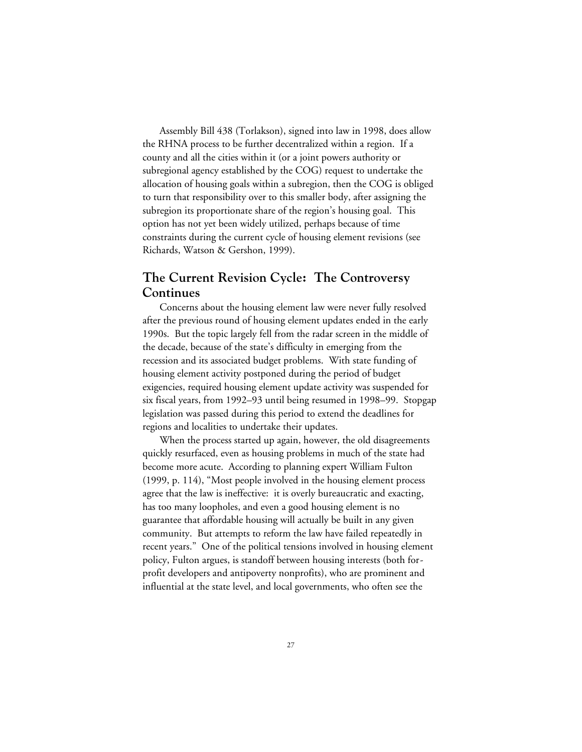Assembly Bill 438 (Torlakson), signed into law in 1998, does allow the RHNA process to be further decentralized within a region. If a county and all the cities within it (or a joint powers authority or subregional agency established by the COG) request to undertake the allocation of housing goals within a subregion, then the COG is obliged to turn that responsibility over to this smaller body, after assigning the subregion its proportionate share of the region's housing goal. This option has not yet been widely utilized, perhaps because of time constraints during the current cycle of housing element revisions (see Richards, Watson & Gershon, 1999).

## The Current Revision Cycle: The Controversy Continues

Concerns about the housing element law were never fully resolved after the previous round of housing element updates ended in the early 1990s. But the topic largely fell from the radar screen in the middle of the decade, because of the state's difficulty in emerging from the recession and its associated budget problems. With state funding of housing element activity postponed during the period of budget exigencies, required housing element update activity was suspended for six fiscal years, from 1992–93 until being resumed in 1998–99. Stopgap legislation was passed during this period to extend the deadlines for regions and localities to undertake their updates.

When the process started up again, however, the old disagreements quickly resurfaced, even as housing problems in much of the state had become more acute. According to planning expert William Fulton (1999, p. 114), "Most people involved in the housing element process agree that the law is ineffective: it is overly bureaucratic and exacting, has too many loopholes, and even a good housing element is no guarantee that affordable housing will actually be built in any given community. But attempts to reform the law have failed repeatedly in recent years." One of the political tensions involved in housing element policy, Fulton argues, is standoff between housing interests (both for-profit developers and antipoverty nonprofits), who are prominent and influential at the state level, and local governments, who often see the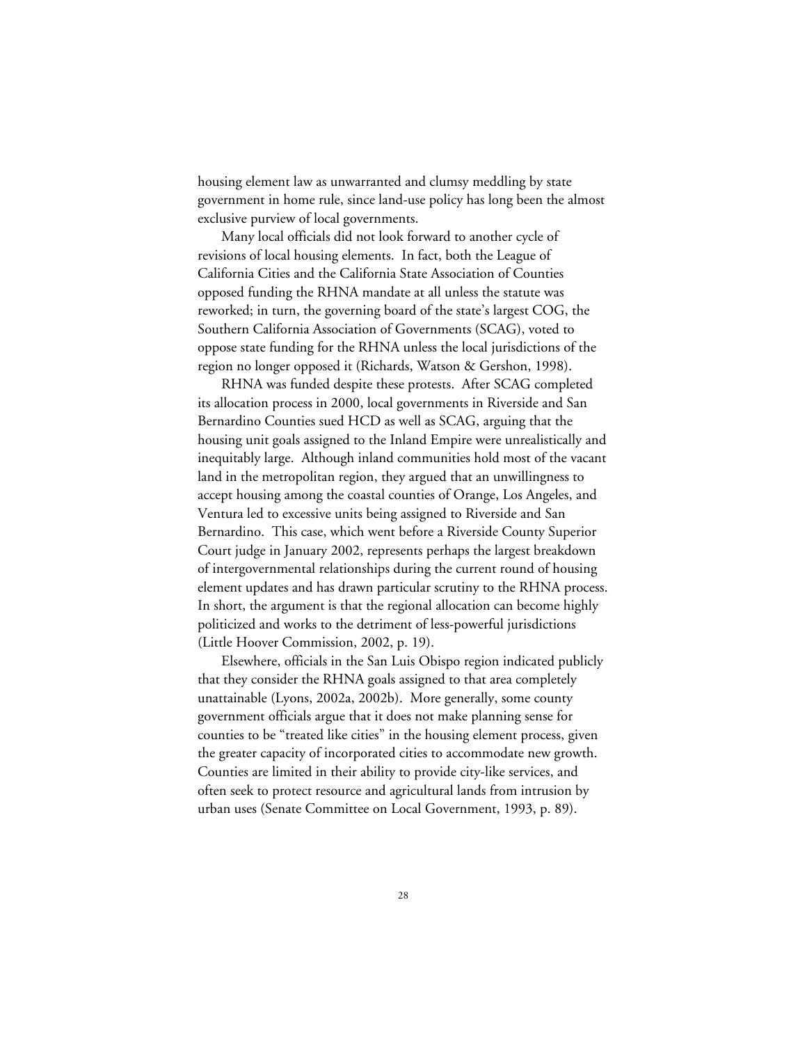housing element law as unwarranted and clumsy meddling by state government in home rule, since land-use policy has long been the almost exclusive purview of local governments.

Many local officials did not look forward to another cycle of revisions of local housing elements. In fact, both the League of California Cities and the California State Association of Counties opposed funding the RHNA mandate at all unless the statute was reworked; in turn, the governing board of the state's largest COG, the Southern California Association of Governments (SCAG), voted to oppose state funding for the RHNA unless the local jurisdictions of the region no longer opposed it (Richards, Watson & Gershon, 1998).

RHNA was funded despite these protests. After SCAG completed its allocation process in 2000, local governments in Riverside and San Bernardino Counties sued HCD as well as SCAG, arguing that the housing unit goals assigned to the Inland Empire were unrealistically and inequitably large. Although inland communities hold most of the vacant land in the metropolitan region, they argued that an unwillingness to accept housing among the coastal counties of Orange, Los Angeles, and Ventura led to excessive units being assigned to Riverside and San Bernardino. This case, which went before a Riverside County Superior Court judge in January 2002, represents perhaps the largest breakdown of intergovernmental relationships during the current round of housing element updates and has drawn particular scrutiny to the RHNA process. In short, the argument is that the regional allocation can become highly politicized and works to the detriment of less-powerful jurisdictions (Little Hoover Commission, 2002, p. 19).

Elsewhere, officials in the San Luis Obispo region indicated publicly that they consider the RHNA goals assigned to that area completely unattainable (Lyons, 2002a, 2002b). More generally, some county government officials argue that it does not make planning sense for counties to be "treated like cities" in the housing element process, given the greater capacity of incorporated cities to accommodate new growth. Counties are limited in their ability to provide city-like services, and often seek to protect resource and agricultural lands from intrusion by urban uses (Senate Committee on Local Government, 1993, p. 89).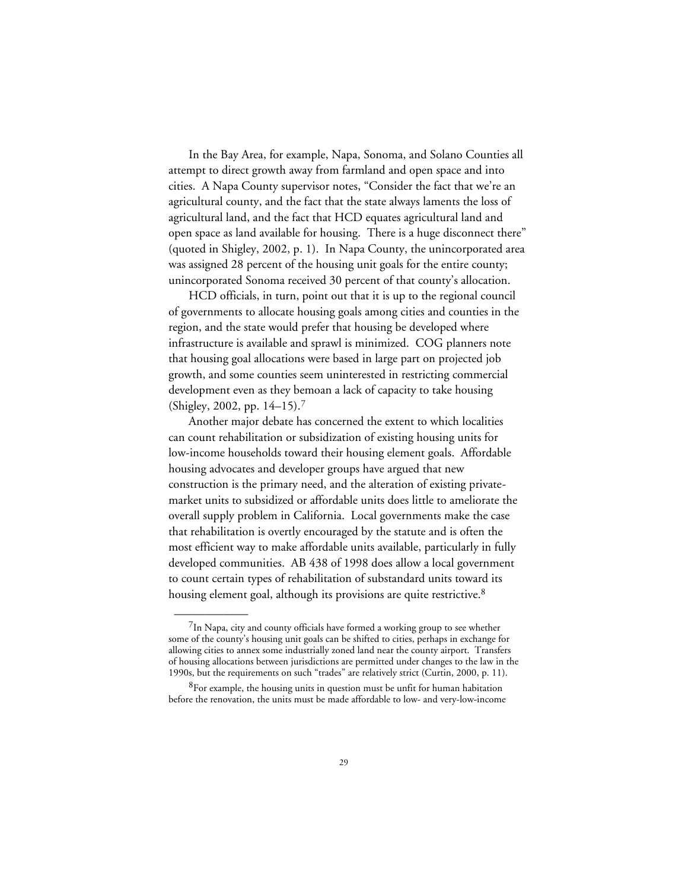In the Bay Area, for example, Napa, Sonoma, and Solano Counties all attempt to direct growth away from farmland and open space and into cities. A Napa County supervisor notes, "Consider the fact that we're an agricultural county, and the fact that the state always laments the loss of agricultural land, and the fact that HCD equates agricultural land and open space as land available for housing. There is a huge disconnect there" (quoted in Shigley, 2002, p. 1). In Napa County, the unincorporated area was assigned 28 percent of the housing unit goals for the entire county; unincorporated Sonoma received 30 percent of that county's allocation.

HCD officials, in turn, point out that it is up to the regional council of governments to allocate housing goals among cities and counties in the region, and the state would prefer that housing be developed where infrastructure is available and sprawl is minimized. COG planners note that housing goal allocations were based in large part on projected job growth, and some counties seem uninterested in restricting commercial development even as they bemoan a lack of capacity to take housing (Shigley, 2002, pp. 14–15).[7]

Another major debate has concerned the extent to which localities can count rehabilitation or subsidization of existing housing units for low-income households toward their housing element goals. Affordable housing advocates and developer groups have argued that new construction is the primary need, and the alteration of existing private-market units to subsidized or affordable units does little to ameliorate the overall supply problem in California. Local governments make the case that rehabilitation is overtly encouraged by the statute and is often the most efficient way to make affordable units available, particularly in fully developed communities. AB 438 of 1998 does allow a local government to count certain types of rehabilitation of substandard units toward its housing element goal, although its provisions are quite restrictive.[8]

---

[7]In Napa, city and county officials have formed a working group to see whether some of the county's housing unit goals can be shifted to cities, perhaps in exchange for allowing cities to annex some industrially zoned land near the county airport. Transfers of housing allocations between jurisdictions are permitted under changes to the law in the 1990s, but the requirements on such "trades" are relatively strict (Curtin, 2000, p. 11).

[8]For example, the housing units in question must be unfit for human habitation before the renovation, the units must be made affordable to low- and very-low-income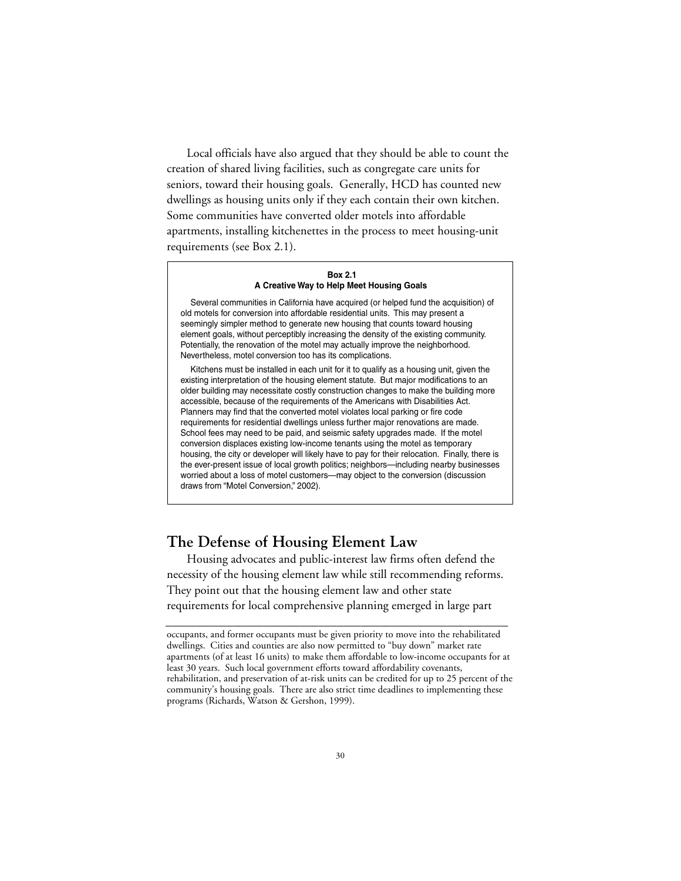Local officials have also argued that they should be able to count the creation of shared living facilities, such as congregate care units for seniors, toward their housing goals. Generally, HCD has counted new dwellings as housing units only if they each contain their own kitchen. Some communities have converted older motels into affordable apartments, installing kitchenettes in the process to meet housing-unit requirements (see Box 2.1).

> **Box 2.1**
> **A Creative Way to Help Meet Housing Goals**
>
> Several communities in California have acquired (or helped fund the acquisition) of old motels for conversion into affordable residential units. This may present a seemingly simpler method to generate new housing that counts toward housing element goals, without perceptibly increasing the density of the existing community. Potentially, the renovation of the motel may actually improve the neighborhood. Nevertheless, motel conversion too has its complications.
>
> Kitchens must be installed in each unit for it to qualify as a housing unit, given the existing interpretation of the housing element statute. But major modifications to an older building may necessitate costly construction changes to make the building more accessible, because of the requirements of the Americans with Disabilities Act. Planners may find that the converted motel violates local parking or fire code requirements for residential dwellings unless further major renovations are made. School fees may need to be paid, and seismic safety upgrades made. If the motel conversion displaces existing low-income tenants using the motel as temporary housing, the city or developer will likely have to pay for their relocation. Finally, there is the ever-present issue of local growth politics; neighbors—including nearby businesses worried about a loss of motel customers—may object to the conversion (discussion draws from "Motel Conversion," 2002).

## The Defense of Housing Element Law

Housing advocates and public-interest law firms often defend the necessity of the housing element law while still recommending reforms. They point out that the housing element law and other state requirements for local comprehensive planning emerged in large part

---

occupants, and former occupants must be given priority to move into the rehabilitated dwellings. Cities and counties are also now permitted to "buy down" market rate apartments (of at least 16 units) to make them affordable to low-income occupants for at least 30 years. Such local government efforts toward affordability covenants, rehabilitation, and preservation of at-risk units can be credited for up to 25 percent of the community's housing goals. There are also strict time deadlines to implementing these programs (Richards, Watson & Gershon, 1999).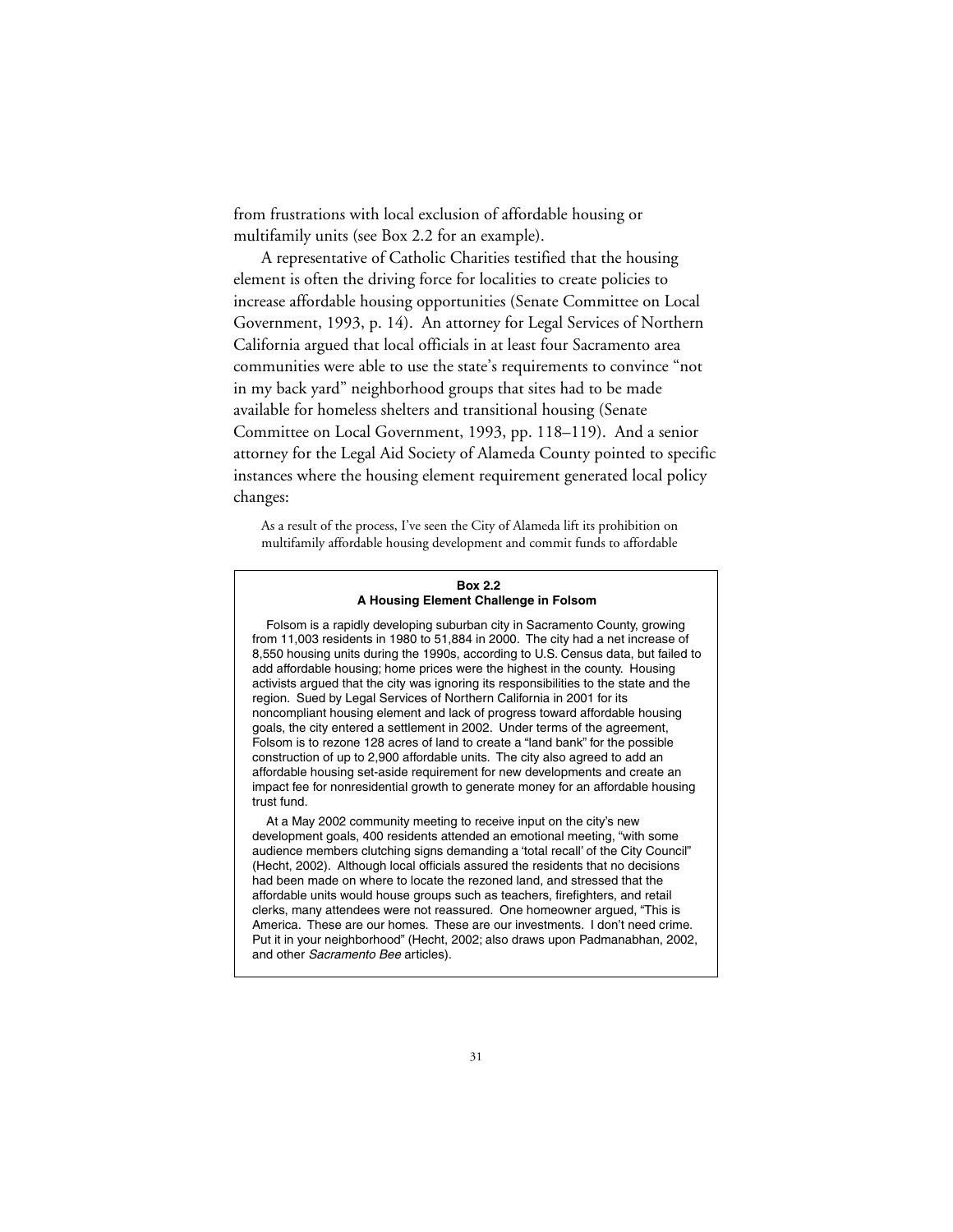from frustrations with local exclusion of affordable housing or multifamily units (see Box 2.2 for an example).

A representative of Catholic Charities testified that the housing element is often the driving force for localities to create policies to increase affordable housing opportunities (Senate Committee on Local Government, 1993, p. 14). An attorney for Legal Services of Northern California argued that local officials in at least four Sacramento area communities were able to use the state's requirements to convince "not in my back yard" neighborhood groups that sites had to be made available for homeless shelters and transitional housing (Senate Committee on Local Government, 1993, pp. 118–119). And a senior attorney for the Legal Aid Society of Alameda County pointed to specific instances where the housing element requirement generated local policy changes:

> As a result of the process, I've seen the City of Alameda lift its prohibition on multifamily affordable housing development and commit funds to affordable

---

**Box 2.2**
**A Housing Element Challenge in Folsom**

Folsom is a rapidly developing suburban city in Sacramento County, growing from 11,003 residents in 1980 to 51,884 in 2000. The city had a net increase of 8,550 housing units during the 1990s, according to U.S. Census data, but failed to add affordable housing; home prices were the highest in the county. Housing activists argued that the city was ignoring its responsibilities to the state and the region. Sued by Legal Services of Northern California in 2001 for its noncompliant housing element and lack of progress toward affordable housing goals, the city entered a settlement in 2002. Under terms of the agreement, Folsom is to rezone 128 acres of land to create a "land bank" for the possible construction of up to 2,900 affordable units. The city also agreed to add an affordable housing set-aside requirement for new developments and create an impact fee for nonresidential growth to generate money for an affordable housing trust fund.

At a May 2002 community meeting to receive input on the city's new development goals, 400 residents attended an emotional meeting, "with some audience members clutching signs demanding a 'total recall' of the City Council" (Hecht, 2002). Although local officials assured the residents that no decisions had been made on where to locate the rezoned land, and stressed that the affordable units would house groups such as teachers, firefighters, and retail clerks, many attendees were not reassured. One homeowner argued, "This is America. These are our homes. These are our investments. I don't need crime. Put it in your neighborhood" (Hecht, 2002; also draws upon Padmanabhan, 2002, and other *Sacramento Bee* articles).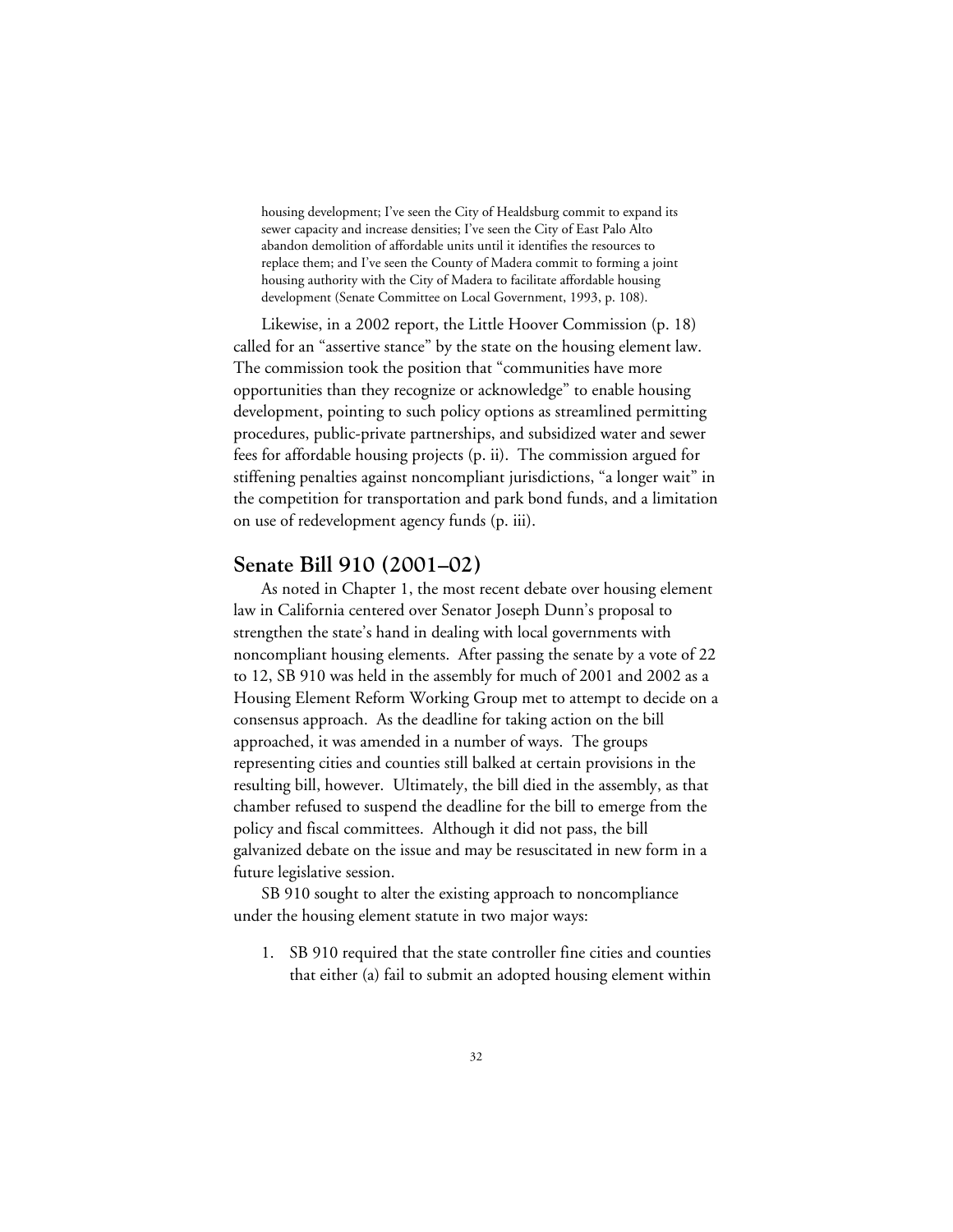> housing development; I've seen the City of Healdsburg commit to expand its sewer capacity and increase densities; I've seen the City of East Palo Alto abandon demolition of affordable units until it identifies the resources to replace them; and I've seen the County of Madera commit to forming a joint housing authority with the City of Madera to facilitate affordable housing development (Senate Committee on Local Government, 1993, p. 108).

Likewise, in a 2002 report, the Little Hoover Commission (p. 18) called for an "assertive stance" by the state on the housing element law. The commission took the position that "communities have more opportunities than they recognize or acknowledge" to enable housing development, pointing to such policy options as streamlined permitting procedures, public-private partnerships, and subsidized water and sewer fees for affordable housing projects (p. ii). The commission argued for stiffening penalties against noncompliant jurisdictions, "a longer wait" in the competition for transportation and park bond funds, and a limitation on use of redevelopment agency funds (p. iii).

## Senate Bill 910 (2001–02)

As noted in Chapter 1, the most recent debate over housing element law in California centered over Senator Joseph Dunn's proposal to strengthen the state's hand in dealing with local governments with noncompliant housing elements. After passing the senate by a vote of 22 to 12, SB 910 was held in the assembly for much of 2001 and 2002 as a Housing Element Reform Working Group met to attempt to decide on a consensus approach. As the deadline for taking action on the bill approached, it was amended in a number of ways. The groups representing cities and counties still balked at certain provisions in the resulting bill, however. Ultimately, the bill died in the assembly, as that chamber refused to suspend the deadline for the bill to emerge from the policy and fiscal committees. Although it did not pass, the bill galvanized debate on the issue and may be resuscitated in new form in a future legislative session.

SB 910 sought to alter the existing approach to noncompliance under the housing element statute in two major ways:

1. SB 910 required that the state controller fine cities and counties that either (a) fail to submit an adopted housing element within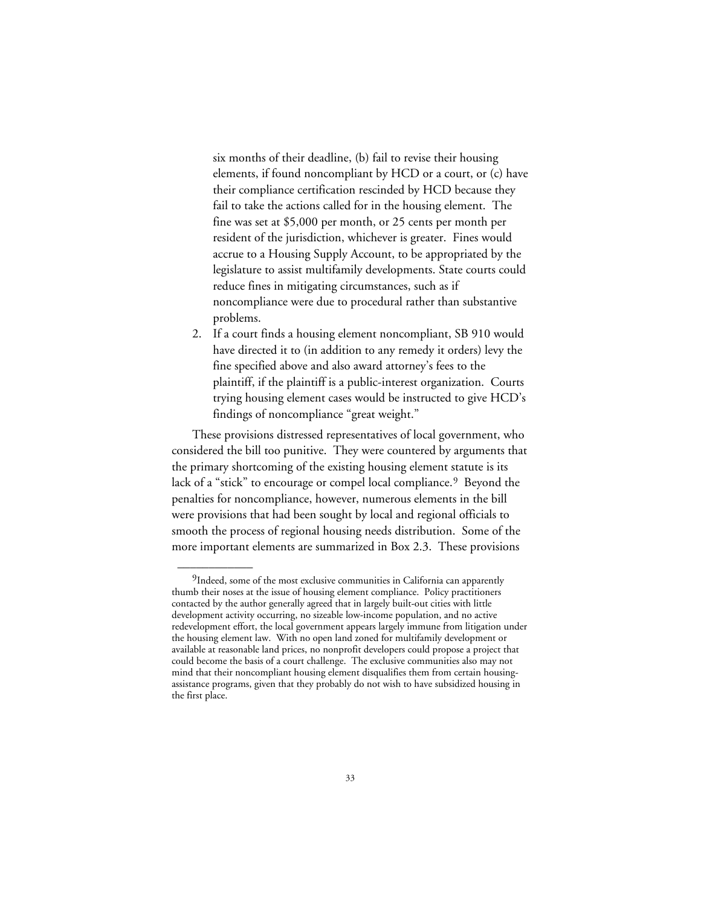six months of their deadline, (b) fail to revise their housing elements, if found noncompliant by HCD or a court, or (c) have their compliance certification rescinded by HCD because they fail to take the actions called for in the housing element. The fine was set at $5,000 per month, or 25 cents per month per resident of the jurisdiction, whichever is greater. Fines would accrue to a Housing Supply Account, to be appropriated by the legislature to assist multifamily developments. State courts could reduce fines in mitigating circumstances, such as if noncompliance were due to procedural rather than substantive problems.

2. If a court finds a housing element noncompliant, SB 910 would have directed it to (in addition to any remedy it orders) levy the fine specified above and also award attorney's fees to the plaintiff, if the plaintiff is a public-interest organization. Courts trying housing element cases would be instructed to give HCD's findings of noncompliance "great weight."

These provisions distressed representatives of local government, who considered the bill too punitive. They were countered by arguments that the primary shortcoming of the existing housing element statute is its lack of a "stick" to encourage or compel local compliance.[9] Beyond the penalties for noncompliance, however, numerous elements in the bill were provisions that had been sought by local and regional officials to smooth the process of regional housing needs distribution. Some of the more important elements are summarized in Box 2.3. These provisions

---

[9]Indeed, some of the most exclusive communities in California can apparently thumb their noses at the issue of housing element compliance. Policy practitioners contacted by the author generally agreed that in largely built-out cities with little development activity occurring, no sizeable low-income population, and no active redevelopment effort, the local government appears largely immune from litigation under the housing element law. With no open land zoned for multifamily development or available at reasonable land prices, no nonprofit developers could propose a project that could become the basis of a court challenge. The exclusive communities also may not mind that their noncompliant housing element disqualifies them from certain housing-assistance programs, given that they probably do not wish to have subsidized housing in the first place.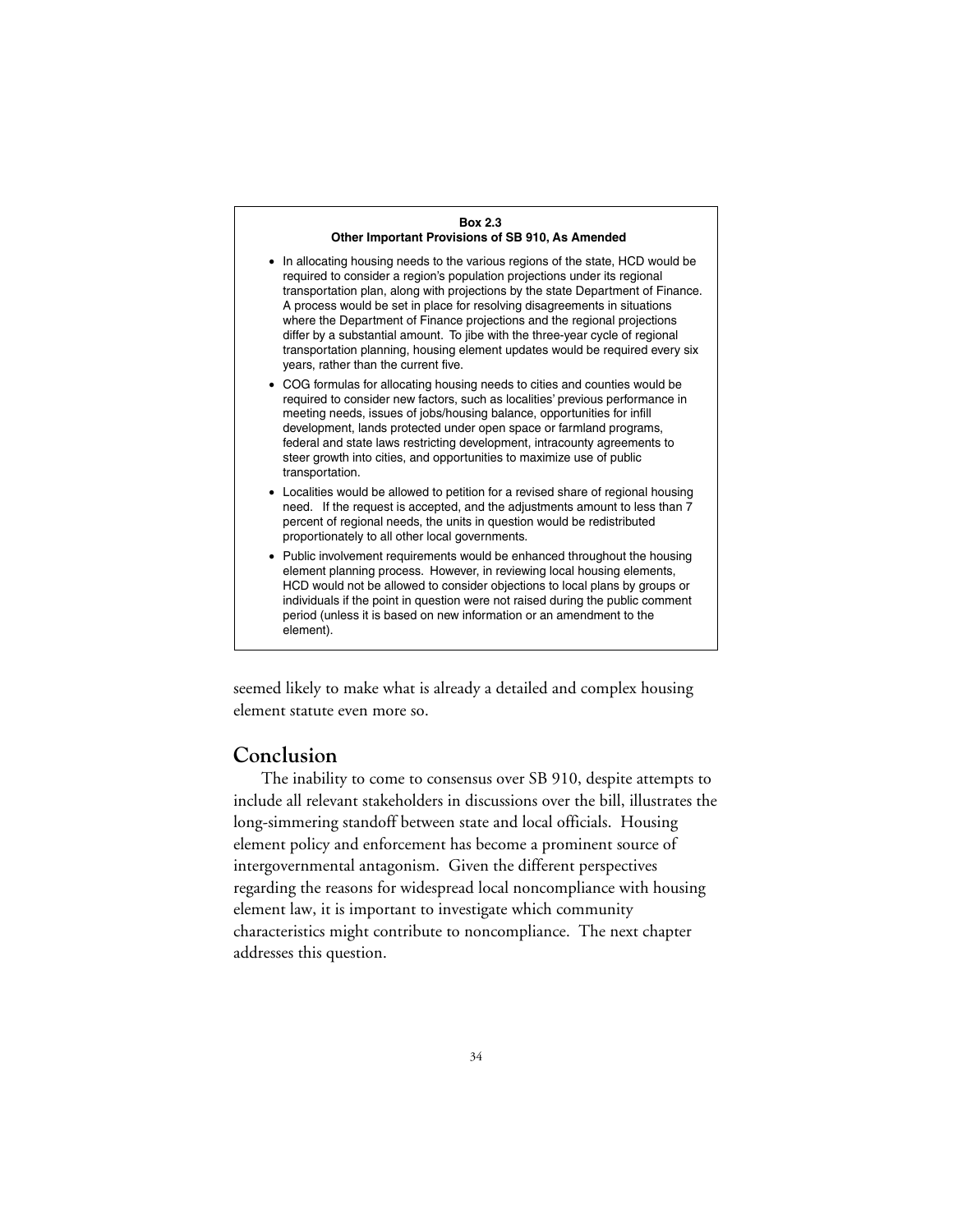**Box 2.3**
**Other Important Provisions of SB 910, As Amended**

- In allocating housing needs to the various regions of the state, HCD would be required to consider a region's population projections under its regional transportation plan, along with projections by the state Department of Finance. A process would be set in place for resolving disagreements in situations where the Department of Finance projections and the regional projections differ by a substantial amount. To jibe with the three-year cycle of regional transportation planning, housing element updates would be required every six years, rather than the current five.
- COG formulas for allocating housing needs to cities and counties would be required to consider new factors, such as localities' previous performance in meeting needs, issues of jobs/housing balance, opportunities for infill development, lands protected under open space or farmland programs, federal and state laws restricting development, intracounty agreements to steer growth into cities, and opportunities to maximize use of public transportation.
- Localities would be allowed to petition for a revised share of regional housing need. If the request is accepted, and the adjustments amount to less than 7 percent of regional needs, the units in question would be redistributed proportionately to all other local governments.
- Public involvement requirements would be enhanced throughout the housing element planning process. However, in reviewing local housing elements, HCD would not be allowed to consider objections to local plans by groups or individuals if the point in question were not raised during the public comment period (unless it is based on new information or an amendment to the element).

seemed likely to make what is already a detailed and complex housing element statute even more so.

## Conclusion

The inability to come to consensus over SB 910, despite attempts to include all relevant stakeholders in discussions over the bill, illustrates the long-simmering standoff between state and local officials. Housing element policy and enforcement has become a prominent source of intergovernmental antagonism. Given the different perspectives regarding the reasons for widespread local noncompliance with housing element law, it is important to investigate which community characteristics might contribute to noncompliance. The next chapter addresses this question.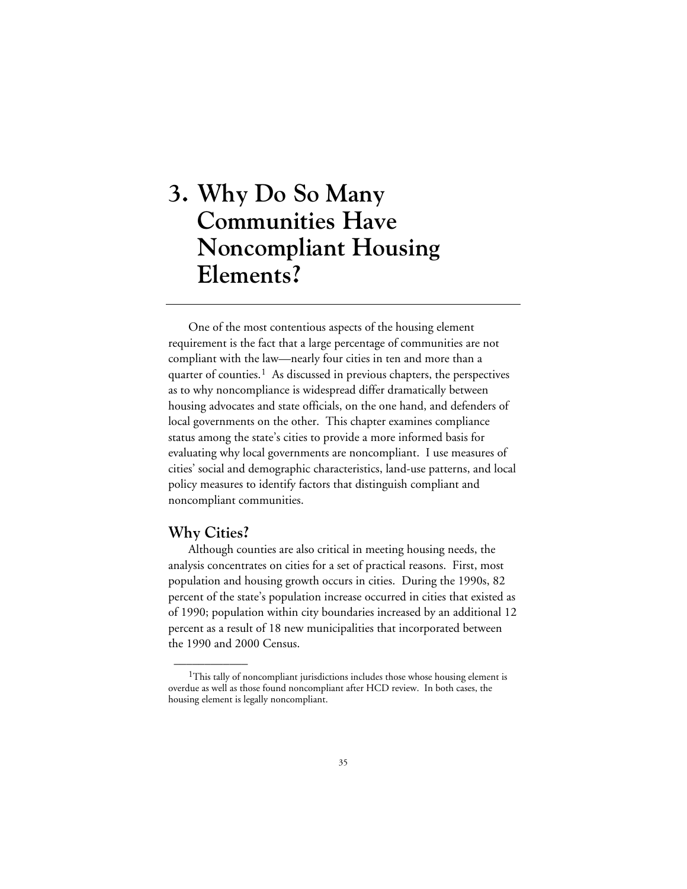# 3. Why Do So Many Communities Have Noncompliant Housing Elements?

One of the most contentious aspects of the housing element requirement is the fact that a large percentage of communities are not compliant with the law—nearly four cities in ten and more than a quarter of counties.[1] As discussed in previous chapters, the perspectives as to why noncompliance is widespread differ dramatically between housing advocates and state officials, on the one hand, and defenders of local governments on the other. This chapter examines compliance status among the state's cities to provide a more informed basis for evaluating why local governments are noncompliant. I use measures of cities' social and demographic characteristics, land-use patterns, and local policy measures to identify factors that distinguish compliant and noncompliant communities.

## Why Cities?

Although counties are also critical in meeting housing needs, the analysis concentrates on cities for a set of practical reasons. First, most population and housing growth occurs in cities. During the 1990s, 82 percent of the state's population increase occurred in cities that existed as of 1990; population within city boundaries increased by an additional 12 percent as a result of 18 new municipalities that incorporated between the 1990 and 2000 Census.

---

[1]This tally of noncompliant jurisdictions includes those whose housing element is overdue as well as those found noncompliant after HCD review. In both cases, the housing element is legally noncompliant.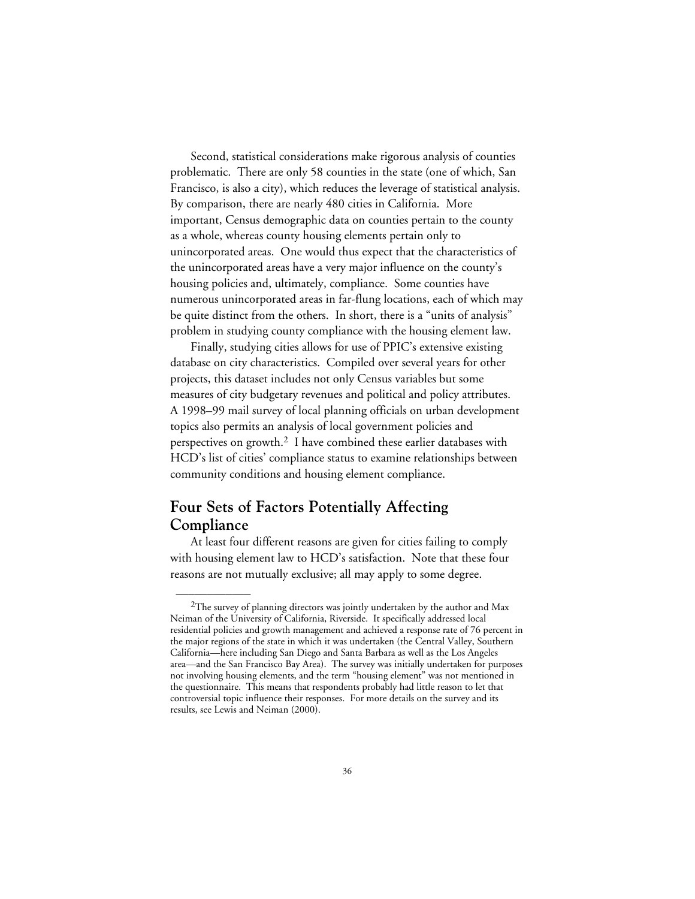Second, statistical considerations make rigorous analysis of counties problematic. There are only 58 counties in the state (one of which, San Francisco, is also a city), which reduces the leverage of statistical analysis. By comparison, there are nearly 480 cities in California. More important, Census demographic data on counties pertain to the county as a whole, whereas county housing elements pertain only to unincorporated areas. One would thus expect that the characteristics of the unincorporated areas have a very major influence on the county's housing policies and, ultimately, compliance. Some counties have numerous unincorporated areas in far-flung locations, each of which may be quite distinct from the others. In short, there is a "units of analysis" problem in studying county compliance with the housing element law.

Finally, studying cities allows for use of PPIC's extensive existing database on city characteristics. Compiled over several years for other projects, this dataset includes not only Census variables but some measures of city budgetary revenues and political and policy attributes. A 1998–99 mail survey of local planning officials on urban development topics also permits an analysis of local government policies and perspectives on growth.[2] I have combined these earlier databases with HCD's list of cities' compliance status to examine relationships between community conditions and housing element compliance.

## Four Sets of Factors Potentially Affecting Compliance

At least four different reasons are given for cities failing to comply with housing element law to HCD's satisfaction. Note that these four reasons are not mutually exclusive; all may apply to some degree.

---

[2]The survey of planning directors was jointly undertaken by the author and Max Neiman of the University of California, Riverside. It specifically addressed local residential policies and growth management and achieved a response rate of 76 percent in the major regions of the state in which it was undertaken (the Central Valley, Southern California—here including San Diego and Santa Barbara as well as the Los Angeles area—and the San Francisco Bay Area). The survey was initially undertaken for purposes not involving housing elements, and the term "housing element" was not mentioned in the questionnaire. This means that respondents probably had little reason to let that controversial topic influence their responses. For more details on the survey and its results, see Lewis and Neiman (2000).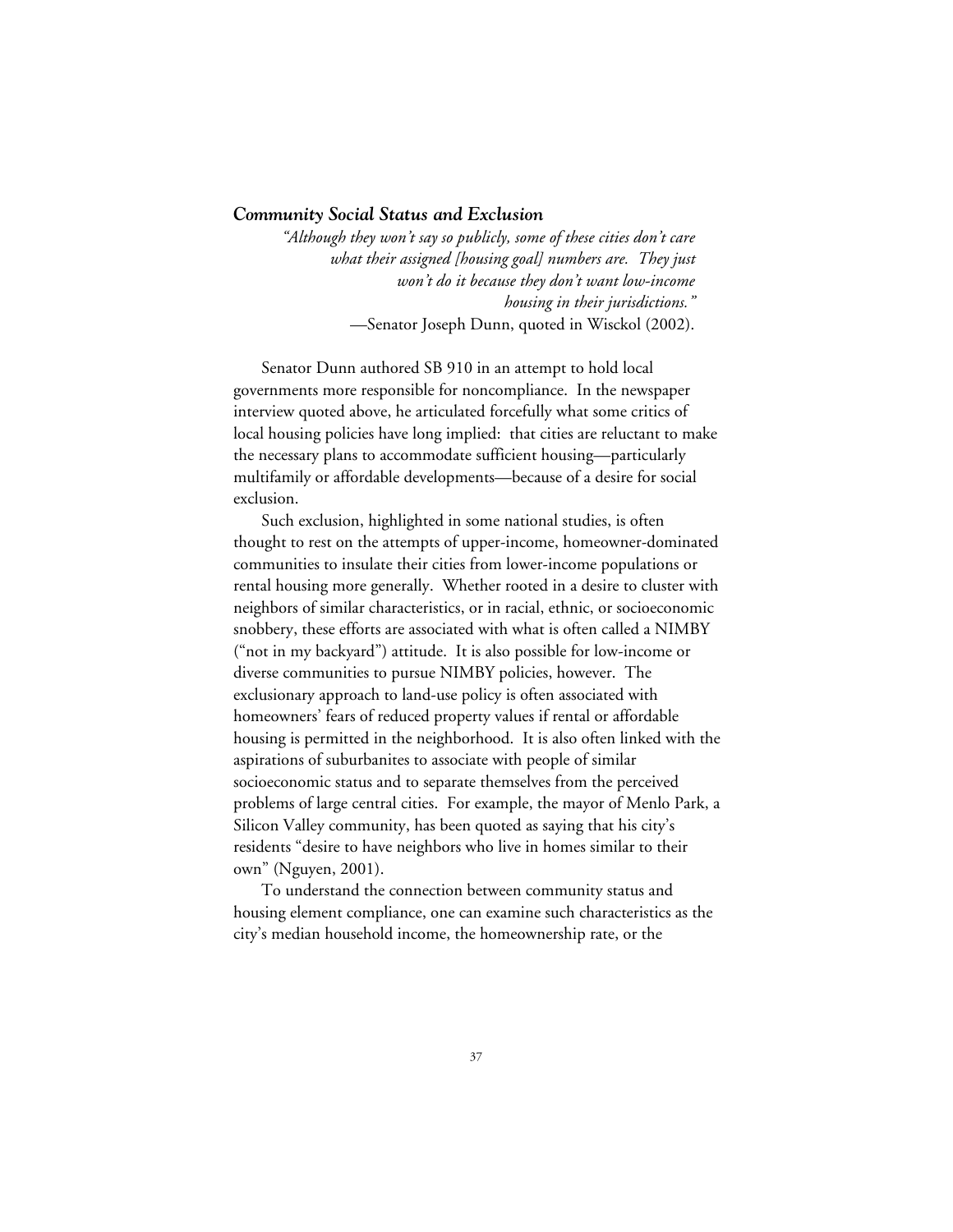### *Community Social Status and Exclusion*

> *"Although they won't say so publicly, some of these cities don't care what their assigned [housing goal] numbers are. They just won't do it because they don't want low-income housing in their jurisdictions."*
>
> —Senator Joseph Dunn, quoted in Wisckol (2002).

Senator Dunn authored SB 910 in an attempt to hold local governments more responsible for noncompliance. In the newspaper interview quoted above, he articulated forcefully what some critics of local housing policies have long implied: that cities are reluctant to make the necessary plans to accommodate sufficient housing—particularly multifamily or affordable developments—because of a desire for social exclusion.

Such exclusion, highlighted in some national studies, is often thought to rest on the attempts of upper-income, homeowner-dominated communities to insulate their cities from lower-income populations or rental housing more generally. Whether rooted in a desire to cluster with neighbors of similar characteristics, or in racial, ethnic, or socioeconomic snobbery, these efforts are associated with what is often called a NIMBY ("not in my backyard") attitude. It is also possible for low-income or diverse communities to pursue NIMBY policies, however. The exclusionary approach to land-use policy is often associated with homeowners' fears of reduced property values if rental or affordable housing is permitted in the neighborhood. It is also often linked with the aspirations of suburbanites to associate with people of similar socioeconomic status and to separate themselves from the perceived problems of large central cities. For example, the mayor of Menlo Park, a Silicon Valley community, has been quoted as saying that his city's residents "desire to have neighbors who live in homes similar to their own" (Nguyen, 2001).

To understand the connection between community status and housing element compliance, one can examine such characteristics as the city's median household income, the homeownership rate, or the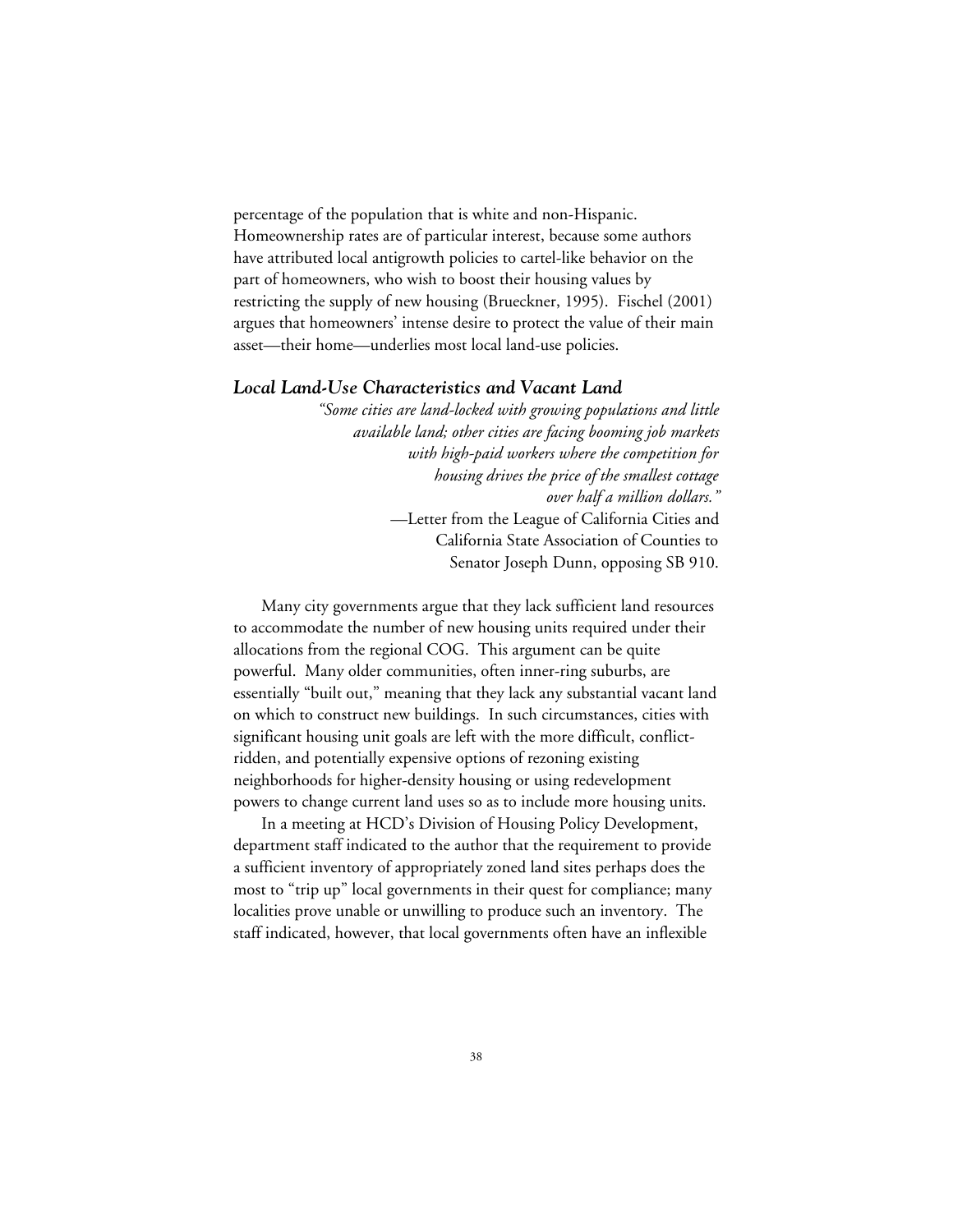percentage of the population that is white and non-Hispanic. Homeownership rates are of particular interest, because some authors have attributed local antigrowth policies to cartel-like behavior on the part of homeowners, who wish to boost their housing values by restricting the supply of new housing (Brueckner, 1995). Fischel (2001) argues that homeowners' intense desire to protect the value of their main asset—their home—underlies most local land-use policies.

### *Local Land-Use Characteristics and Vacant Land*

> *"Some cities are land-locked with growing populations and little available land; other cities are facing booming job markets with high-paid workers where the competition for housing drives the price of the smallest cottage over half a million dollars."*
>
> —Letter from the League of California Cities and California State Association of Counties to Senator Joseph Dunn, opposing SB 910.

Many city governments argue that they lack sufficient land resources to accommodate the number of new housing units required under their allocations from the regional COG. This argument can be quite powerful. Many older communities, often inner-ring suburbs, are essentially "built out," meaning that they lack any substantial vacant land on which to construct new buildings. In such circumstances, cities with significant housing unit goals are left with the more difficult, conflict-ridden, and potentially expensive options of rezoning existing neighborhoods for higher-density housing or using redevelopment powers to change current land uses so as to include more housing units.

In a meeting at HCD's Division of Housing Policy Development, department staff indicated to the author that the requirement to provide a sufficient inventory of appropriately zoned land sites perhaps does the most to "trip up" local governments in their quest for compliance; many localities prove unable or unwilling to produce such an inventory. The staff indicated, however, that local governments often have an inflexible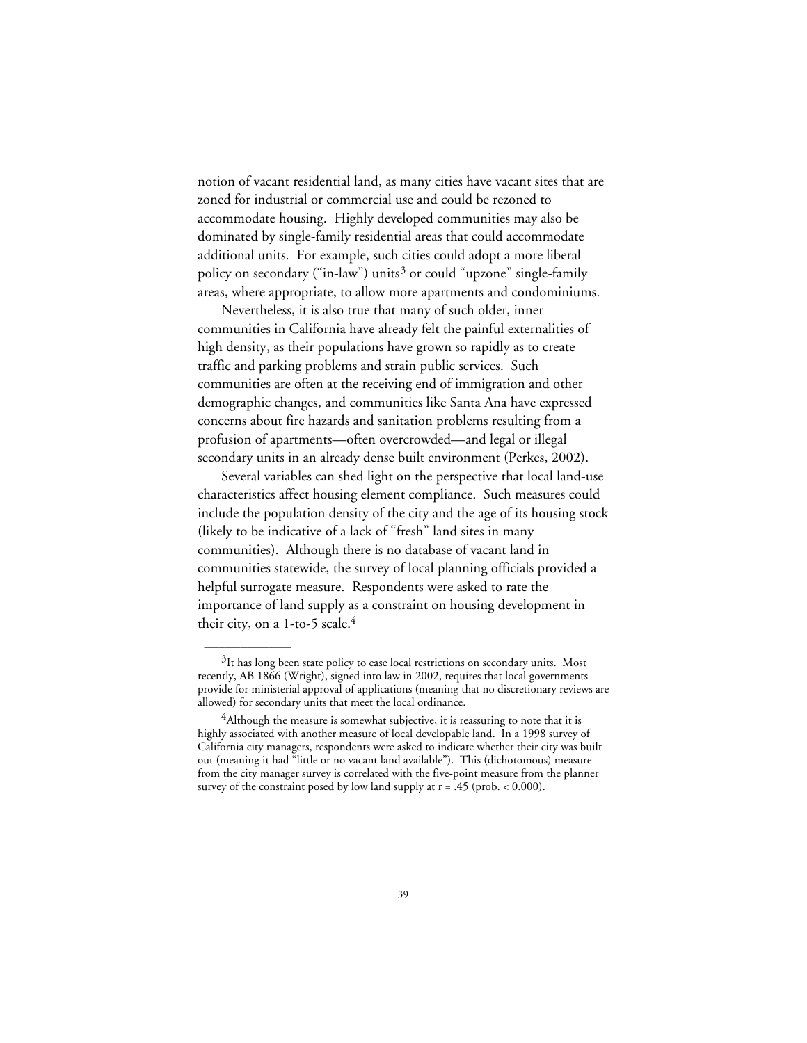notion of vacant residential land, as many cities have vacant sites that are zoned for industrial or commercial use and could be rezoned to accommodate housing. Highly developed communities may also be dominated by single-family residential areas that could accommodate additional units. For example, such cities could adopt a more liberal policy on secondary ("in-law") units[3] or could "upzone" single-family areas, where appropriate, to allow more apartments and condominiums.

Nevertheless, it is also true that many of such older, inner communities in California have already felt the painful externalities of high density, as their populations have grown so rapidly as to create traffic and parking problems and strain public services. Such communities are often at the receiving end of immigration and other demographic changes, and communities like Santa Ana have expressed concerns about fire hazards and sanitation problems resulting from a profusion of apartments—often overcrowded—and legal or illegal secondary units in an already dense built environment (Perkes, 2002).

Several variables can shed light on the perspective that local land-use characteristics affect housing element compliance. Such measures could include the population density of the city and the age of its housing stock (likely to be indicative of a lack of "fresh" land sites in many communities). Although there is no database of vacant land in communities statewide, the survey of local planning officials provided a helpful surrogate measure. Respondents were asked to rate the importance of land supply as a constraint on housing development in their city, on a 1-to-5 scale.[4]

---

[3]It has long been state policy to ease local restrictions on secondary units. Most recently, AB 1866 (Wright), signed into law in 2002, requires that local governments provide for ministerial approval of applications (meaning that no discretionary reviews are allowed) for secondary units that meet the local ordinance.

[4]Although the measure is somewhat subjective, it is reassuring to note that it is highly associated with another measure of local developable land. In a 1998 survey of California city managers, respondents were asked to indicate whether their city was built out (meaning it had "little or no vacant land available"). This (dichotomous) measure from the city manager survey is correlated with the five-point measure from the planner survey of the constraint posed by low land supply at $r = .45$ (prob. $< 0.000$).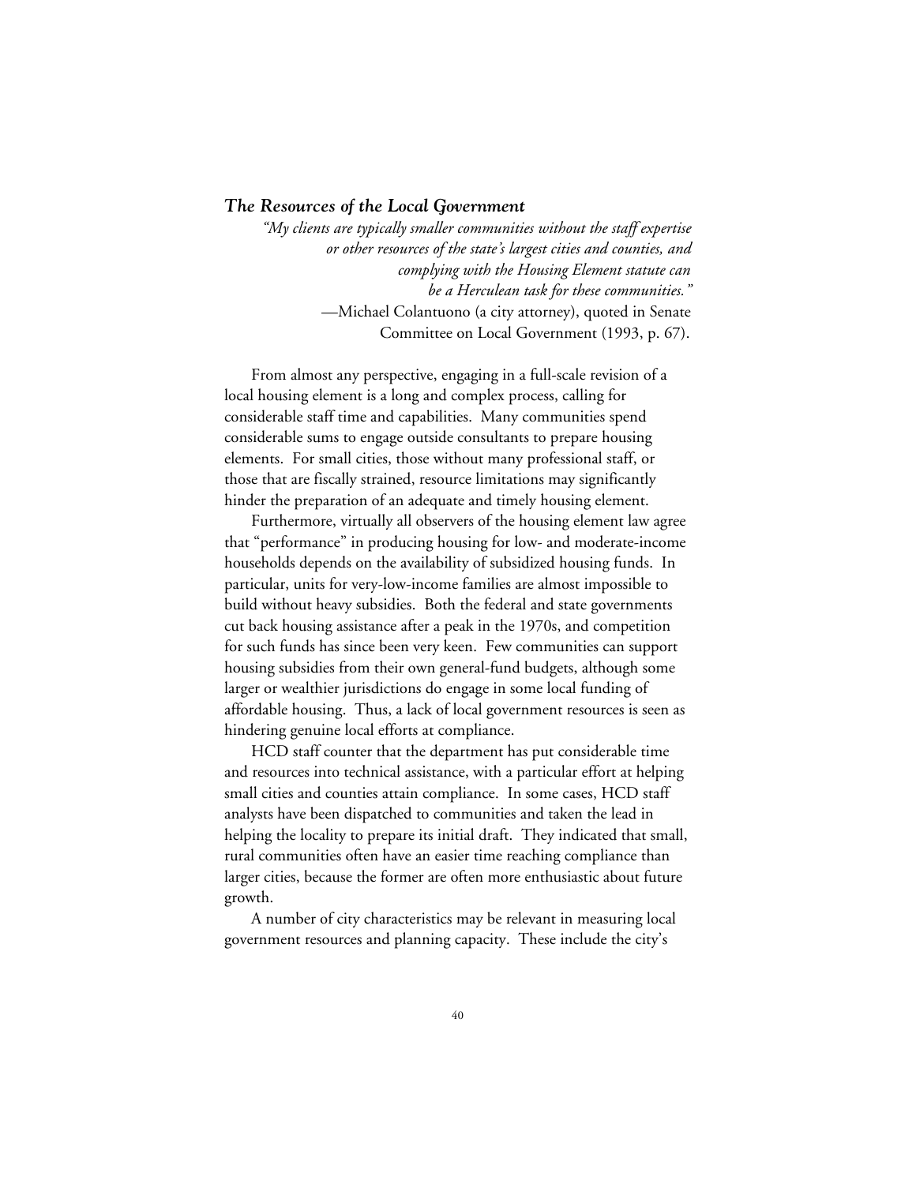### *The Resources of the Local Government*

> *"My clients are typically smaller communities without the staff expertise or other resources of the state's largest cities and counties, and complying with the Housing Element statute can be a Herculean task for these communities."*
>
> —Michael Colantuono (a city attorney), quoted in Senate Committee on Local Government (1993, p. 67).

From almost any perspective, engaging in a full-scale revision of a local housing element is a long and complex process, calling for considerable staff time and capabilities. Many communities spend considerable sums to engage outside consultants to prepare housing elements. For small cities, those without many professional staff, or those that are fiscally strained, resource limitations may significantly hinder the preparation of an adequate and timely housing element.

Furthermore, virtually all observers of the housing element law agree that "performance" in producing housing for low- and moderate-income households depends on the availability of subsidized housing funds. In particular, units for very-low-income families are almost impossible to build without heavy subsidies. Both the federal and state governments cut back housing assistance after a peak in the 1970s, and competition for such funds has since been very keen. Few communities can support housing subsidies from their own general-fund budgets, although some larger or wealthier jurisdictions do engage in some local funding of affordable housing. Thus, a lack of local government resources is seen as hindering genuine local efforts at compliance.

HCD staff counter that the department has put considerable time and resources into technical assistance, with a particular effort at helping small cities and counties attain compliance. In some cases, HCD staff analysts have been dispatched to communities and taken the lead in helping the locality to prepare its initial draft. They indicated that small, rural communities often have an easier time reaching compliance than larger cities, because the former are often more enthusiastic about future growth.

A number of city characteristics may be relevant in measuring local government resources and planning capacity. These include the city's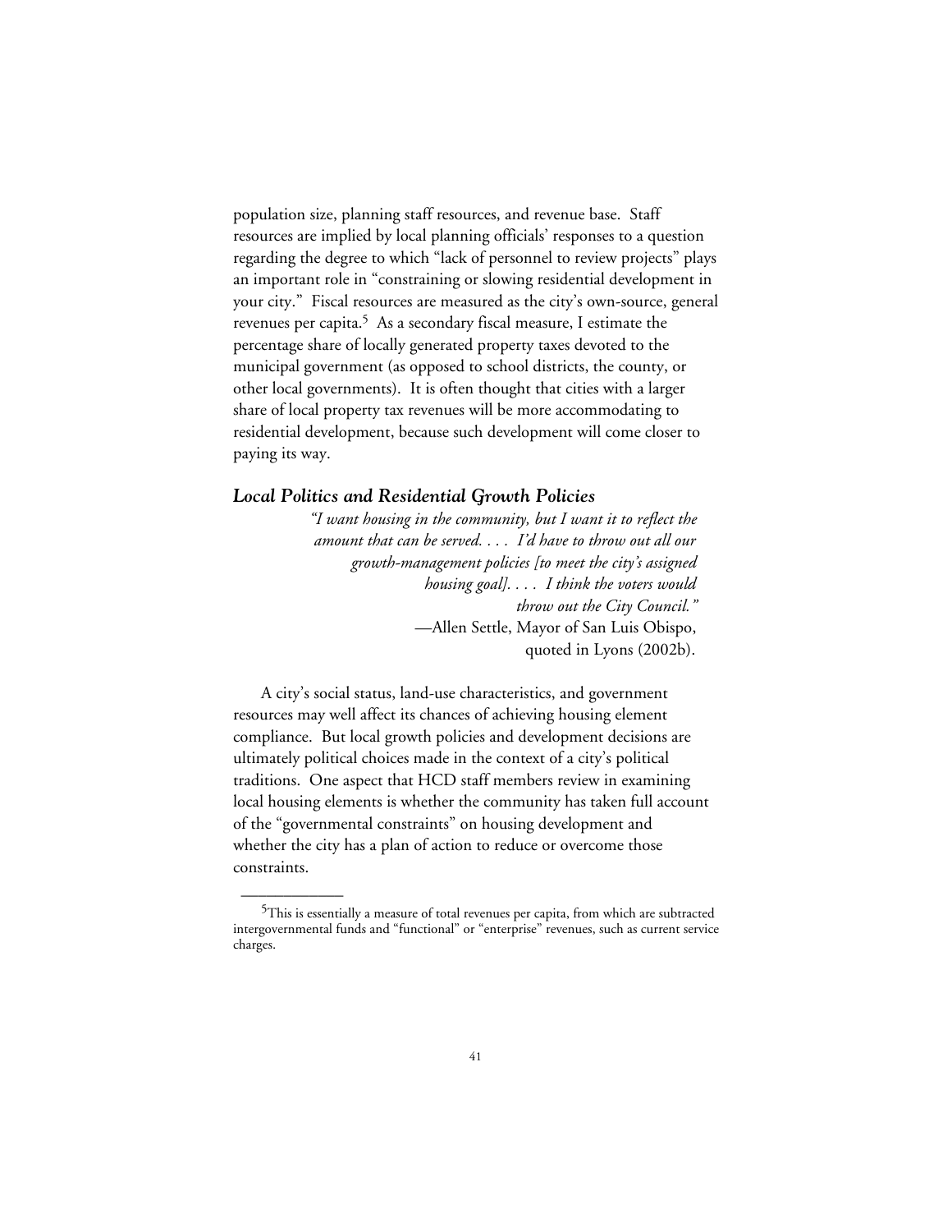population size, planning staff resources, and revenue base. Staff resources are implied by local planning officials' responses to a question regarding the degree to which "lack of personnel to review projects" plays an important role in "constraining or slowing residential development in your city." Fiscal resources are measured as the city's own-source, general revenues per capita.[5] As a secondary fiscal measure, I estimate the percentage share of locally generated property taxes devoted to the municipal government (as opposed to school districts, the county, or other local governments). It is often thought that cities with a larger share of local property tax revenues will be more accommodating to residential development, because such development will come closer to paying its way.

### *Local Politics and Residential Growth Policies*

> *"I want housing in the community, but I want it to reflect the amount that can be served. . . . I'd have to throw out all our growth-management policies [to meet the city's assigned housing goal]. . . . I think the voters would throw out the City Council."*
>
> —Allen Settle, Mayor of San Luis Obispo, quoted in Lyons (2002b).

A city's social status, land-use characteristics, and government resources may well affect its chances of achieving housing element compliance. But local growth policies and development decisions are ultimately political choices made in the context of a city's political traditions. One aspect that HCD staff members review in examining local housing elements is whether the community has taken full account of the "governmental constraints" on housing development and whether the city has a plan of action to reduce or overcome those constraints.

---

[5]This is essentially a measure of total revenues per capita, from which are subtracted intergovernmental funds and "functional" or "enterprise" revenues, such as current service charges.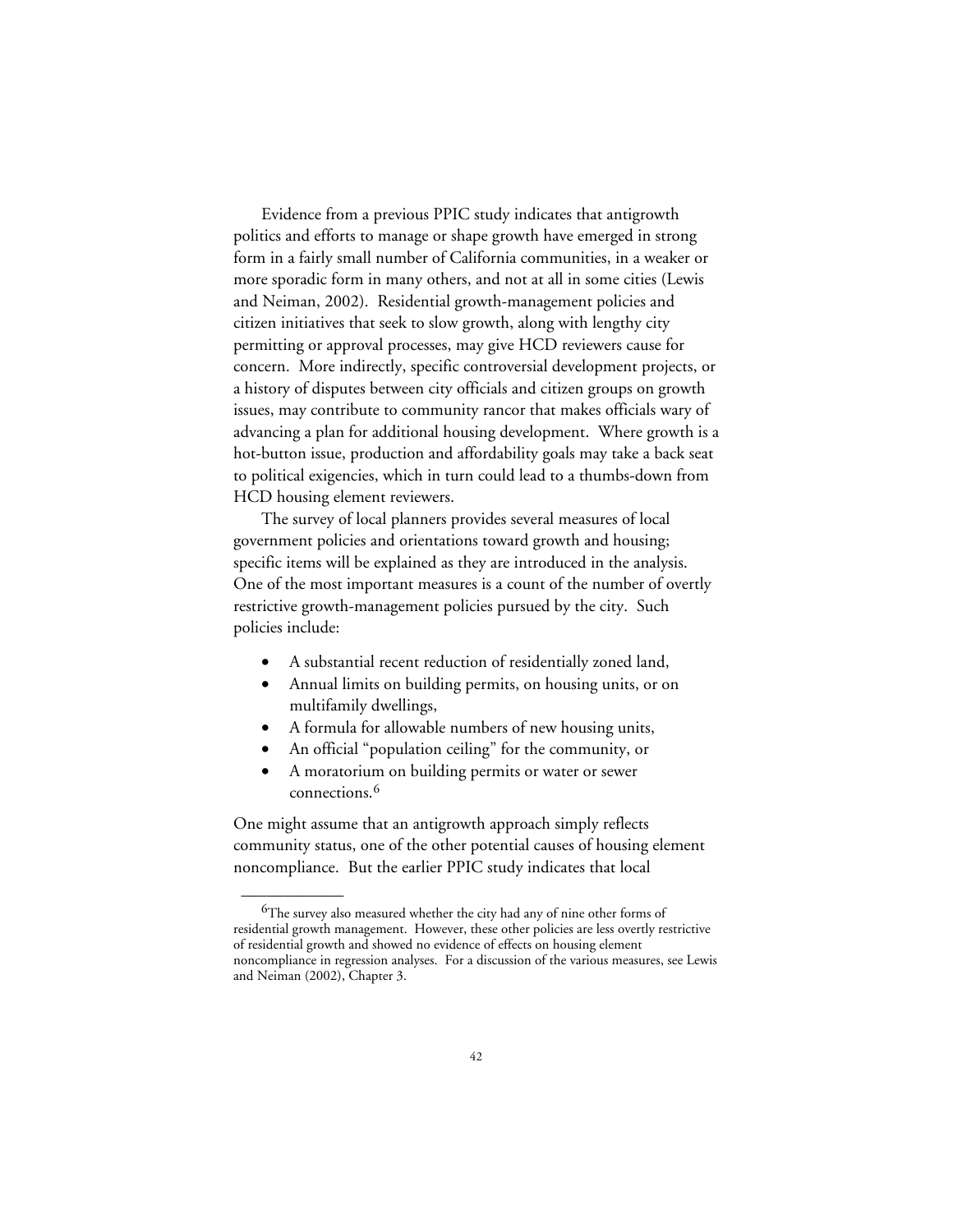Evidence from a previous PPIC study indicates that antigrowth politics and efforts to manage or shape growth have emerged in strong form in a fairly small number of California communities, in a weaker or more sporadic form in many others, and not at all in some cities (Lewis and Neiman, 2002). Residential growth-management policies and citizen initiatives that seek to slow growth, along with lengthy city permitting or approval processes, may give HCD reviewers cause for concern. More indirectly, specific controversial development projects, or a history of disputes between city officials and citizen groups on growth issues, may contribute to community rancor that makes officials wary of advancing a plan for additional housing development. Where growth is a hot-button issue, production and affordability goals may take a back seat to political exigencies, which in turn could lead to a thumbs-down from HCD housing element reviewers.

The survey of local planners provides several measures of local government policies and orientations toward growth and housing; specific items will be explained as they are introduced in the analysis. One of the most important measures is a count of the number of overtly restrictive growth-management policies pursued by the city. Such policies include:

- A substantial recent reduction of residentially zoned land,
- Annual limits on building permits, on housing units, or on multifamily dwellings,
- A formula for allowable numbers of new housing units,
- An official "population ceiling" for the community, or
- A moratorium on building permits or water or sewer connections.[6]

One might assume that an antigrowth approach simply reflects community status, one of the other potential causes of housing element noncompliance. But the earlier PPIC study indicates that local

---

[6]The survey also measured whether the city had any of nine other forms of residential growth management. However, these other policies are less overtly restrictive of residential growth and showed no evidence of effects on housing element noncompliance in regression analyses. For a discussion of the various measures, see Lewis and Neiman (2002), Chapter 3.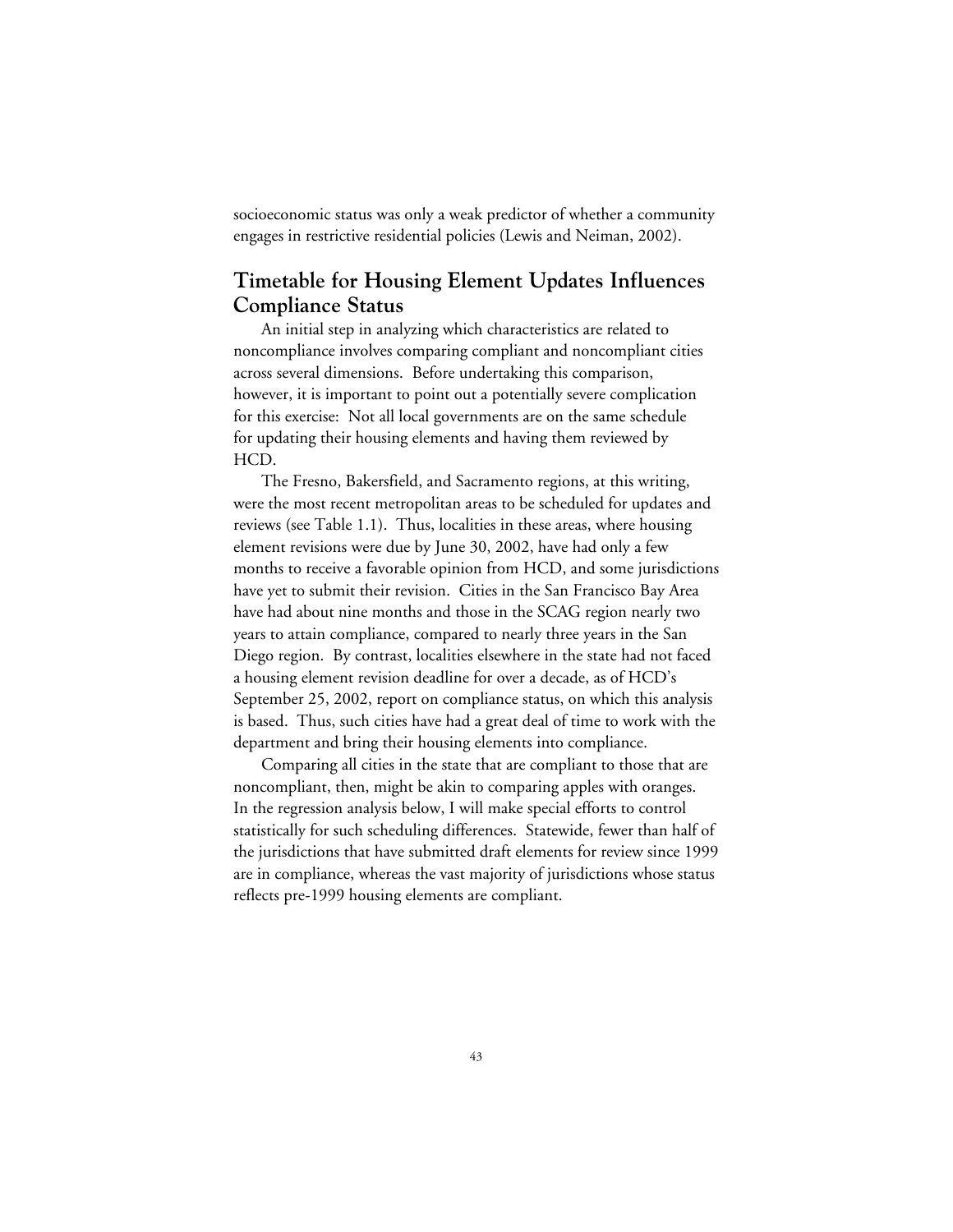socioeconomic status was only a weak predictor of whether a community engages in restrictive residential policies (Lewis and Neiman, 2002).

## Timetable for Housing Element Updates Influences Compliance Status

An initial step in analyzing which characteristics are related to noncompliance involves comparing compliant and noncompliant cities across several dimensions. Before undertaking this comparison, however, it is important to point out a potentially severe complication for this exercise: Not all local governments are on the same schedule for updating their housing elements and having them reviewed by HCD.

The Fresno, Bakersfield, and Sacramento regions, at this writing, were the most recent metropolitan areas to be scheduled for updates and reviews (see Table 1.1). Thus, localities in these areas, where housing element revisions were due by June 30, 2002, have had only a few months to receive a favorable opinion from HCD, and some jurisdictions have yet to submit their revision. Cities in the San Francisco Bay Area have had about nine months and those in the SCAG region nearly two years to attain compliance, compared to nearly three years in the San Diego region. By contrast, localities elsewhere in the state had not faced a housing element revision deadline for over a decade, as of HCD's September 25, 2002, report on compliance status, on which this analysis is based. Thus, such cities have had a great deal of time to work with the department and bring their housing elements into compliance.

Comparing all cities in the state that are compliant to those that are noncompliant, then, might be akin to comparing apples with oranges. In the regression analysis below, I will make special efforts to control statistically for such scheduling differences. Statewide, fewer than half of the jurisdictions that have submitted draft elements for review since 1999 are in compliance, whereas the vast majority of jurisdictions whose status reflects pre-1999 housing elements are compliant.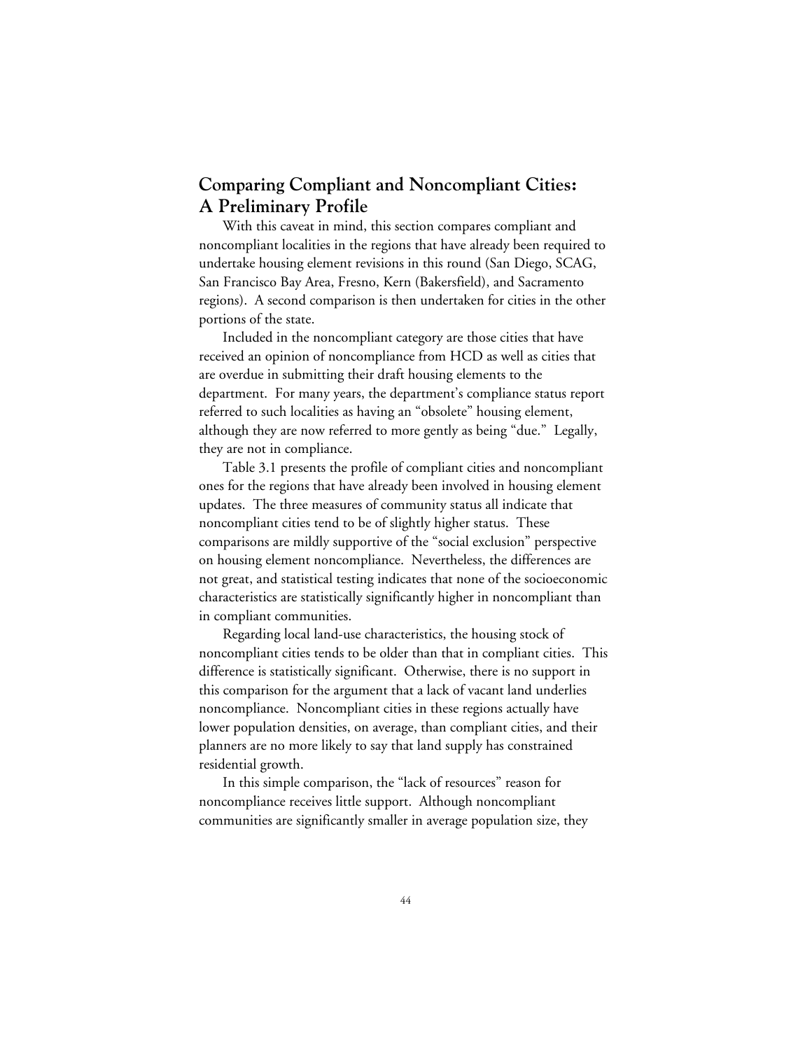## Comparing Compliant and Noncompliant Cities: A Preliminary Profile

With this caveat in mind, this section compares compliant and noncompliant localities in the regions that have already been required to undertake housing element revisions in this round (San Diego, SCAG, San Francisco Bay Area, Fresno, Kern (Bakersfield), and Sacramento regions). A second comparison is then undertaken for cities in the other portions of the state.

Included in the noncompliant category are those cities that have received an opinion of noncompliance from HCD as well as cities that are overdue in submitting their draft housing elements to the department. For many years, the department's compliance status report referred to such localities as having an "obsolete" housing element, although they are now referred to more gently as being "due." Legally, they are not in compliance.

Table 3.1 presents the profile of compliant cities and noncompliant ones for the regions that have already been involved in housing element updates. The three measures of community status all indicate that noncompliant cities tend to be of slightly higher status. These comparisons are mildly supportive of the "social exclusion" perspective on housing element noncompliance. Nevertheless, the differences are not great, and statistical testing indicates that none of the socioeconomic characteristics are statistically significantly higher in noncompliant than in compliant communities.

Regarding local land-use characteristics, the housing stock of noncompliant cities tends to be older than that in compliant cities. This difference is statistically significant. Otherwise, there is no support in this comparison for the argument that a lack of vacant land underlies noncompliance. Noncompliant cities in these regions actually have lower population densities, on average, than compliant cities, and their planners are no more likely to say that land supply has constrained residential growth.

In this simple comparison, the "lack of resources" reason for noncompliance receives little support. Although noncompliant communities are significantly smaller in average population size, they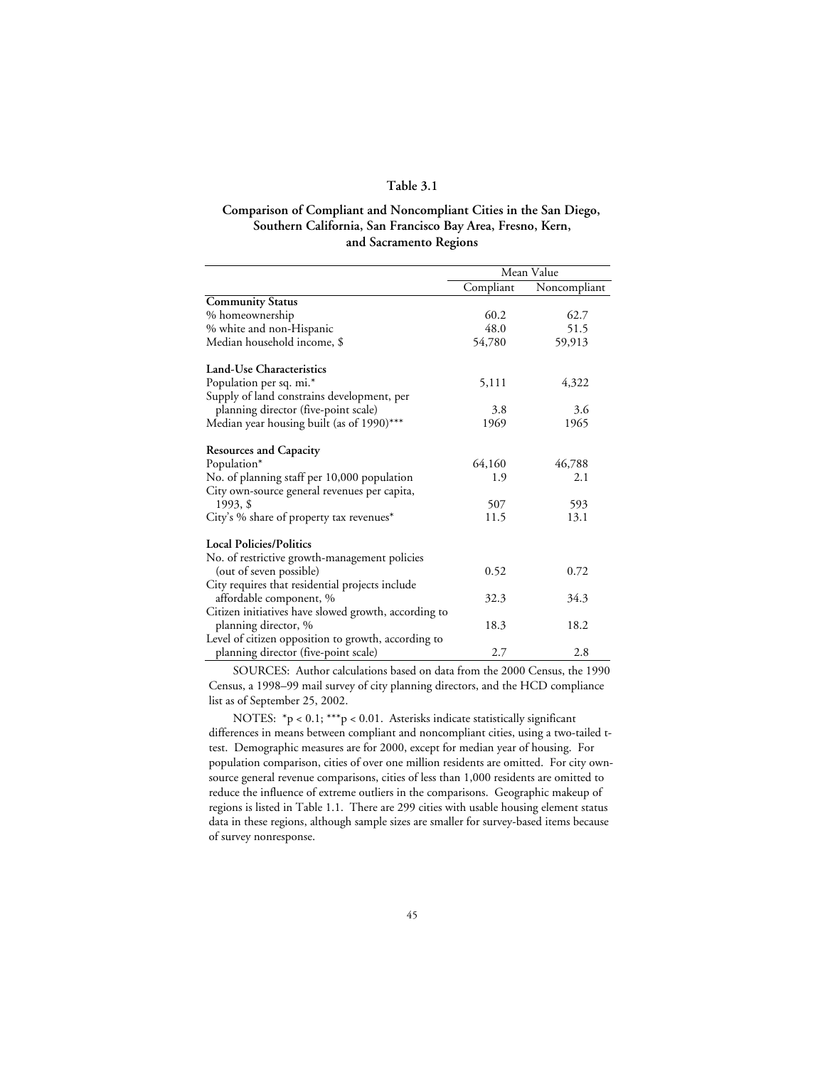**Table 3.1**

**Comparison of Compliant and Noncompliant Cities in the San Diego, Southern California, San Francisco Bay Area, Fresno, Kern, and Sacramento Regions**

| | Mean Value | |
|---|---|---|
| | Compliant | Noncompliant |
| **Community Status** | | |
| % homeownership | 60.2 | 62.7 |
| % white and non-Hispanic | 48.0 | 51.5 |
| Median household income, $ | 54,780 | 59,913 |
| **Land-Use Characteristics** | | |
| Population per sq. mi.* | 5,111 | 4,322 |
| Supply of land constrains development, per planning director (five-point scale) | 3.8 | 3.6 |
| Median year housing built (as of 1990)*** | 1969 | 1965 |
| **Resources and Capacity** | | |
| Population* | 64,160 | 46,788 |
| No. of planning staff per 10,000 population | 1.9 | 2.1 |
| City own-source general revenues per capita, 1993, $ | 507 | 593 |
| City's % share of property tax revenues* | 11.5 | 13.1 |
| **Local Policies/Politics** | | |
| No. of restrictive growth-management policies (out of seven possible) | 0.52 | 0.72 |
| City requires that residential projects include affordable component, % | 32.3 | 34.3 |
| Citizen initiatives have slowed growth, according to planning director, % | 18.3 | 18.2 |
| Level of citizen opposition to growth, according to planning director (five-point scale) | 2.7 | 2.8 |

SOURCES: Author calculations based on data from the 2000 Census, the 1990 Census, a 1998–99 mail survey of city planning directors, and the HCD compliance list as of September 25, 2002.

NOTES: *$p < 0.1$; ***$p < 0.01$. Asterisks indicate statistically significant differences in means between compliant and noncompliant cities, using a two-tailed t-test. Demographic measures are for 2000, except for median year of housing. For population comparison, cities of over one million residents are omitted. For city own-source general revenue comparisons, cities of less than 1,000 residents are omitted to reduce the influence of extreme outliers in the comparisons. Geographic makeup of regions is listed in Table 1.1. There are 299 cities with usable housing element status data in these regions, although sample sizes are smaller for survey-based items because of survey nonresponse.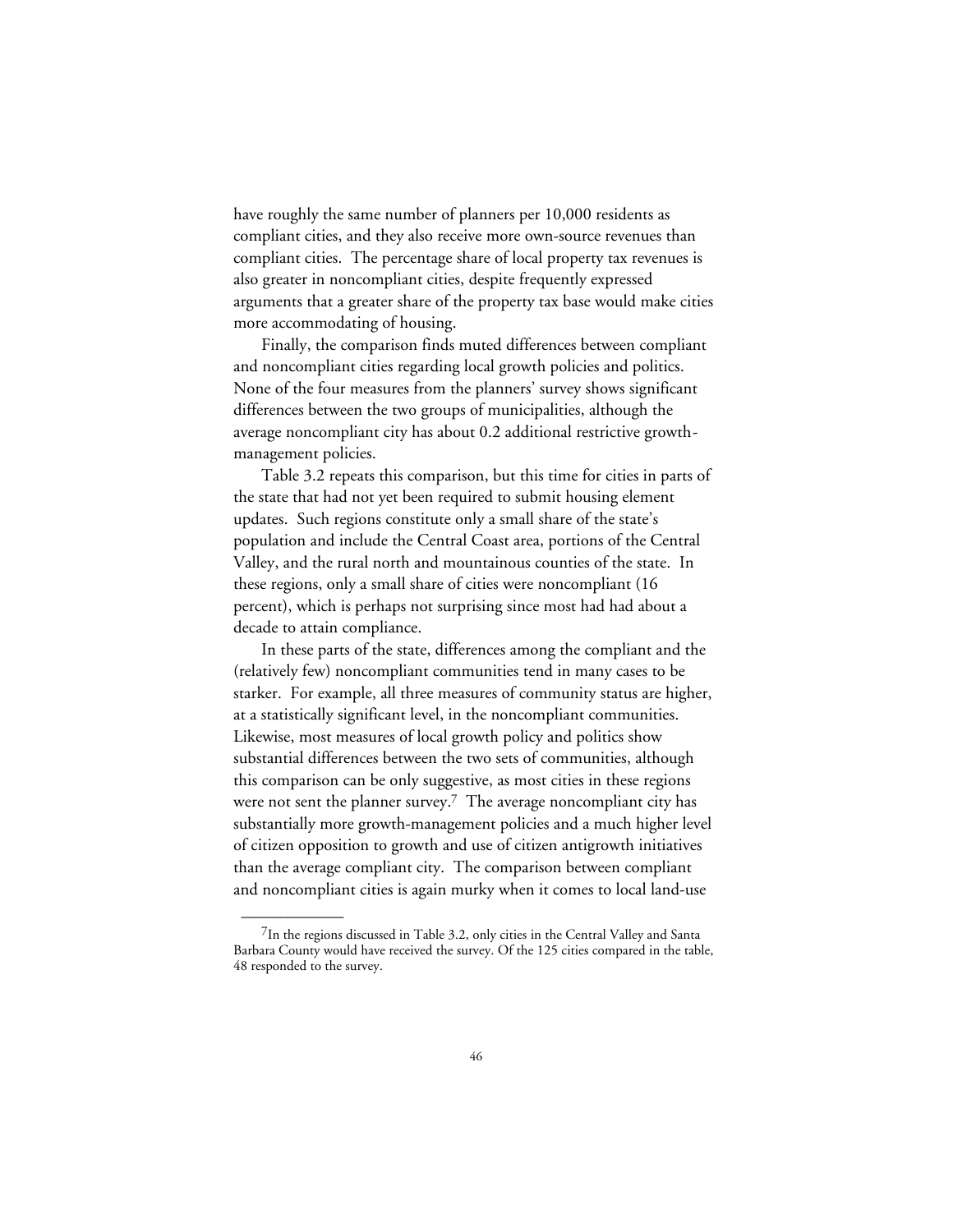have roughly the same number of planners per 10,000 residents as compliant cities, and they also receive more own-source revenues than compliant cities. The percentage share of local property tax revenues is also greater in noncompliant cities, despite frequently expressed arguments that a greater share of the property tax base would make cities more accommodating of housing.

Finally, the comparison finds muted differences between compliant and noncompliant cities regarding local growth policies and politics. None of the four measures from the planners' survey shows significant differences between the two groups of municipalities, although the average noncompliant city has about 0.2 additional restrictive growth-management policies.

Table 3.2 repeats this comparison, but this time for cities in parts of the state that had not yet been required to submit housing element updates. Such regions constitute only a small share of the state's population and include the Central Coast area, portions of the Central Valley, and the rural north and mountainous counties of the state. In these regions, only a small share of cities were noncompliant (16 percent), which is perhaps not surprising since most had had about a decade to attain compliance.

In these parts of the state, differences among the compliant and the (relatively few) noncompliant communities tend in many cases to be starker. For example, all three measures of community status are higher, at a statistically significant level, in the noncompliant communities. Likewise, most measures of local growth policy and politics show substantial differences between the two sets of communities, although this comparison can be only suggestive, as most cities in these regions were not sent the planner survey.[7] The average noncompliant city has substantially more growth-management policies and a much higher level of citizen opposition to growth and use of citizen antigrowth initiatives than the average compliant city. The comparison between compliant and noncompliant cities is again murky when it comes to local land-use

---

[7]In the regions discussed in Table 3.2, only cities in the Central Valley and Santa Barbara County would have received the survey. Of the 125 cities compared in the table, 48 responded to the survey.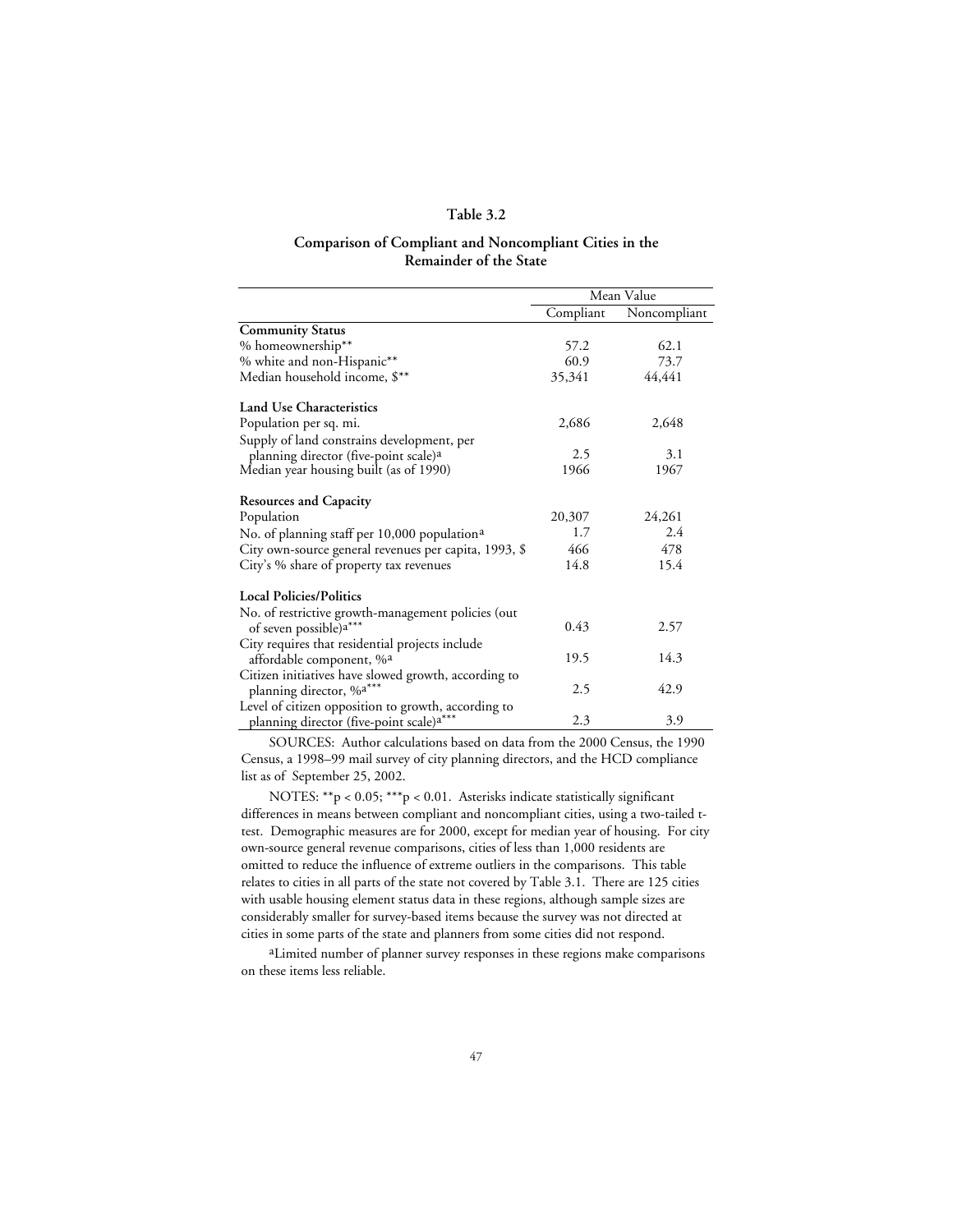**Table 3.2**

**Comparison of Compliant and Noncompliant Cities in the Remainder of the State**

| | Mean Value | |
|---|---|---|
| | Compliant | Noncompliant |
| **Community Status** | | |
| % homeownership** | 57.2 | 62.1 |
| % white and non-Hispanic** | 60.9 | 73.7 |
| Median household income, $** | 35,341 | 44,441 |
| **Land Use Characteristics** | | |
| Population per sq. mi. | 2,686 | 2,648 |
| Supply of land constrains development, per planning director (five-point scale)[a] | 2.5 | 3.1 |
| Median year housing built (as of 1990) | 1966 | 1967 |
| **Resources and Capacity** | | |
| Population | 20,307 | 24,261 |
| No. of planning staff per 10,000 population[a] | 1.7 | 2.4 |
| City own-source general revenues per capita, 1993, $ | 466 | 478 |
| City's % share of property tax revenues | 14.8 | 15.4 |
| **Local Policies/Politics** | | |
| No. of restrictive growth-management policies (out of seven possible)[a]*** | 0.43 | 2.57 |
| City requires that residential projects include affordable component, %[a] | 19.5 | 14.3 |
| Citizen initiatives have slowed growth, according to planning director, %[a]*** | 2.5 | 42.9 |
| Level of citizen opposition to growth, according to planning director (five-point scale)[a]*** | 2.3 | 3.9 |

SOURCES: Author calculations based on data from the 2000 Census, the 1990 Census, a 1998–99 mail survey of city planning directors, and the HCD compliance list as of September 25, 2002.

NOTES: **$p < 0.05$; ***$p < 0.01$. Asterisks indicate statistically significant differences in means between compliant and noncompliant cities, using a two-tailed t-test. Demographic measures are for 2000, except for median year of housing. For city own-source general revenue comparisons, cities of less than 1,000 residents are omitted to reduce the influence of extreme outliers in the comparisons. This table relates to cities in all parts of the state not covered by Table 3.1. There are 125 cities with usable housing element status data in these regions, although sample sizes are considerably smaller for survey-based items because the survey was not directed at cities in some parts of the state and planners from some cities did not respond.

[a]Limited number of planner survey responses in these regions make comparisons on these items less reliable.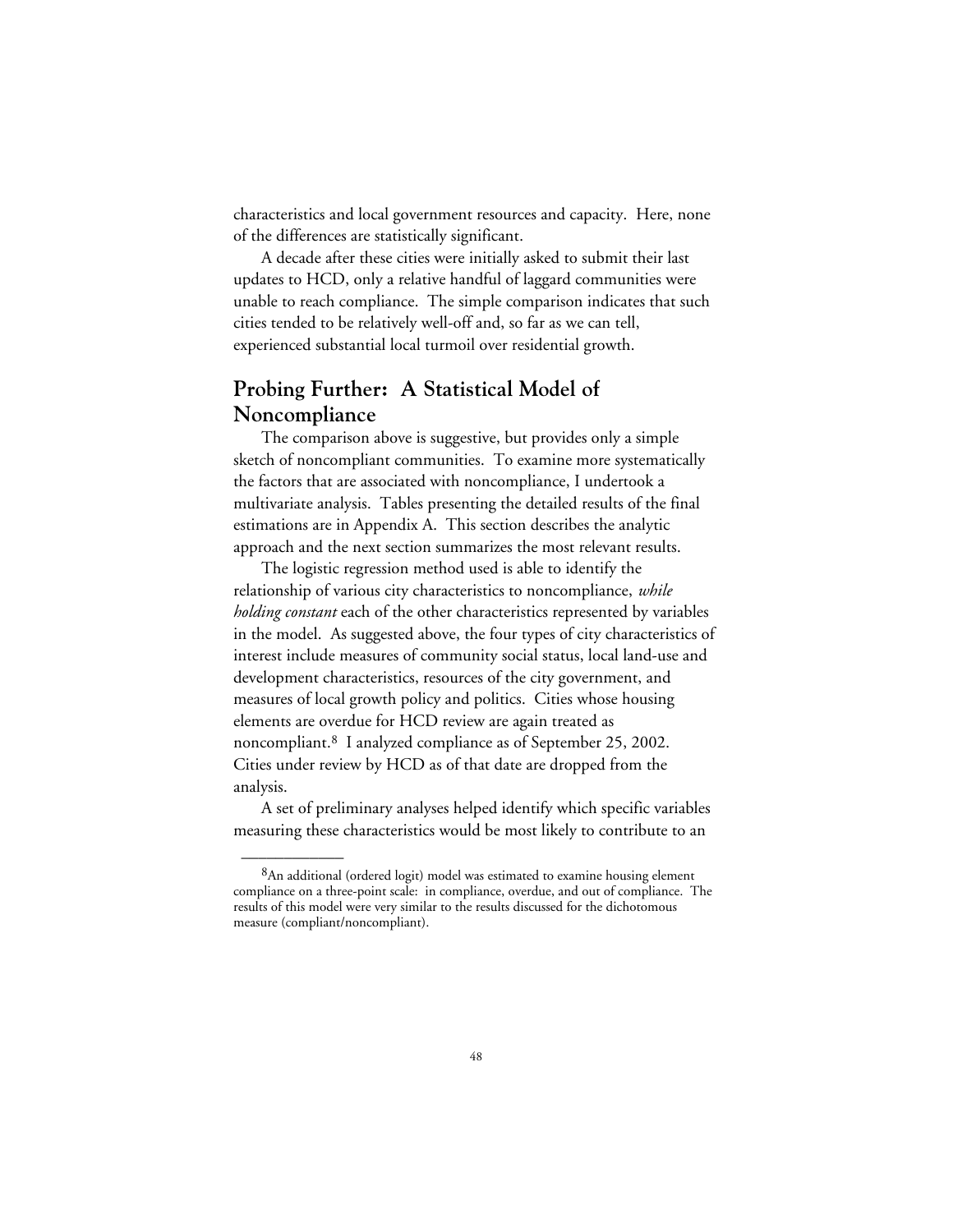characteristics and local government resources and capacity. Here, none of the differences are statistically significant.

A decade after these cities were initially asked to submit their last updates to HCD, only a relative handful of laggard communities were unable to reach compliance. The simple comparison indicates that such cities tended to be relatively well-off and, so far as we can tell, experienced substantial local turmoil over residential growth.

## Probing Further: A Statistical Model of Noncompliance

The comparison above is suggestive, but provides only a simple sketch of noncompliant communities. To examine more systematically the factors that are associated with noncompliance, I undertook a multivariate analysis. Tables presenting the detailed results of the final estimations are in Appendix A. This section describes the analytic approach and the next section summarizes the most relevant results.

The logistic regression method used is able to identify the relationship of various city characteristics to noncompliance, *while holding constant* each of the other characteristics represented by variables in the model. As suggested above, the four types of city characteristics of interest include measures of community social status, local land-use and development characteristics, resources of the city government, and measures of local growth policy and politics. Cities whose housing elements are overdue for HCD review are again treated as noncompliant.[8] I analyzed compliance as of September 25, 2002. Cities under review by HCD as of that date are dropped from the analysis.

A set of preliminary analyses helped identify which specific variables measuring these characteristics would be most likely to contribute to an

---

[8] An additional (ordered logit) model was estimated to examine housing element compliance on a three-point scale: in compliance, overdue, and out of compliance. The results of this model were very similar to the results discussed for the dichotomous measure (compliant/noncompliant).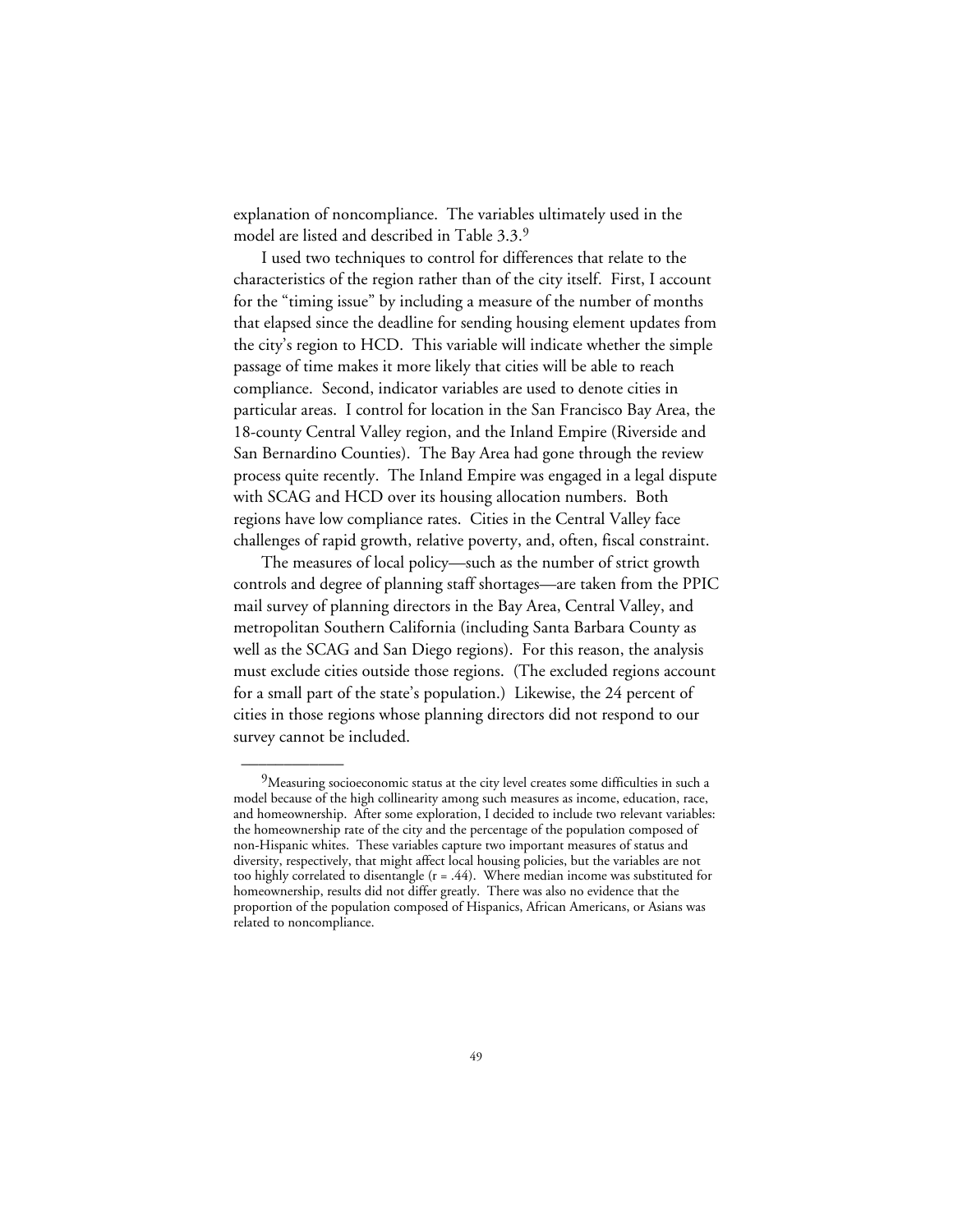explanation of noncompliance. The variables ultimately used in the model are listed and described in Table 3.3.[9]

I used two techniques to control for differences that relate to the characteristics of the region rather than of the city itself. First, I account for the "timing issue" by including a measure of the number of months that elapsed since the deadline for sending housing element updates from the city's region to HCD. This variable will indicate whether the simple passage of time makes it more likely that cities will be able to reach compliance. Second, indicator variables are used to denote cities in particular areas. I control for location in the San Francisco Bay Area, the 18-county Central Valley region, and the Inland Empire (Riverside and San Bernardino Counties). The Bay Area had gone through the review process quite recently. The Inland Empire was engaged in a legal dispute with SCAG and HCD over its housing allocation numbers. Both regions have low compliance rates. Cities in the Central Valley face challenges of rapid growth, relative poverty, and, often, fiscal constraint.

The measures of local policy—such as the number of strict growth controls and degree of planning staff shortages—are taken from the PPIC mail survey of planning directors in the Bay Area, Central Valley, and metropolitan Southern California (including Santa Barbara County as well as the SCAG and San Diego regions). For this reason, the analysis must exclude cities outside those regions. (The excluded regions account for a small part of the state's population.) Likewise, the 24 percent of cities in those regions whose planning directors did not respond to our survey cannot be included.

---

[9]Measuring socioeconomic status at the city level creates some difficulties in such a model because of the high collinearity among such measures as income, education, race, and homeownership. After some exploration, I decided to include two relevant variables: the homeownership rate of the city and the percentage of the population composed of non-Hispanic whites. These variables capture two important measures of status and diversity, respectively, that might affect local housing policies, but the variables are not too highly correlated to disentangle ($r = .44$). Where median income was substituted for homeownership, results did not differ greatly. There was also no evidence that the proportion of the population composed of Hispanics, African Americans, or Asians was related to noncompliance.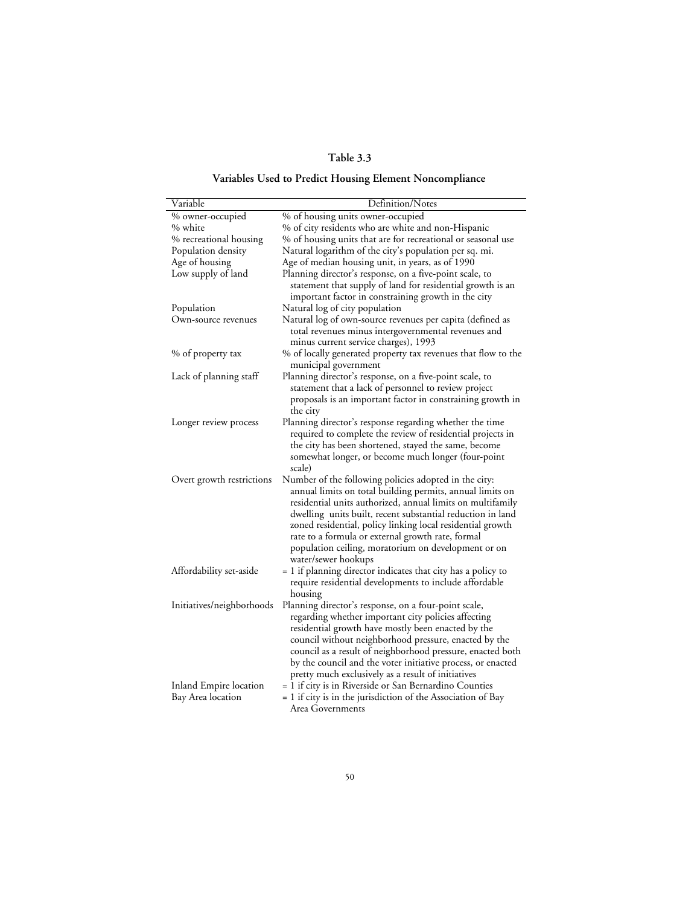**Table 3.3**

**Variables Used to Predict Housing Element Noncompliance**

| Variable | Definition/Notes |
| --- | --- |
| % owner-occupied | % of housing units owner-occupied |
| % white | % of city residents who are white and non-Hispanic |
| % recreational housing | % of housing units that are for recreational or seasonal use |
| Population density | Natural logarithm of the city's population per sq. mi. |
| Age of housing | Age of median housing unit, in years, as of 1990 |
| Low supply of land | Planning director's response, on a five-point scale, to statement that supply of land for residential growth is an important factor in constraining growth in the city |
| Population | Natural log of city population |
| Own-source revenues | Natural log of own-source revenues per capita (defined as total revenues minus intergovernmental revenues and minus current service charges), 1993 |
| % of property tax | % of locally generated property tax revenues that flow to the municipal government |
| Lack of planning staff | Planning director's response, on a five-point scale, to statement that a lack of personnel to review project proposals is an important factor in constraining growth in the city |
| Longer review process | Planning director's response regarding whether the time required to complete the review of residential projects in the city has been shortened, stayed the same, become somewhat longer, or become much longer (four-point scale) |
| Overt growth restrictions | Number of the following policies adopted in the city: annual limits on total building permits, annual limits on residential units authorized, annual limits on multifamily dwelling units built, recent substantial reduction in land zoned residential, policy linking local residential growth rate to a formula or external growth rate, formal population ceiling, moratorium on development or on water/sewer hookups |
| Affordability set-aside | = 1 if planning director indicates that city has a policy to require residential developments to include affordable housing |
| Initiatives/neighborhoods | Planning director's response, on a four-point scale, regarding whether important city policies affecting residential growth have mostly been enacted by the council without neighborhood pressure, enacted by the council as a result of neighborhood pressure, enacted both by the council and the voter initiative process, or enacted pretty much exclusively as a result of initiatives |
| Inland Empire location | = 1 if city is in Riverside or San Bernardino Counties |
| Bay Area location | = 1 if city is in the jurisdiction of the Association of Bay Area Governments |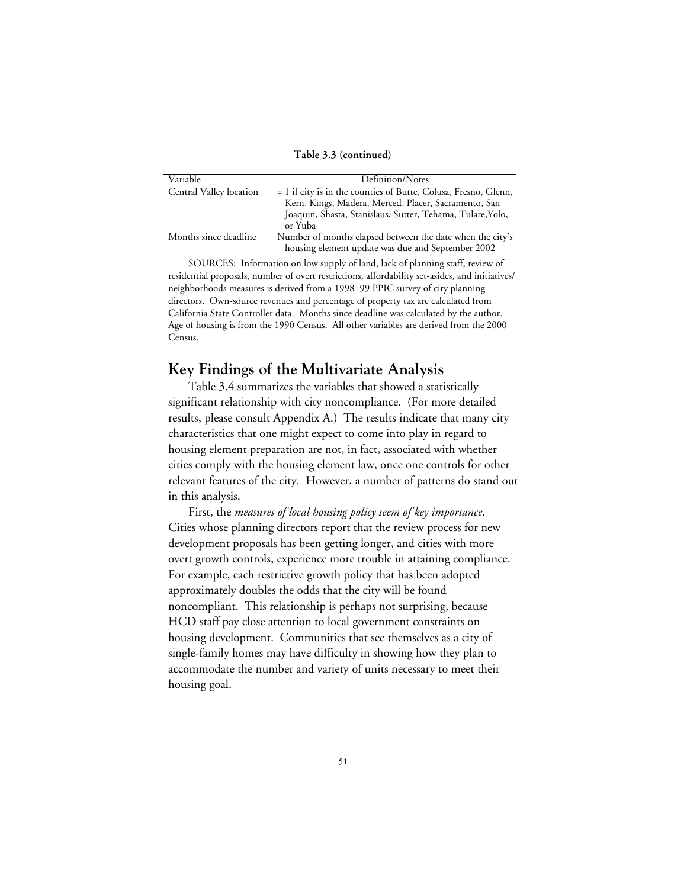**Table 3.3 (continued)**

| Variable | Definition/Notes |
|---|---|
| Central Valley location | = 1 if city is in the counties of Butte, Colusa, Fresno, Glenn, Kern, Kings, Madera, Merced, Placer, Sacramento, San Joaquin, Shasta, Stanislaus, Sutter, Tehama, Tulare,Yolo, or Yuba |
| Months since deadline | Number of months elapsed between the date when the city's housing element update was due and September 2002 |

SOURCES: Information on low supply of land, lack of planning staff, review of residential proposals, number of overt restrictions, affordability set-asides, and initiatives/neighborhoods measures is derived from a 1998–99 PPIC survey of city planning directors. Own-source revenues and percentage of property tax are calculated from California State Controller data. Months since deadline was calculated by the author. Age of housing is from the 1990 Census. All other variables are derived from the 2000 Census.

## Key Findings of the Multivariate Analysis

Table 3.4 summarizes the variables that showed a statistically significant relationship with city noncompliance. (For more detailed results, please consult Appendix A.) The results indicate that many city characteristics that one might expect to come into play in regard to housing element preparation are not, in fact, associated with whether cities comply with the housing element law, once one controls for other relevant features of the city. However, a number of patterns do stand out in this analysis.

First, the *measures of local housing policy seem of key importance*. Cities whose planning directors report that the review process for new development proposals has been getting longer, and cities with more overt growth controls, experience more trouble in attaining compliance. For example, each restrictive growth policy that has been adopted approximately doubles the odds that the city will be found noncompliant. This relationship is perhaps not surprising, because HCD staff pay close attention to local government constraints on housing development. Communities that see themselves as a city of single-family homes may have difficulty in showing how they plan to accommodate the number and variety of units necessary to meet their housing goal.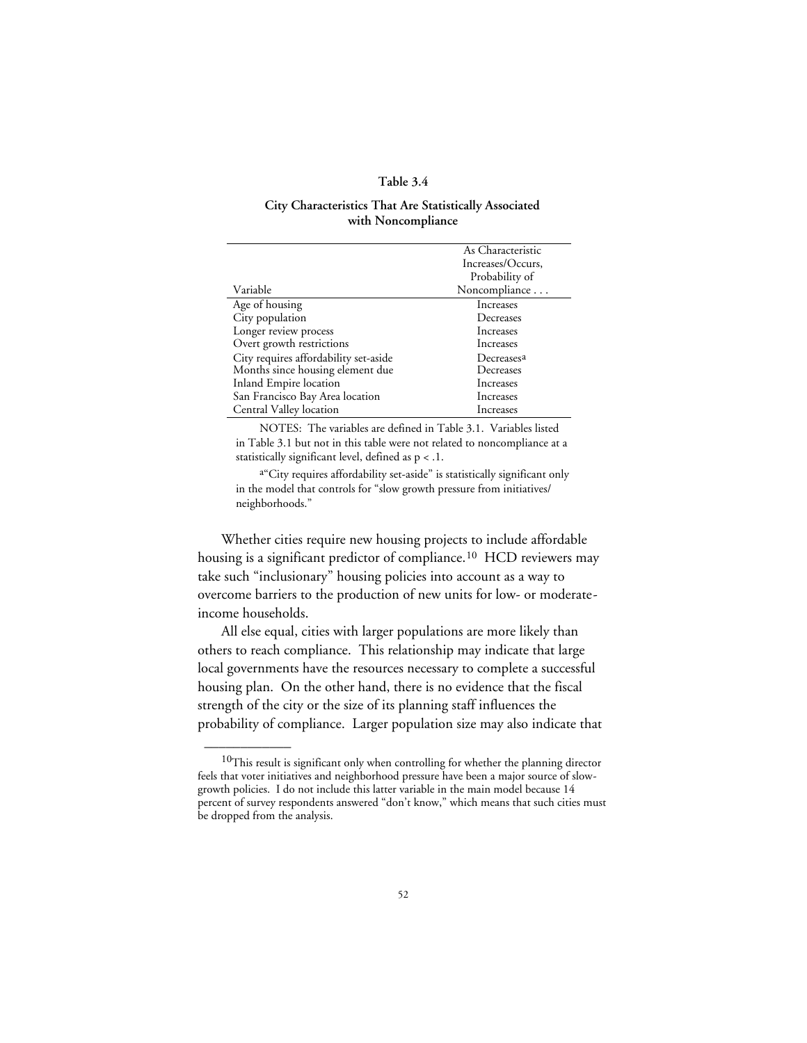**Table 3.4**

**City Characteristics That Are Statistically Associated with Noncompliance**

| Variable | As Characteristic Increases/Occurs, Probability of Noncompliance . . . |
|---|---|
| Age of housing | Increases |
| City population | Decreases |
| Longer review process | Increases |
| Overt growth restrictions | Increases |
| City requires affordability set-aside | Decreases[a] |
| Months since housing element due | Decreases |
| Inland Empire location | Increases |
| San Francisco Bay Area location | Increases |
| Central Valley location | Increases |

NOTES: The variables are defined in Table 3.1. Variables listed in Table 3.1 but not in this table were not related to noncompliance at a statistically significant level, defined as $p < .1$.

[a]"City requires affordability set-aside" is statistically significant only in the model that controls for "slow growth pressure from initiatives/neighborhoods."

Whether cities require new housing projects to include affordable housing is a significant predictor of compliance.[10] HCD reviewers may take such "inclusionary" housing policies into account as a way to overcome barriers to the production of new units for low- or moderate-income households.

All else equal, cities with larger populations are more likely than others to reach compliance. This relationship may indicate that large local governments have the resources necessary to complete a successful housing plan. On the other hand, there is no evidence that the fiscal strength of the city or the size of its planning staff influences the probability of compliance. Larger population size may also indicate that

[10]This result is significant only when controlling for whether the planning director feels that voter initiatives and neighborhood pressure have been a major source of slow-growth policies. I do not include this latter variable in the main model because 14 percent of survey respondents answered "don't know," which means that such cities must be dropped from the analysis.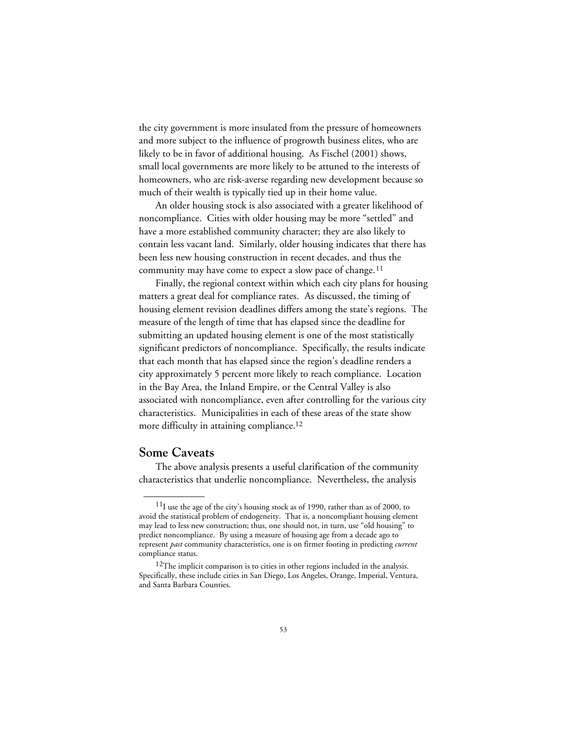the city government is more insulated from the pressure of homeowners and more subject to the influence of progrowth business elites, who are likely to be in favor of additional housing. As Fischel (2001) shows, small local governments are more likely to be attuned to the interests of homeowners, who are risk-averse regarding new development because so much of their wealth is typically tied up in their home value.

An older housing stock is also associated with a greater likelihood of noncompliance. Cities with older housing may be more "settled" and have a more established community character; they are also likely to contain less vacant land. Similarly, older housing indicates that there has been less new housing construction in recent decades, and thus the community may have come to expect a slow pace of change.[11]

Finally, the regional context within which each city plans for housing matters a great deal for compliance rates. As discussed, the timing of housing element revision deadlines differs among the state's regions. The measure of the length of time that has elapsed since the deadline for submitting an updated housing element is one of the most statistically significant predictors of noncompliance. Specifically, the results indicate that each month that has elapsed since the region's deadline renders a city approximately 5 percent more likely to reach compliance. Location in the Bay Area, the Inland Empire, or the Central Valley is also associated with noncompliance, even after controlling for the various city characteristics. Municipalities in each of these areas of the state show more difficulty in attaining compliance.[12]

## Some Caveats

The above analysis presents a useful clarification of the community characteristics that underlie noncompliance. Nevertheless, the analysis

---

[11] I use the age of the city's housing stock as of 1990, rather than as of 2000, to avoid the statistical problem of endogeneity. That is, a noncompliant housing element may lead to less new construction; thus, one should not, in turn, use "old housing" to predict noncompliance. By using a measure of housing age from a decade ago to represent *past* community characteristics, one is on firmer footing in predicting *current* compliance status.

[12] The implicit comparison is to cities in other regions included in the analysis. Specifically, these include cities in San Diego, Los Angeles, Orange, Imperial, Ventura, and Santa Barbara Counties.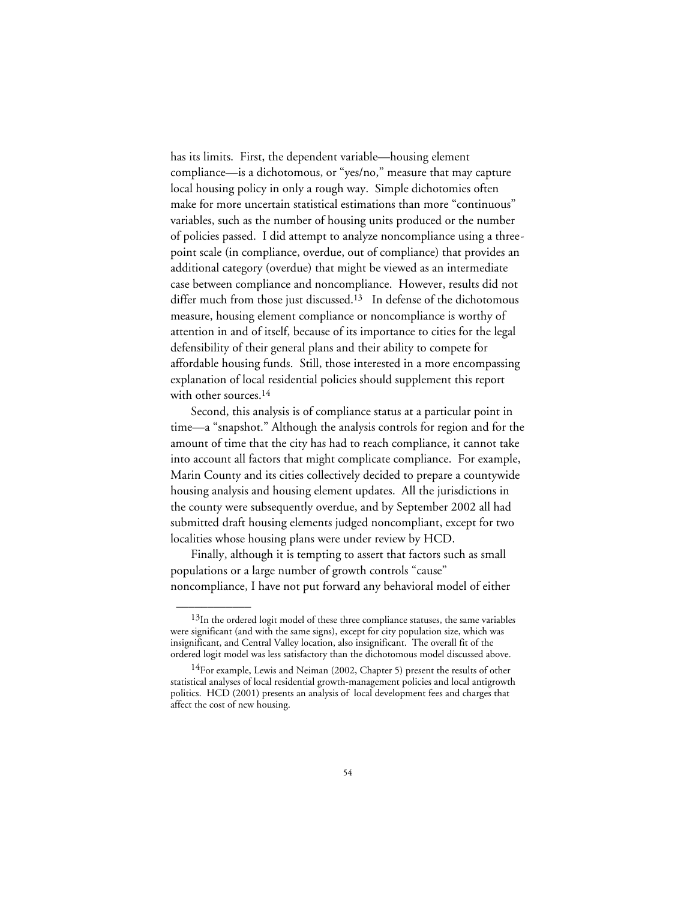has its limits. First, the dependent variable—housing element compliance—is a dichotomous, or "yes/no," measure that may capture local housing policy in only a rough way. Simple dichotomies often make for more uncertain statistical estimations than more "continuous" variables, such as the number of housing units produced or the number of policies passed. I did attempt to analyze noncompliance using a three-point scale (in compliance, overdue, out of compliance) that provides an additional category (overdue) that might be viewed as an intermediate case between compliance and noncompliance. However, results did not differ much from those just discussed.[13] In defense of the dichotomous measure, housing element compliance or noncompliance is worthy of attention in and of itself, because of its importance to cities for the legal defensibility of their general plans and their ability to compete for affordable housing funds. Still, those interested in a more encompassing explanation of local residential policies should supplement this report with other sources.[14]

Second, this analysis is of compliance status at a particular point in time—a "snapshot." Although the analysis controls for region and for the amount of time that the city has had to reach compliance, it cannot take into account all factors that might complicate compliance. For example, Marin County and its cities collectively decided to prepare a countywide housing analysis and housing element updates. All the jurisdictions in the county were subsequently overdue, and by September 2002 all had submitted draft housing elements judged noncompliant, except for two localities whose housing plans were under review by HCD.

Finally, although it is tempting to assert that factors such as small populations or a large number of growth controls "cause" noncompliance, I have not put forward any behavioral model of either

---

[13]In the ordered logit model of these three compliance statuses, the same variables were significant (and with the same signs), except for city population size, which was insignificant, and Central Valley location, also insignificant. The overall fit of the ordered logit model was less satisfactory than the dichotomous model discussed above.

[14]For example, Lewis and Neiman (2002, Chapter 5) present the results of other statistical analyses of local residential growth-management policies and local antigrowth politics. HCD (2001) presents an analysis of local development fees and charges that affect the cost of new housing.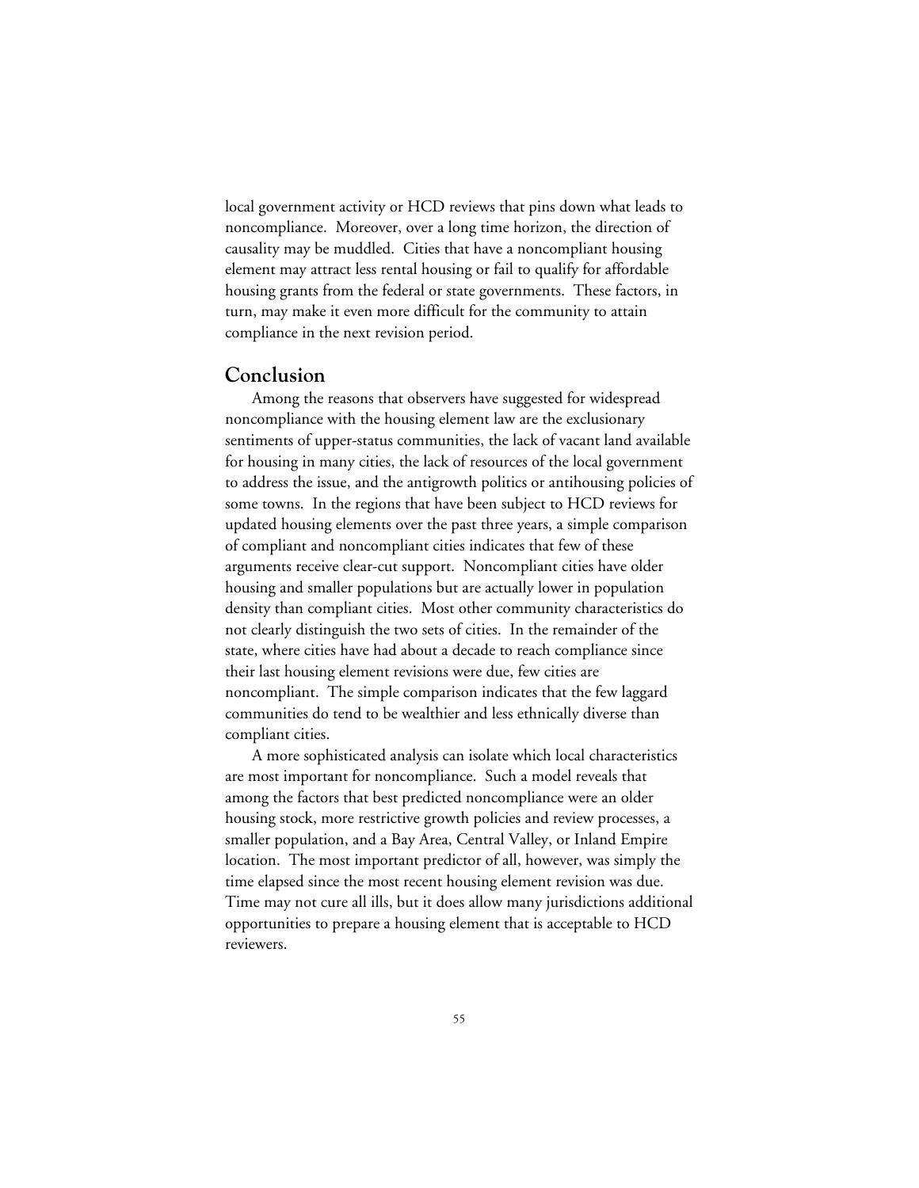local government activity or HCD reviews that pins down what leads to noncompliance. Moreover, over a long time horizon, the direction of causality may be muddled. Cities that have a noncompliant housing element may attract less rental housing or fail to qualify for affordable housing grants from the federal or state governments. These factors, in turn, may make it even more difficult for the community to attain compliance in the next revision period.

## Conclusion

Among the reasons that observers have suggested for widespread noncompliance with the housing element law are the exclusionary sentiments of upper-status communities, the lack of vacant land available for housing in many cities, the lack of resources of the local government to address the issue, and the antigrowth politics or antihousing policies of some towns. In the regions that have been subject to HCD reviews for updated housing elements over the past three years, a simple comparison of compliant and noncompliant cities indicates that few of these arguments receive clear-cut support. Noncompliant cities have older housing and smaller populations but are actually lower in population density than compliant cities. Most other community characteristics do not clearly distinguish the two sets of cities. In the remainder of the state, where cities have had about a decade to reach compliance since their last housing element revisions were due, few cities are noncompliant. The simple comparison indicates that the few laggard communities do tend to be wealthier and less ethnically diverse than compliant cities.

A more sophisticated analysis can isolate which local characteristics are most important for noncompliance. Such a model reveals that among the factors that best predicted noncompliance were an older housing stock, more restrictive growth policies and review processes, a smaller population, and a Bay Area, Central Valley, or Inland Empire location. The most important predictor of all, however, was simply the time elapsed since the most recent housing element revision was due. Time may not cure all ills, but it does allow many jurisdictions additional opportunities to prepare a housing element that is acceptable to HCD reviewers.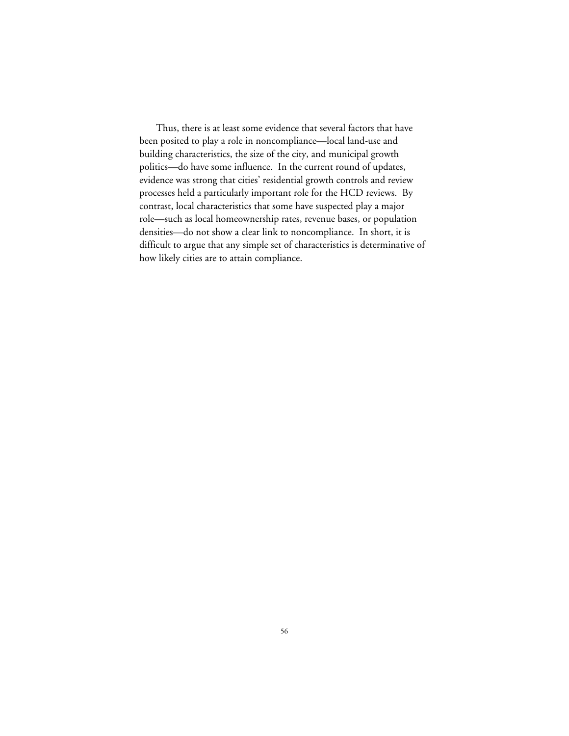Thus, there is at least some evidence that several factors that have been posited to play a role in noncompliance—local land-use and building characteristics, the size of the city, and municipal growth politics—do have some influence. In the current round of updates, evidence was strong that cities' residential growth controls and review processes held a particularly important role for the HCD reviews. By contrast, local characteristics that some have suspected play a major role—such as local homeownership rates, revenue bases, or population densities—do not show a clear link to noncompliance. In short, it is difficult to argue that any simple set of characteristics is determinative of how likely cities are to attain compliance.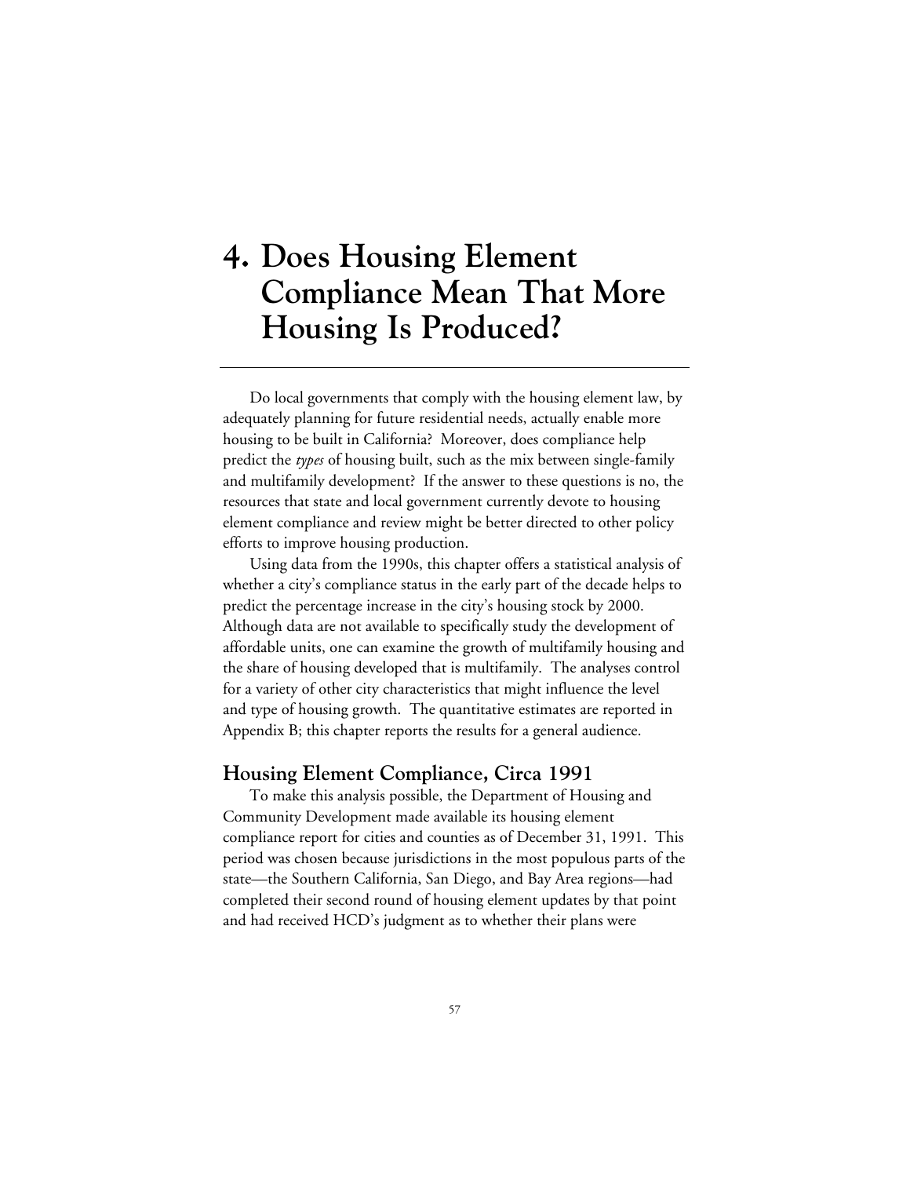# 4. Does Housing Element Compliance Mean That More Housing Is Produced?

Do local governments that comply with the housing element law, by adequately planning for future residential needs, actually enable more housing to be built in California? Moreover, does compliance help predict the *types* of housing built, such as the mix between single-family and multifamily development? If the answer to these questions is no, the resources that state and local government currently devote to housing element compliance and review might be better directed to other policy efforts to improve housing production.

Using data from the 1990s, this chapter offers a statistical analysis of whether a city's compliance status in the early part of the decade helps to predict the percentage increase in the city's housing stock by 2000. Although data are not available to specifically study the development of affordable units, one can examine the growth of multifamily housing and the share of housing developed that is multifamily. The analyses control for a variety of other city characteristics that might influence the level and type of housing growth. The quantitative estimates are reported in Appendix B; this chapter reports the results for a general audience.

## Housing Element Compliance, Circa 1991

To make this analysis possible, the Department of Housing and Community Development made available its housing element compliance report for cities and counties as of December 31, 1991. This period was chosen because jurisdictions in the most populous parts of the state—the Southern California, San Diego, and Bay Area regions—had completed their second round of housing element updates by that point and had received HCD's judgment as to whether their plans were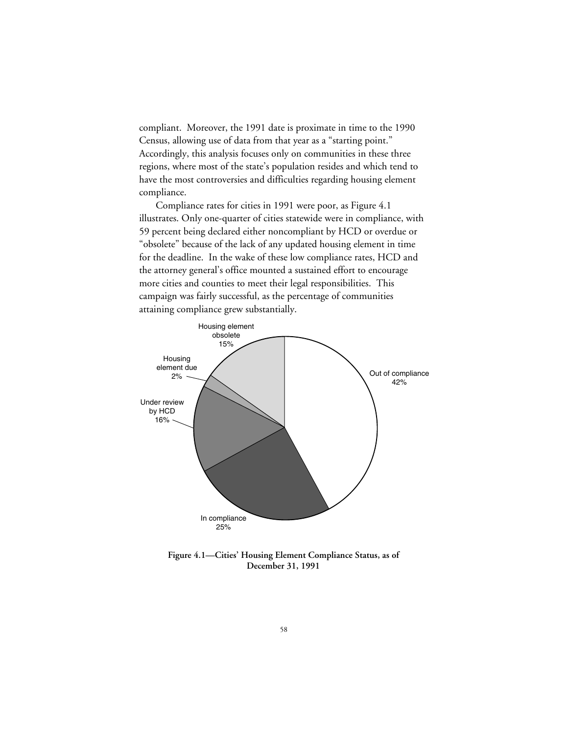compliant. Moreover, the 1991 date is proximate in time to the 1990 Census, allowing use of data from that year as a "starting point." Accordingly, this analysis focuses only on communities in these three regions, where most of the state's population resides and which tend to have the most controversies and difficulties regarding housing element compliance.

Compliance rates for cities in 1991 were poor, as Figure 4.1 illustrates. Only one-quarter of cities statewide were in compliance, with 59 percent being declared either noncompliant by HCD or overdue or "obsolete" because of the lack of any updated housing element in time for the deadline. In the wake of these low compliance rates, HCD and the attorney general's office mounted a sustained effort to encourage more cities and counties to meet their legal responsibilities. This campaign was fairly successful, as the percentage of communities attaining compliance grew substantially.

Housing element obsolete 15%

Housing element due 2%

Under review by HCD 16%

In compliance 25%

Out of compliance 42%

**Figure 4.1—Cities' Housing Element Compliance Status, as of December 31, 1991**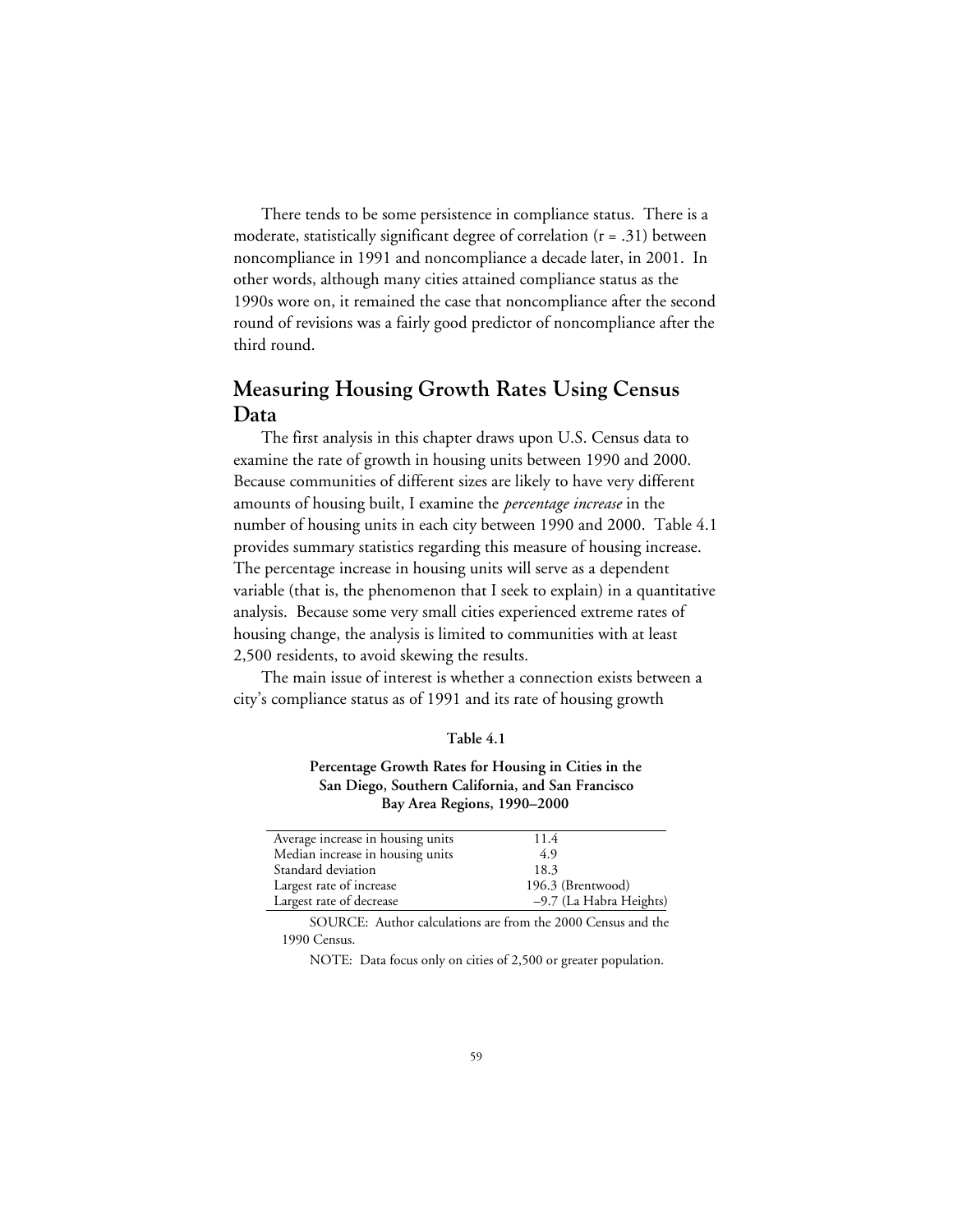There tends to be some persistence in compliance status. There is a moderate, statistically significant degree of correlation ($r = .31$) between noncompliance in 1991 and noncompliance a decade later, in 2001. In other words, although many cities attained compliance status as the 1990s wore on, it remained the case that noncompliance after the second round of revisions was a fairly good predictor of noncompliance after the third round.

## Measuring Housing Growth Rates Using Census Data

The first analysis in this chapter draws upon U.S. Census data to examine the rate of growth in housing units between 1990 and 2000. Because communities of different sizes are likely to have very different amounts of housing built, I examine the *percentage increase* in the number of housing units in each city between 1990 and 2000. Table 4.1 provides summary statistics regarding this measure of housing increase. The percentage increase in housing units will serve as a dependent variable (that is, the phenomenon that I seek to explain) in a quantitative analysis. Because some very small cities experienced extreme rates of housing change, the analysis is limited to communities with at least 2,500 residents, to avoid skewing the results.

The main issue of interest is whether a connection exists between a city's compliance status as of 1991 and its rate of housing growth

**Table 4.1**

**Percentage Growth Rates for Housing in Cities in the San Diego, Southern California, and San Francisco Bay Area Regions, 1990–2000**

| | |
|---|---|
| Average increase in housing units | 11.4 |
| Median increase in housing units | 4.9 |
| Standard deviation | 18.3 |
| Largest rate of increase | 196.3 (Brentwood) |
| Largest rate of decrease | –9.7 (La Habra Heights) |

SOURCE: Author calculations are from the 2000 Census and the 1990 Census.

NOTE: Data focus only on cities of 2,500 or greater population.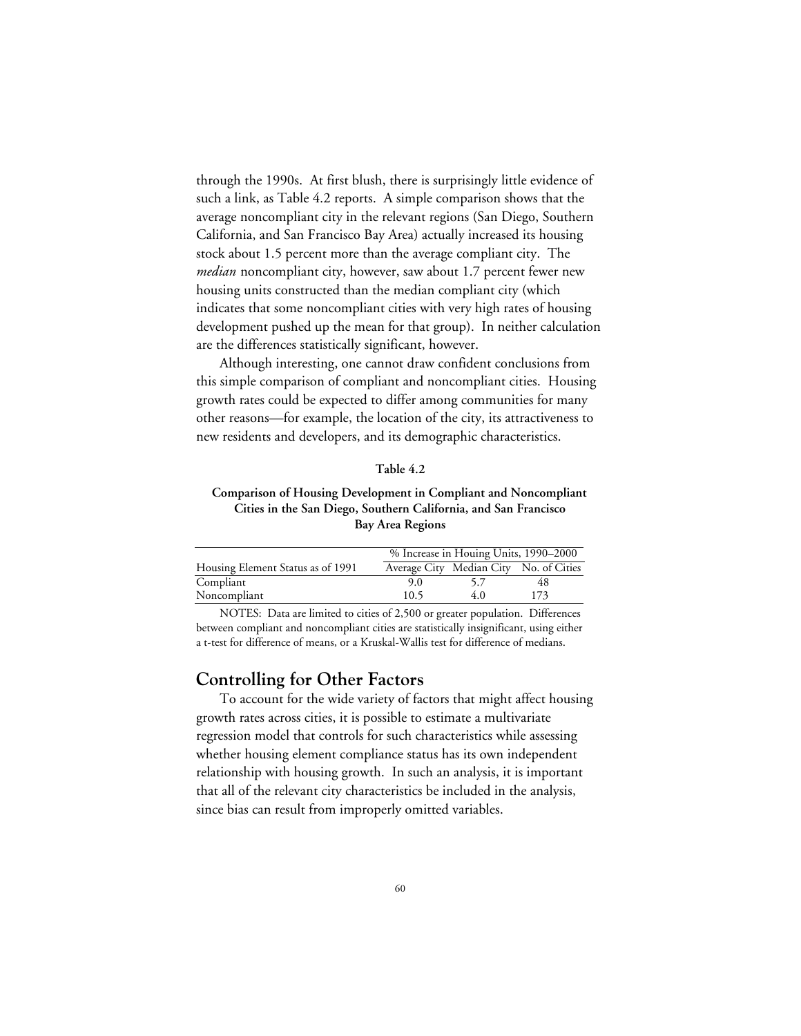through the 1990s. At first blush, there is surprisingly little evidence of such a link, as Table 4.2 reports. A simple comparison shows that the average noncompliant city in the relevant regions (San Diego, Southern California, and San Francisco Bay Area) actually increased its housing stock about 1.5 percent more than the average compliant city. The *median* noncompliant city, however, saw about 1.7 percent fewer new housing units constructed than the median compliant city (which indicates that some noncompliant cities with very high rates of housing development pushed up the mean for that group). In neither calculation are the differences statistically significant, however.

Although interesting, one cannot draw confident conclusions from this simple comparison of compliant and noncompliant cities. Housing growth rates could be expected to differ among communities for many other reasons—for example, the location of the city, its attractiveness to new residents and developers, and its demographic characteristics.

**Table 4.2**

**Comparison of Housing Development in Compliant and Noncompliant Cities in the San Diego, Southern California, and San Francisco Bay Area Regions**

| | % Increase in Houing Units, 1990–2000 | | |
|---|---|---|---|
| Housing Element Status as of 1991 | Average City | Median City | No. of Cities |
| Compliant | 9.0 | 5.7 | 48 |
| Noncompliant | 10.5 | 4.0 | 173 |

NOTES: Data are limited to cities of 2,500 or greater population. Differences between compliant and noncompliant cities are statistically insignificant, using either a t-test for difference of means, or a Kruskal-Wallis test for difference of medians.

## Controlling for Other Factors

To account for the wide variety of factors that might affect housing growth rates across cities, it is possible to estimate a multivariate regression model that controls for such characteristics while assessing whether housing element compliance status has its own independent relationship with housing growth. In such an analysis, it is important that all of the relevant city characteristics be included in the analysis, since bias can result from improperly omitted variables.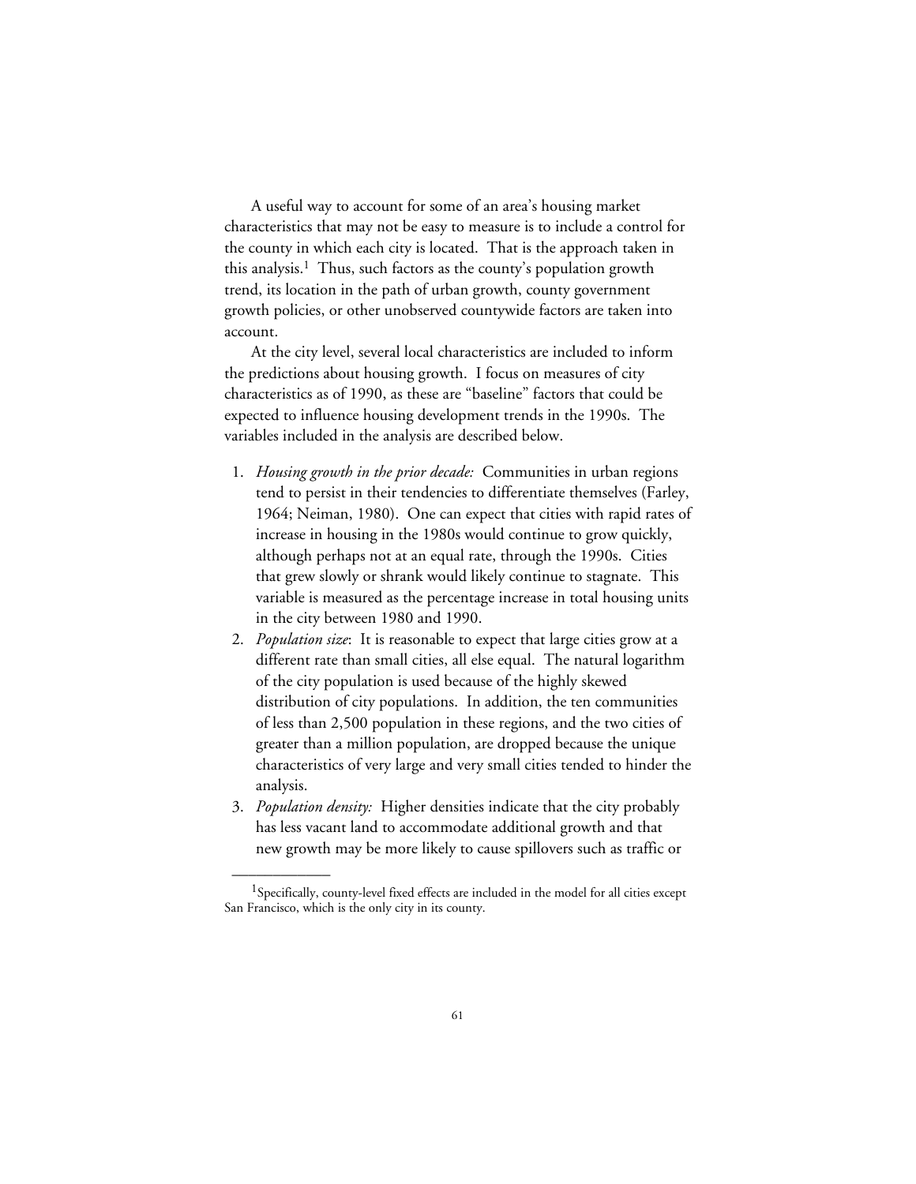A useful way to account for some of an area's housing market characteristics that may not be easy to measure is to include a control for the county in which each city is located. That is the approach taken in this analysis.[1] Thus, such factors as the county's population growth trend, its location in the path of urban growth, county government growth policies, or other unobserved countywide factors are taken into account.

At the city level, several local characteristics are included to inform the predictions about housing growth. I focus on measures of city characteristics as of 1990, as these are "baseline" factors that could be expected to influence housing development trends in the 1990s. The variables included in the analysis are described below.

1. *Housing growth in the prior decade:* Communities in urban regions tend to persist in their tendencies to differentiate themselves (Farley, 1964; Neiman, 1980). One can expect that cities with rapid rates of increase in housing in the 1980s would continue to grow quickly, although perhaps not at an equal rate, through the 1990s. Cities that grew slowly or shrank would likely continue to stagnate. This variable is measured as the percentage increase in total housing units in the city between 1980 and 1990.
2. *Population size*: It is reasonable to expect that large cities grow at a different rate than small cities, all else equal. The natural logarithm of the city population is used because of the highly skewed distribution of city populations. In addition, the ten communities of less than 2,500 population in these regions, and the two cities of greater than a million population, are dropped because the unique characteristics of very large and very small cities tended to hinder the analysis.
3. *Population density:* Higher densities indicate that the city probably has less vacant land to accommodate additional growth and that new growth may be more likely to cause spillovers such as traffic or

---

[1] Specifically, county-level fixed effects are included in the model for all cities except San Francisco, which is the only city in its county.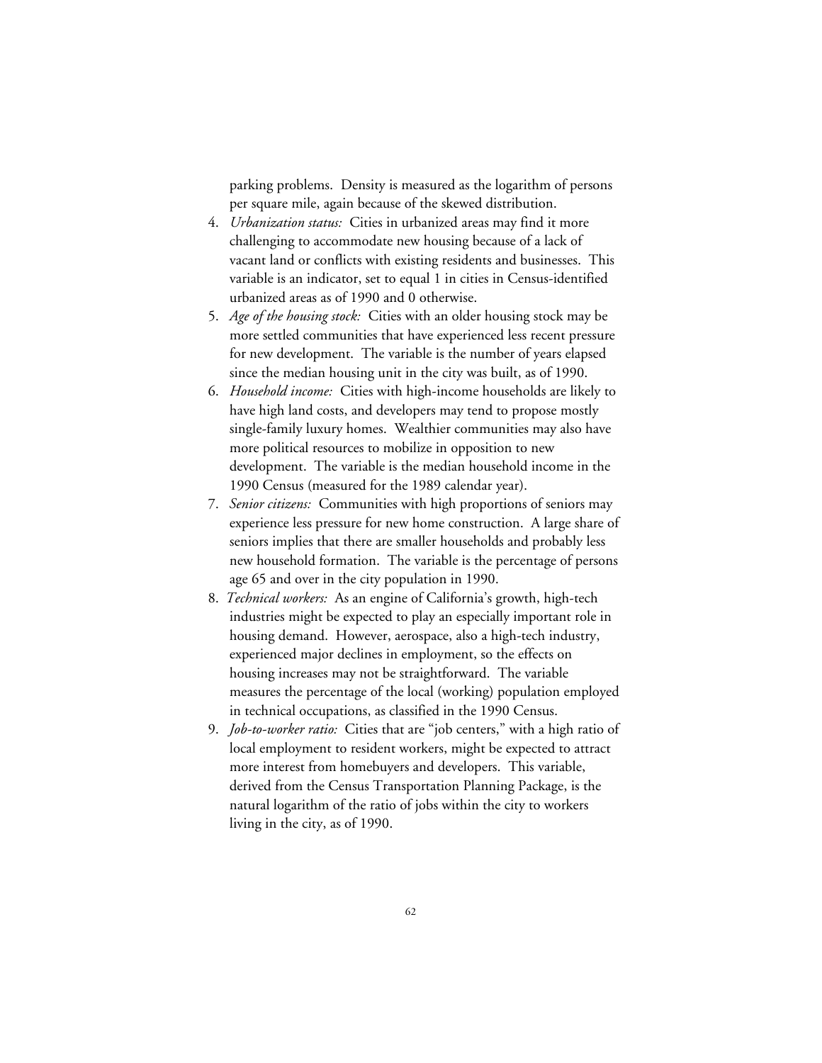parking problems. Density is measured as the logarithm of persons per square mile, again because of the skewed distribution.

4. *Urbanization status:* Cities in urbanized areas may find it more challenging to accommodate new housing because of a lack of vacant land or conflicts with existing residents and businesses. This variable is an indicator, set to equal 1 in cities in Census-identified urbanized areas as of 1990 and 0 otherwise.
5. *Age of the housing stock:* Cities with an older housing stock may be more settled communities that have experienced less recent pressure for new development. The variable is the number of years elapsed since the median housing unit in the city was built, as of 1990.
6. *Household income:* Cities with high-income households are likely to have high land costs, and developers may tend to propose mostly single-family luxury homes. Wealthier communities may also have more political resources to mobilize in opposition to new development. The variable is the median household income in the 1990 Census (measured for the 1989 calendar year).
7. *Senior citizens:* Communities with high proportions of seniors may experience less pressure for new home construction. A large share of seniors implies that there are smaller households and probably less new household formation. The variable is the percentage of persons age 65 and over in the city population in 1990.
8. *Technical workers:* As an engine of California's growth, high-tech industries might be expected to play an especially important role in housing demand. However, aerospace, also a high-tech industry, experienced major declines in employment, so the effects on housing increases may not be straightforward. The variable measures the percentage of the local (working) population employed in technical occupations, as classified in the 1990 Census.
9. *Job-to-worker ratio:* Cities that are "job centers," with a high ratio of local employment to resident workers, might be expected to attract more interest from homebuyers and developers. This variable, derived from the Census Transportation Planning Package, is the natural logarithm of the ratio of jobs within the city to workers living in the city, as of 1990.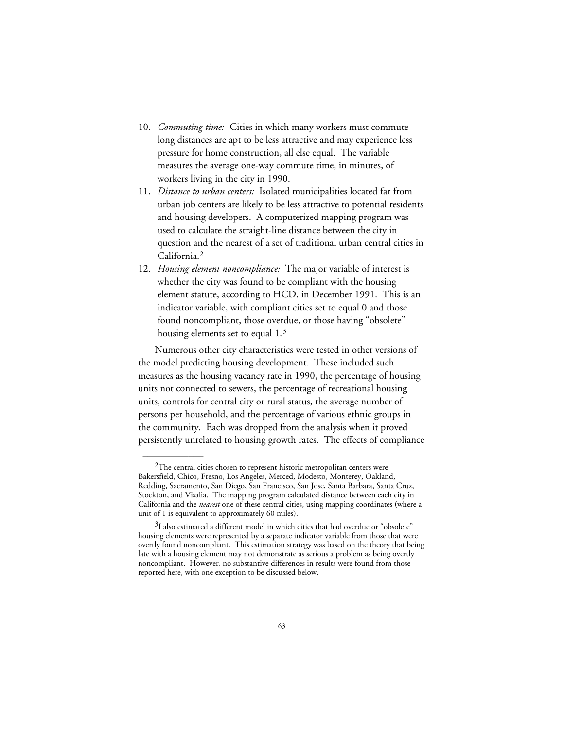10. *Commuting time:* Cities in which many workers must commute long distances are apt to be less attractive and may experience less pressure for home construction, all else equal. The variable measures the average one-way commute time, in minutes, of workers living in the city in 1990.
11. *Distance to urban centers:* Isolated municipalities located far from urban job centers are likely to be less attractive to potential residents and housing developers. A computerized mapping program was used to calculate the straight-line distance between the city in question and the nearest of a set of traditional urban central cities in California.[2]
12. *Housing element noncompliance:* The major variable of interest is whether the city was found to be compliant with the housing element statute, according to HCD, in December 1991. This is an indicator variable, with compliant cities set to equal 0 and those found noncompliant, those overdue, or those having "obsolete" housing elements set to equal 1.[3]

Numerous other city characteristics were tested in other versions of the model predicting housing development. These included such measures as the housing vacancy rate in 1990, the percentage of housing units not connected to sewers, the percentage of recreational housing units, controls for central city or rural status, the average number of persons per household, and the percentage of various ethnic groups in the community. Each was dropped from the analysis when it proved persistently unrelated to housing growth rates. The effects of compliance

---

[2]The central cities chosen to represent historic metropolitan centers were Bakersfield, Chico, Fresno, Los Angeles, Merced, Modesto, Monterey, Oakland, Redding, Sacramento, San Diego, San Francisco, San Jose, Santa Barbara, Santa Cruz, Stockton, and Visalia. The mapping program calculated distance between each city in California and the *nearest* one of these central cities, using mapping coordinates (where a unit of 1 is equivalent to approximately 60 miles).

[3]I also estimated a different model in which cities that had overdue or "obsolete" housing elements were represented by a separate indicator variable from those that were overtly found noncompliant. This estimation strategy was based on the theory that being late with a housing element may not demonstrate as serious a problem as being overtly noncompliant. However, no substantive differences in results were found from those reported here, with one exception to be discussed below.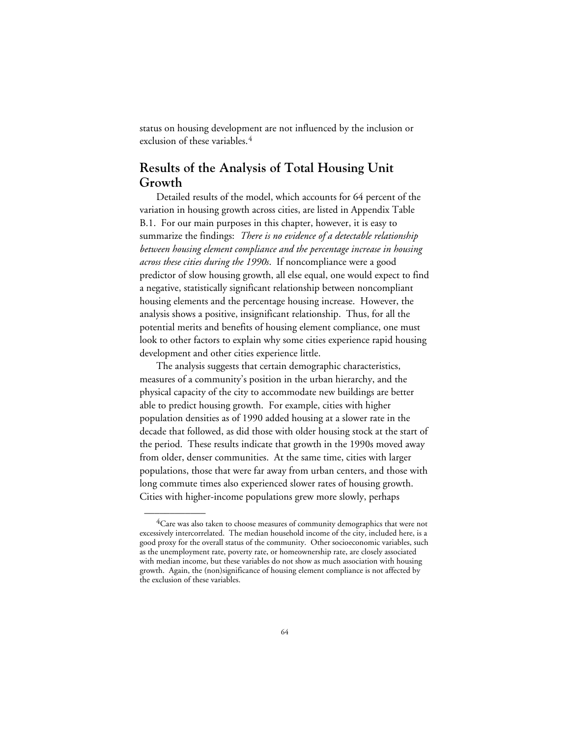status on housing development are not influenced by the inclusion or exclusion of these variables.[4]

## Results of the Analysis of Total Housing Unit Growth

Detailed results of the model, which accounts for 64 percent of the variation in housing growth across cities, are listed in Appendix Table B.1. For our main purposes in this chapter, however, it is easy to summarize the findings: *There is no evidence of a detectable relationship between housing element compliance and the percentage increase in housing across these cities during the 1990s*. If noncompliance were a good predictor of slow housing growth, all else equal, one would expect to find a negative, statistically significant relationship between noncompliant housing elements and the percentage housing increase. However, the analysis shows a positive, insignificant relationship. Thus, for all the potential merits and benefits of housing element compliance, one must look to other factors to explain why some cities experience rapid housing development and other cities experience little.

The analysis suggests that certain demographic characteristics, measures of a community's position in the urban hierarchy, and the physical capacity of the city to accommodate new buildings are better able to predict housing growth. For example, cities with higher population densities as of 1990 added housing at a slower rate in the decade that followed, as did those with older housing stock at the start of the period. These results indicate that growth in the 1990s moved away from older, denser communities. At the same time, cities with larger populations, those that were far away from urban centers, and those with long commute times also experienced slower rates of housing growth. Cities with higher-income populations grew more slowly, perhaps

---

[4]Care was also taken to choose measures of community demographics that were not excessively intercorrelated. The median household income of the city, included here, is a good proxy for the overall status of the community. Other socioeconomic variables, such as the unemployment rate, poverty rate, or homeownership rate, are closely associated with median income, but these variables do not show as much association with housing growth. Again, the (non)significance of housing element compliance is not affected by the exclusion of these variables.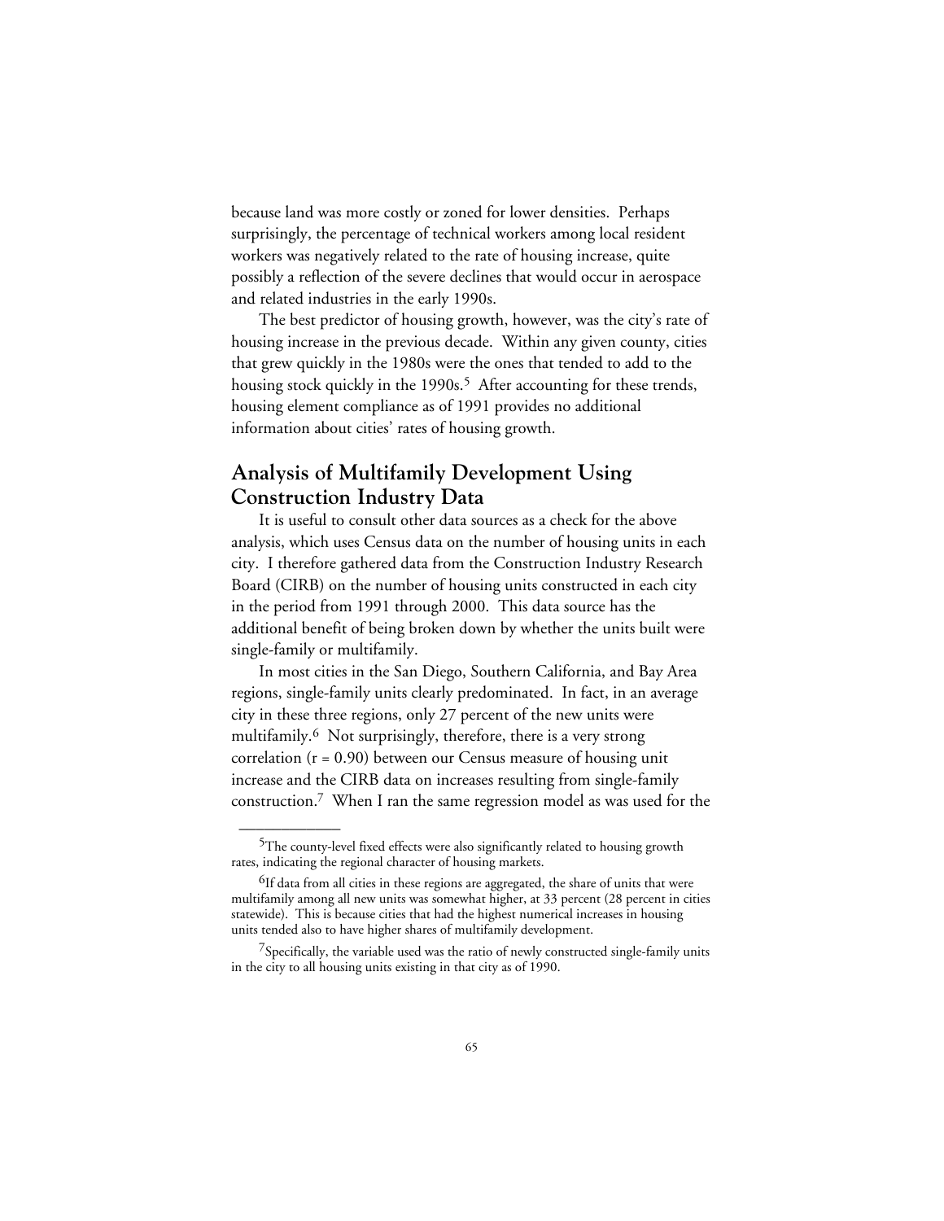because land was more costly or zoned for lower densities. Perhaps surprisingly, the percentage of technical workers among local resident workers was negatively related to the rate of housing increase, quite possibly a reflection of the severe declines that would occur in aerospace and related industries in the early 1990s.

The best predictor of housing growth, however, was the city's rate of housing increase in the previous decade. Within any given county, cities that grew quickly in the 1980s were the ones that tended to add to the housing stock quickly in the 1990s.[5] After accounting for these trends, housing element compliance as of 1991 provides no additional information about cities' rates of housing growth.

## Analysis of Multifamily Development Using Construction Industry Data

It is useful to consult other data sources as a check for the above analysis, which uses Census data on the number of housing units in each city. I therefore gathered data from the Construction Industry Research Board (CIRB) on the number of housing units constructed in each city in the period from 1991 through 2000. This data source has the additional benefit of being broken down by whether the units built were single-family or multifamily.

In most cities in the San Diego, Southern California, and Bay Area regions, single-family units clearly predominated. In fact, in an average city in these three regions, only 27 percent of the new units were multifamily.[6] Not surprisingly, therefore, there is a very strong correlation ($r = 0.90$) between our Census measure of housing unit increase and the CIRB data on increases resulting from single-family construction.[7] When I ran the same regression model as was used for the

---

[5]The county-level fixed effects were also significantly related to housing growth rates, indicating the regional character of housing markets.

[6]If data from all cities in these regions are aggregated, the share of units that were multifamily among all new units was somewhat higher, at 33 percent (28 percent in cities statewide). This is because cities that had the highest numerical increases in housing units tended also to have higher shares of multifamily development.

[7]Specifically, the variable used was the ratio of newly constructed single-family units in the city to all housing units existing in that city as of 1990.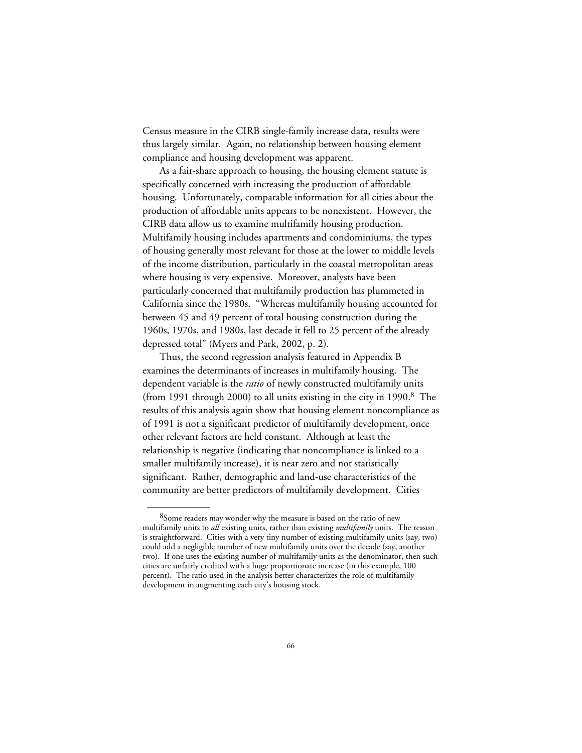Census measure in the CIRB single-family increase data, results were thus largely similar. Again, no relationship between housing element compliance and housing development was apparent.

As a fair-share approach to housing, the housing element statute is specifically concerned with increasing the production of affordable housing. Unfortunately, comparable information for all cities about the production of affordable units appears to be nonexistent. However, the CIRB data allow us to examine multifamily housing production. Multifamily housing includes apartments and condominiums, the types of housing generally most relevant for those at the lower to middle levels of the income distribution, particularly in the coastal metropolitan areas where housing is very expensive. Moreover, analysts have been particularly concerned that multifamily production has plummeted in California since the 1980s. "Whereas multifamily housing accounted for between 45 and 49 percent of total housing construction during the 1960s, 1970s, and 1980s, last decade it fell to 25 percent of the already depressed total" (Myers and Park, 2002, p. 2).

Thus, the second regression analysis featured in Appendix B examines the determinants of increases in multifamily housing. The dependent variable is the *ratio* of newly constructed multifamily units (from 1991 through 2000) to all units existing in the city in 1990.[8] The results of this analysis again show that housing element noncompliance as of 1991 is not a significant predictor of multifamily development, once other relevant factors are held constant. Although at least the relationship is negative (indicating that noncompliance is linked to a smaller multifamily increase), it is near zero and not statistically significant. Rather, demographic and land-use characteristics of the community are better predictors of multifamily development. Cities

---

[8]Some readers may wonder why the measure is based on the ratio of new multifamily units to *all* existing units, rather than existing *multifamily* units. The reason is straightforward. Cities with a very tiny number of existing multifamily units (say, two) could add a negligible number of new multifamily units over the decade (say, another two). If one uses the existing number of multifamily units as the denominator, then such cities are unfairly credited with a huge proportionate increase (in this example, 100 percent). The ratio used in the analysis better characterizes the role of multifamily development in augmenting each city's housing stock.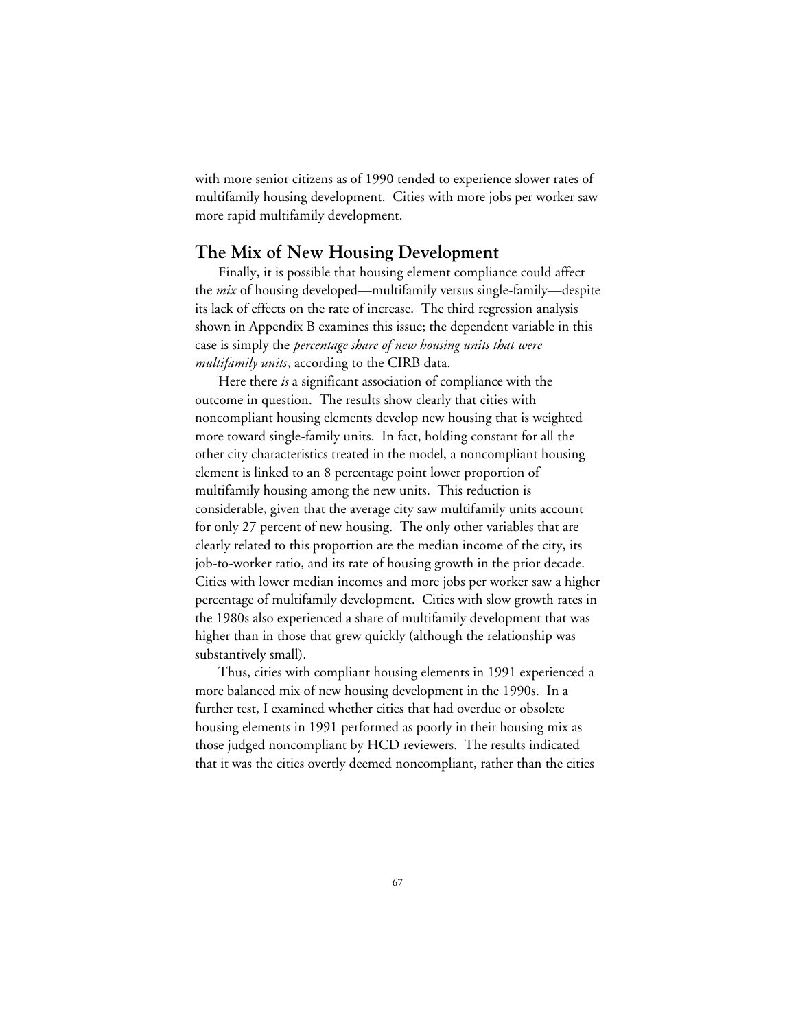with more senior citizens as of 1990 tended to experience slower rates of multifamily housing development. Cities with more jobs per worker saw more rapid multifamily development.

## The Mix of New Housing Development

Finally, it is possible that housing element compliance could affect the *mix* of housing developed—multifamily versus single-family—despite its lack of effects on the rate of increase. The third regression analysis shown in Appendix B examines this issue; the dependent variable in this case is simply the *percentage share of new housing units that were multifamily units*, according to the CIRB data.

Here there *is* a significant association of compliance with the outcome in question. The results show clearly that cities with noncompliant housing elements develop new housing that is weighted more toward single-family units. In fact, holding constant for all the other city characteristics treated in the model, a noncompliant housing element is linked to an 8 percentage point lower proportion of multifamily housing among the new units. This reduction is considerable, given that the average city saw multifamily units account for only 27 percent of new housing. The only other variables that are clearly related to this proportion are the median income of the city, its job-to-worker ratio, and its rate of housing growth in the prior decade. Cities with lower median incomes and more jobs per worker saw a higher percentage of multifamily development. Cities with slow growth rates in the 1980s also experienced a share of multifamily development that was higher than in those that grew quickly (although the relationship was substantively small).

Thus, cities with compliant housing elements in 1991 experienced a more balanced mix of new housing development in the 1990s. In a further test, I examined whether cities that had overdue or obsolete housing elements in 1991 performed as poorly in their housing mix as those judged noncompliant by HCD reviewers. The results indicated that it was the cities overtly deemed noncompliant, rather than the cities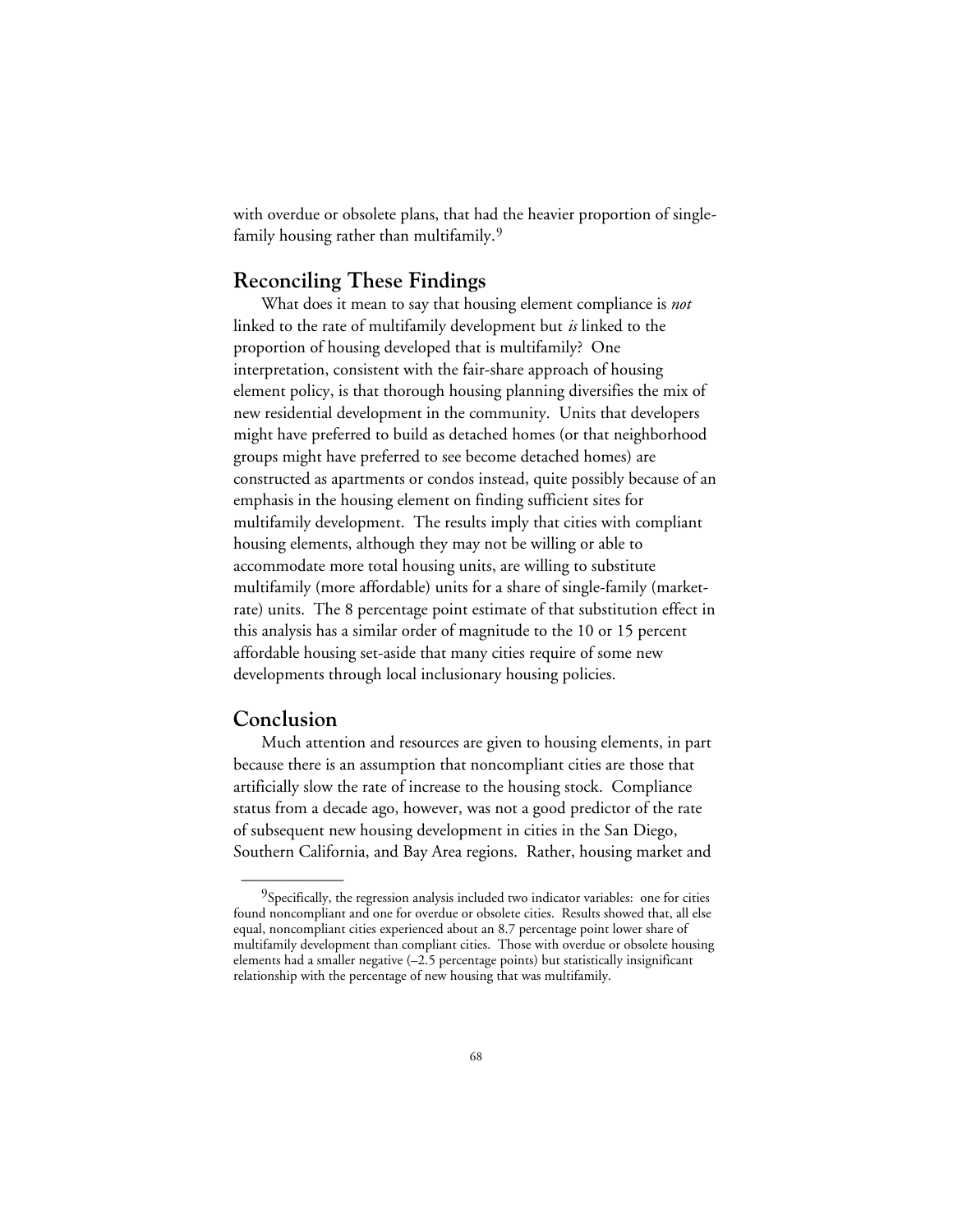with overdue or obsolete plans, that had the heavier proportion of single-family housing rather than multifamily.[9]

## Reconciling These Findings

What does it mean to say that housing element compliance is *not* linked to the rate of multifamily development but *is* linked to the proportion of housing developed that is multifamily? One interpretation, consistent with the fair-share approach of housing element policy, is that thorough housing planning diversifies the mix of new residential development in the community. Units that developers might have preferred to build as detached homes (or that neighborhood groups might have preferred to see become detached homes) are constructed as apartments or condos instead, quite possibly because of an emphasis in the housing element on finding sufficient sites for multifamily development. The results imply that cities with compliant housing elements, although they may not be willing or able to accommodate more total housing units, are willing to substitute multifamily (more affordable) units for a share of single-family (market-rate) units. The 8 percentage point estimate of that substitution effect in this analysis has a similar order of magnitude to the 10 or 15 percent affordable housing set-aside that many cities require of some new developments through local inclusionary housing policies.

## Conclusion

Much attention and resources are given to housing elements, in part because there is an assumption that noncompliant cities are those that artificially slow the rate of increase to the housing stock. Compliance status from a decade ago, however, was not a good predictor of the rate of subsequent new housing development in cities in the San Diego, Southern California, and Bay Area regions. Rather, housing market and

---

[9]Specifically, the regression analysis included two indicator variables: one for cities found noncompliant and one for overdue or obsolete cities. Results showed that, all else equal, noncompliant cities experienced about an 8.7 percentage point lower share of multifamily development than compliant cities. Those with overdue or obsolete housing elements had a smaller negative (–2.5 percentage points) but statistically insignificant relationship with the percentage of new housing that was multifamily.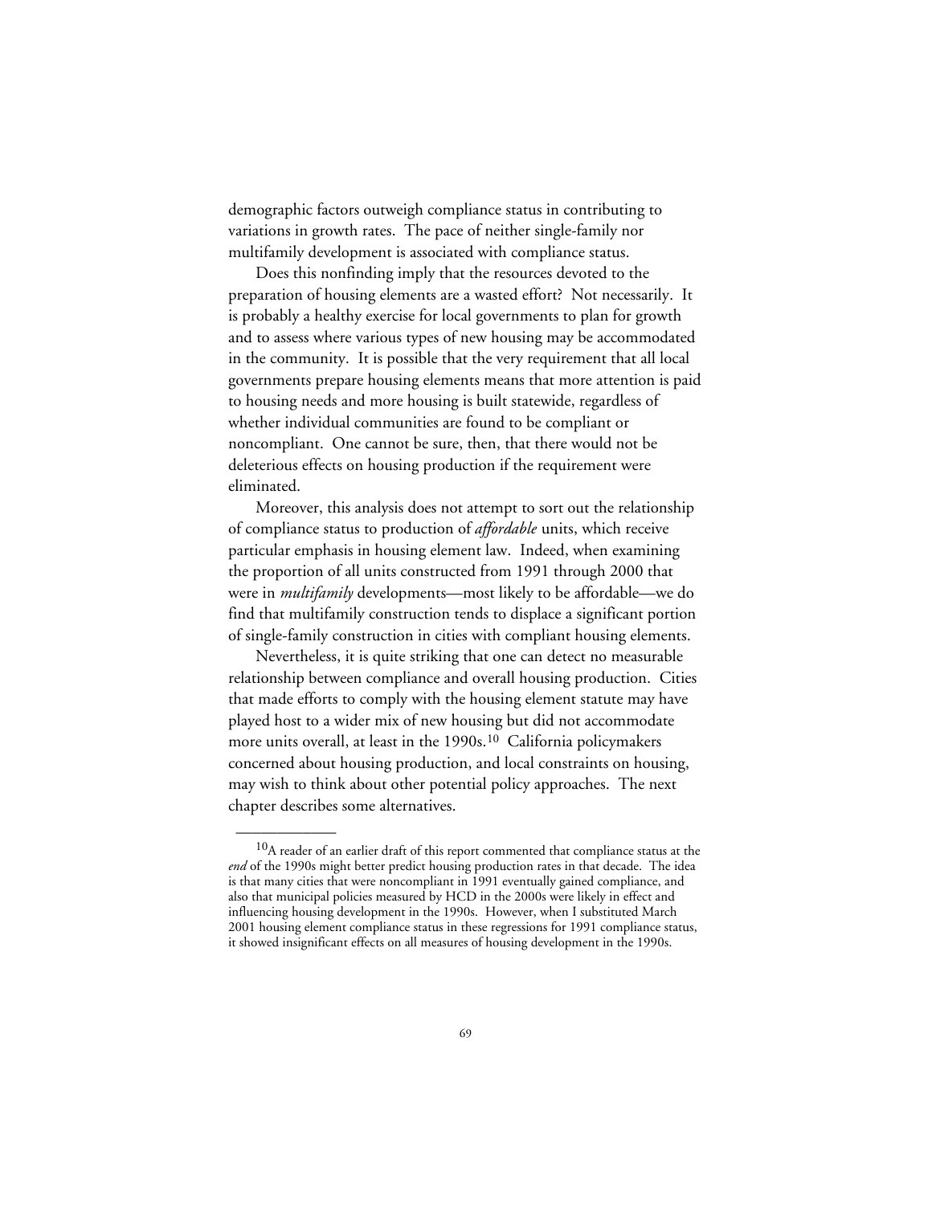demographic factors outweigh compliance status in contributing to variations in growth rates. The pace of neither single-family nor multifamily development is associated with compliance status.

Does this nonfinding imply that the resources devoted to the preparation of housing elements are a wasted effort? Not necessarily. It is probably a healthy exercise for local governments to plan for growth and to assess where various types of new housing may be accommodated in the community. It is possible that the very requirement that all local governments prepare housing elements means that more attention is paid to housing needs and more housing is built statewide, regardless of whether individual communities are found to be compliant or noncompliant. One cannot be sure, then, that there would not be deleterious effects on housing production if the requirement were eliminated.

Moreover, this analysis does not attempt to sort out the relationship of compliance status to production of *affordable* units, which receive particular emphasis in housing element law. Indeed, when examining the proportion of all units constructed from 1991 through 2000 that were in *multifamily* developments—most likely to be affordable—we do find that multifamily construction tends to displace a significant portion of single-family construction in cities with compliant housing elements.

Nevertheless, it is quite striking that one can detect no measurable relationship between compliance and overall housing production. Cities that made efforts to comply with the housing element statute may have played host to a wider mix of new housing but did not accommodate more units overall, at least in the 1990s.[10] California policymakers concerned about housing production, and local constraints on housing, may wish to think about other potential policy approaches. The next chapter describes some alternatives.

---

[10]A reader of an earlier draft of this report commented that compliance status at the *end* of the 1990s might better predict housing production rates in that decade. The idea is that many cities that were noncompliant in 1991 eventually gained compliance, and also that municipal policies measured by HCD in the 2000s were likely in effect and influencing housing development in the 1990s. However, when I substituted March 2001 housing element compliance status in these regressions for 1991 compliance status, it showed insignificant effects on all measures of housing development in the 1990s.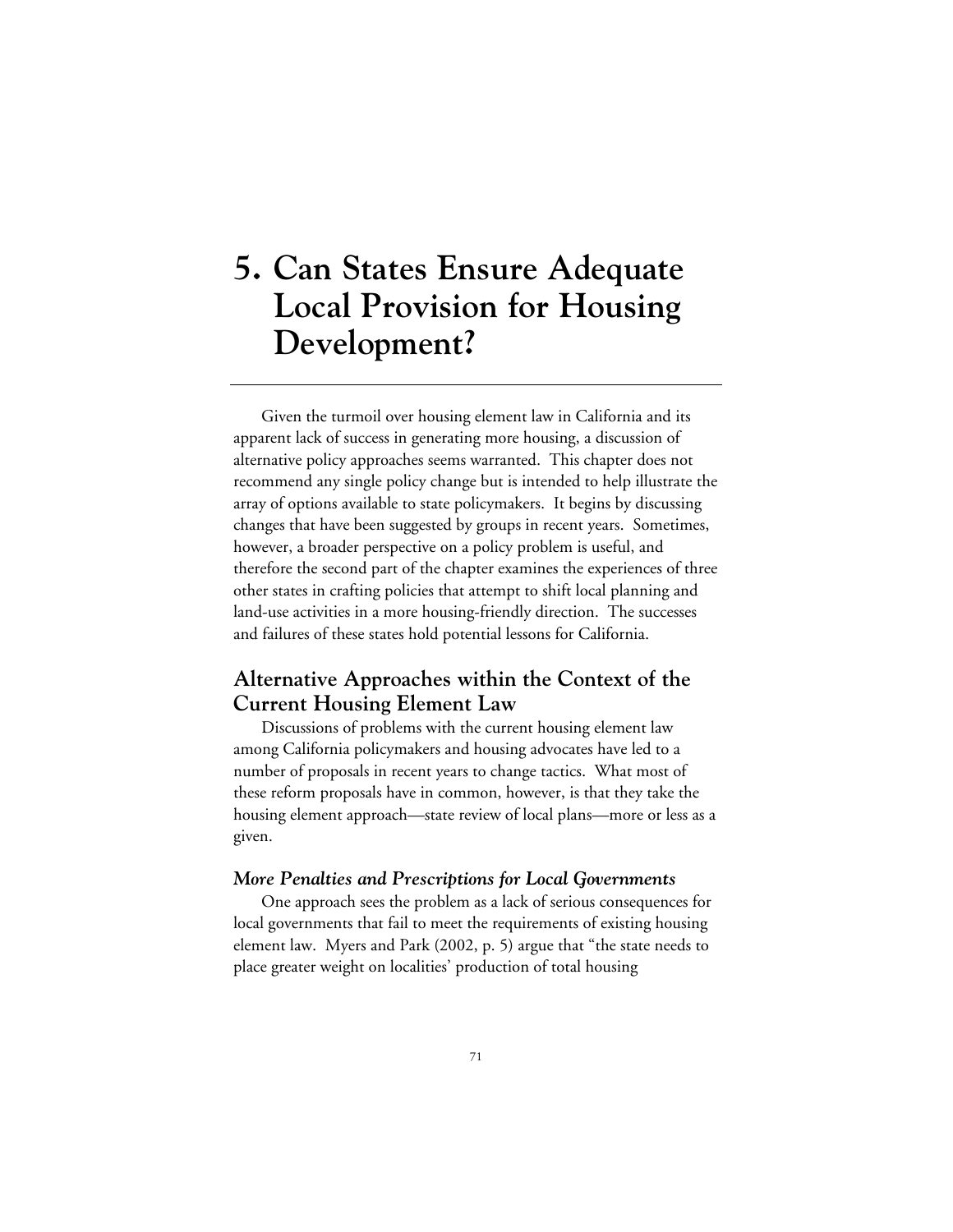# 5. Can States Ensure Adequate Local Provision for Housing Development?

Given the turmoil over housing element law in California and its apparent lack of success in generating more housing, a discussion of alternative policy approaches seems warranted. This chapter does not recommend any single policy change but is intended to help illustrate the array of options available to state policymakers. It begins by discussing changes that have been suggested by groups in recent years. Sometimes, however, a broader perspective on a policy problem is useful, and therefore the second part of the chapter examines the experiences of three other states in crafting policies that attempt to shift local planning and land-use activities in a more housing-friendly direction. The successes and failures of these states hold potential lessons for California.

## Alternative Approaches within the Context of the Current Housing Element Law

Discussions of problems with the current housing element law among California policymakers and housing advocates have led to a number of proposals in recent years to change tactics. What most of these reform proposals have in common, however, is that they take the housing element approach—state review of local plans—more or less as a given.

### *More Penalties and Prescriptions for Local Governments*

One approach sees the problem as a lack of serious consequences for local governments that fail to meet the requirements of existing housing element law. Myers and Park (2002, p. 5) argue that "the state needs to place greater weight on localities' production of total housing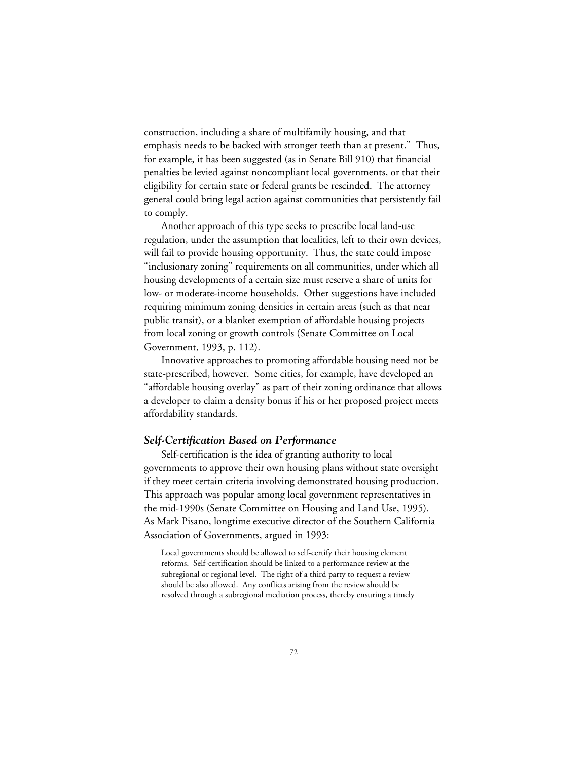construction, including a share of multifamily housing, and that emphasis needs to be backed with stronger teeth than at present." Thus, for example, it has been suggested (as in Senate Bill 910) that financial penalties be levied against noncompliant local governments, or that their eligibility for certain state or federal grants be rescinded. The attorney general could bring legal action against communities that persistently fail to comply.

Another approach of this type seeks to prescribe local land-use regulation, under the assumption that localities, left to their own devices, will fail to provide housing opportunity. Thus, the state could impose "inclusionary zoning" requirements on all communities, under which all housing developments of a certain size must reserve a share of units for low- or moderate-income households. Other suggestions have included requiring minimum zoning densities in certain areas (such as that near public transit), or a blanket exemption of affordable housing projects from local zoning or growth controls (Senate Committee on Local Government, 1993, p. 112).

Innovative approaches to promoting affordable housing need not be state-prescribed, however. Some cities, for example, have developed an "affordable housing overlay" as part of their zoning ordinance that allows a developer to claim a density bonus if his or her proposed project meets affordability standards.

### *Self-Certification Based on Performance*

Self-certification is the idea of granting authority to local governments to approve their own housing plans without state oversight if they meet certain criteria involving demonstrated housing production. This approach was popular among local government representatives in the mid-1990s (Senate Committee on Housing and Land Use, 1995). As Mark Pisano, longtime executive director of the Southern California Association of Governments, argued in 1993:

> Local governments should be allowed to self-certify their housing element reforms. Self-certification should be linked to a performance review at the subregional or regional level. The right of a third party to request a review should be also allowed. Any conflicts arising from the review should be resolved through a subregional mediation process, thereby ensuring a timely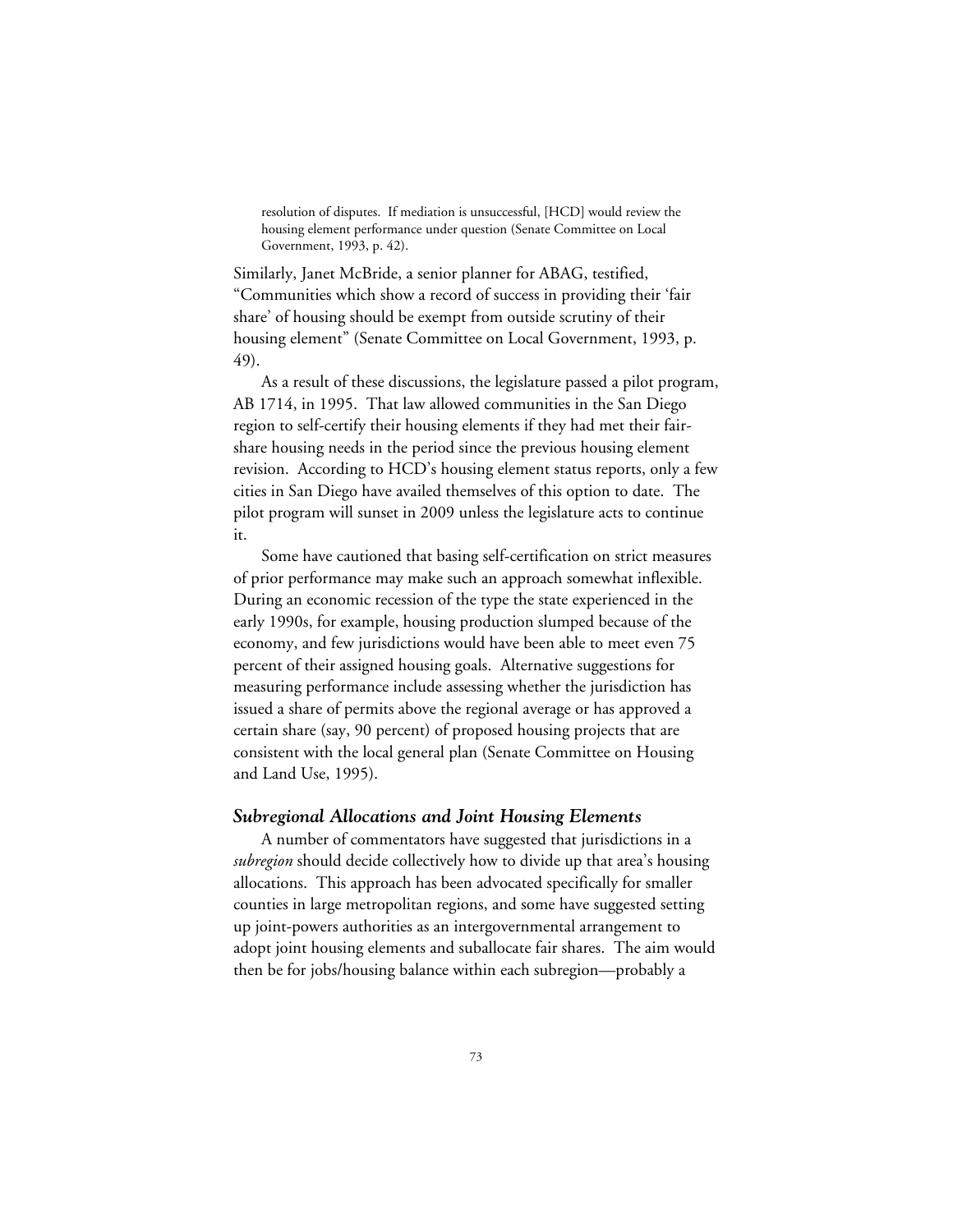> resolution of disputes. If mediation is unsuccessful, [HCD] would review the housing element performance under question (Senate Committee on Local Government, 1993, p. 42).

Similarly, Janet McBride, a senior planner for ABAG, testified, "Communities which show a record of success in providing their 'fair share' of housing should be exempt from outside scrutiny of their housing element" (Senate Committee on Local Government, 1993, p. 49).

As a result of these discussions, the legislature passed a pilot program, AB 1714, in 1995. That law allowed communities in the San Diego region to self-certify their housing elements if they had met their fair-share housing needs in the period since the previous housing element revision. According to HCD's housing element status reports, only a few cities in San Diego have availed themselves of this option to date. The pilot program will sunset in 2009 unless the legislature acts to continue it.

Some have cautioned that basing self-certification on strict measures of prior performance may make such an approach somewhat inflexible. During an economic recession of the type the state experienced in the early 1990s, for example, housing production slumped because of the economy, and few jurisdictions would have been able to meet even 75 percent of their assigned housing goals. Alternative suggestions for measuring performance include assessing whether the jurisdiction has issued a share of permits above the regional average or has approved a certain share (say, 90 percent) of proposed housing projects that are consistent with the local general plan (Senate Committee on Housing and Land Use, 1995).

### *Subregional Allocations and Joint Housing Elements*

A number of commentators have suggested that jurisdictions in a *subregion* should decide collectively how to divide up that area's housing allocations. This approach has been advocated specifically for smaller counties in large metropolitan regions, and some have suggested setting up joint-powers authorities as an intergovernmental arrangement to adopt joint housing elements and suballocate fair shares. The aim would then be for jobs/housing balance within each subregion—probably a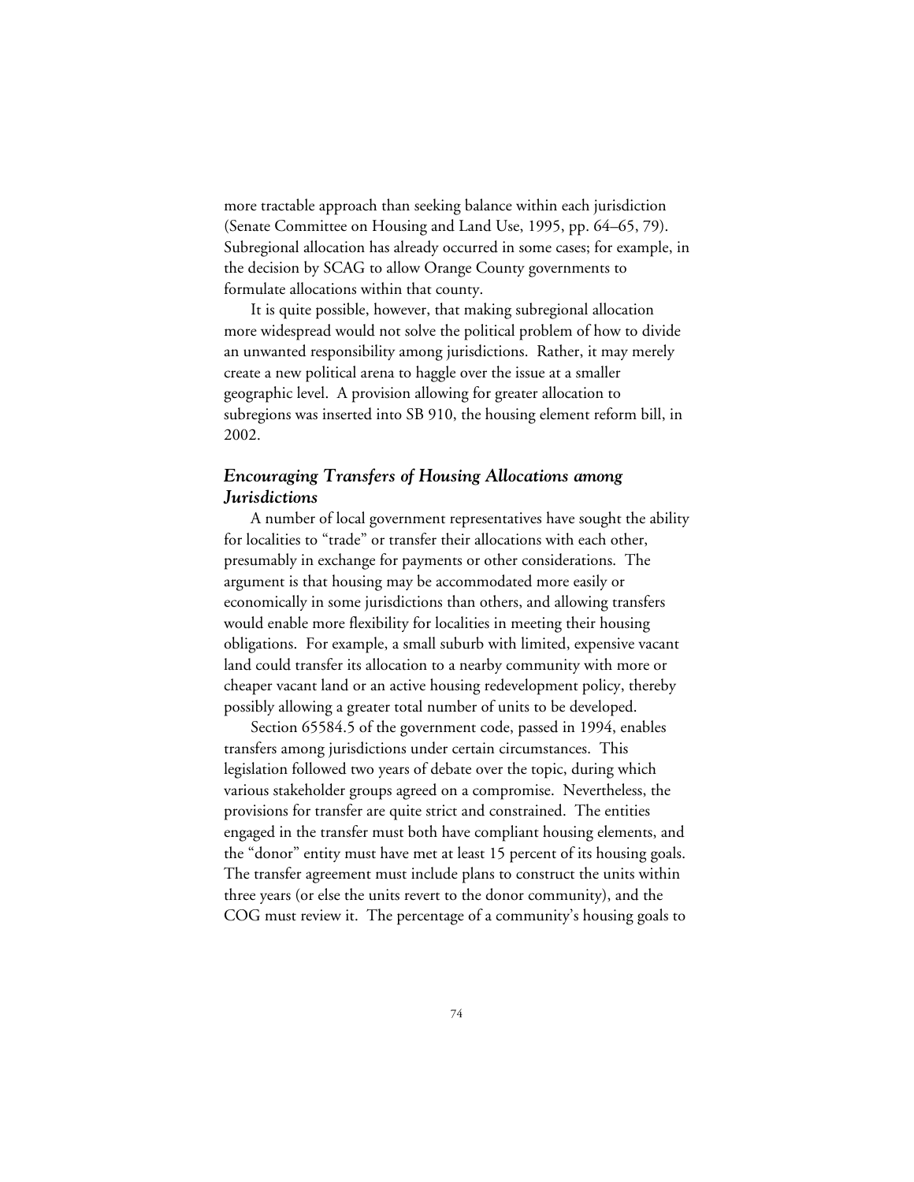more tractable approach than seeking balance within each jurisdiction (Senate Committee on Housing and Land Use, 1995, pp. 64–65, 79). Subregional allocation has already occurred in some cases; for example, in the decision by SCAG to allow Orange County governments to formulate allocations within that county.

It is quite possible, however, that making subregional allocation more widespread would not solve the political problem of how to divide an unwanted responsibility among jurisdictions. Rather, it may merely create a new political arena to haggle over the issue at a smaller geographic level. A provision allowing for greater allocation to subregions was inserted into SB 910, the housing element reform bill, in 2002.

### *Encouraging Transfers of Housing Allocations among Jurisdictions*

A number of local government representatives have sought the ability for localities to "trade" or transfer their allocations with each other, presumably in exchange for payments or other considerations. The argument is that housing may be accommodated more easily or economically in some jurisdictions than others, and allowing transfers would enable more flexibility for localities in meeting their housing obligations. For example, a small suburb with limited, expensive vacant land could transfer its allocation to a nearby community with more or cheaper vacant land or an active housing redevelopment policy, thereby possibly allowing a greater total number of units to be developed.

Section 65584.5 of the government code, passed in 1994, enables transfers among jurisdictions under certain circumstances. This legislation followed two years of debate over the topic, during which various stakeholder groups agreed on a compromise. Nevertheless, the provisions for transfer are quite strict and constrained. The entities engaged in the transfer must both have compliant housing elements, and the "donor" entity must have met at least 15 percent of its housing goals. The transfer agreement must include plans to construct the units within three years (or else the units revert to the donor community), and the COG must review it. The percentage of a community's housing goals to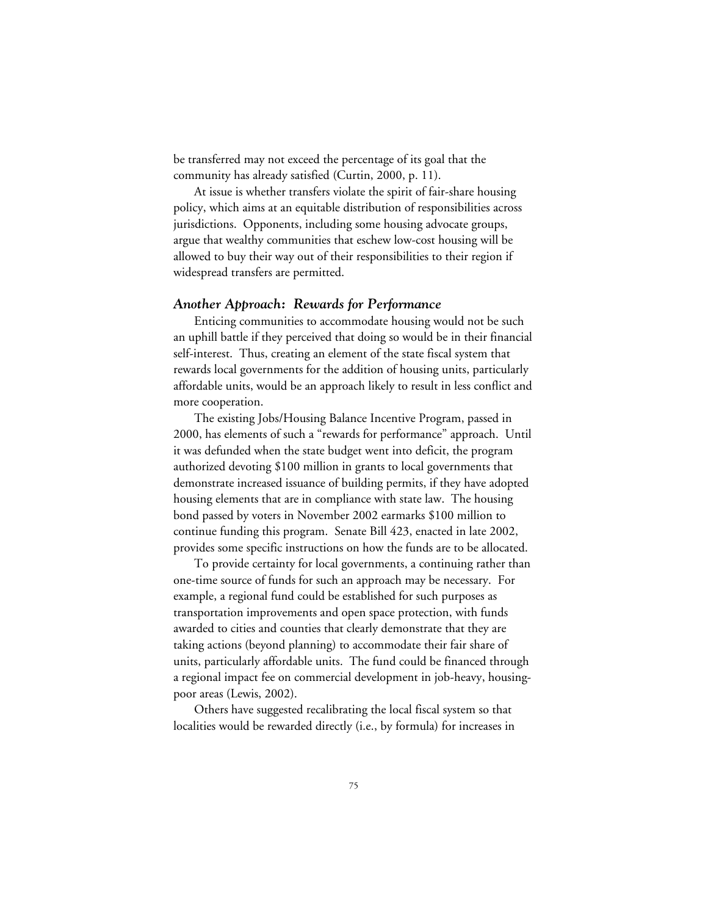be transferred may not exceed the percentage of its goal that the community has already satisfied (Curtin, 2000, p. 11).

At issue is whether transfers violate the spirit of fair-share housing policy, which aims at an equitable distribution of responsibilities across jurisdictions. Opponents, including some housing advocate groups, argue that wealthy communities that eschew low-cost housing will be allowed to buy their way out of their responsibilities to their region if widespread transfers are permitted.

### *Another Approach: Rewards for Performance*

Enticing communities to accommodate housing would not be such an uphill battle if they perceived that doing so would be in their financial self-interest. Thus, creating an element of the state fiscal system that rewards local governments for the addition of housing units, particularly affordable units, would be an approach likely to result in less conflict and more cooperation.

The existing Jobs/Housing Balance Incentive Program, passed in 2000, has elements of such a "rewards for performance" approach. Until it was defunded when the state budget went into deficit, the program authorized devoting $100 million in grants to local governments that demonstrate increased issuance of building permits, if they have adopted housing elements that are in compliance with state law. The housing bond passed by voters in November 2002 earmarks $100 million to continue funding this program. Senate Bill 423, enacted in late 2002, provides some specific instructions on how the funds are to be allocated.

To provide certainty for local governments, a continuing rather than one-time source of funds for such an approach may be necessary. For example, a regional fund could be established for such purposes as transportation improvements and open space protection, with funds awarded to cities and counties that clearly demonstrate that they are taking actions (beyond planning) to accommodate their fair share of units, particularly affordable units. The fund could be financed through a regional impact fee on commercial development in job-heavy, housing-poor areas (Lewis, 2002).

Others have suggested recalibrating the local fiscal system so that localities would be rewarded directly (i.e., by formula) for increases in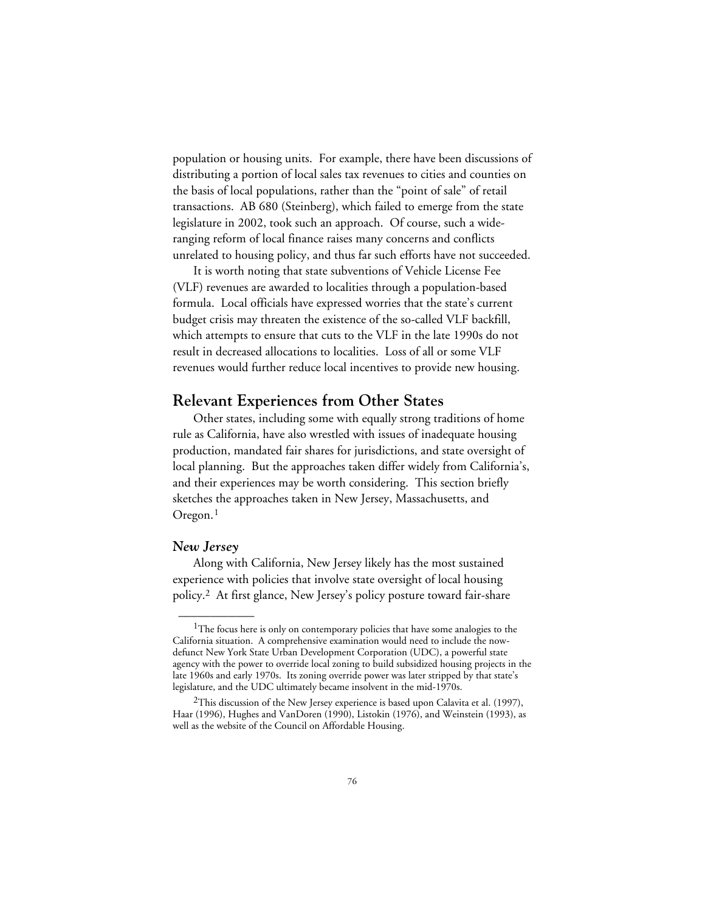population or housing units. For example, there have been discussions of distributing a portion of local sales tax revenues to cities and counties on the basis of local populations, rather than the "point of sale" of retail transactions. AB 680 (Steinberg), which failed to emerge from the state legislature in 2002, took such an approach. Of course, such a wide-ranging reform of local finance raises many concerns and conflicts unrelated to housing policy, and thus far such efforts have not succeeded.

It is worth noting that state subventions of Vehicle License Fee (VLF) revenues are awarded to localities through a population-based formula. Local officials have expressed worries that the state's current budget crisis may threaten the existence of the so-called VLF backfill, which attempts to ensure that cuts to the VLF in the late 1990s do not result in decreased allocations to localities. Loss of all or some VLF revenues would further reduce local incentives to provide new housing.

## Relevant Experiences from Other States

Other states, including some with equally strong traditions of home rule as California, have also wrestled with issues of inadequate housing production, mandated fair shares for jurisdictions, and state oversight of local planning. But the approaches taken differ widely from California's, and their experiences may be worth considering. This section briefly sketches the approaches taken in New Jersey, Massachusetts, and Oregon.[1]

### *New Jersey*

Along with California, New Jersey likely has the most sustained experience with policies that involve state oversight of local housing policy.[2] At first glance, New Jersey's policy posture toward fair-share

---

[1]The focus here is only on contemporary policies that have some analogies to the California situation. A comprehensive examination would need to include the now-defunct New York State Urban Development Corporation (UDC), a powerful state agency with the power to override local zoning to build subsidized housing projects in the late 1960s and early 1970s. Its zoning override power was later stripped by that state's legislature, and the UDC ultimately became insolvent in the mid-1970s.

[2]This discussion of the New Jersey experience is based upon Calavita et al. (1997), Haar (1996), Hughes and VanDoren (1990), Listokin (1976), and Weinstein (1993), as well as the website of the Council on Affordable Housing.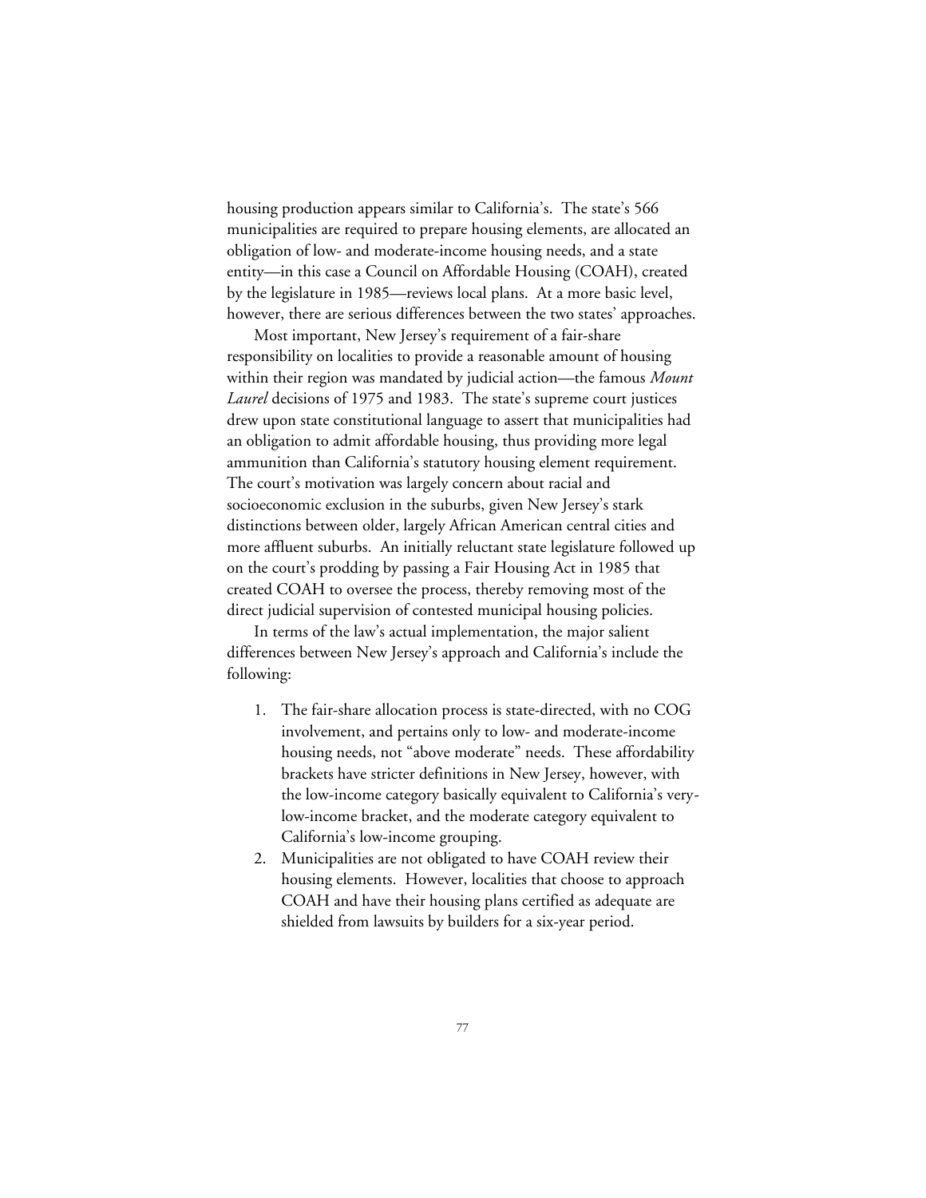housing production appears similar to California's. The state's 566 municipalities are required to prepare housing elements, are allocated an obligation of low- and moderate-income housing needs, and a state entity—in this case a Council on Affordable Housing (COAH), created by the legislature in 1985—reviews local plans. At a more basic level, however, there are serious differences between the two states' approaches.

Most important, New Jersey's requirement of a fair-share responsibility on localities to provide a reasonable amount of housing within their region was mandated by judicial action—the famous *Mount Laurel* decisions of 1975 and 1983. The state's supreme court justices drew upon state constitutional language to assert that municipalities had an obligation to admit affordable housing, thus providing more legal ammunition than California's statutory housing element requirement. The court's motivation was largely concern about racial and socioeconomic exclusion in the suburbs, given New Jersey's stark distinctions between older, largely African American central cities and more affluent suburbs. An initially reluctant state legislature followed up on the court's prodding by passing a Fair Housing Act in 1985 that created COAH to oversee the process, thereby removing most of the direct judicial supervision of contested municipal housing policies.

In terms of the law's actual implementation, the major salient differences between New Jersey's approach and California's include the following:

1. The fair-share allocation process is state-directed, with no COG involvement, and pertains only to low- and moderate-income housing needs, not "above moderate" needs. These affordability brackets have stricter definitions in New Jersey, however, with the low-income category basically equivalent to California's very-low-income bracket, and the moderate category equivalent to California's low-income grouping.
2. Municipalities are not obligated to have COAH review their housing elements. However, localities that choose to approach COAH and have their housing plans certified as adequate are shielded from lawsuits by builders for a six-year period.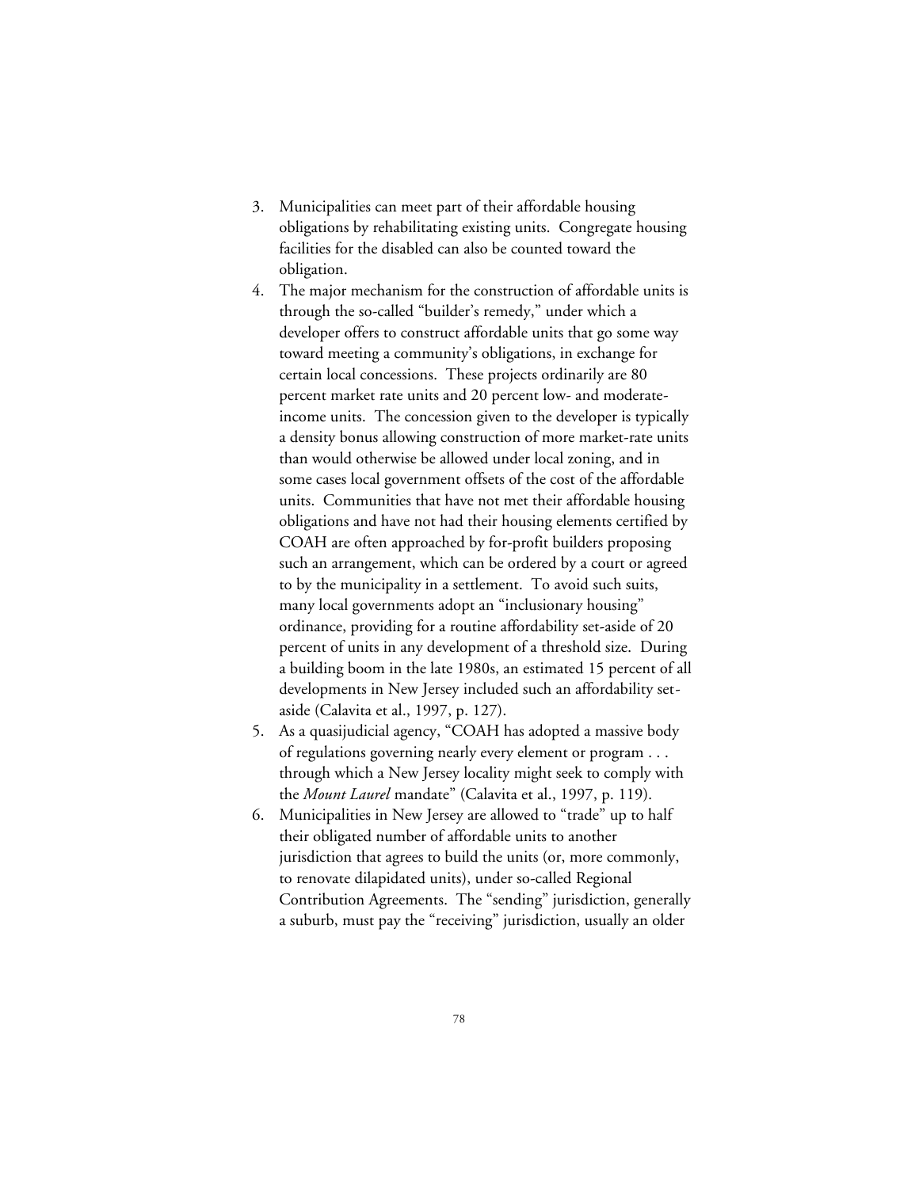3. Municipalities can meet part of their affordable housing obligations by rehabilitating existing units. Congregate housing facilities for the disabled can also be counted toward the obligation.
4. The major mechanism for the construction of affordable units is through the so-called "builder's remedy," under which a developer offers to construct affordable units that go some way toward meeting a community's obligations, in exchange for certain local concessions. These projects ordinarily are 80 percent market rate units and 20 percent low- and moderate-income units. The concession given to the developer is typically a density bonus allowing construction of more market-rate units than would otherwise be allowed under local zoning, and in some cases local government offsets of the cost of the affordable units. Communities that have not met their affordable housing obligations and have not had their housing elements certified by COAH are often approached by for-profit builders proposing such an arrangement, which can be ordered by a court or agreed to by the municipality in a settlement. To avoid such suits, many local governments adopt an "inclusionary housing" ordinance, providing for a routine affordability set-aside of 20 percent of units in any development of a threshold size. During a building boom in the late 1980s, an estimated 15 percent of all developments in New Jersey included such an affordability set-aside (Calavita et al., 1997, p. 127).
5. As a quasijudicial agency, "COAH has adopted a massive body of regulations governing nearly every element or program . . . through which a New Jersey locality might seek to comply with the *Mount Laurel* mandate" (Calavita et al., 1997, p. 119).
6. Municipalities in New Jersey are allowed to "trade" up to half their obligated number of affordable units to another jurisdiction that agrees to build the units (or, more commonly, to renovate dilapidated units), under so-called Regional Contribution Agreements. The "sending" jurisdiction, generally a suburb, must pay the "receiving" jurisdiction, usually an older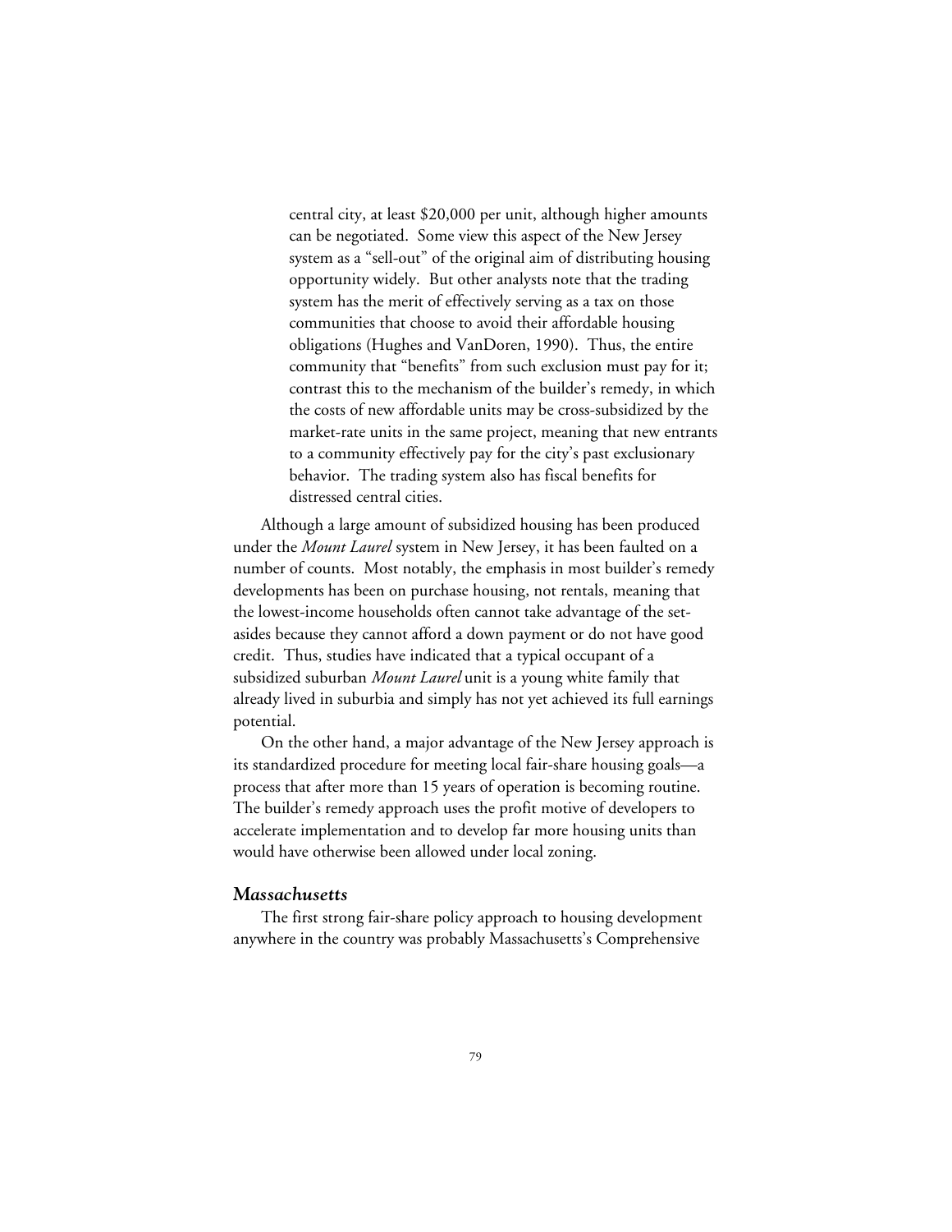central city, at least $20,000 per unit, although higher amounts can be negotiated. Some view this aspect of the New Jersey system as a "sell-out" of the original aim of distributing housing opportunity widely. But other analysts note that the trading system has the merit of effectively serving as a tax on those communities that choose to avoid their affordable housing obligations (Hughes and VanDoren, 1990). Thus, the entire community that "benefits" from such exclusion must pay for it; contrast this to the mechanism of the builder's remedy, in which the costs of new affordable units may be cross-subsidized by the market-rate units in the same project, meaning that new entrants to a community effectively pay for the city's past exclusionary behavior. The trading system also has fiscal benefits for distressed central cities.

Although a large amount of subsidized housing has been produced under the *Mount Laurel* system in New Jersey, it has been faulted on a number of counts. Most notably, the emphasis in most builder's remedy developments has been on purchase housing, not rentals, meaning that the lowest-income households often cannot take advantage of the set-asides because they cannot afford a down payment or do not have good credit. Thus, studies have indicated that a typical occupant of a subsidized suburban *Mount Laurel* unit is a young white family that already lived in suburbia and simply has not yet achieved its full earnings potential.

On the other hand, a major advantage of the New Jersey approach is its standardized procedure for meeting local fair-share housing goals—a process that after more than 15 years of operation is becoming routine. The builder's remedy approach uses the profit motive of developers to accelerate implementation and to develop far more housing units than would have otherwise been allowed under local zoning.

### *Massachusetts*

The first strong fair-share policy approach to housing development anywhere in the country was probably Massachusetts's Comprehensive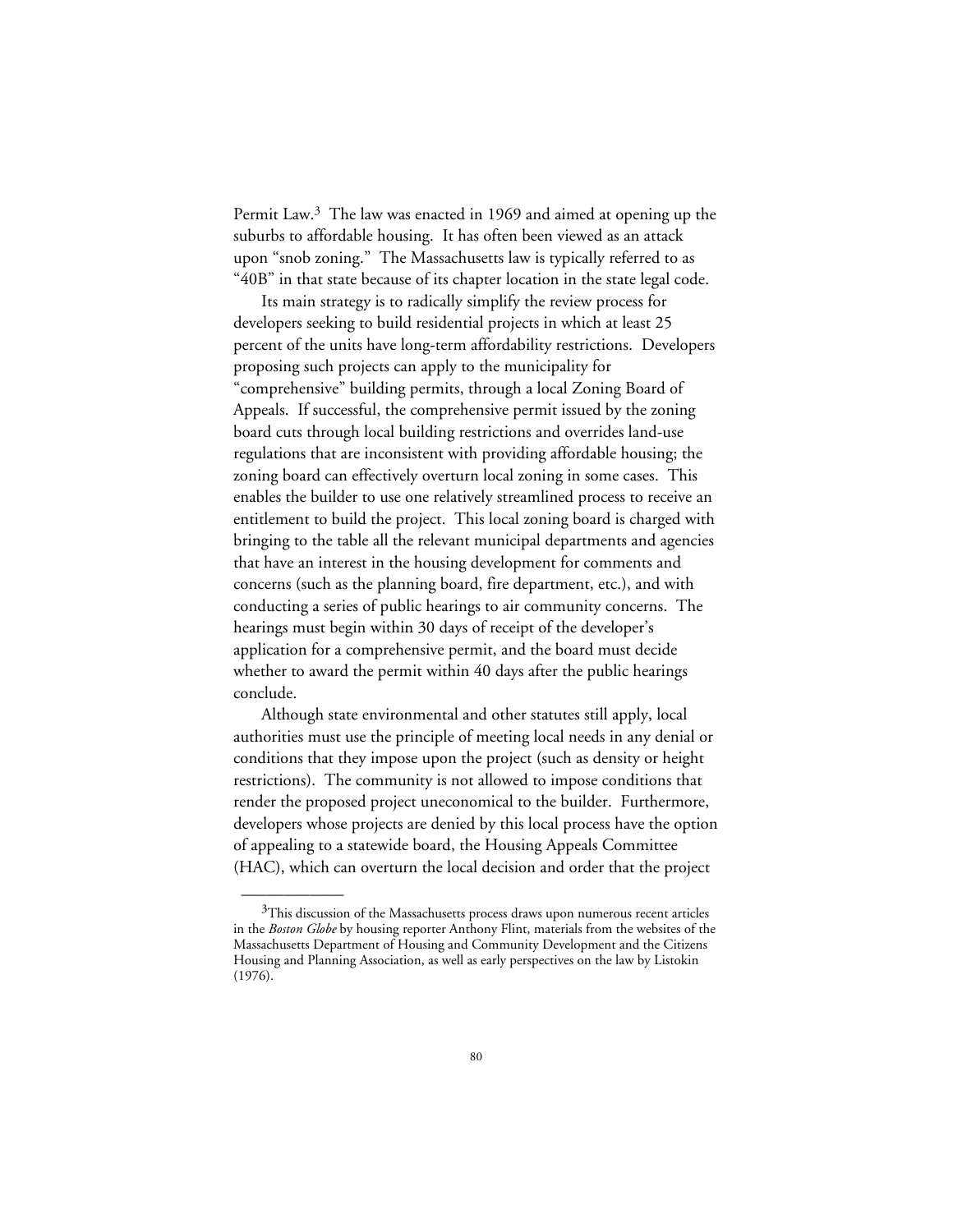Permit Law.[3] The law was enacted in 1969 and aimed at opening up the suburbs to affordable housing. It has often been viewed as an attack upon "snob zoning." The Massachusetts law is typically referred to as "40B" in that state because of its chapter location in the state legal code.

Its main strategy is to radically simplify the review process for developers seeking to build residential projects in which at least 25 percent of the units have long-term affordability restrictions. Developers proposing such projects can apply to the municipality for "comprehensive" building permits, through a local Zoning Board of Appeals. If successful, the comprehensive permit issued by the zoning board cuts through local building restrictions and overrides land-use regulations that are inconsistent with providing affordable housing; the zoning board can effectively overturn local zoning in some cases. This enables the builder to use one relatively streamlined process to receive an entitlement to build the project. This local zoning board is charged with bringing to the table all the relevant municipal departments and agencies that have an interest in the housing development for comments and concerns (such as the planning board, fire department, etc.), and with conducting a series of public hearings to air community concerns. The hearings must begin within 30 days of receipt of the developer's application for a comprehensive permit, and the board must decide whether to award the permit within 40 days after the public hearings conclude.

Although state environmental and other statutes still apply, local authorities must use the principle of meeting local needs in any denial or conditions that they impose upon the project (such as density or height restrictions). The community is not allowed to impose conditions that render the proposed project uneconomical to the builder. Furthermore, developers whose projects are denied by this local process have the option of appealing to a statewide board, the Housing Appeals Committee (HAC), which can overturn the local decision and order that the project

---

[3] This discussion of the Massachusetts process draws upon numerous recent articles in the *Boston Globe* by housing reporter Anthony Flint, materials from the websites of the Massachusetts Department of Housing and Community Development and the Citizens Housing and Planning Association, as well as early perspectives on the law by Listokin (1976).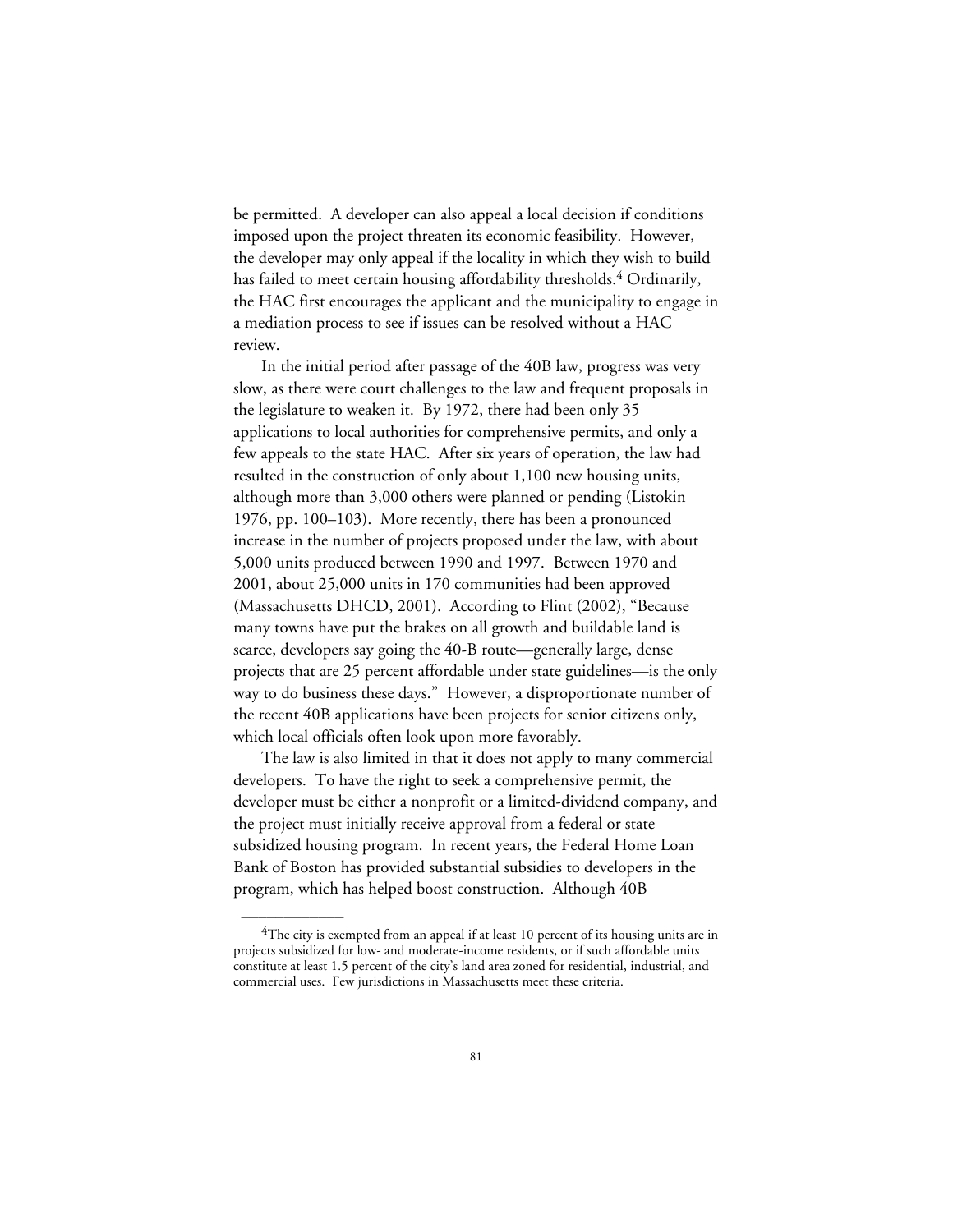be permitted. A developer can also appeal a local decision if conditions imposed upon the project threaten its economic feasibility. However, the developer may only appeal if the locality in which they wish to build has failed to meet certain housing affordability thresholds.[4] Ordinarily, the HAC first encourages the applicant and the municipality to engage in a mediation process to see if issues can be resolved without a HAC review.

In the initial period after passage of the 40B law, progress was very slow, as there were court challenges to the law and frequent proposals in the legislature to weaken it. By 1972, there had been only 35 applications to local authorities for comprehensive permits, and only a few appeals to the state HAC. After six years of operation, the law had resulted in the construction of only about 1,100 new housing units, although more than 3,000 others were planned or pending (Listokin 1976, pp. 100–103). More recently, there has been a pronounced increase in the number of projects proposed under the law, with about 5,000 units produced between 1990 and 1997. Between 1970 and 2001, about 25,000 units in 170 communities had been approved (Massachusetts DHCD, 2001). According to Flint (2002), "Because many towns have put the brakes on all growth and buildable land is scarce, developers say going the 40-B route—generally large, dense projects that are 25 percent affordable under state guidelines—is the only way to do business these days." However, a disproportionate number of the recent 40B applications have been projects for senior citizens only, which local officials often look upon more favorably.

The law is also limited in that it does not apply to many commercial developers. To have the right to seek a comprehensive permit, the developer must be either a nonprofit or a limited-dividend company, and the project must initially receive approval from a federal or state subsidized housing program. In recent years, the Federal Home Loan Bank of Boston has provided substantial subsidies to developers in the program, which has helped boost construction. Although 40B

---

[4] The city is exempted from an appeal if at least 10 percent of its housing units are in projects subsidized for low- and moderate-income residents, or if such affordable units constitute at least 1.5 percent of the city's land area zoned for residential, industrial, and commercial uses. Few jurisdictions in Massachusetts meet these criteria.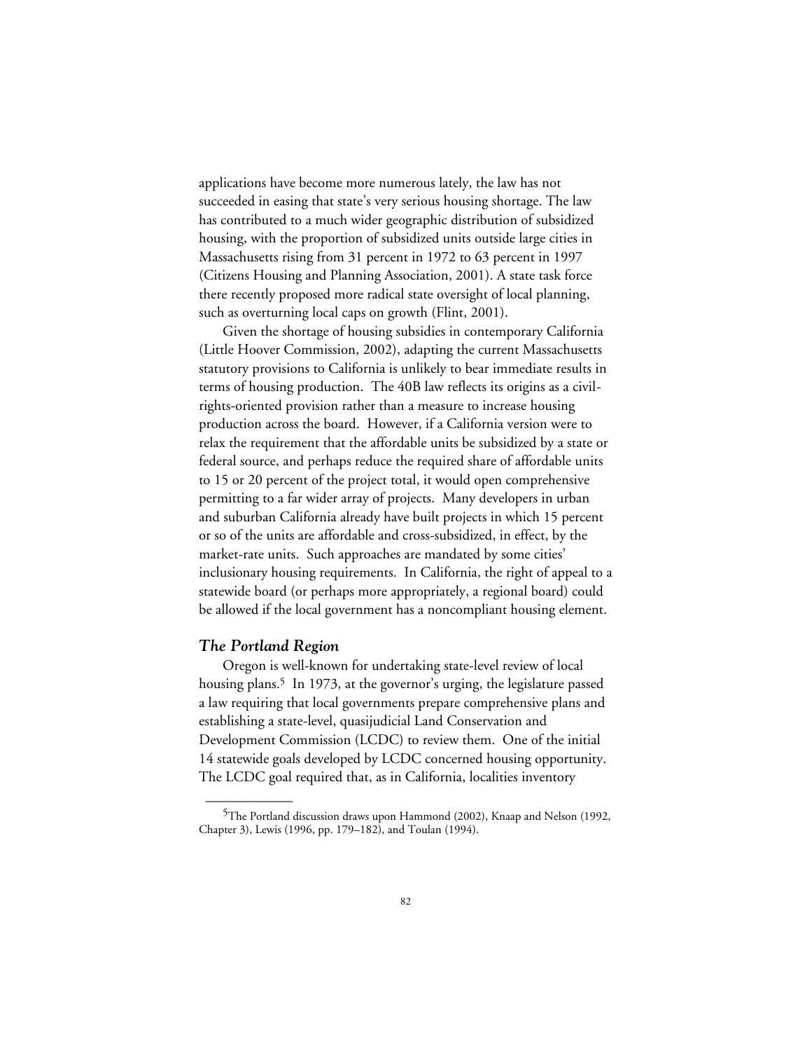applications have become more numerous lately, the law has not succeeded in easing that state's very serious housing shortage. The law has contributed to a much wider geographic distribution of subsidized housing, with the proportion of subsidized units outside large cities in Massachusetts rising from 31 percent in 1972 to 63 percent in 1997 (Citizens Housing and Planning Association, 2001). A state task force there recently proposed more radical state oversight of local planning, such as overturning local caps on growth (Flint, 2001).

Given the shortage of housing subsidies in contemporary California (Little Hoover Commission, 2002), adapting the current Massachusetts statutory provisions to California is unlikely to bear immediate results in terms of housing production. The 40B law reflects its origins as a civil-rights-oriented provision rather than a measure to increase housing production across the board. However, if a California version were to relax the requirement that the affordable units be subsidized by a state or federal source, and perhaps reduce the required share of affordable units to 15 or 20 percent of the project total, it would open comprehensive permitting to a far wider array of projects. Many developers in urban and suburban California already have built projects in which 15 percent or so of the units are affordable and cross-subsidized, in effect, by the market-rate units. Such approaches are mandated by some cities' inclusionary housing requirements. In California, the right of appeal to a statewide board (or perhaps more appropriately, a regional board) could be allowed if the local government has a noncompliant housing element.

### *The Portland Region*

Oregon is well-known for undertaking state-level review of local housing plans.[5] In 1973, at the governor's urging, the legislature passed a law requiring that local governments prepare comprehensive plans and establishing a state-level, quasijudicial Land Conservation and Development Commission (LCDC) to review them. One of the initial 14 statewide goals developed by LCDC concerned housing opportunity. The LCDC goal required that, as in California, localities inventory

---

[5]The Portland discussion draws upon Hammond (2002), Knaap and Nelson (1992, Chapter 3), Lewis (1996, pp. 179–182), and Toulan (1994).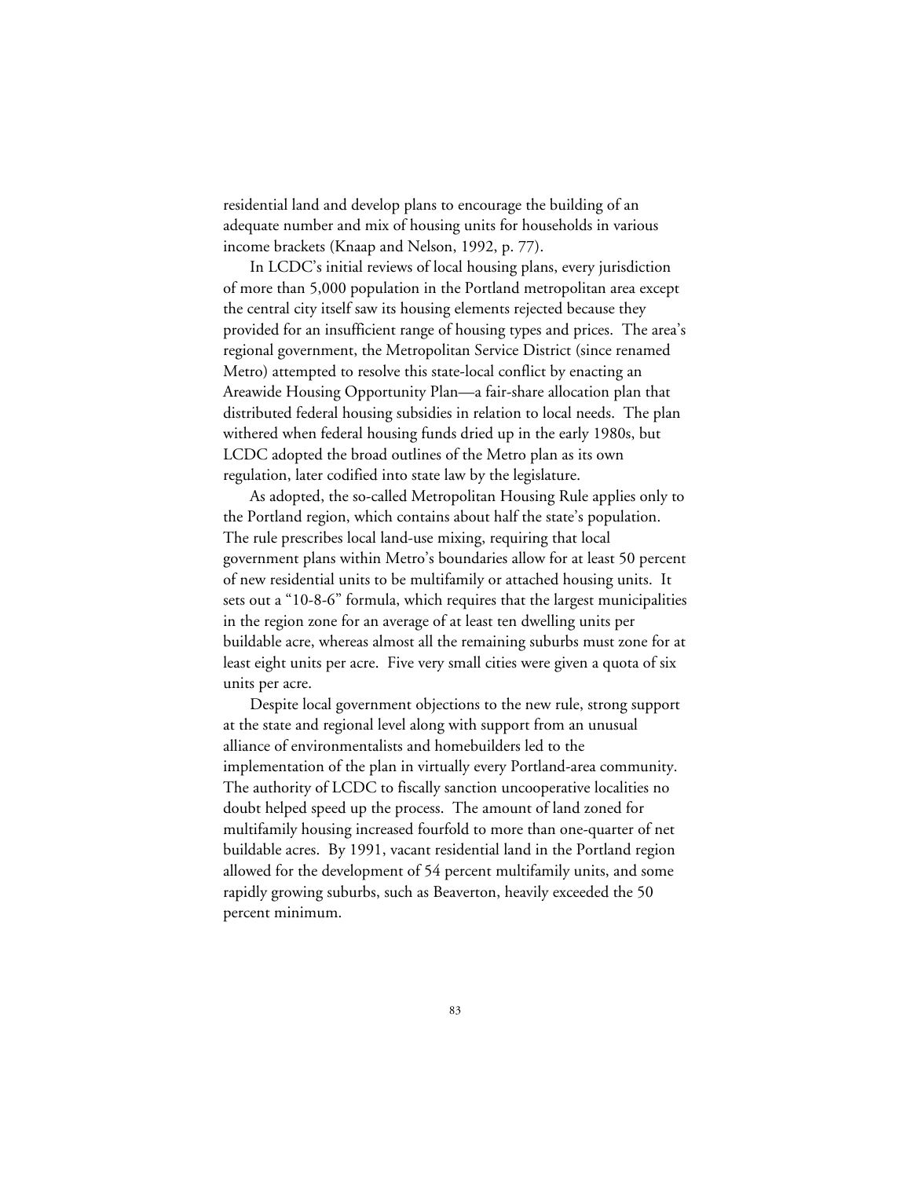residential land and develop plans to encourage the building of an adequate number and mix of housing units for households in various income brackets (Knaap and Nelson, 1992, p. 77).

In LCDC's initial reviews of local housing plans, every jurisdiction of more than 5,000 population in the Portland metropolitan area except the central city itself saw its housing elements rejected because they provided for an insufficient range of housing types and prices. The area's regional government, the Metropolitan Service District (since renamed Metro) attempted to resolve this state-local conflict by enacting an Areawide Housing Opportunity Plan—a fair-share allocation plan that distributed federal housing subsidies in relation to local needs. The plan withered when federal housing funds dried up in the early 1980s, but LCDC adopted the broad outlines of the Metro plan as its own regulation, later codified into state law by the legislature.

As adopted, the so-called Metropolitan Housing Rule applies only to the Portland region, which contains about half the state's population. The rule prescribes local land-use mixing, requiring that local government plans within Metro's boundaries allow for at least 50 percent of new residential units to be multifamily or attached housing units. It sets out a "10-8-6" formula, which requires that the largest municipalities in the region zone for an average of at least ten dwelling units per buildable acre, whereas almost all the remaining suburbs must zone for at least eight units per acre. Five very small cities were given a quota of six units per acre.

Despite local government objections to the new rule, strong support at the state and regional level along with support from an unusual alliance of environmentalists and homebuilders led to the implementation of the plan in virtually every Portland-area community. The authority of LCDC to fiscally sanction uncooperative localities no doubt helped speed up the process. The amount of land zoned for multifamily housing increased fourfold to more than one-quarter of net buildable acres. By 1991, vacant residential land in the Portland region allowed for the development of 54 percent multifamily units, and some rapidly growing suburbs, such as Beaverton, heavily exceeded the 50 percent minimum.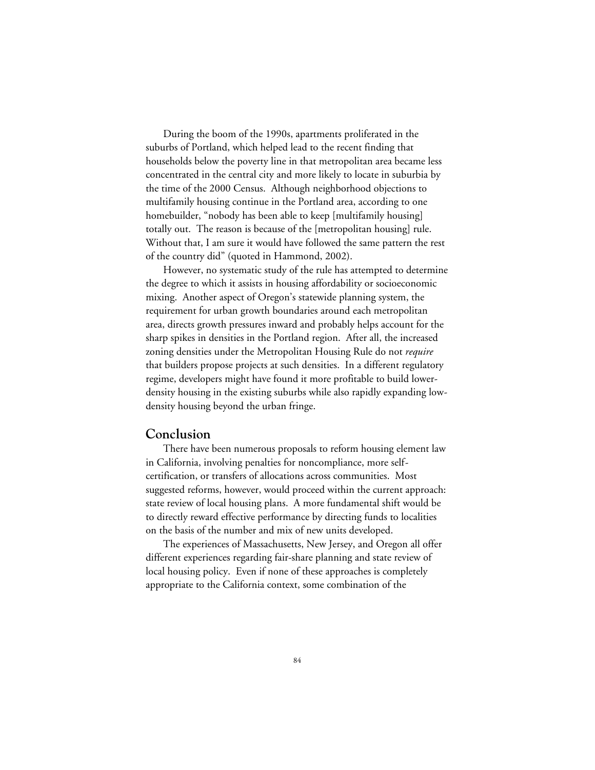During the boom of the 1990s, apartments proliferated in the suburbs of Portland, which helped lead to the recent finding that households below the poverty line in that metropolitan area became less concentrated in the central city and more likely to locate in suburbia by the time of the 2000 Census. Although neighborhood objections to multifamily housing continue in the Portland area, according to one homebuilder, "nobody has been able to keep [multifamily housing] totally out. The reason is because of the [metropolitan housing] rule. Without that, I am sure it would have followed the same pattern the rest of the country did" (quoted in Hammond, 2002).

However, no systematic study of the rule has attempted to determine the degree to which it assists in housing affordability or socioeconomic mixing. Another aspect of Oregon's statewide planning system, the requirement for urban growth boundaries around each metropolitan area, directs growth pressures inward and probably helps account for the sharp spikes in densities in the Portland region. After all, the increased zoning densities under the Metropolitan Housing Rule do not *require* that builders propose projects at such densities. In a different regulatory regime, developers might have found it more profitable to build lower-density housing in the existing suburbs while also rapidly expanding low-density housing beyond the urban fringe.

## Conclusion

There have been numerous proposals to reform housing element law in California, involving penalties for noncompliance, more self-certification, or transfers of allocations across communities. Most suggested reforms, however, would proceed within the current approach: state review of local housing plans. A more fundamental shift would be to directly reward effective performance by directing funds to localities on the basis of the number and mix of new units developed.

The experiences of Massachusetts, New Jersey, and Oregon all offer different experiences regarding fair-share planning and state review of local housing policy. Even if none of these approaches is completely appropriate to the California context, some combination of the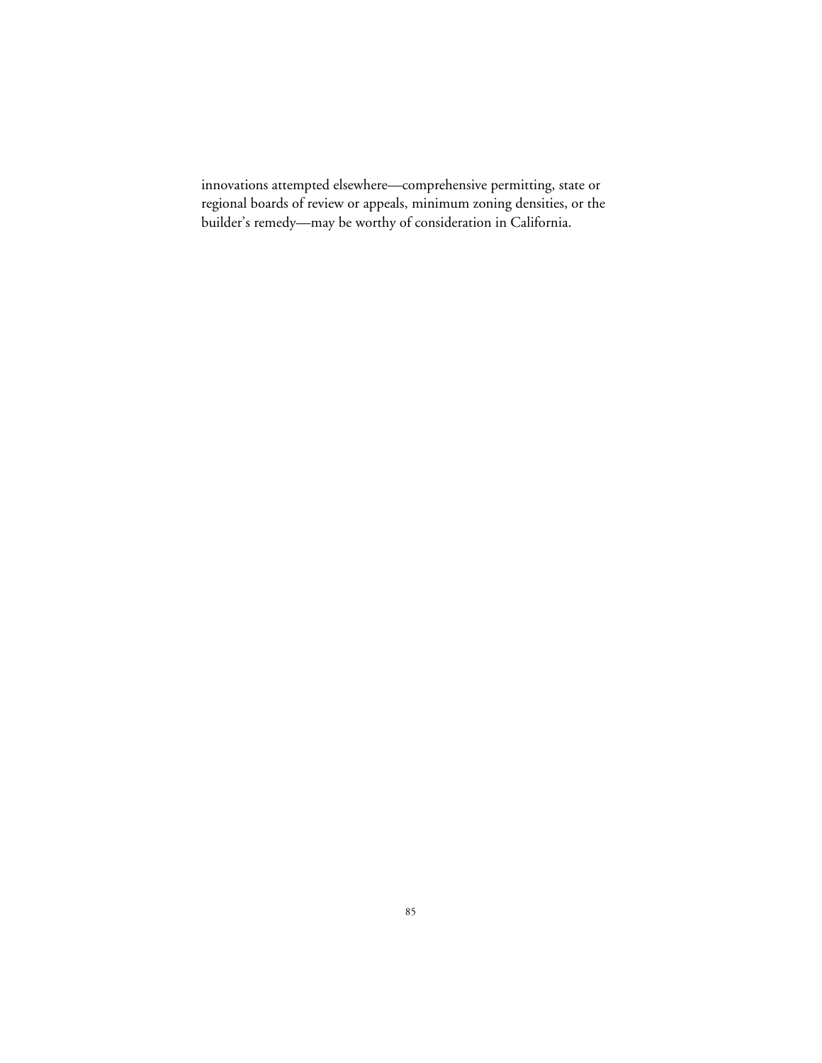innovations attempted elsewhere—comprehensive permitting, state or regional boards of review or appeals, minimum zoning densities, or the builder's remedy—may be worthy of consideration in California.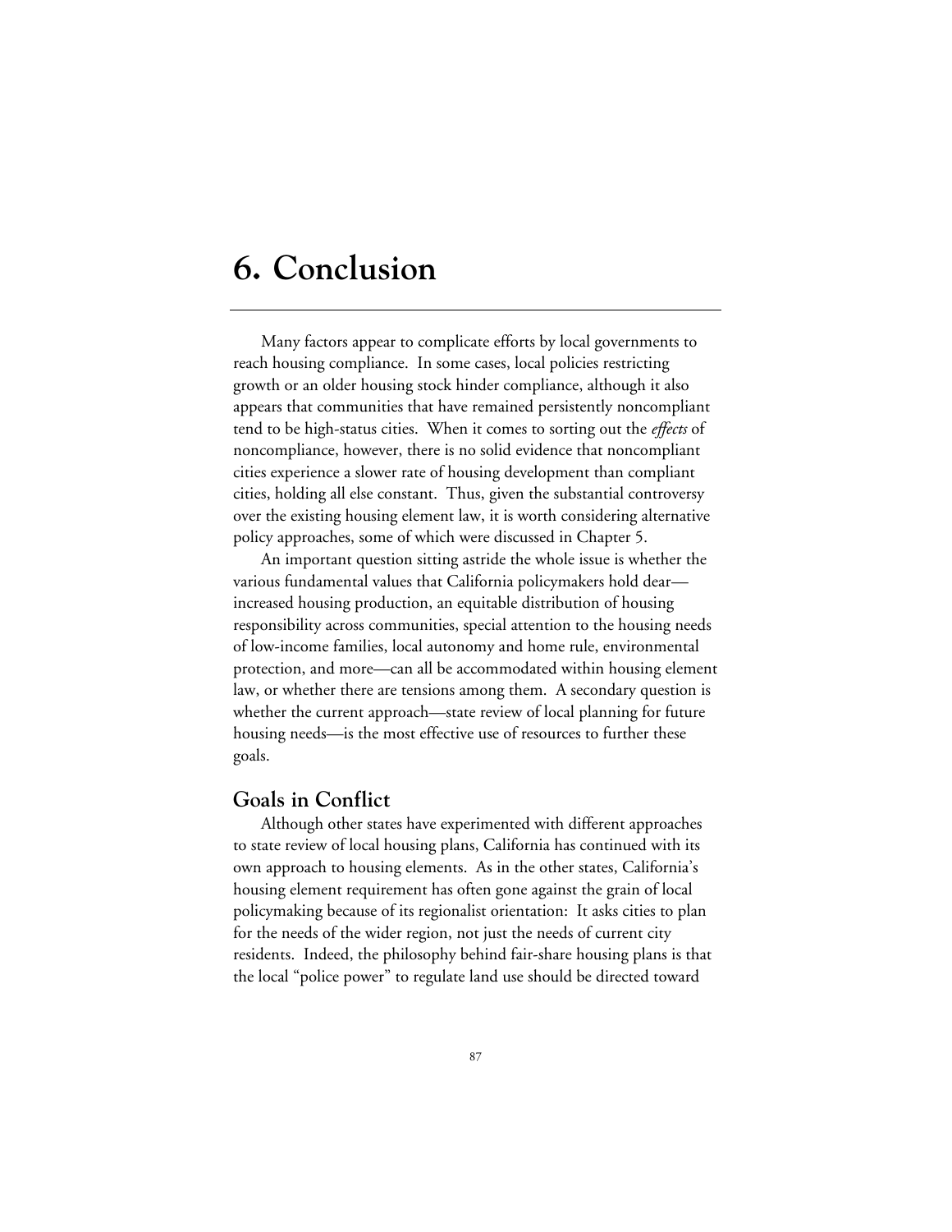# 6. Conclusion

Many factors appear to complicate efforts by local governments to reach housing compliance. In some cases, local policies restricting growth or an older housing stock hinder compliance, although it also appears that communities that have remained persistently noncompliant tend to be high-status cities. When it comes to sorting out the *effects* of noncompliance, however, there is no solid evidence that noncompliant cities experience a slower rate of housing development than compliant cities, holding all else constant. Thus, given the substantial controversy over the existing housing element law, it is worth considering alternative policy approaches, some of which were discussed in Chapter 5.

An important question sitting astride the whole issue is whether the various fundamental values that California policymakers hold dear—increased housing production, an equitable distribution of housing responsibility across communities, special attention to the housing needs of low-income families, local autonomy and home rule, environmental protection, and more—can all be accommodated within housing element law, or whether there are tensions among them. A secondary question is whether the current approach—state review of local planning for future housing needs—is the most effective use of resources to further these goals.

## Goals in Conflict

Although other states have experimented with different approaches to state review of local housing plans, California has continued with its own approach to housing elements. As in the other states, California's housing element requirement has often gone against the grain of local policymaking because of its regionalist orientation: It asks cities to plan for the needs of the wider region, not just the needs of current city residents. Indeed, the philosophy behind fair-share housing plans is that the local "police power" to regulate land use should be directed toward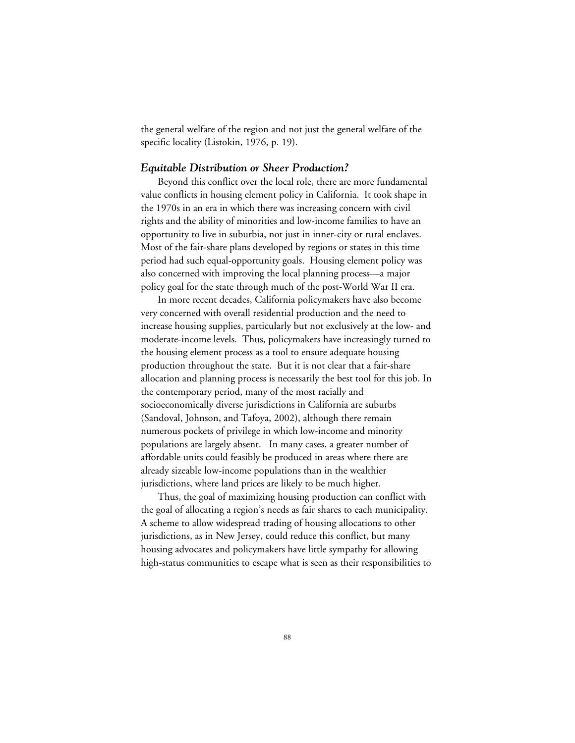the general welfare of the region and not just the general welfare of the specific locality (Listokin, 1976, p. 19).

### *Equitable Distribution or Sheer Production?*

Beyond this conflict over the local role, there are more fundamental value conflicts in housing element policy in California. It took shape in the 1970s in an era in which there was increasing concern with civil rights and the ability of minorities and low-income families to have an opportunity to live in suburbia, not just in inner-city or rural enclaves. Most of the fair-share plans developed by regions or states in this time period had such equal-opportunity goals. Housing element policy was also concerned with improving the local planning process—a major policy goal for the state through much of the post-World War II era.

In more recent decades, California policymakers have also become very concerned with overall residential production and the need to increase housing supplies, particularly but not exclusively at the low- and moderate-income levels. Thus, policymakers have increasingly turned to the housing element process as a tool to ensure adequate housing production throughout the state. But it is not clear that a fair-share allocation and planning process is necessarily the best tool for this job. In the contemporary period, many of the most racially and socioeconomically diverse jurisdictions in California are suburbs (Sandoval, Johnson, and Tafoya, 2002), although there remain numerous pockets of privilege in which low-income and minority populations are largely absent. In many cases, a greater number of affordable units could feasibly be produced in areas where there are already sizeable low-income populations than in the wealthier jurisdictions, where land prices are likely to be much higher.

Thus, the goal of maximizing housing production can conflict with the goal of allocating a region's needs as fair shares to each municipality. A scheme to allow widespread trading of housing allocations to other jurisdictions, as in New Jersey, could reduce this conflict, but many housing advocates and policymakers have little sympathy for allowing high-status communities to escape what is seen as their responsibilities to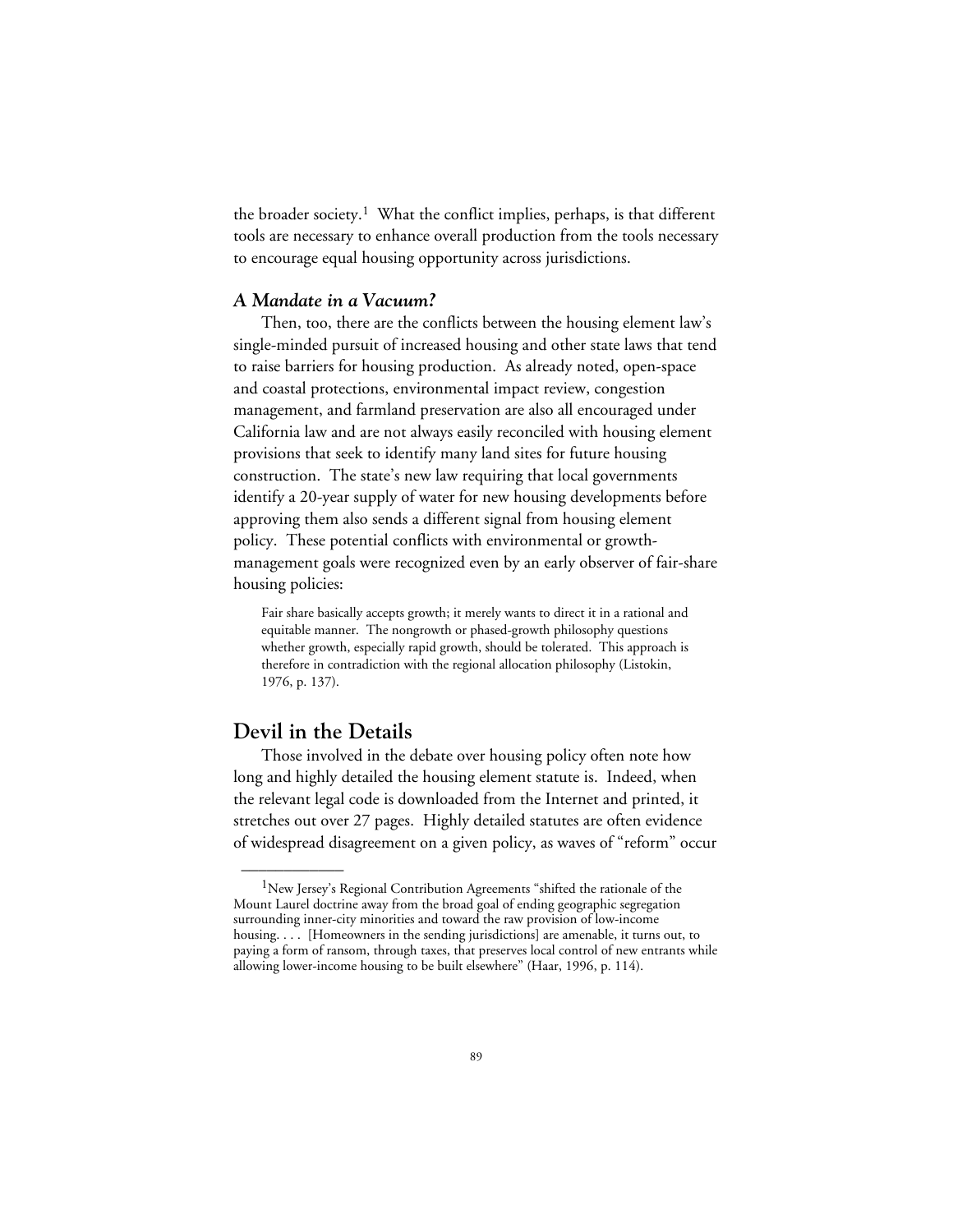the broader society.[1] What the conflict implies, perhaps, is that different tools are necessary to enhance overall production from the tools necessary to encourage equal housing opportunity across jurisdictions.

### *A Mandate in a Vacuum?*

Then, too, there are the conflicts between the housing element law's single-minded pursuit of increased housing and other state laws that tend to raise barriers for housing production. As already noted, open-space and coastal protections, environmental impact review, congestion management, and farmland preservation are also all encouraged under California law and are not always easily reconciled with housing element provisions that seek to identify many land sites for future housing construction. The state's new law requiring that local governments identify a 20-year supply of water for new housing developments before approving them also sends a different signal from housing element policy. These potential conflicts with environmental or growth-management goals were recognized even by an early observer of fair-share housing policies:

> Fair share basically accepts growth; it merely wants to direct it in a rational and equitable manner. The nongrowth or phased-growth philosophy questions whether growth, especially rapid growth, should be tolerated. This approach is therefore in contradiction with the regional allocation philosophy (Listokin, 1976, p. 137).

## Devil in the Details

Those involved in the debate over housing policy often note how long and highly detailed the housing element statute is. Indeed, when the relevant legal code is downloaded from the Internet and printed, it stretches out over 27 pages. Highly detailed statutes are often evidence of widespread disagreement on a given policy, as waves of "reform" occur

---

[1] New Jersey's Regional Contribution Agreements "shifted the rationale of the Mount Laurel doctrine away from the broad goal of ending geographic segregation surrounding inner-city minorities and toward the raw provision of low-income housing. . . . [Homeowners in the sending jurisdictions] are amenable, it turns out, to paying a form of ransom, through taxes, that preserves local control of new entrants while allowing lower-income housing to be built elsewhere" (Haar, 1996, p. 114).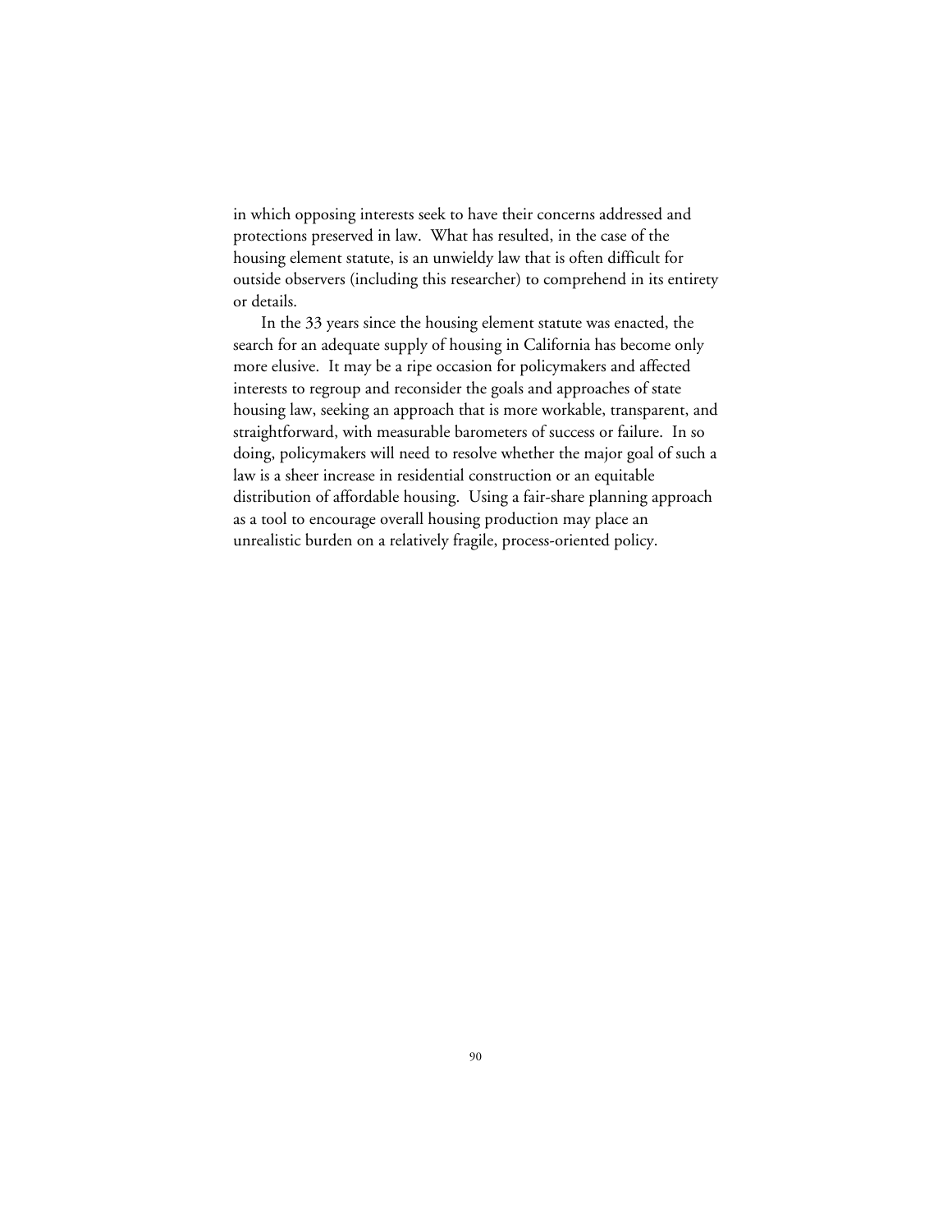in which opposing interests seek to have their concerns addressed and protections preserved in law. What has resulted, in the case of the housing element statute, is an unwieldy law that is often difficult for outside observers (including this researcher) to comprehend in its entirety or details.

In the 33 years since the housing element statute was enacted, the search for an adequate supply of housing in California has become only more elusive. It may be a ripe occasion for policymakers and affected interests to regroup and reconsider the goals and approaches of state housing law, seeking an approach that is more workable, transparent, and straightforward, with measurable barometers of success or failure. In so doing, policymakers will need to resolve whether the major goal of such a law is a sheer increase in residential construction or an equitable distribution of affordable housing. Using a fair-share planning approach as a tool to encourage overall housing production may place an unrealistic burden on a relatively fragile, process-oriented policy.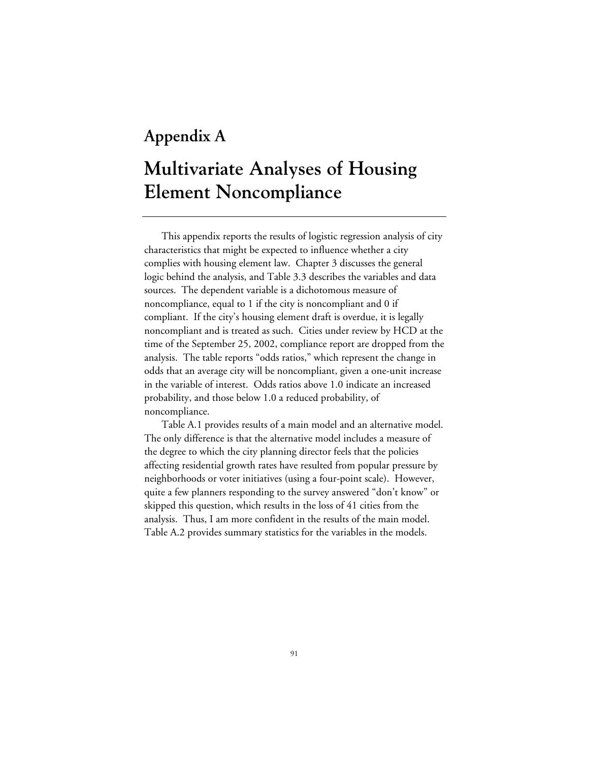# Appendix A

# Multivariate Analyses of Housing Element Noncompliance

This appendix reports the results of logistic regression analysis of city characteristics that might be expected to influence whether a city complies with housing element law. Chapter 3 discusses the general logic behind the analysis, and Table 3.3 describes the variables and data sources. The dependent variable is a dichotomous measure of noncompliance, equal to 1 if the city is noncompliant and 0 if compliant. If the city's housing element draft is overdue, it is legally noncompliant and is treated as such. Cities under review by HCD at the time of the September 25, 2002, compliance report are dropped from the analysis. The table reports "odds ratios," which represent the change in odds that an average city will be noncompliant, given a one-unit increase in the variable of interest. Odds ratios above 1.0 indicate an increased probability, and those below 1.0 a reduced probability, of noncompliance.

Table A.1 provides results of a main model and an alternative model. The only difference is that the alternative model includes a measure of the degree to which the city planning director feels that the policies affecting residential growth rates have resulted from popular pressure by neighborhoods or voter initiatives (using a four-point scale). However, quite a few planners responding to the survey answered "don't know" or skipped this question, which results in the loss of 41 cities from the analysis. Thus, I am more confident in the results of the main model. Table A.2 provides summary statistics for the variables in the models.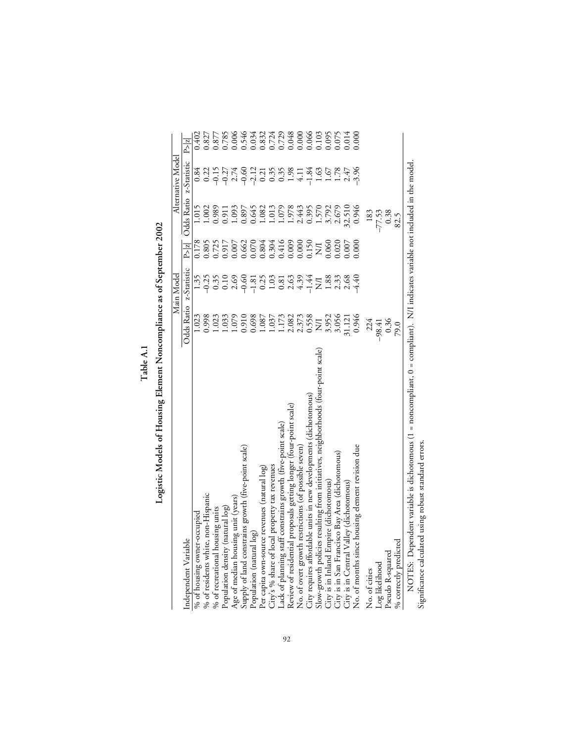**Table A.1**

**Logistic Models of Housing Element Noncompliance as of September 2002**

| Independent Variable | Main Model | | | Alternative Model | | |
|---|---|---|---|---|---|---|
| | Odds Ratio | z-Statistic | P>\|z\| | Odds Ratio | z-Statistic | P>\|z\| |
| % of housing owner-occupied | 1.023 | 1.35 | 0.178 | 1.015 | 0.84 | 0.402 |
| % of residents white, non-Hispanic | 0.998 | –0.25 | 0.805 | 1.002 | 0.22 | 0.827 |
| % of recreational housing units | 1.023 | 0.35 | 0.725 | 0.989 | –0.15 | 0.877 |
| Population density (natural log) | 1.033 | 0.10 | 0.917 | 0.911 | –0.27 | 0.785 |
| Age of median housing unit (years) | 1.079 | 2.69 | 0.007 | 1.093 | 2.74 | 0.006 |
| Supply of land constrains growth (five-point scale) | 0.910 | –0.60 | 0.662 | 0.897 | –0.60 | 0.546 |
| Population (natural log) | 0.698 | –1.81 | 0.070 | 0.645 | –2.12 | 0.034 |
| Per capita own-source revenues (natural log) | 1.087 | 0.25 | 0.804 | 1.082 | 0.21 | 0.832 |
| City's % share of local property tax revenues | 1.037 | 1.03 | 0.304 | 1.013 | 0.35 | 0.724 |
| Lack of planning staff constrains growth (five-point scale) | 1.173 | 0.81 | 0.416 | 1.079 | 0.35 | 0.729 |
| Review of residential proposals getting longer (four-point scale) | 2.082 | 2.63 | 0.009 | 1.978 | 1.98 | 0.048 |
| No. of overt growth restrictions (of possible seven) | 2.373 | 4.39 | 0.000 | 2.443 | 4.11 | 0.000 |
| City requires affordable units in new developments (dichotomous) | 0.558 | –1.44 | 0.150 | 0.395 | –1.84 | 0.066 |
| Slow-growth policies resulting from initiatives, neighborhoods (four-point scale) | N/I | N/I | N/I | 1.570 | 1.63 | 0.103 |
| City is in Inland Empire (dichotomous) | 3.952 | 1.88 | 0.060 | 3.792 | 1.67 | 0.095 |
| City is in San Francisco Bay Area (dichotomous) | 3.056 | 2.33 | 0.020 | 2.679 | 1.78 | 0.075 |
| City is in Central Valley (dichotomous) | 31.121 | 2.68 | 0.007 | 32.510 | 2.47 | 0.014 |
| No. of months since housing element revision due | 0.946 | –4.40 | 0.000 | 0.946 | –3.96 | 0.000 |
| No. of cities | 224 | | | 183 | | |
| Log likelihood | –98.41 | | | –77.53 | | |
| Pseudo R-squared | 0.36 | | | 0.38 | | |
| % correctly predicted | 79.0 | | | 82.5 | | |

NOTES: Dependent variable is dichotomous (1 = noncompliant, 0 = compliant). N/I indicates variable not included in the model. Significance calculated using robust standard errors.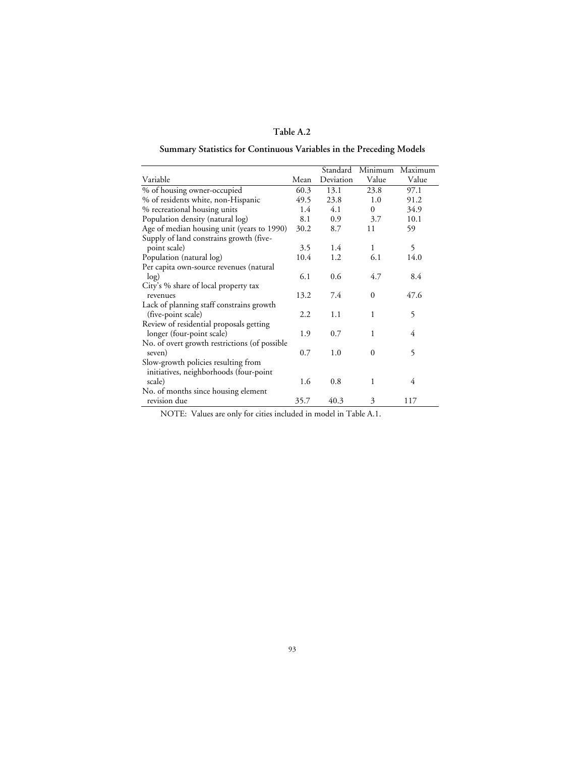**Table A.2**

**Summary Statistics for Continuous Variables in the Preceding Models**

| Variable | Mean | Standard Deviation | Minimum Value | Maximum Value |
|---|---|---|---|---|
| % of housing owner-occupied | 60.3 | 13.1 | 23.8 | 97.1 |
| % of residents white, non-Hispanic | 49.5 | 23.8 | 1.0 | 91.2 |
| % recreational housing units | 1.4 | 4.1 | 0 | 34.9 |
| Population density (natural log) | 8.1 | 0.9 | 3.7 | 10.1 |
| Age of median housing unit (years to 1990) | 30.2 | 8.7 | 11 | 59 |
| Supply of land constrains growth (five-point scale) | 3.5 | 1.4 | 1 | 5 |
| Population (natural log) | 10.4 | 1.2 | 6.1 | 14.0 |
| Per capita own-source revenues (natural log) | 6.1 | 0.6 | 4.7 | 8.4 |
| City's % share of local property tax revenues | 13.2 | 7.4 | 0 | 47.6 |
| Lack of planning staff constrains growth (five-point scale) | 2.2 | 1.1 | 1 | 5 |
| Review of residential proposals getting longer (four-point scale) | 1.9 | 0.7 | 1 | 4 |
| No. of overt growth restrictions (of possible seven) | 0.7 | 1.0 | 0 | 5 |
| Slow-growth policies resulting from initiatives, neighborhoods (four-point scale) | 1.6 | 0.8 | 1 | 4 |
| No. of months since housing element revision due | 35.7 | 40.3 | 3 | 117 |

NOTE: Values are only for cities included in model in Table A.1.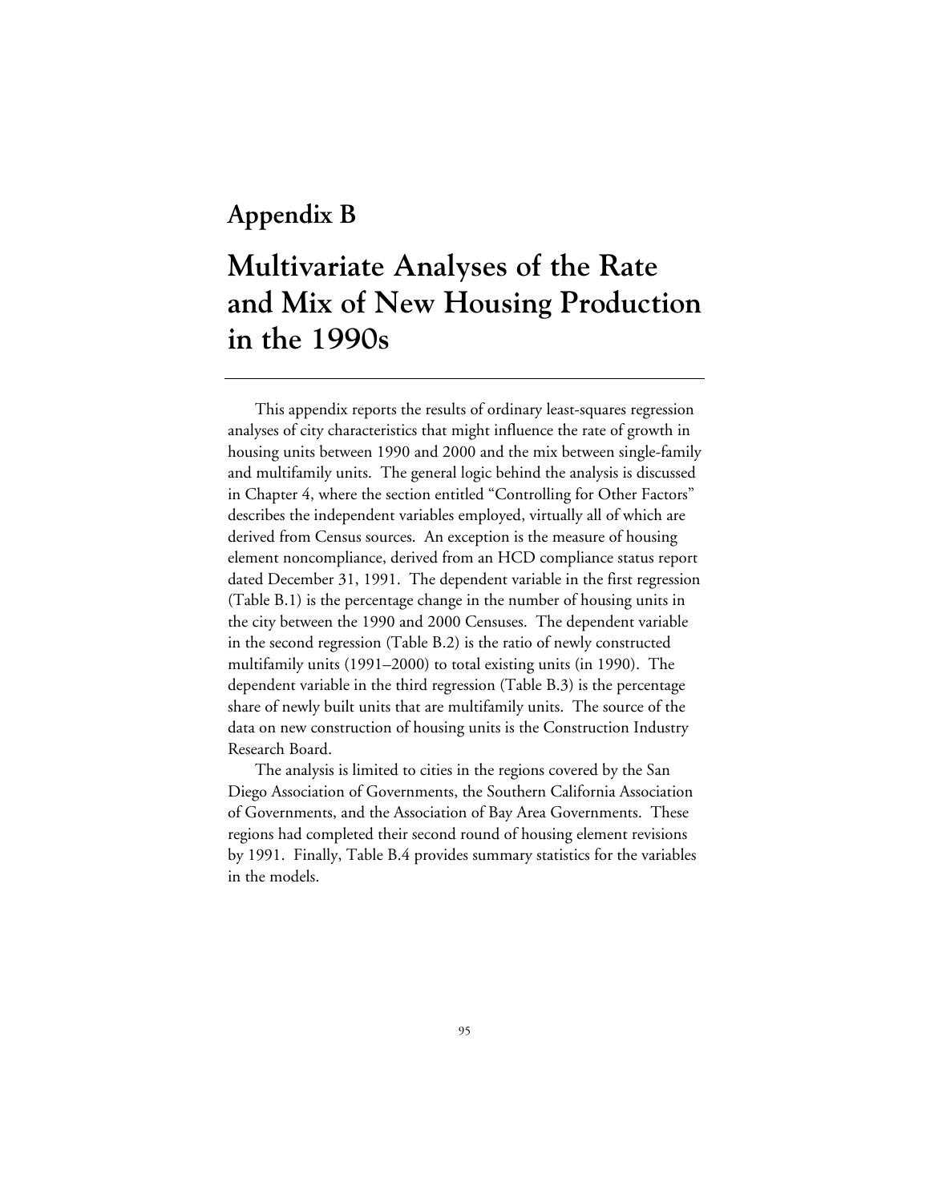# Appendix B

# Multivariate Analyses of the Rate and Mix of New Housing Production in the 1990s

This appendix reports the results of ordinary least-squares regression analyses of city characteristics that might influence the rate of growth in housing units between 1990 and 2000 and the mix between single-family and multifamily units. The general logic behind the analysis is discussed in Chapter 4, where the section entitled "Controlling for Other Factors" describes the independent variables employed, virtually all of which are derived from Census sources. An exception is the measure of housing element noncompliance, derived from an HCD compliance status report dated December 31, 1991. The dependent variable in the first regression (Table B.1) is the percentage change in the number of housing units in the city between the 1990 and 2000 Censuses. The dependent variable in the second regression (Table B.2) is the ratio of newly constructed multifamily units (1991–2000) to total existing units (in 1990). The dependent variable in the third regression (Table B.3) is the percentage share of newly built units that are multifamily units. The source of the data on new construction of housing units is the Construction Industry Research Board.

The analysis is limited to cities in the regions covered by the San Diego Association of Governments, the Southern California Association of Governments, and the Association of Bay Area Governments. These regions had completed their second round of housing element revisions by 1991. Finally, Table B.4 provides summary statistics for the variables in the models.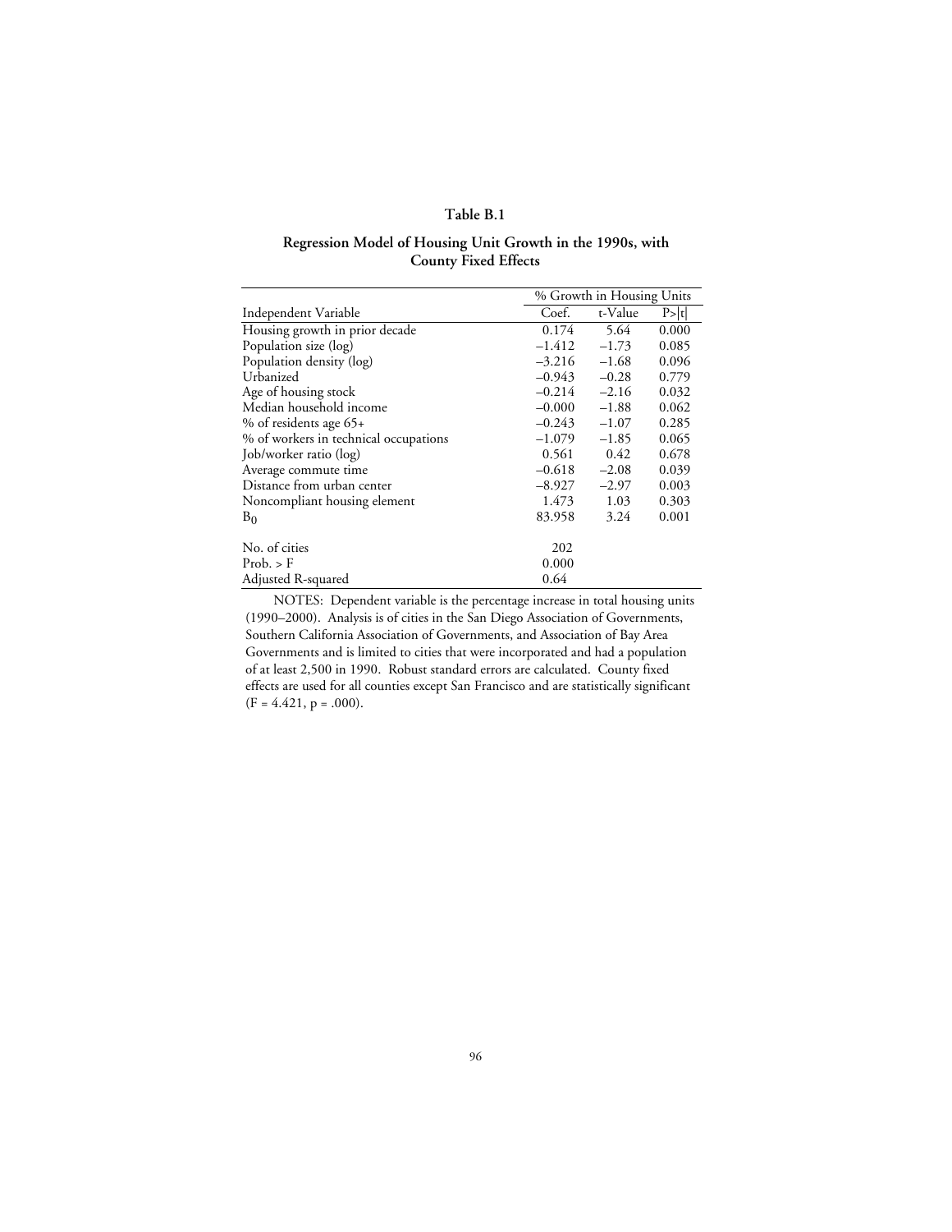**Table B.1**

**Regression Model of Housing Unit Growth in the 1990s, with County Fixed Effects**

| | % Growth in Housing Units | | |
|---|---|---|---|
| Independent Variable | Coef. | t-Value | P>\|t\| |
| Housing growth in prior decade | 0.174 | 5.64 | 0.000 |
| Population size (log) | –1.412 | –1.73 | 0.085 |
| Population density (log) | –3.216 | –1.68 | 0.096 |
| Urbanized | –0.943 | –0.28 | 0.779 |
| Age of housing stock | –0.214 | –2.16 | 0.032 |
| Median household income | –0.000 | –1.88 | 0.062 |
| % of residents age 65+ | –0.243 | –1.07 | 0.285 |
| % of workers in technical occupations | –1.079 | –1.85 | 0.065 |
| Job/worker ratio (log) | 0.561 | 0.42 | 0.678 |
| Average commute time | –0.618 | –2.08 | 0.039 |
| Distance from urban center | –8.927 | –2.97 | 0.003 |
| Noncompliant housing element | 1.473 | 1.03 | 0.303 |
| $B_0$ | 83.958 | 3.24 | 0.001 |
| | | | |
| No. of cities | 202 | | |
| Prob. > F | 0.000 | | |
| Adjusted R-squared | 0.64 | | |

NOTES: Dependent variable is the percentage increase in total housing units (1990–2000). Analysis is of cities in the San Diego Association of Governments, Southern California Association of Governments, and Association of Bay Area Governments and is limited to cities that were incorporated and had a population of at least 2,500 in 1990. Robust standard errors are calculated. County fixed effects are used for all counties except San Francisco and are statistically significant ($F = 4.421$, $p = .000$).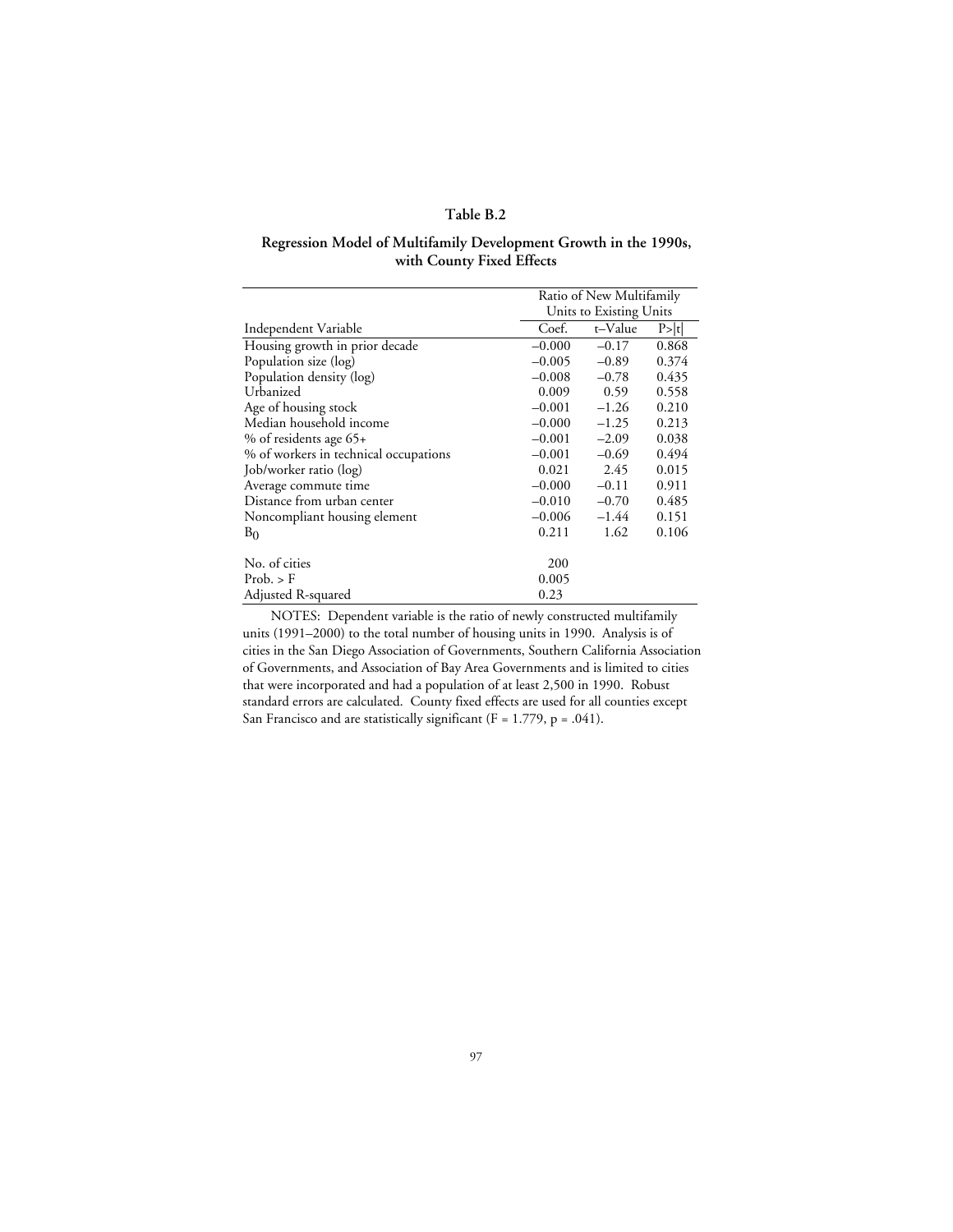**Table B.2**

**Regression Model of Multifamily Development Growth in the 1990s, with County Fixed Effects**

| | Ratio of New Multifamily Units to Existing Units | | |
|---|---|---|---|
| Independent Variable | Coef. | t–Value | P>\|t\| |
| Housing growth in prior decade | –0.000 | –0.17 | 0.868 |
| Population size (log) | –0.005 | –0.89 | 0.374 |
| Population density (log) | –0.008 | –0.78 | 0.435 |
| Urbanized | 0.009 | 0.59 | 0.558 |
| Age of housing stock | –0.001 | –1.26 | 0.210 |
| Median household income | –0.000 | –1.25 | 0.213 |
| % of residents age 65+ | –0.001 | –2.09 | 0.038 |
| % of workers in technical occupations | –0.001 | –0.69 | 0.494 |
| Job/worker ratio (log) | 0.021 | 2.45 | 0.015 |
| Average commute time | –0.000 | –0.11 | 0.911 |
| Distance from urban center | –0.010 | –0.70 | 0.485 |
| Noncompliant housing element | –0.006 | –1.44 | 0.151 |
| $B_0$ | 0.211 | 1.62 | 0.106 |
| No. of cities | 200 | | |
| Prob. > F | 0.005 | | |
| Adjusted R-squared | 0.23 | | |

NOTES: Dependent variable is the ratio of newly constructed multifamily units (1991–2000) to the total number of housing units in 1990. Analysis is of cities in the San Diego Association of Governments, Southern California Association of Governments, and Association of Bay Area Governments and is limited to cities that were incorporated and had a population of at least 2,500 in 1990. Robust standard errors are calculated. County fixed effects are used for all counties except San Francisco and are statistically significant ($F = 1.779$, $p = .041$).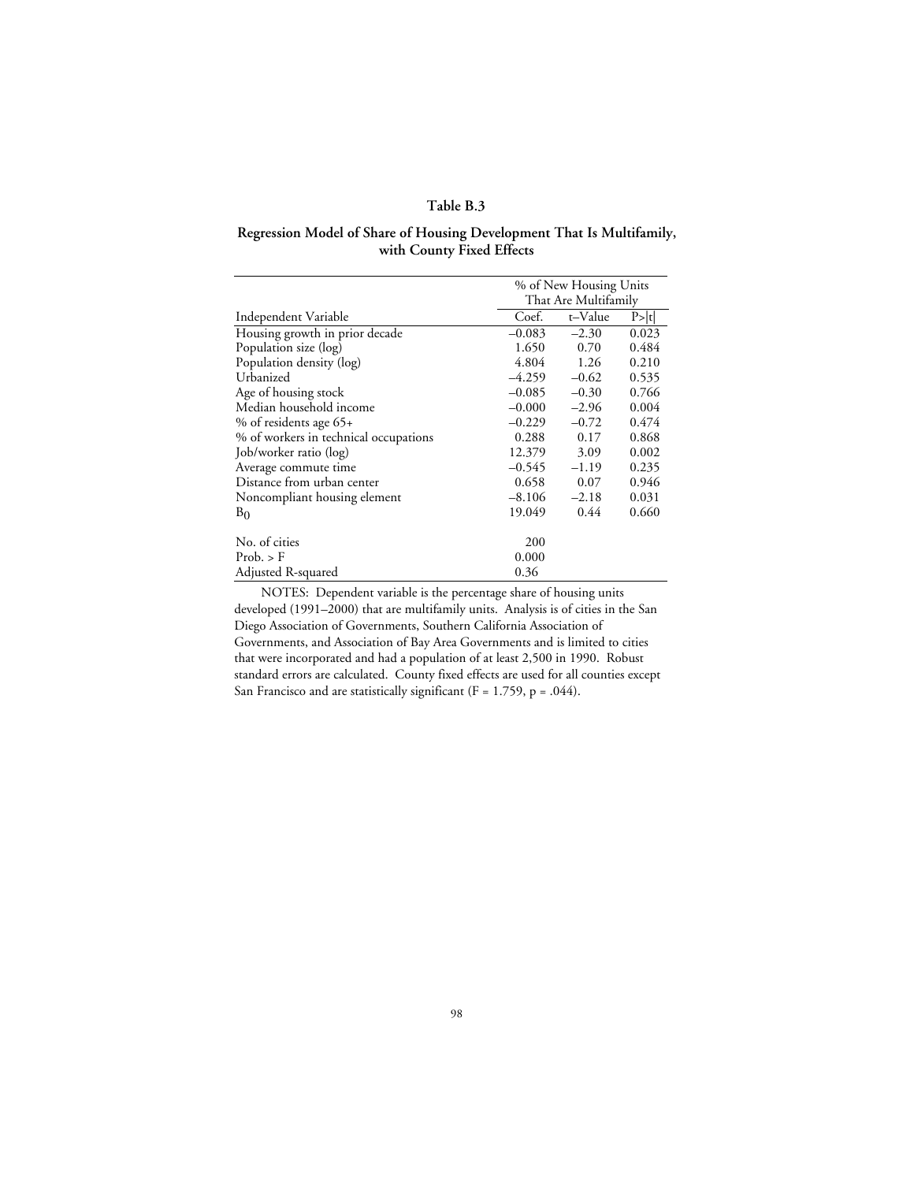**Table B.3**

**Regression Model of Share of Housing Development That Is Multifamily, with County Fixed Effects**

| | % of New Housing Units That Are Multifamily | | |
|---|---|---|---|
| Independent Variable | Coef. | t–Value | P>\|t\| |
| Housing growth in prior decade | –0.083 | –2.30 | 0.023 |
| Population size (log) | 1.650 | 0.70 | 0.484 |
| Population density (log) | 4.804 | 1.26 | 0.210 |
| Urbanized | –4.259 | –0.62 | 0.535 |
| Age of housing stock | –0.085 | –0.30 | 0.766 |
| Median household income | –0.000 | –2.96 | 0.004 |
| % of residents age 65+ | –0.229 | –0.72 | 0.474 |
| % of workers in technical occupations | 0.288 | 0.17 | 0.868 |
| Job/worker ratio (log) | 12.379 | 3.09 | 0.002 |
| Average commute time | –0.545 | –1.19 | 0.235 |
| Distance from urban center | 0.658 | 0.07 | 0.946 |
| Noncompliant housing element | –8.106 | –2.18 | 0.031 |
| $B_0$ | 19.049 | 0.44 | 0.660 |
| No. of cities | 200 | | |
| Prob. > F | 0.000 | | |
| Adjusted R-squared | 0.36 | | |

NOTES: Dependent variable is the percentage share of housing units developed (1991–2000) that are multifamily units. Analysis is of cities in the San Diego Association of Governments, Southern California Association of Governments, and Association of Bay Area Governments and is limited to cities that were incorporated and had a population of at least 2,500 in 1990. Robust standard errors are calculated. County fixed effects are used for all counties except San Francisco and are statistically significant ($F = 1.759$, $p = .044$).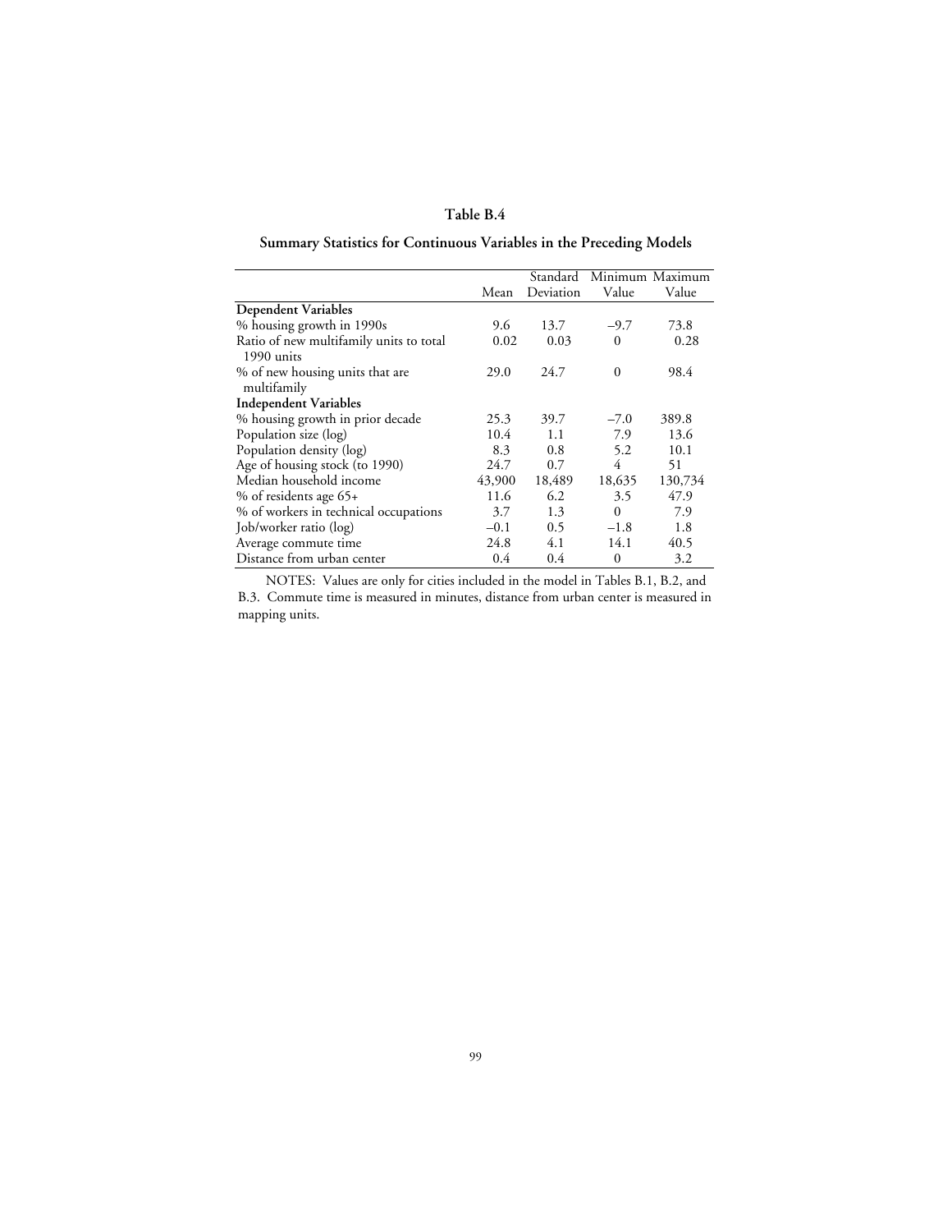**Table B.4**

**Summary Statistics for Continuous Variables in the Preceding Models**

| | Mean | Standard Deviation | Minimum Value | Maximum Value |
|---|---|---|---|---|
| **Dependent Variables** | | | | |
| % housing growth in 1990s | 9.6 | 13.7 | –9.7 | 73.8 |
| Ratio of new multifamily units to total 1990 units | 0.02 | 0.03 | 0 | 0.28 |
| % of new housing units that are multifamily | 29.0 | 24.7 | 0 | 98.4 |
| **Independent Variables** | | | | |
| % housing growth in prior decade | 25.3 | 39.7 | –7.0 | 389.8 |
| Population size (log) | 10.4 | 1.1 | 7.9 | 13.6 |
| Population density (log) | 8.3 | 0.8 | 5.2 | 10.1 |
| Age of housing stock (to 1990) | 24.7 | 0.7 | 4 | 51 |
| Median household income | 43,900 | 18,489 | 18,635 | 130,734 |
| % of residents age 65+ | 11.6 | 6.2 | 3.5 | 47.9 |
| % of workers in technical occupations | 3.7 | 1.3 | 0 | 7.9 |
| Job/worker ratio (log) | –0.1 | 0.5 | –1.8 | 1.8 |
| Average commute time | 24.8 | 4.1 | 14.1 | 40.5 |
| Distance from urban center | 0.4 | 0.4 | 0 | 3.2 |

NOTES: Values are only for cities included in the model in Tables B.1, B.2, and B.3. Commute time is measured in minutes, distance from urban center is measured in mapping units.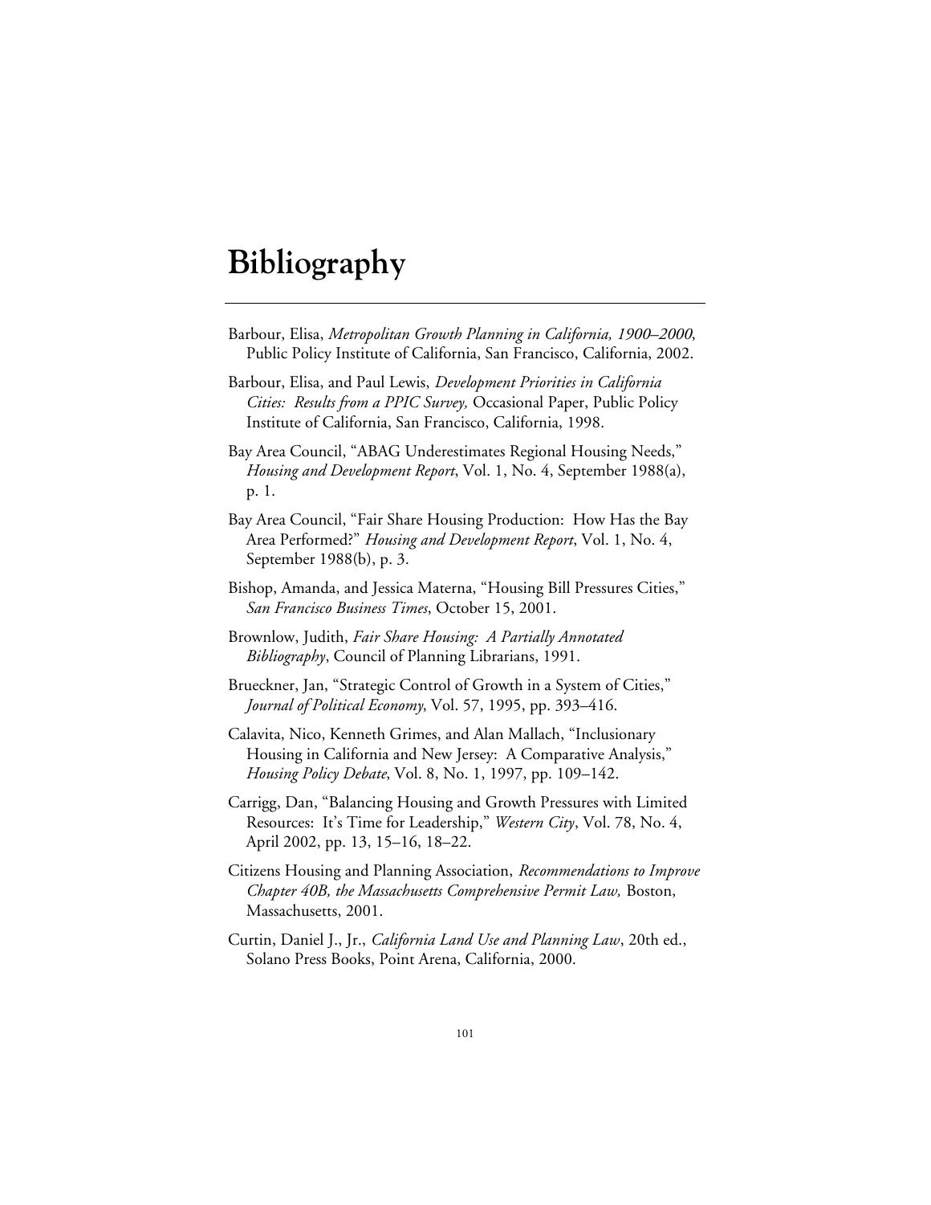# Bibliography

Barbour, Elisa, *Metropolitan Growth Planning in California, 1900–2000*, Public Policy Institute of California, San Francisco, California, 2002.

Barbour, Elisa, and Paul Lewis, *Development Priorities in California Cities: Results from a PPIC Survey,* Occasional Paper, Public Policy Institute of California, San Francisco, California, 1998.

Bay Area Council, "ABAG Underestimates Regional Housing Needs," *Housing and Development Report*, Vol. 1, No. 4, September 1988(a), p. 1.

Bay Area Council, "Fair Share Housing Production: How Has the Bay Area Performed?" *Housing and Development Report*, Vol. 1, No. 4, September 1988(b), p. 3.

Bishop, Amanda, and Jessica Materna, "Housing Bill Pressures Cities," *San Francisco Business Times*, October 15, 2001.

Brownlow, Judith, *Fair Share Housing: A Partially Annotated Bibliography*, Council of Planning Librarians, 1991.

Brueckner, Jan, "Strategic Control of Growth in a System of Cities," *Journal of Political Economy*, Vol. 57, 1995, pp. 393–416.

Calavita, Nico, Kenneth Grimes, and Alan Mallach, "Inclusionary Housing in California and New Jersey: A Comparative Analysis," *Housing Policy Debate*, Vol. 8, No. 1, 1997, pp. 109–142.

Carrigg, Dan, "Balancing Housing and Growth Pressures with Limited Resources: It's Time for Leadership," *Western City*, Vol. 78, No. 4, April 2002, pp. 13, 15–16, 18–22.

Citizens Housing and Planning Association, *Recommendations to Improve Chapter 40B, the Massachusetts Comprehensive Permit Law,* Boston, Massachusetts, 2001.

Curtin, Daniel J., Jr., *California Land Use and Planning Law*, 20th ed., Solano Press Books, Point Arena, California, 2000.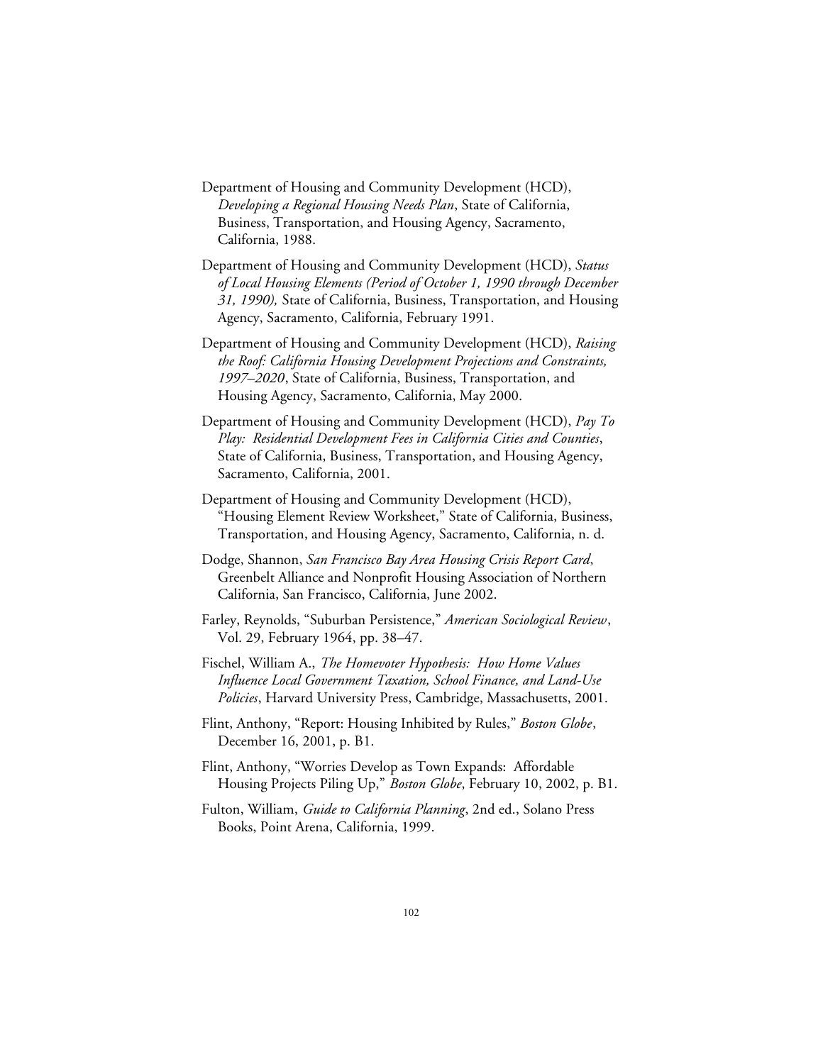Department of Housing and Community Development (HCD), *Developing a Regional Housing Needs Plan*, State of California, Business, Transportation, and Housing Agency, Sacramento, California, 1988.

Department of Housing and Community Development (HCD), *Status of Local Housing Elements (Period of October 1, 1990 through December 31, 1990),* State of California, Business, Transportation, and Housing Agency, Sacramento, California, February 1991.

Department of Housing and Community Development (HCD), *Raising the Roof: California Housing Development Projections and Constraints, 1997–2020*, State of California, Business, Transportation, and Housing Agency, Sacramento, California, May 2000.

Department of Housing and Community Development (HCD), *Pay To Play: Residential Development Fees in California Cities and Counties*, State of California, Business, Transportation, and Housing Agency, Sacramento, California, 2001.

Department of Housing and Community Development (HCD), "Housing Element Review Worksheet," State of California, Business, Transportation, and Housing Agency, Sacramento, California, n. d.

Dodge, Shannon, *San Francisco Bay Area Housing Crisis Report Card*, Greenbelt Alliance and Nonprofit Housing Association of Northern California, San Francisco, California, June 2002.

Farley, Reynolds, "Suburban Persistence," *American Sociological Review*, Vol. 29, February 1964, pp. 38–47.

Fischel, William A., *The Homevoter Hypothesis: How Home Values Influence Local Government Taxation, School Finance, and Land-Use Policies*, Harvard University Press, Cambridge, Massachusetts, 2001.

Flint, Anthony, "Report: Housing Inhibited by Rules," *Boston Globe*, December 16, 2001, p. B1.

Flint, Anthony, "Worries Develop as Town Expands: Affordable Housing Projects Piling Up," *Boston Globe*, February 10, 2002, p. B1.

Fulton, William, *Guide to California Planning*, 2nd ed., Solano Press Books, Point Arena, California, 1999.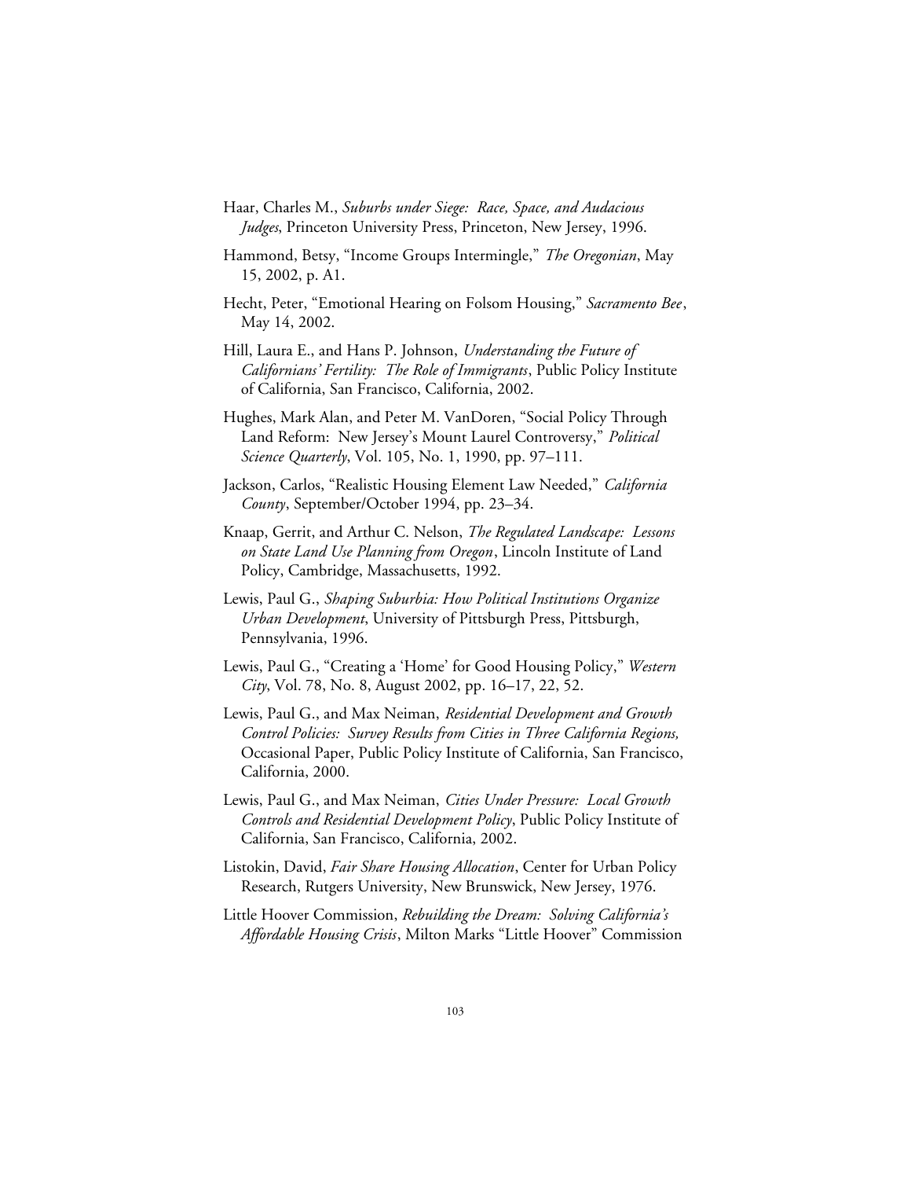Haar, Charles M., *Suburbs under Siege: Race, Space, and Audacious Judges*, Princeton University Press, Princeton, New Jersey, 1996.

Hammond, Betsy, "Income Groups Intermingle," *The Oregonian*, May 15, 2002, p. A1.

Hecht, Peter, "Emotional Hearing on Folsom Housing," *Sacramento Bee*, May 14, 2002.

Hill, Laura E., and Hans P. Johnson, *Understanding the Future of Californians' Fertility: The Role of Immigrants*, Public Policy Institute of California, San Francisco, California, 2002.

Hughes, Mark Alan, and Peter M. VanDoren, "Social Policy Through Land Reform: New Jersey's Mount Laurel Controversy," *Political Science Quarterly*, Vol. 105, No. 1, 1990, pp. 97–111.

Jackson, Carlos, "Realistic Housing Element Law Needed," *California County*, September/October 1994, pp. 23–34.

Knaap, Gerrit, and Arthur C. Nelson, *The Regulated Landscape: Lessons on State Land Use Planning from Oregon*, Lincoln Institute of Land Policy, Cambridge, Massachusetts, 1992.

Lewis, Paul G., *Shaping Suburbia: How Political Institutions Organize Urban Development*, University of Pittsburgh Press, Pittsburgh, Pennsylvania, 1996.

Lewis, Paul G., "Creating a 'Home' for Good Housing Policy," *Western City*, Vol. 78, No. 8, August 2002, pp. 16–17, 22, 52.

Lewis, Paul G., and Max Neiman, *Residential Development and Growth Control Policies: Survey Results from Cities in Three California Regions,* Occasional Paper, Public Policy Institute of California, San Francisco, California, 2000.

Lewis, Paul G., and Max Neiman, *Cities Under Pressure: Local Growth Controls and Residential Development Policy*, Public Policy Institute of California, San Francisco, California, 2002.

Listokin, David, *Fair Share Housing Allocation*, Center for Urban Policy Research, Rutgers University, New Brunswick, New Jersey, 1976.

Little Hoover Commission, *Rebuilding the Dream: Solving California's Affordable Housing Crisis*, Milton Marks "Little Hoover" Commission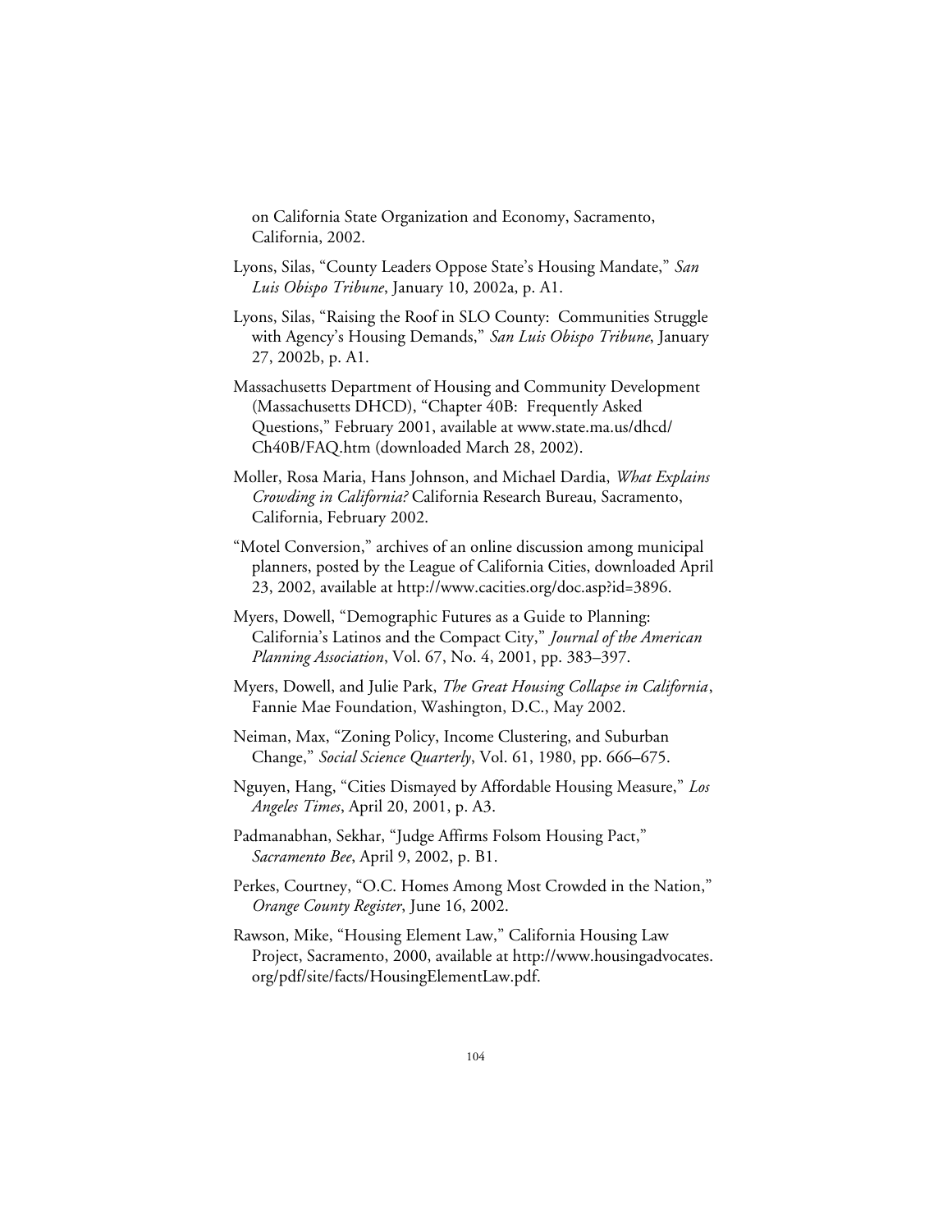on California State Organization and Economy, Sacramento, California, 2002.

Lyons, Silas, "County Leaders Oppose State's Housing Mandate," *San Luis Obispo Tribune*, January 10, 2002a, p. A1.

Lyons, Silas, "Raising the Roof in SLO County: Communities Struggle with Agency's Housing Demands," *San Luis Obispo Tribune*, January 27, 2002b, p. A1.

Massachusetts Department of Housing and Community Development (Massachusetts DHCD), "Chapter 40B: Frequently Asked Questions," February 2001, available at www.state.ma.us/dhcd/Ch40B/FAQ.htm (downloaded March 28, 2002).

Moller, Rosa Maria, Hans Johnson, and Michael Dardia, *What Explains Crowding in California?* California Research Bureau, Sacramento, California, February 2002.

"Motel Conversion," archives of an online discussion among municipal planners, posted by the League of California Cities, downloaded April 23, 2002, available at http://www.cacities.org/doc.asp?id=3896.

Myers, Dowell, "Demographic Futures as a Guide to Planning: California's Latinos and the Compact City," *Journal of the American Planning Association*, Vol. 67, No. 4, 2001, pp. 383–397.

Myers, Dowell, and Julie Park, *The Great Housing Collapse in California*, Fannie Mae Foundation, Washington, D.C., May 2002.

Neiman, Max, "Zoning Policy, Income Clustering, and Suburban Change," *Social Science Quarterly*, Vol. 61, 1980, pp. 666–675.

Nguyen, Hang, "Cities Dismayed by Affordable Housing Measure," *Los Angeles Times*, April 20, 2001, p. A3.

Padmanabhan, Sekhar, "Judge Affirms Folsom Housing Pact," *Sacramento Bee*, April 9, 2002, p. B1.

Perkes, Courtney, "O.C. Homes Among Most Crowded in the Nation," *Orange County Register*, June 16, 2002.

Rawson, Mike, "Housing Element Law," California Housing Law Project, Sacramento, 2000, available at http://www.housingadvocates.org/pdf/site/facts/HousingElementLaw.pdf.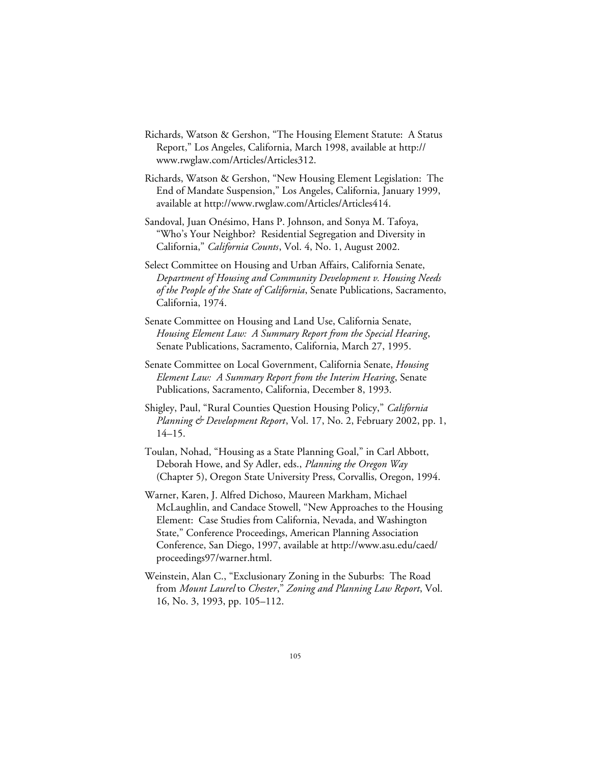Richards, Watson & Gershon, "The Housing Element Statute: A Status Report," Los Angeles, California, March 1998, available at http://www.rwglaw.com/Articles/Articles312.

Richards, Watson & Gershon, "New Housing Element Legislation: The End of Mandate Suspension," Los Angeles, California, January 1999, available at http://www.rwglaw.com/Articles/Articles414.

Sandoval, Juan Onésimo, Hans P. Johnson, and Sonya M. Tafoya, "Who's Your Neighbor? Residential Segregation and Diversity in California," *California Counts*, Vol. 4, No. 1, August 2002.

Select Committee on Housing and Urban Affairs, California Senate, *Department of Housing and Community Development v. Housing Needs of the People of the State of California*, Senate Publications, Sacramento, California, 1974.

Senate Committee on Housing and Land Use, California Senate, *Housing Element Law: A Summary Report from the Special Hearing*, Senate Publications, Sacramento, California, March 27, 1995.

Senate Committee on Local Government, California Senate, *Housing Element Law: A Summary Report from the Interim Hearing*, Senate Publications, Sacramento, California, December 8, 1993.

Shigley, Paul, "Rural Counties Question Housing Policy," *California Planning & Development Report*, Vol. 17, No. 2, February 2002, pp. 1, 14–15.

Toulan, Nohad, "Housing as a State Planning Goal," in Carl Abbott, Deborah Howe, and Sy Adler, eds., *Planning the Oregon Way* (Chapter 5), Oregon State University Press, Corvallis, Oregon, 1994.

Warner, Karen, J. Alfred Dichoso, Maureen Markham, Michael McLaughlin, and Candace Stowell, "New Approaches to the Housing Element: Case Studies from California, Nevada, and Washington State," Conference Proceedings, American Planning Association Conference, San Diego, 1997, available at http://www.asu.edu/caed/proceedings97/warner.html.

Weinstein, Alan C., "Exclusionary Zoning in the Suburbs: The Road from *Mount Laurel* to *Chester*," *Zoning and Planning Law Report*, Vol. 16, No. 3, 1993, pp. 105–112.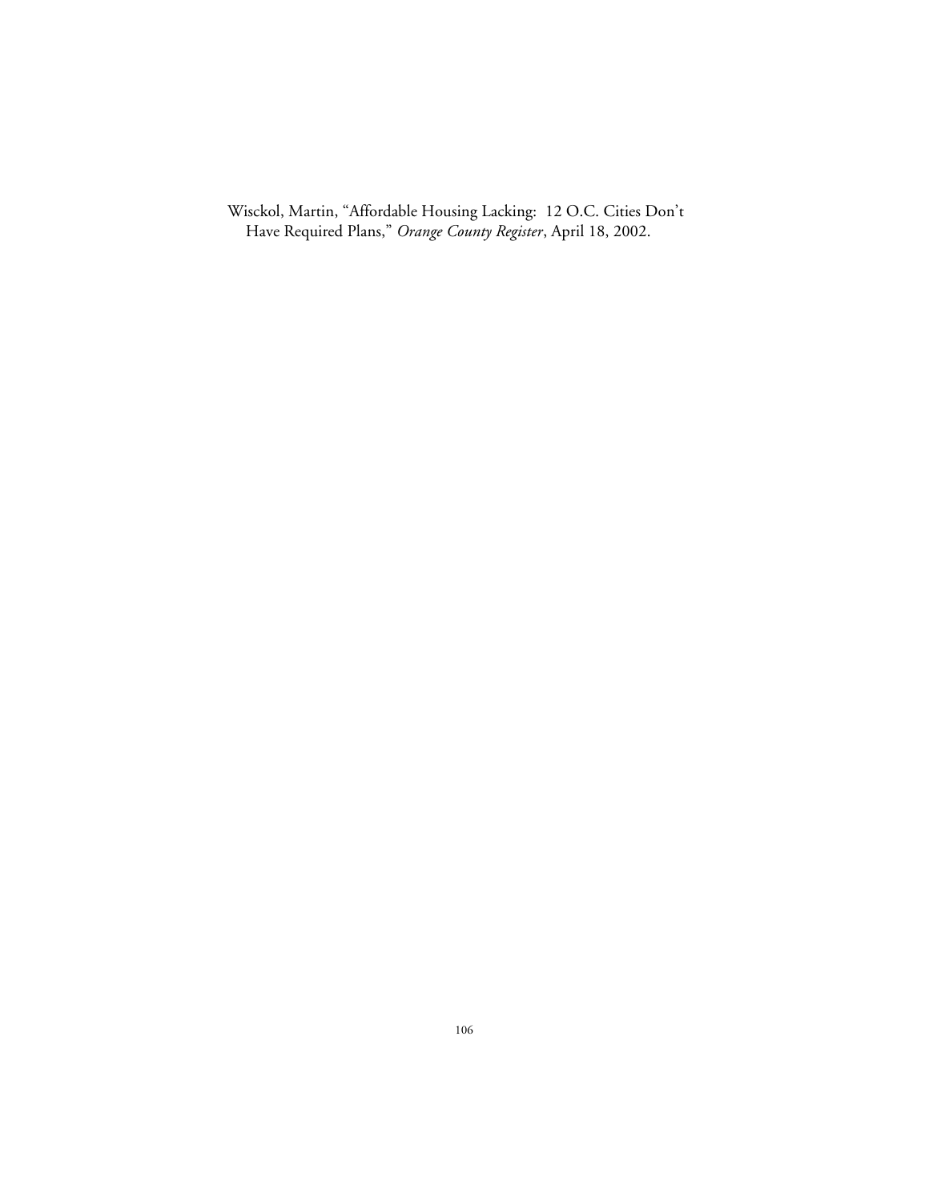Wisckol, Martin, "Affordable Housing Lacking: 12 O.C. Cities Don't Have Required Plans," *Orange County Register*, April 18, 2002.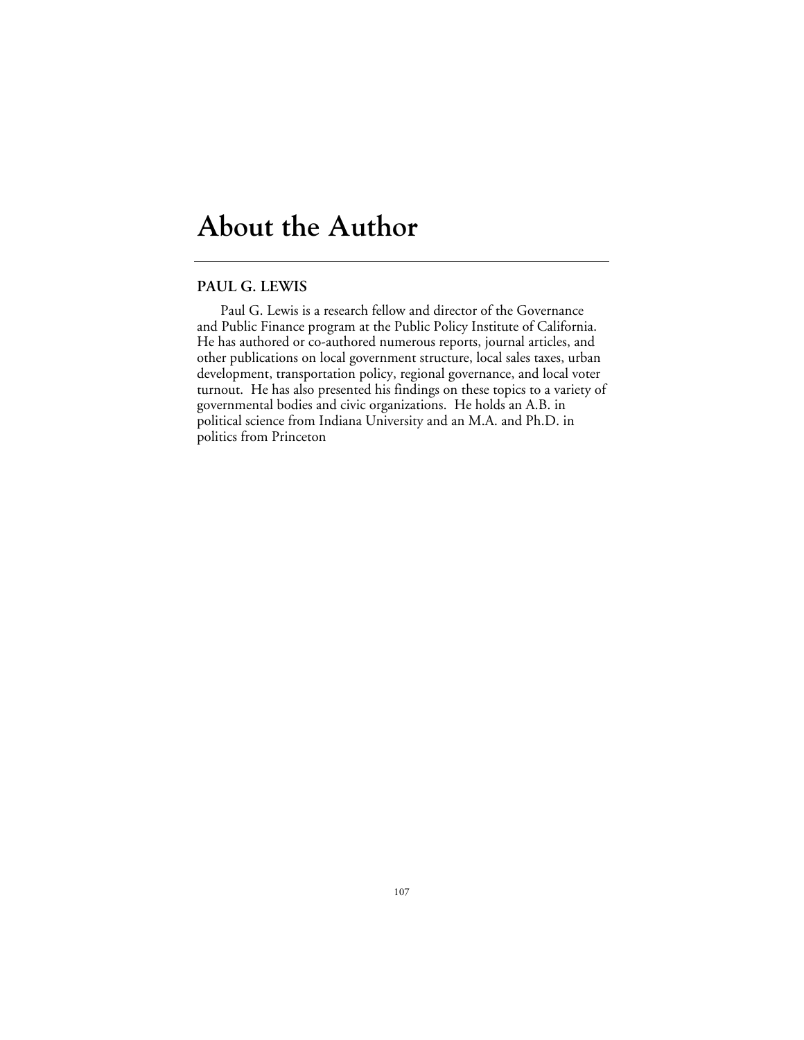# About the Author

## PAUL G. LEWIS

Paul G. Lewis is a research fellow and director of the Governance and Public Finance program at the Public Policy Institute of California. He has authored or co-authored numerous reports, journal articles, and other publications on local government structure, local sales taxes, urban development, transportation policy, regional governance, and local voter turnout. He has also presented his findings on these topics to a variety of governmental bodies and civic organizations. He holds an A.B. in political science from Indiana University and an M.A. and Ph.D. in politics from Princeton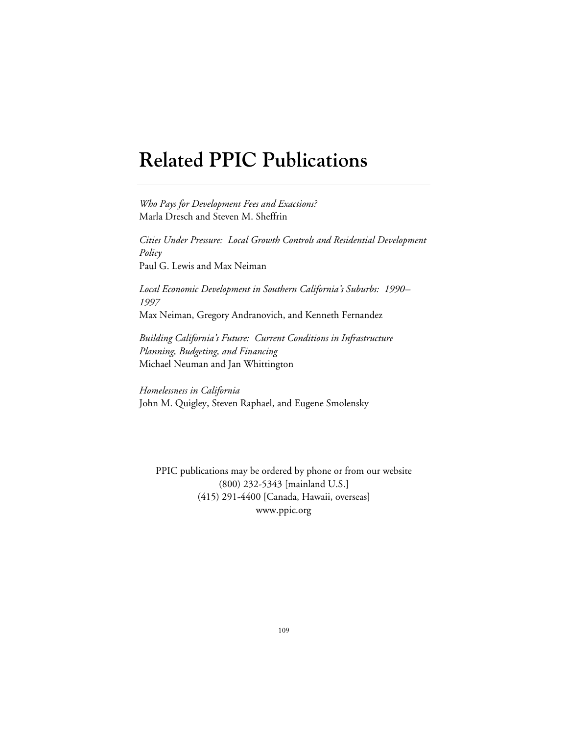# Related PPIC Publications

*Who Pays for Development Fees and Exactions?*
Marla Dresch and Steven M. Sheffrin

*Cities Under Pressure: Local Growth Controls and Residential Development Policy*
Paul G. Lewis and Max Neiman

*Local Economic Development in Southern California's Suburbs: 1990–1997*
Max Neiman, Gregory Andranovich, and Kenneth Fernandez

*Building California's Future: Current Conditions in Infrastructure Planning, Budgeting, and Financing*
Michael Neuman and Jan Whittington

*Homelessness in California*
John M. Quigley, Steven Raphael, and Eugene Smolensky

PPIC publications may be ordered by phone or from our website
(800) 232-5343 [mainland U.S.]
(415) 291-4400 [Canada, Hawaii, overseas]
www.ppic.org